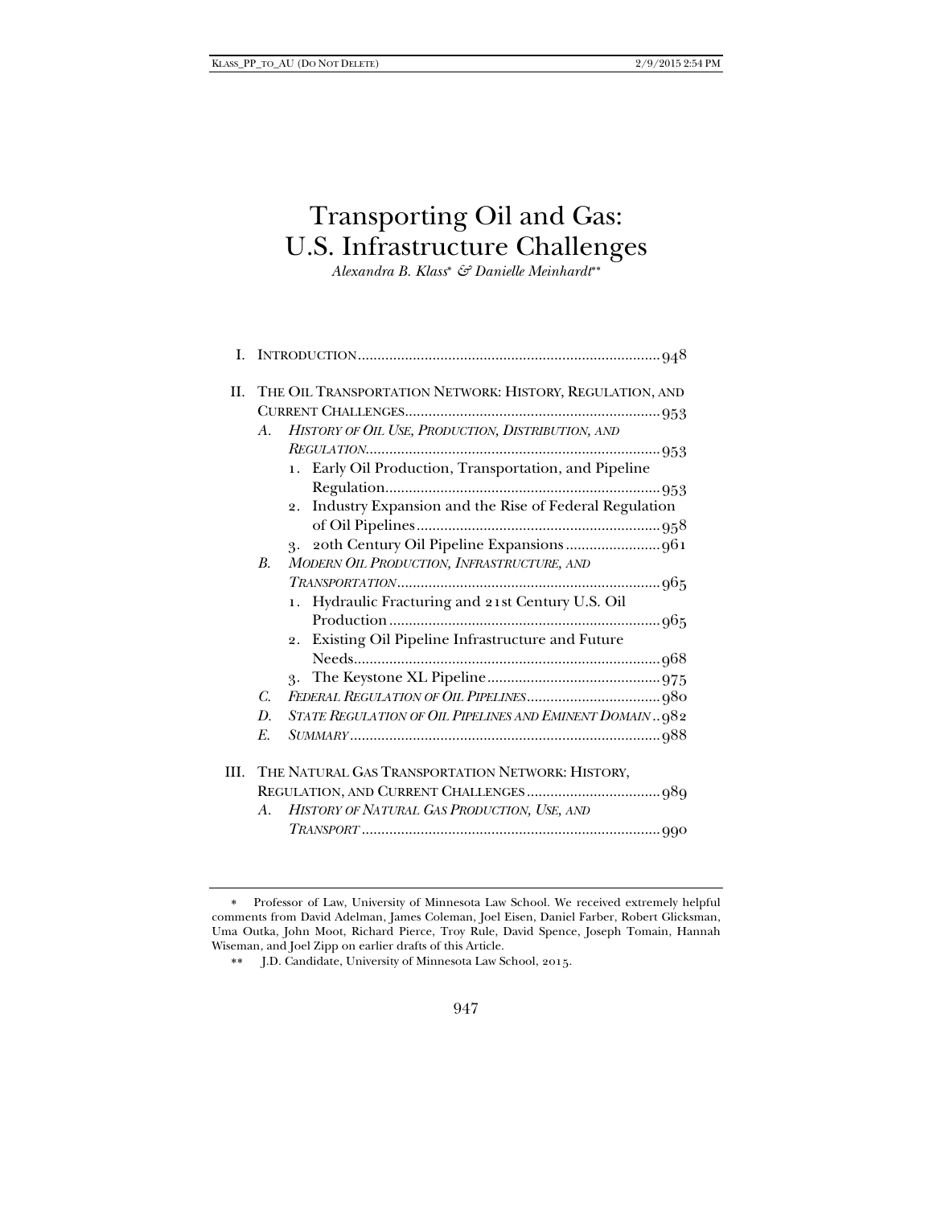# Transporting Oil and Gas: U.S. Infrastructure Challenges

*Alexandra B. Klass\* & Danielle Meinhardt\*\**

I. INTRODUCTION ........ 948

II. THE OIL TRANSPORTATION NETWORK: HISTORY, REGULATION, AND CURRENT CHALLENGES ........ 953

- A. *HISTORY OF OIL USE, PRODUCTION, DISTRIBUTION, AND REGULATION* ........ 953
  1. Early Oil Production, Transportation, and Pipeline Regulation ........ 953
  2. Industry Expansion and the Rise of Federal Regulation of Oil Pipelines ........ 958
  3. 20th Century Oil Pipeline Expansions ........ 961
- B. *MODERN OIL PRODUCTION, INFRASTRUCTURE, AND TRANSPORTATION* ........ 965
  1. Hydraulic Fracturing and 21st Century U.S. Oil Production ........ 965
  2. Existing Oil Pipeline Infrastructure and Future Needs ........ 968
  3. The Keystone XL Pipeline ........ 975
- C. *FEDERAL REGULATION OF OIL PIPELINES* ........ 980
- D. *STATE REGULATION OF OIL PIPELINES AND EMINENT DOMAIN* ........ 982
- E. *SUMMARY* ........ 988

III. THE NATURAL GAS TRANSPORTATION NETWORK: HISTORY, REGULATION, AND CURRENT CHALLENGES ........ 989

- A. *HISTORY OF NATURAL GAS PRODUCTION, USE, AND TRANSPORT* ........ 990

---

\* Professor of Law, University of Minnesota Law School. We received extremely helpful comments from David Adelman, James Coleman, Joel Eisen, Daniel Farber, Robert Glicksman, Uma Outka, John Moot, Richard Pierce, Troy Rule, David Spence, Joseph Tomain, Hannah Wiseman, and Joel Zipp on earlier drafts of this Article.

\*\* J.D. Candidate, University of Minnesota Law School, 2015.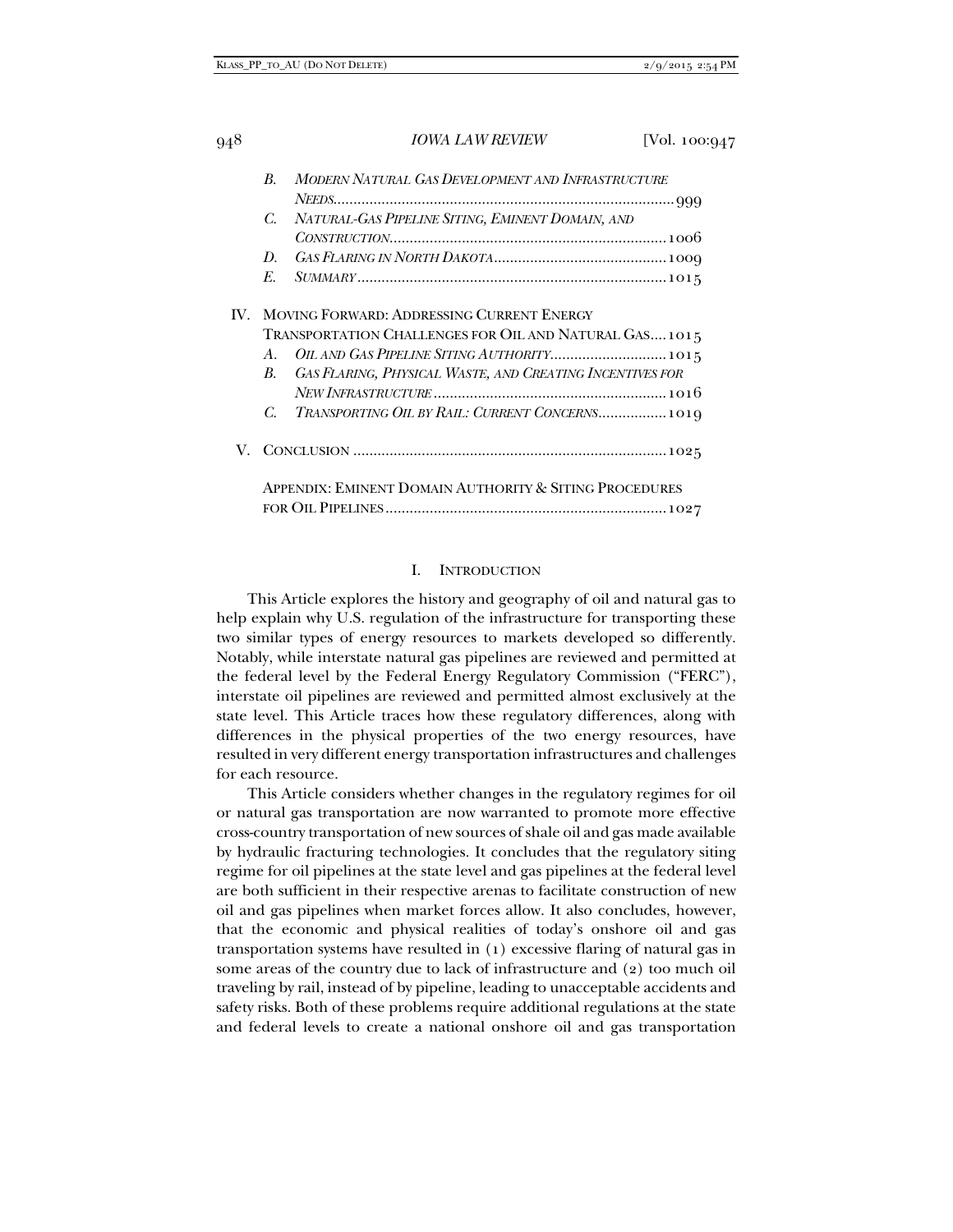B. *MODERN NATURAL GAS DEVELOPMENT AND INFRASTRUCTURE NEEDS* ..... 999

C. *NATURAL-GAS PIPELINE SITING, EMINENT DOMAIN, AND CONSTRUCTION* ..... 1006

D. *GAS FLARING IN NORTH DAKOTA* ..... 1009

E. *SUMMARY* ..... 1015

IV. MOVING FORWARD: ADDRESSING CURRENT ENERGY TRANSPORTATION CHALLENGES FOR OIL AND NATURAL GAS ..... 1015

A. *OIL AND GAS PIPELINE SITING AUTHORITY* ..... 1015

B. *GAS FLARING, PHYSICAL WASTE, AND CREATING INCENTIVES FOR NEW INFRASTRUCTURE* ..... 1016

C. *TRANSPORTING OIL BY RAIL: CURRENT CONCERNS* ..... 1019

V. CONCLUSION ..... 1025

APPENDIX: EMINENT DOMAIN AUTHORITY & SITING PROCEDURES FOR OIL PIPELINES ..... 1027

# I. INTRODUCTION

This Article explores the history and geography of oil and natural gas to help explain why U.S. regulation of the infrastructure for transporting these two similar types of energy resources to markets developed so differently. Notably, while interstate natural gas pipelines are reviewed and permitted at the federal level by the Federal Energy Regulatory Commission ("FERC"), interstate oil pipelines are reviewed and permitted almost exclusively at the state level. This Article traces how these regulatory differences, along with differences in the physical properties of the two energy resources, have resulted in very different energy transportation infrastructures and challenges for each resource.

This Article considers whether changes in the regulatory regimes for oil or natural gas transportation are now warranted to promote more effective cross-country transportation of new sources of shale oil and gas made available by hydraulic fracturing technologies. It concludes that the regulatory siting regime for oil pipelines at the state level and gas pipelines at the federal level are both sufficient in their respective arenas to facilitate construction of new oil and gas pipelines when market forces allow. It also concludes, however, that the economic and physical realities of today's onshore oil and gas transportation systems have resulted in (1) excessive flaring of natural gas in some areas of the country due to lack of infrastructure and (2) too much oil traveling by rail, instead of by pipeline, leading to unacceptable accidents and safety risks. Both of these problems require additional regulations at the state and federal levels to create a national onshore oil and gas transportation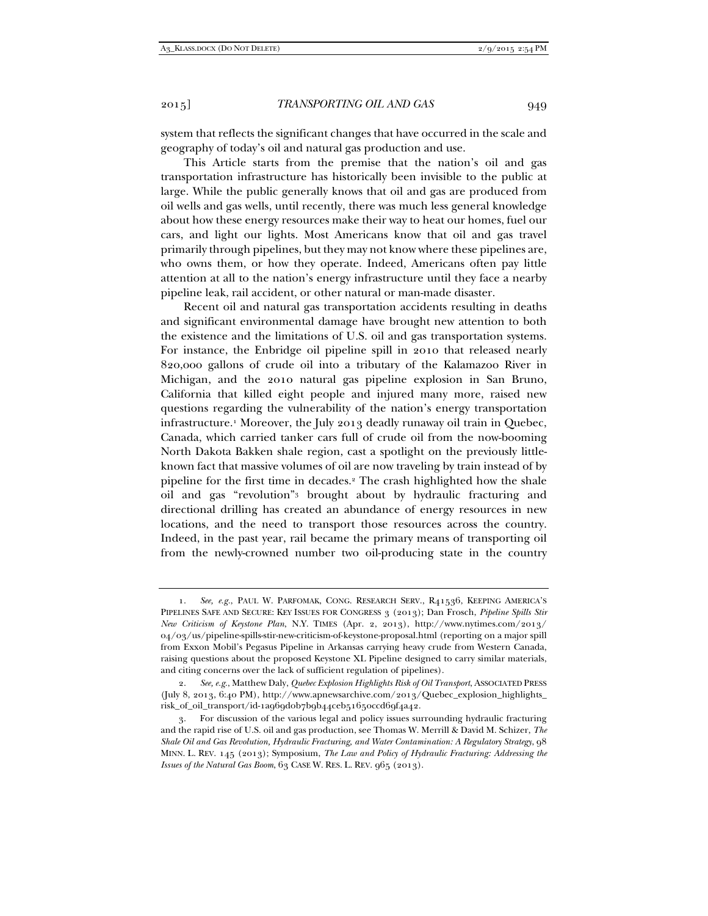system that reflects the significant changes that have occurred in the scale and geography of today's oil and natural gas production and use.

This Article starts from the premise that the nation's oil and gas transportation infrastructure has historically been invisible to the public at large. While the public generally knows that oil and gas are produced from oil wells and gas wells, until recently, there was much less general knowledge about how these energy resources make their way to heat our homes, fuel our cars, and light our lights. Most Americans know that oil and gas travel primarily through pipelines, but they may not know where these pipelines are, who owns them, or how they operate. Indeed, Americans often pay little attention at all to the nation's energy infrastructure until they face a nearby pipeline leak, rail accident, or other natural or man-made disaster.

Recent oil and natural gas transportation accidents resulting in deaths and significant environmental damage have brought new attention to both the existence and the limitations of U.S. oil and gas transportation systems. For instance, the Enbridge oil pipeline spill in 2010 that released nearly 820,000 gallons of crude oil into a tributary of the Kalamazoo River in Michigan, and the 2010 natural gas pipeline explosion in San Bruno, California that killed eight people and injured many more, raised new questions regarding the vulnerability of the nation's energy transportation infrastructure.[1] Moreover, the July 2013 deadly runaway oil train in Quebec, Canada, which carried tanker cars full of crude oil from the now-booming North Dakota Bakken shale region, cast a spotlight on the previously little-known fact that massive volumes of oil are now traveling by train instead of by pipeline for the first time in decades.[2] The crash highlighted how the shale oil and gas "revolution"[3] brought about by hydraulic fracturing and directional drilling has created an abundance of energy resources in new locations, and the need to transport those resources across the country. Indeed, in the past year, rail became the primary means of transporting oil from the newly-crowned number two oil-producing state in the country

---

1. *See, e.g.*, PAUL W. PARFOMAK, CONG. RESEARCH SERV., R41536, KEEPING AMERICA'S PIPELINES SAFE AND SECURE: KEY ISSUES FOR CONGRESS 3 (2013); Dan Frosch, *Pipeline Spills Stir New Criticism of Keystone Plan*, N.Y. TIMES (Apr. 2, 2013), http://www.nytimes.com/2013/04/03/us/pipeline-spills-stir-new-criticism-of-keystone-proposal.html (reporting on a major spill from Exxon Mobil's Pegasus Pipeline in Arkansas carrying heavy crude from Western Canada, raising questions about the proposed Keystone XL Pipeline designed to carry similar materials, and citing concerns over the lack of sufficient regulation of pipelines).

2. *See, e.g.*, Matthew Daly, *Quebec Explosion Highlights Risk of Oil Transport*, ASSOCIATED PRESS (July 8, 2013, 6:40 PM), http://www.apnewsarchive.com/2013/Quebec_explosion_highlights_risk_of_oil_transport/id-1a969d0b7b9b44ceb51650ccd69f4a42.

3. For discussion of the various legal and policy issues surrounding hydraulic fracturing and the rapid rise of U.S. oil and gas production, see Thomas W. Merrill & David M. Schizer, *The Shale Oil and Gas Revolution, Hydraulic Fracturing, and Water Contamination: A Regulatory Strategy*, 98 MINN. L. REV. 145 (2013); Symposium, *The Law and Policy of Hydraulic Fracturing: Addressing the Issues of the Natural Gas Boom*, 63 CASE W. RES. L. REV. 965 (2013).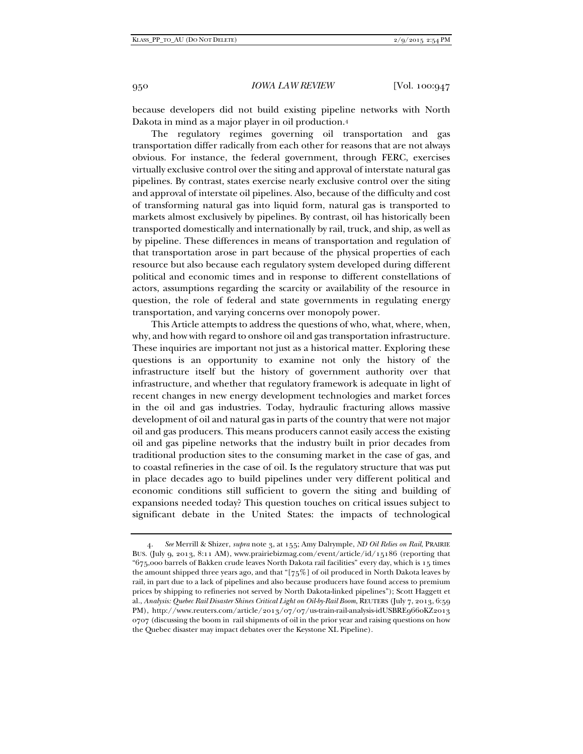because developers did not build existing pipeline networks with North Dakota in mind as a major player in oil production.[4]

The regulatory regimes governing oil transportation and gas transportation differ radically from each other for reasons that are not always obvious. For instance, the federal government, through FERC, exercises virtually exclusive control over the siting and approval of interstate natural gas pipelines. By contrast, states exercise nearly exclusive control over the siting and approval of interstate oil pipelines. Also, because of the difficulty and cost of transforming natural gas into liquid form, natural gas is transported to markets almost exclusively by pipelines. By contrast, oil has historically been transported domestically and internationally by rail, truck, and ship, as well as by pipeline. These differences in means of transportation and regulation of that transportation arose in part because of the physical properties of each resource but also because each regulatory system developed during different political and economic times and in response to different constellations of actors, assumptions regarding the scarcity or availability of the resource in question, the role of federal and state governments in regulating energy transportation, and varying concerns over monopoly power.

This Article attempts to address the questions of who, what, where, when, why, and how with regard to onshore oil and gas transportation infrastructure. These inquiries are important not just as a historical matter. Exploring these questions is an opportunity to examine not only the history of the infrastructure itself but the history of government authority over that infrastructure, and whether that regulatory framework is adequate in light of recent changes in new energy development technologies and market forces in the oil and gas industries. Today, hydraulic fracturing allows massive development of oil and natural gas in parts of the country that were not major oil and gas producers. This means producers cannot easily access the existing oil and gas pipeline networks that the industry built in prior decades from traditional production sites to the consuming market in the case of gas, and to coastal refineries in the case of oil. Is the regulatory structure that was put in place decades ago to build pipelines under very different political and economic conditions still sufficient to govern the siting and building of expansions needed today? This question touches on critical issues subject to significant debate in the United States: the impacts of technological

---

4. *See* Merrill & Shizer, *supra* note 3, at 155; Amy Dalrymple, *ND Oil Relies on Rail*, PRAIRIE BUS. (July 9, 2013, 8:11 AM), www.prairiebizmag.com/event/article/id/15186 (reporting that "675,000 barrels of Bakken crude leaves North Dakota rail facilities" every day, which is 15 times the amount shipped three years ago, and that "[75%] of oil produced in North Dakota leaves by rail, in part due to a lack of pipelines and also because producers have found access to premium prices by shipping to refineries not served by North Dakota-linked pipelines"); Scott Haggett et al., *Analysis: Quebec Rail Disaster Shines Critical Light on Oil-by-Rail Boom*, REUTERS (July 7, 2013, 6:59 PM), http://www.reuters.com/article/2013/07/07/us-train-rail-analysis-idUSBRE9660KZ2013 0707 (discussing the boom in rail shipments of oil in the prior year and raising questions on how the Quebec disaster may impact debates over the Keystone XL Pipeline).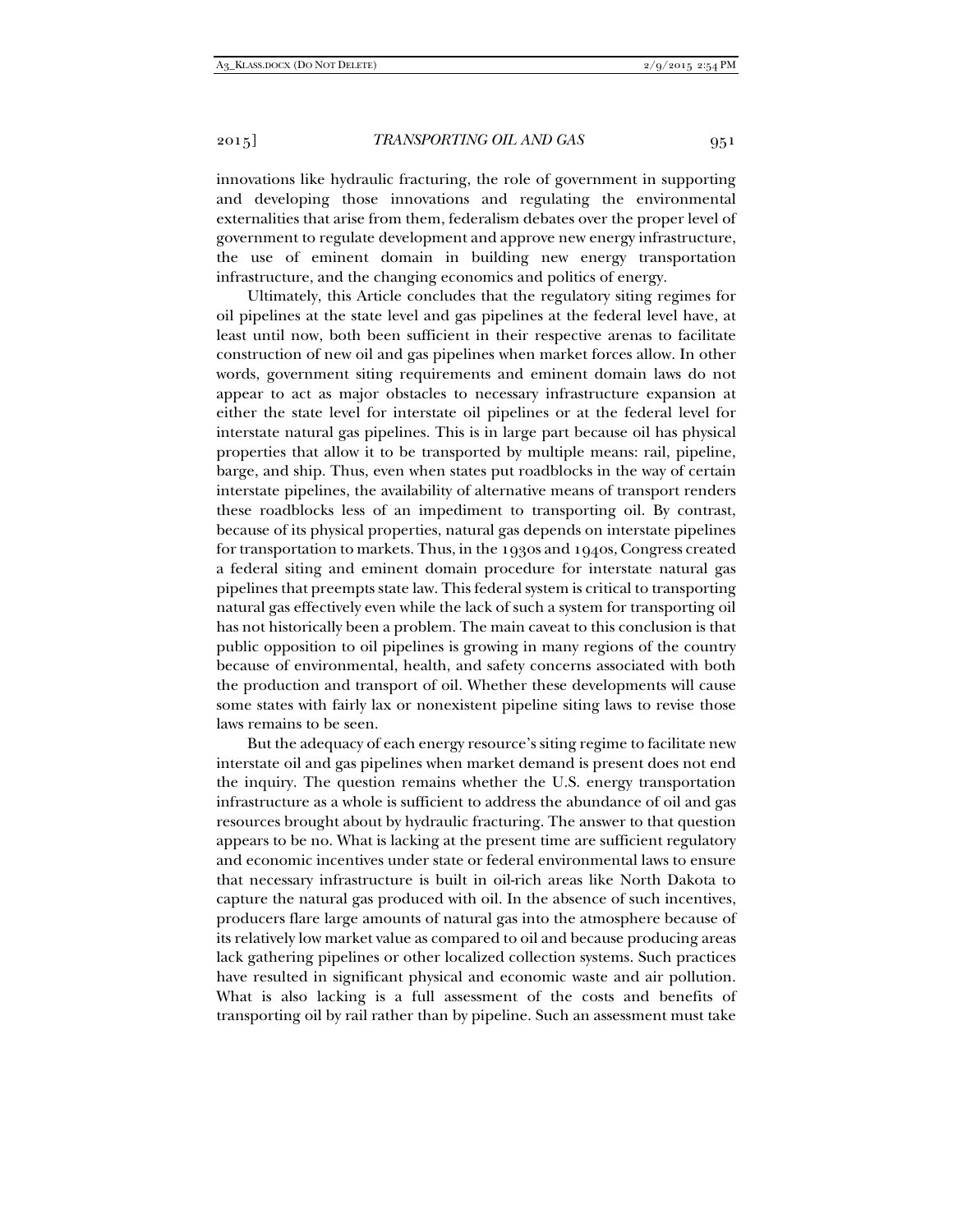innovations like hydraulic fracturing, the role of government in supporting and developing those innovations and regulating the environmental externalities that arise from them, federalism debates over the proper level of government to regulate development and approve new energy infrastructure, the use of eminent domain in building new energy transportation infrastructure, and the changing economics and politics of energy.

Ultimately, this Article concludes that the regulatory siting regimes for oil pipelines at the state level and gas pipelines at the federal level have, at least until now, both been sufficient in their respective arenas to facilitate construction of new oil and gas pipelines when market forces allow. In other words, government siting requirements and eminent domain laws do not appear to act as major obstacles to necessary infrastructure expansion at either the state level for interstate oil pipelines or at the federal level for interstate natural gas pipelines. This is in large part because oil has physical properties that allow it to be transported by multiple means: rail, pipeline, barge, and ship. Thus, even when states put roadblocks in the way of certain interstate pipelines, the availability of alternative means of transport renders these roadblocks less of an impediment to transporting oil. By contrast, because of its physical properties, natural gas depends on interstate pipelines for transportation to markets. Thus, in the 1930s and 1940s, Congress created a federal siting and eminent domain procedure for interstate natural gas pipelines that preempts state law. This federal system is critical to transporting natural gas effectively even while the lack of such a system for transporting oil has not historically been a problem. The main caveat to this conclusion is that public opposition to oil pipelines is growing in many regions of the country because of environmental, health, and safety concerns associated with both the production and transport of oil. Whether these developments will cause some states with fairly lax or nonexistent pipeline siting laws to revise those laws remains to be seen.

But the adequacy of each energy resource's siting regime to facilitate new interstate oil and gas pipelines when market demand is present does not end the inquiry. The question remains whether the U.S. energy transportation infrastructure as a whole is sufficient to address the abundance of oil and gas resources brought about by hydraulic fracturing. The answer to that question appears to be no. What is lacking at the present time are sufficient regulatory and economic incentives under state or federal environmental laws to ensure that necessary infrastructure is built in oil-rich areas like North Dakota to capture the natural gas produced with oil. In the absence of such incentives, producers flare large amounts of natural gas into the atmosphere because of its relatively low market value as compared to oil and because producing areas lack gathering pipelines or other localized collection systems. Such practices have resulted in significant physical and economic waste and air pollution. What is also lacking is a full assessment of the costs and benefits of transporting oil by rail rather than by pipeline. Such an assessment must take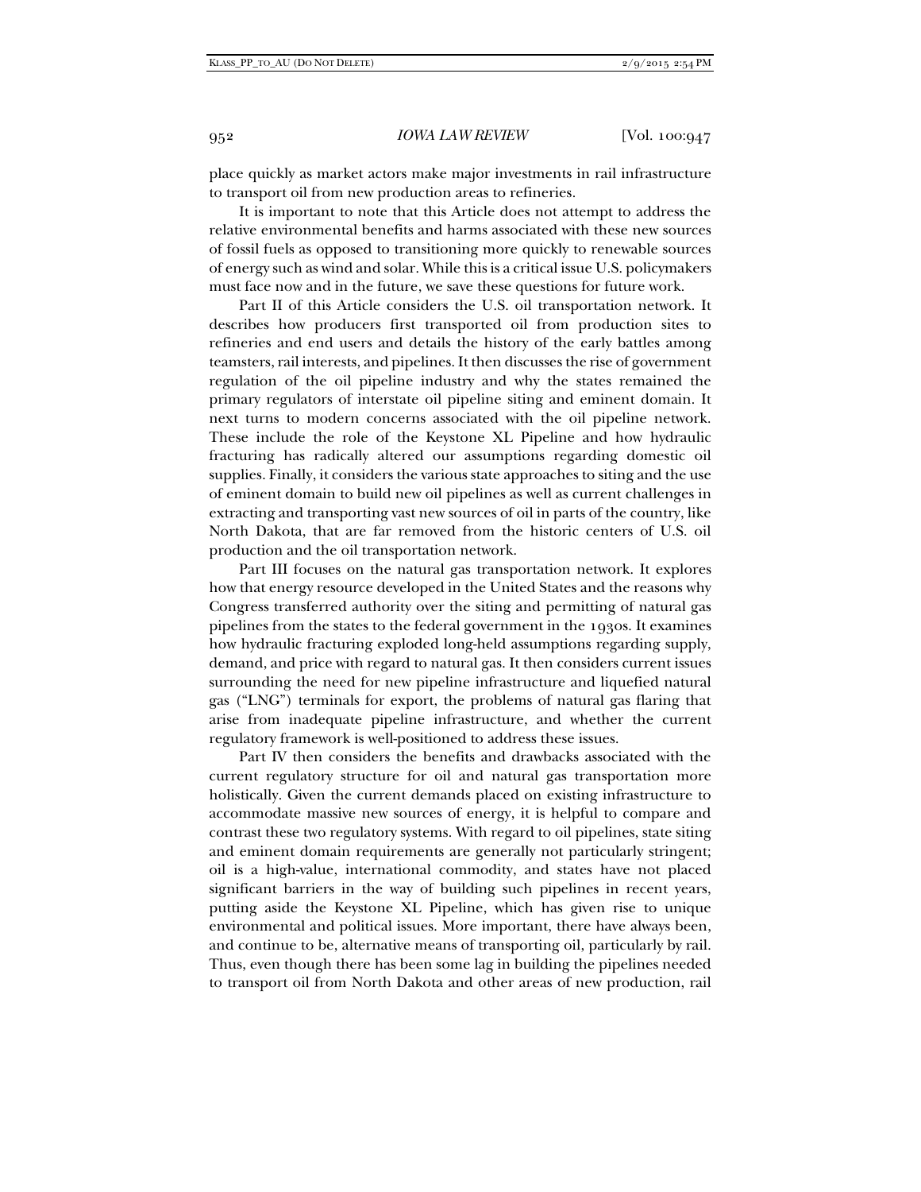place quickly as market actors make major investments in rail infrastructure to transport oil from new production areas to refineries.

It is important to note that this Article does not attempt to address the relative environmental benefits and harms associated with these new sources of fossil fuels as opposed to transitioning more quickly to renewable sources of energy such as wind and solar. While this is a critical issue U.S. policymakers must face now and in the future, we save these questions for future work.

Part II of this Article considers the U.S. oil transportation network. It describes how producers first transported oil from production sites to refineries and end users and details the history of the early battles among teamsters, rail interests, and pipelines. It then discusses the rise of government regulation of the oil pipeline industry and why the states remained the primary regulators of interstate oil pipeline siting and eminent domain. It next turns to modern concerns associated with the oil pipeline network. These include the role of the Keystone XL Pipeline and how hydraulic fracturing has radically altered our assumptions regarding domestic oil supplies. Finally, it considers the various state approaches to siting and the use of eminent domain to build new oil pipelines as well as current challenges in extracting and transporting vast new sources of oil in parts of the country, like North Dakota, that are far removed from the historic centers of U.S. oil production and the oil transportation network.

Part III focuses on the natural gas transportation network. It explores how that energy resource developed in the United States and the reasons why Congress transferred authority over the siting and permitting of natural gas pipelines from the states to the federal government in the 1930s. It examines how hydraulic fracturing exploded long-held assumptions regarding supply, demand, and price with regard to natural gas. It then considers current issues surrounding the need for new pipeline infrastructure and liquefied natural gas ("LNG") terminals for export, the problems of natural gas flaring that arise from inadequate pipeline infrastructure, and whether the current regulatory framework is well-positioned to address these issues.

Part IV then considers the benefits and drawbacks associated with the current regulatory structure for oil and natural gas transportation more holistically. Given the current demands placed on existing infrastructure to accommodate massive new sources of energy, it is helpful to compare and contrast these two regulatory systems. With regard to oil pipelines, state siting and eminent domain requirements are generally not particularly stringent; oil is a high-value, international commodity, and states have not placed significant barriers in the way of building such pipelines in recent years, putting aside the Keystone XL Pipeline, which has given rise to unique environmental and political issues. More important, there have always been, and continue to be, alternative means of transporting oil, particularly by rail. Thus, even though there has been some lag in building the pipelines needed to transport oil from North Dakota and other areas of new production, rail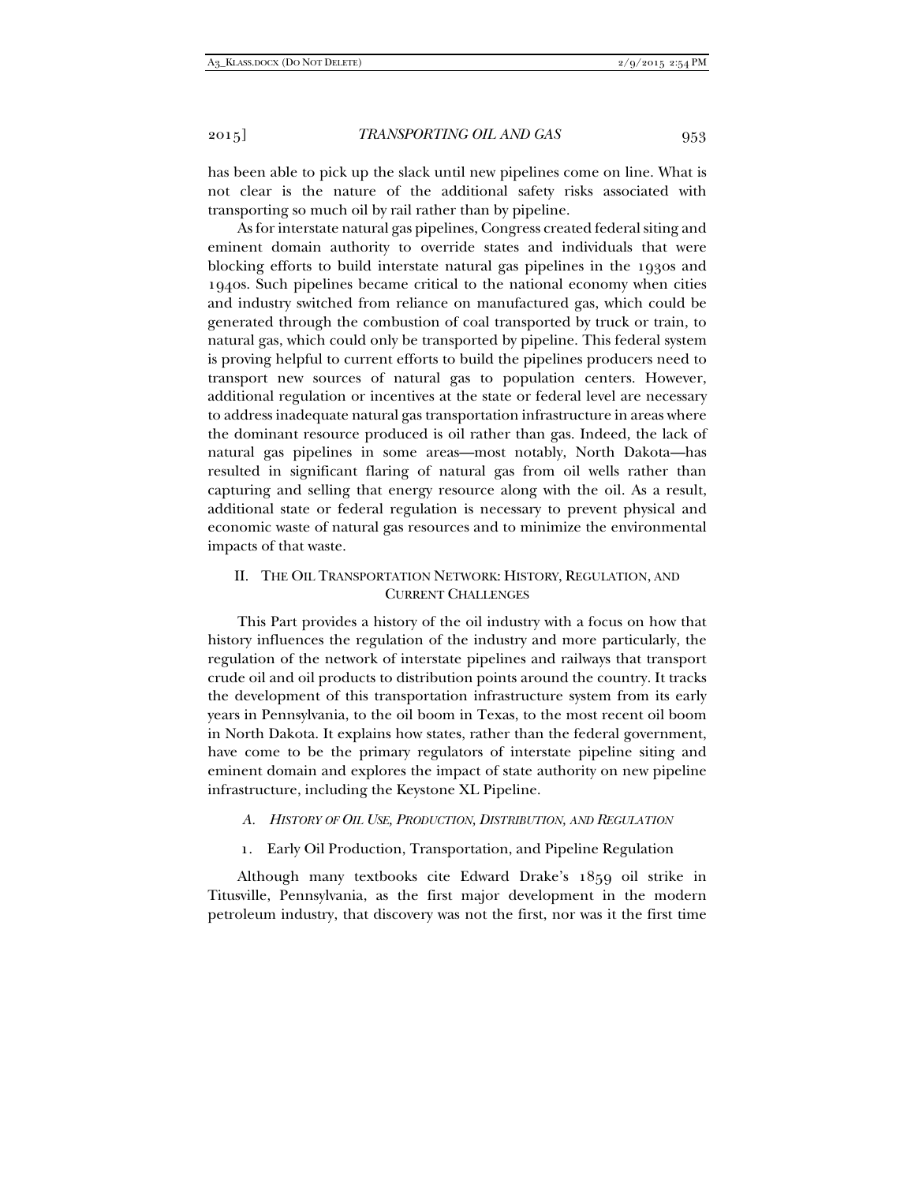has been able to pick up the slack until new pipelines come on line. What is not clear is the nature of the additional safety risks associated with transporting so much oil by rail rather than by pipeline.

As for interstate natural gas pipelines, Congress created federal siting and eminent domain authority to override states and individuals that were blocking efforts to build interstate natural gas pipelines in the 1930s and 1940s. Such pipelines became critical to the national economy when cities and industry switched from reliance on manufactured gas, which could be generated through the combustion of coal transported by truck or train, to natural gas, which could only be transported by pipeline. This federal system is proving helpful to current efforts to build the pipelines producers need to transport new sources of natural gas to population centers. However, additional regulation or incentives at the state or federal level are necessary to address inadequate natural gas transportation infrastructure in areas where the dominant resource produced is oil rather than gas. Indeed, the lack of natural gas pipelines in some areas—most notably, North Dakota—has resulted in significant flaring of natural gas from oil wells rather than capturing and selling that energy resource along with the oil. As a result, additional state or federal regulation is necessary to prevent physical and economic waste of natural gas resources and to minimize the environmental impacts of that waste.

## II. The Oil Transportation Network: History, Regulation, and Current Challenges

This Part provides a history of the oil industry with a focus on how that history influences the regulation of the industry and more particularly, the regulation of the network of interstate pipelines and railways that transport crude oil and oil products to distribution points around the country. It tracks the development of this transportation infrastructure system from its early years in Pennsylvania, to the oil boom in Texas, to the most recent oil boom in North Dakota. It explains how states, rather than the federal government, have come to be the primary regulators of interstate pipeline siting and eminent domain and explores the impact of state authority on new pipeline infrastructure, including the Keystone XL Pipeline.

### A. *History of Oil Use, Production, Distribution, and Regulation*

#### 1. Early Oil Production, Transportation, and Pipeline Regulation

Although many textbooks cite Edward Drake's 1859 oil strike in Titusville, Pennsylvania, as the first major development in the modern petroleum industry, that discovery was not the first, nor was it the first time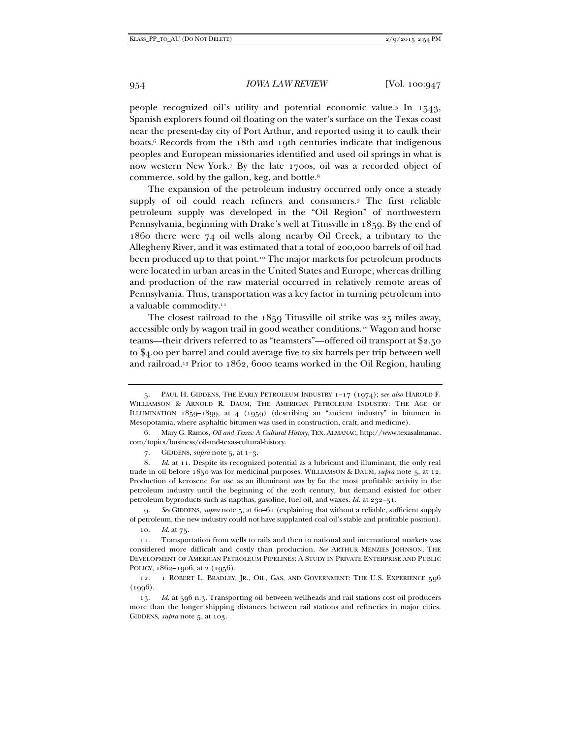people recognized oil's utility and potential economic value.[5] In 1543, Spanish explorers found oil floating on the water's surface on the Texas coast near the present-day city of Port Arthur, and reported using it to caulk their boats.[6] Records from the 18th and 19th centuries indicate that indigenous peoples and European missionaries identified and used oil springs in what is now western New York.[7] By the late 1700s, oil was a recorded object of commerce, sold by the gallon, keg, and bottle.[8]

The expansion of the petroleum industry occurred only once a steady supply of oil could reach refiners and consumers.[9] The first reliable petroleum supply was developed in the "Oil Region" of northwestern Pennsylvania, beginning with Drake's well at Titusville in 1859. By the end of 1860 there were 74 oil wells along nearby Oil Creek, a tributary to the Allegheny River, and it was estimated that a total of 200,000 barrels of oil had been produced up to that point.[10] The major markets for petroleum products were located in urban areas in the United States and Europe, whereas drilling and production of the raw material occurred in relatively remote areas of Pennsylvania. Thus, transportation was a key factor in turning petroleum into a valuable commodity.[11]

The closest railroad to the 1859 Titusville oil strike was 25 miles away, accessible only by wagon trail in good weather conditions.[12] Wagon and horse teams—their drivers referred to as "teamsters"—offered oil transport at $2.50 to $4.00 per barrel and could average five to six barrels per trip between well and railroad.[13] Prior to 1862, 6000 teams worked in the Oil Region, hauling

---

5. PAUL H. GIDDENS, THE EARLY PETROLEUM INDUSTRY 1–17 (1974); *see also* HAROLD F. WILLIAMSON & ARNOLD R. DAUM, THE AMERICAN PETROLEUM INDUSTRY: THE AGE OF ILLUMINATION 1859–1899, at 4 (1959) (describing an "ancient industry" in bitumen in Mesopotamia, where asphaltic bitumen was used in construction, craft, and medicine).

6. Mary G. Ramos, *Oil and Texas: A Cultural History*, TEX. ALMANAC, http://www.texasalmanac.com/topics/business/oil-and-texas-cultural-history.

7. GIDDENS, *supra* note 5, at 1–3.

8. *Id.* at 11. Despite its recognized potential as a lubricant and illuminant, the only real trade in oil before 1850 was for medicinal purposes. WILLIAMSON & DAUM, *supra* note 5, at 12. Production of kerosene for use as an illuminant was by far the most profitable activity in the petroleum industry until the beginning of the 20th century, but demand existed for other petroleum byproducts such as napthas, gasoline, fuel oil, and waxes. *Id.* at 232–51.

9. *See* GIDDENS, *supra* note 5, at 60–61 (explaining that without a reliable, sufficient supply of petroleum, the new industry could not have supplanted coal oil's stable and profitable position).

10. *Id.* at 75.

11. Transportation from wells to rails and then to national and international markets was considered more difficult and costly than production. *See* ARTHUR MENZIES JOHNSON, THE DEVELOPMENT OF AMERICAN PETROLEUM PIPELINES: A STUDY IN PRIVATE ENTERPRISE AND PUBLIC POLICY, 1862–1906, at 2 (1956).

12. 1 ROBERT L. BRADLEY, JR., OIL, GAS, AND GOVERNMENT: THE U.S. EXPERIENCE 596 (1996).

13. *Id.* at 596 n.3. Transporting oil between wellheads and rail stations cost oil producers more than the longer shipping distances between rail stations and refineries in major cities. GIDDENS, *supra* note 5, at 103.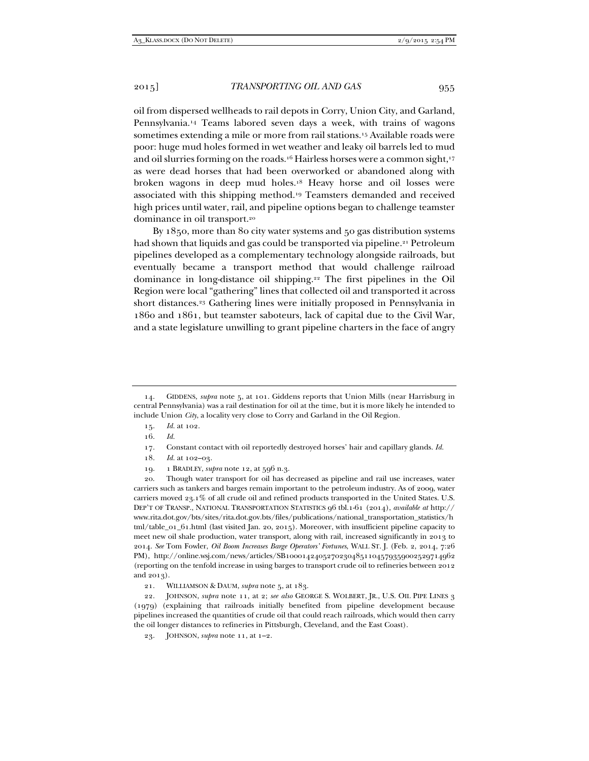oil from dispersed wellheads to rail depots in Corry, Union City, and Garland, Pennsylvania.[14] Teams labored seven days a week, with trains of wagons sometimes extending a mile or more from rail stations.[15] Available roads were poor: huge mud holes formed in wet weather and leaky oil barrels led to mud and oil slurries forming on the roads.[16] Hairless horses were a common sight,[17] as were dead horses that had been overworked or abandoned along with broken wagons in deep mud holes.[18] Heavy horse and oil losses were associated with this shipping method.[19] Teamsters demanded and received high prices until water, rail, and pipeline options began to challenge teamster dominance in oil transport.[20]

By 1850, more than 80 city water systems and 50 gas distribution systems had shown that liquids and gas could be transported via pipeline.[21] Petroleum pipelines developed as a complementary technology alongside railroads, but eventually became a transport method that would challenge railroad dominance in long-distance oil shipping.[22] The first pipelines in the Oil Region were local "gathering" lines that collected oil and transported it across short distances.[23] Gathering lines were initially proposed in Pennsylvania in 1860 and 1861, but teamster saboteurs, lack of capital due to the Civil War, and a state legislature unwilling to grant pipeline charters in the face of angry

---

14. GIDDENS, *supra* note 5, at 101. Giddens reports that Union Mills (near Harrisburg in central Pennsylvania) was a rail destination for oil at the time, but it is more likely he intended to include Union *City*, a locality very close to Corry and Garland in the Oil Region.

15. *Id.* at 102.

16. *Id.*

17. Constant contact with oil reportedly destroyed horses' hair and capillary glands. *Id.*

18. *Id.* at 102–03.

19. 1 BRADLEY, *supra* note 12, at 596 n.3.

20. Though water transport for oil has decreased as pipeline and rail use increases, water carriers such as tankers and barges remain important to the petroleum industry. As of 2009, water carriers moved 23.1% of all crude oil and refined products transported in the United States. U.S. DEP'T OF TRANSP., NATIONAL TRANSPORTATION STATISTICS 96 tbl.1-61 (2014), *available at* http://www.rita.dot.gov/bts/sites/rita.dot.gov.bts/files/publications/national_transportation_statistics/html/table_01_61.html (last visited Jan. 20, 2015). Moreover, with insufficient pipeline capacity to meet new oil shale production, water transport, along with rail, increased significantly in 2013 to 2014. *See* Tom Fowler, *Oil Boom Increases Barge Operators' Fortunes*, WALL ST. J. (Feb. 2, 2014, 7:26 PM), http://online.wsj.com/news/articles/SB10001424052702304851104579359002529714962 (reporting on the tenfold increase in using barges to transport crude oil to refineries between 2012 and 2013).

21. WILLIAMSON & DAUM, *supra* note 5, at 183.

22. JOHNSON, *supra* note 11, at 2; *see also* GEORGE S. WOLBERT, JR., U.S. OIL PIPE LINES 3 (1979) (explaining that railroads initially benefited from pipeline development because pipelines increased the quantities of crude oil that could reach railroads, which would then carry the oil longer distances to refineries in Pittsburgh, Cleveland, and the East Coast).

23. JOHNSON, *supra* note 11, at 1–2.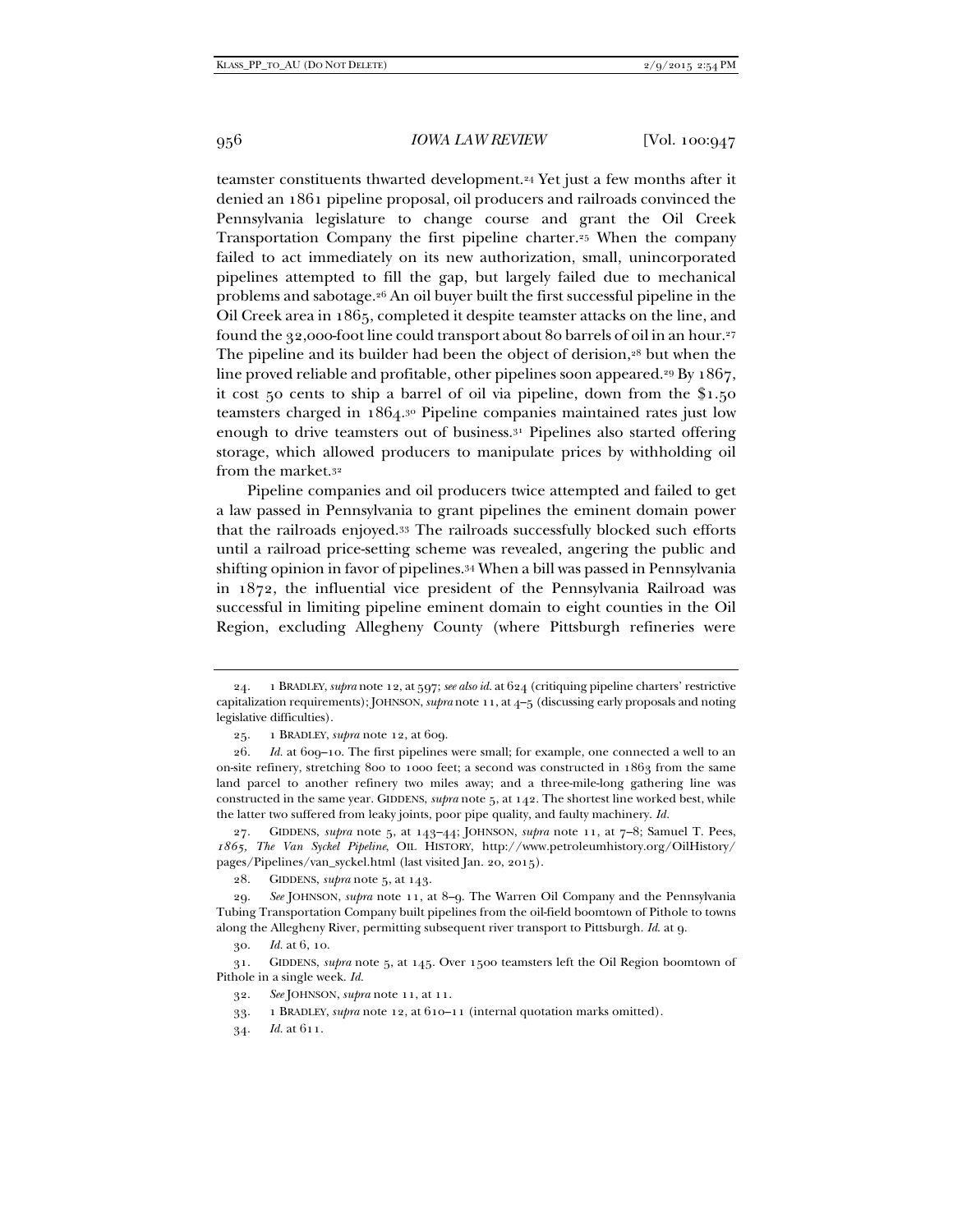teamster constituents thwarted development.[24] Yet just a few months after it denied an 1861 pipeline proposal, oil producers and railroads convinced the Pennsylvania legislature to change course and grant the Oil Creek Transportation Company the first pipeline charter.[25] When the company failed to act immediately on its new authorization, small, unincorporated pipelines attempted to fill the gap, but largely failed due to mechanical problems and sabotage.[26] An oil buyer built the first successful pipeline in the Oil Creek area in 1865, completed it despite teamster attacks on the line, and found the 32,000-foot line could transport about 80 barrels of oil in an hour.[27] The pipeline and its builder had been the object of derision,[28] but when the line proved reliable and profitable, other pipelines soon appeared.[29] By 1867, it cost 50 cents to ship a barrel of oil via pipeline, down from the $1.50 teamsters charged in 1864.[30] Pipeline companies maintained rates just low enough to drive teamsters out of business.[31] Pipelines also started offering storage, which allowed producers to manipulate prices by withholding oil from the market.[32]

Pipeline companies and oil producers twice attempted and failed to get a law passed in Pennsylvania to grant pipelines the eminent domain power that the railroads enjoyed.[33] The railroads successfully blocked such efforts until a railroad price-setting scheme was revealed, angering the public and shifting opinion in favor of pipelines.[34] When a bill was passed in Pennsylvania in 1872, the influential vice president of the Pennsylvania Railroad was successful in limiting pipeline eminent domain to eight counties in the Oil Region, excluding Allegheny County (where Pittsburgh refineries were

---

24. 1 BRADLEY, *supra* note 12, at 597; *see also id.* at 624 (critiquing pipeline charters' restrictive capitalization requirements); JOHNSON, *supra* note 11, at 4–5 (discussing early proposals and noting legislative difficulties).

25. 1 BRADLEY, *supra* note 12, at 609.

26. *Id.* at 609–10. The first pipelines were small; for example, one connected a well to an on-site refinery, stretching 800 to 1000 feet; a second was constructed in 1863 from the same land parcel to another refinery two miles away; and a three-mile-long gathering line was constructed in the same year. GIDDENS, *supra* note 5, at 142. The shortest line worked best, while the latter two suffered from leaky joints, poor pipe quality, and faulty machinery. *Id.*

27. GIDDENS, *supra* note 5, at 143–44; JOHNSON, *supra* note 11, at 7–8; Samuel T. Pees, *1865, The Van Syckel Pipeline*, OIL HISTORY, http://www.petroleumhistory.org/OilHistory/pages/Pipelines/van_syckel.html (last visited Jan. 20, 2015).

28. GIDDENS, *supra* note 5, at 143.

29. *See* JOHNSON, *supra* note 11, at 8–9. The Warren Oil Company and the Pennsylvania Tubing Transportation Company built pipelines from the oil-field boomtown of Pithole to towns along the Allegheny River, permitting subsequent river transport to Pittsburgh. *Id.* at 9.

30. *Id.* at 6, 10.

31. GIDDENS, *supra* note 5, at 145. Over 1500 teamsters left the Oil Region boomtown of Pithole in a single week. *Id.*

32. *See* JOHNSON, *supra* note 11, at 11.

33. 1 BRADLEY, *supra* note 12, at 610–11 (internal quotation marks omitted).

34. *Id.* at 611.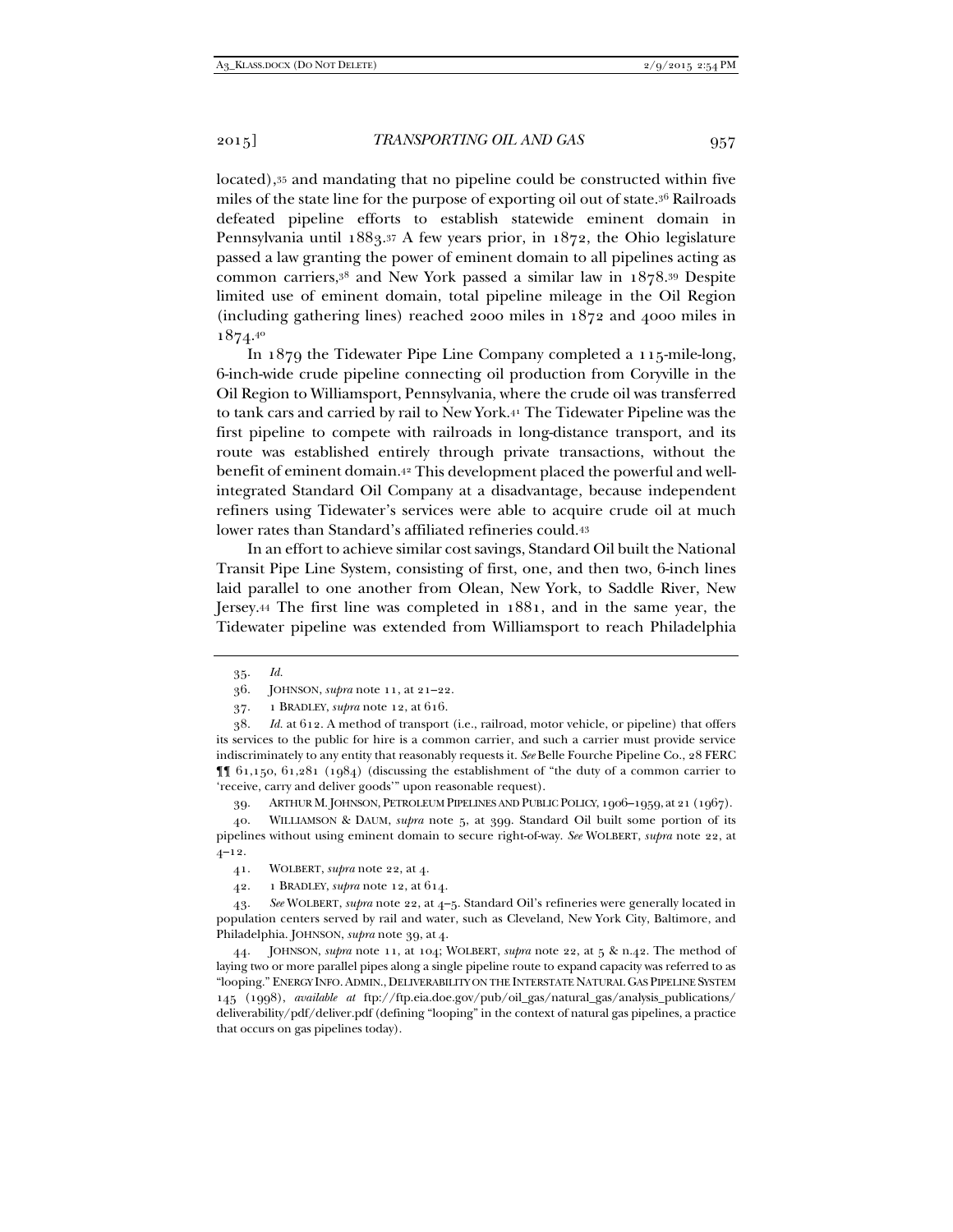located),[35] and mandating that no pipeline could be constructed within five miles of the state line for the purpose of exporting oil out of state.[36] Railroads defeated pipeline efforts to establish statewide eminent domain in Pennsylvania until 1883.[37] A few years prior, in 1872, the Ohio legislature passed a law granting the power of eminent domain to all pipelines acting as common carriers,[38] and New York passed a similar law in 1878.[39] Despite limited use of eminent domain, total pipeline mileage in the Oil Region (including gathering lines) reached 2000 miles in 1872 and 4000 miles in 1874.[40]

In 1879 the Tidewater Pipe Line Company completed a 115-mile-long, 6-inch-wide crude pipeline connecting oil production from Coryville in the Oil Region to Williamsport, Pennsylvania, where the crude oil was transferred to tank cars and carried by rail to New York.[41] The Tidewater Pipeline was the first pipeline to compete with railroads in long-distance transport, and its route was established entirely through private transactions, without the benefit of eminent domain.[42] This development placed the powerful and well-integrated Standard Oil Company at a disadvantage, because independent refiners using Tidewater's services were able to acquire crude oil at much lower rates than Standard's affiliated refineries could.[43]

In an effort to achieve similar cost savings, Standard Oil built the National Transit Pipe Line System, consisting of first, one, and then two, 6-inch lines laid parallel to one another from Olean, New York, to Saddle River, New Jersey.[44] The first line was completed in 1881, and in the same year, the Tidewater pipeline was extended from Williamsport to reach Philadelphia

---

35. *Id.*

36. JOHNSON, *supra* note 11, at 21–22.

37. 1 BRADLEY, *supra* note 12, at 616.

38. *Id.* at 612. A method of transport (i.e., railroad, motor vehicle, or pipeline) that offers its services to the public for hire is a common carrier, and such a carrier must provide service indiscriminately to any entity that reasonably requests it. *See* Belle Fourche Pipeline Co., 28 FERC ¶¶ 61,150, 61,281 (1984) (discussing the establishment of "the duty of a common carrier to 'receive, carry and deliver goods'" upon reasonable request).

39. ARTHUR M. JOHNSON, PETROLEUM PIPELINES AND PUBLIC POLICY, 1906–1959, at 21 (1967).

40. WILLIAMSON & DAUM, *supra* note 5, at 399. Standard Oil built some portion of its pipelines without using eminent domain to secure right-of-way. *See* WOLBERT, *supra* note 22, at 4–12.

41. WOLBERT, *supra* note 22, at 4.

42. 1 BRADLEY, *supra* note 12, at 614.

43. *See* WOLBERT, *supra* note 22, at 4–5. Standard Oil's refineries were generally located in population centers served by rail and water, such as Cleveland, New York City, Baltimore, and Philadelphia. JOHNSON, *supra* note 39, at 4.

44. JOHNSON, *supra* note 11, at 104; WOLBERT, *supra* note 22, at 5 & n.42. The method of laying two or more parallel pipes along a single pipeline route to expand capacity was referred to as "looping." ENERGY INFO. ADMIN., DELIVERABILITY ON THE INTERSTATE NATURAL GAS PIPELINE SYSTEM 145 (1998), *available at* ftp://ftp.eia.doe.gov/pub/oil_gas/natural_gas/analysis_publications/deliverability/pdf/deliver.pdf (defining "looping" in the context of natural gas pipelines, a practice that occurs on gas pipelines today).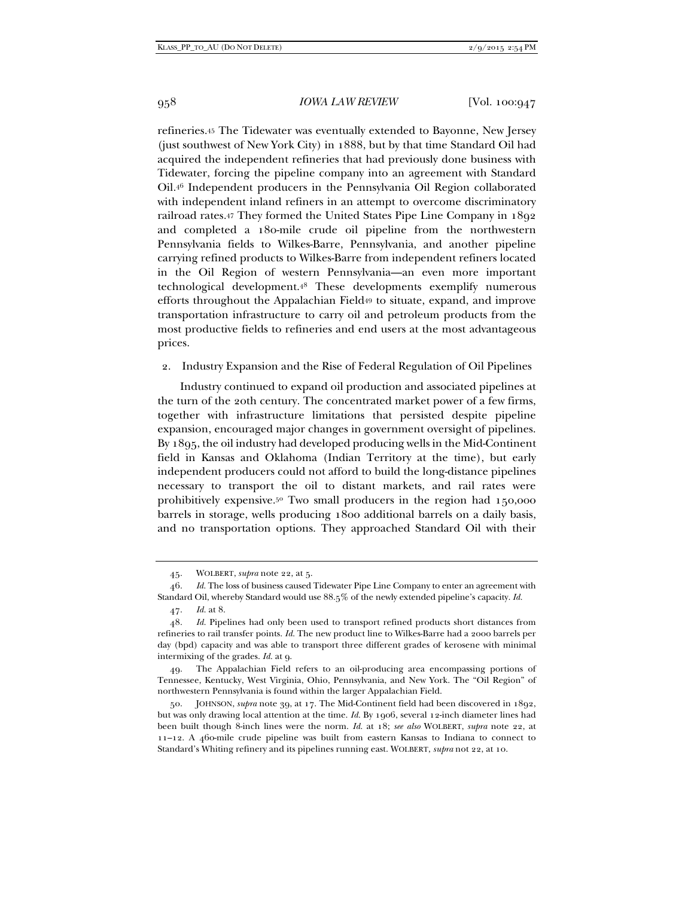refineries.[45] The Tidewater was eventually extended to Bayonne, New Jersey (just southwest of New York City) in 1888, but by that time Standard Oil had acquired the independent refineries that had previously done business with Tidewater, forcing the pipeline company into an agreement with Standard Oil.[46] Independent producers in the Pennsylvania Oil Region collaborated with independent inland refiners in an attempt to overcome discriminatory railroad rates.[47] They formed the United States Pipe Line Company in 1892 and completed a 180-mile crude oil pipeline from the northwestern Pennsylvania fields to Wilkes-Barre, Pennsylvania, and another pipeline carrying refined products to Wilkes-Barre from independent refiners located in the Oil Region of western Pennsylvania—an even more important technological development.[48] These developments exemplify numerous efforts throughout the Appalachian Field[49] to situate, expand, and improve transportation infrastructure to carry oil and petroleum products from the most productive fields to refineries and end users at the most advantageous prices.

### 2. Industry Expansion and the Rise of Federal Regulation of Oil Pipelines

Industry continued to expand oil production and associated pipelines at the turn of the 20th century. The concentrated market power of a few firms, together with infrastructure limitations that persisted despite pipeline expansion, encouraged major changes in government oversight of pipelines. By 1895, the oil industry had developed producing wells in the Mid-Continent field in Kansas and Oklahoma (Indian Territory at the time), but early independent producers could not afford to build the long-distance pipelines necessary to transport the oil to distant markets, and rail rates were prohibitively expensive.[50] Two small producers in the region had 150,000 barrels in storage, wells producing 1800 additional barrels on a daily basis, and no transportation options. They approached Standard Oil with their

---

45. WOLBERT, *supra* note 22, at 5.

46. *Id.* The loss of business caused Tidewater Pipe Line Company to enter an agreement with Standard Oil, whereby Standard would use 88.5% of the newly extended pipeline's capacity. *Id.*

47. *Id.* at 8.

48. *Id.* Pipelines had only been used to transport refined products short distances from refineries to rail transfer points. *Id.* The new product line to Wilkes-Barre had a 2000 barrels per day (bpd) capacity and was able to transport three different grades of kerosene with minimal intermixing of the grades. *Id.* at 9.

49. The Appalachian Field refers to an oil-producing area encompassing portions of Tennessee, Kentucky, West Virginia, Ohio, Pennsylvania, and New York. The "Oil Region" of northwestern Pennsylvania is found within the larger Appalachian Field.

50. JOHNSON, *supra* note 39, at 17. The Mid-Continent field had been discovered in 1892, but was only drawing local attention at the time. *Id.* By 1906, several 12-inch diameter lines had been built though 8-inch lines were the norm. *Id.* at 18; *see also* WOLBERT, *supra* note 22, at 11–12. A 460-mile crude pipeline was built from eastern Kansas to Indiana to connect to Standard's Whiting refinery and its pipelines running east. WOLBERT, *supra* not 22, at 10.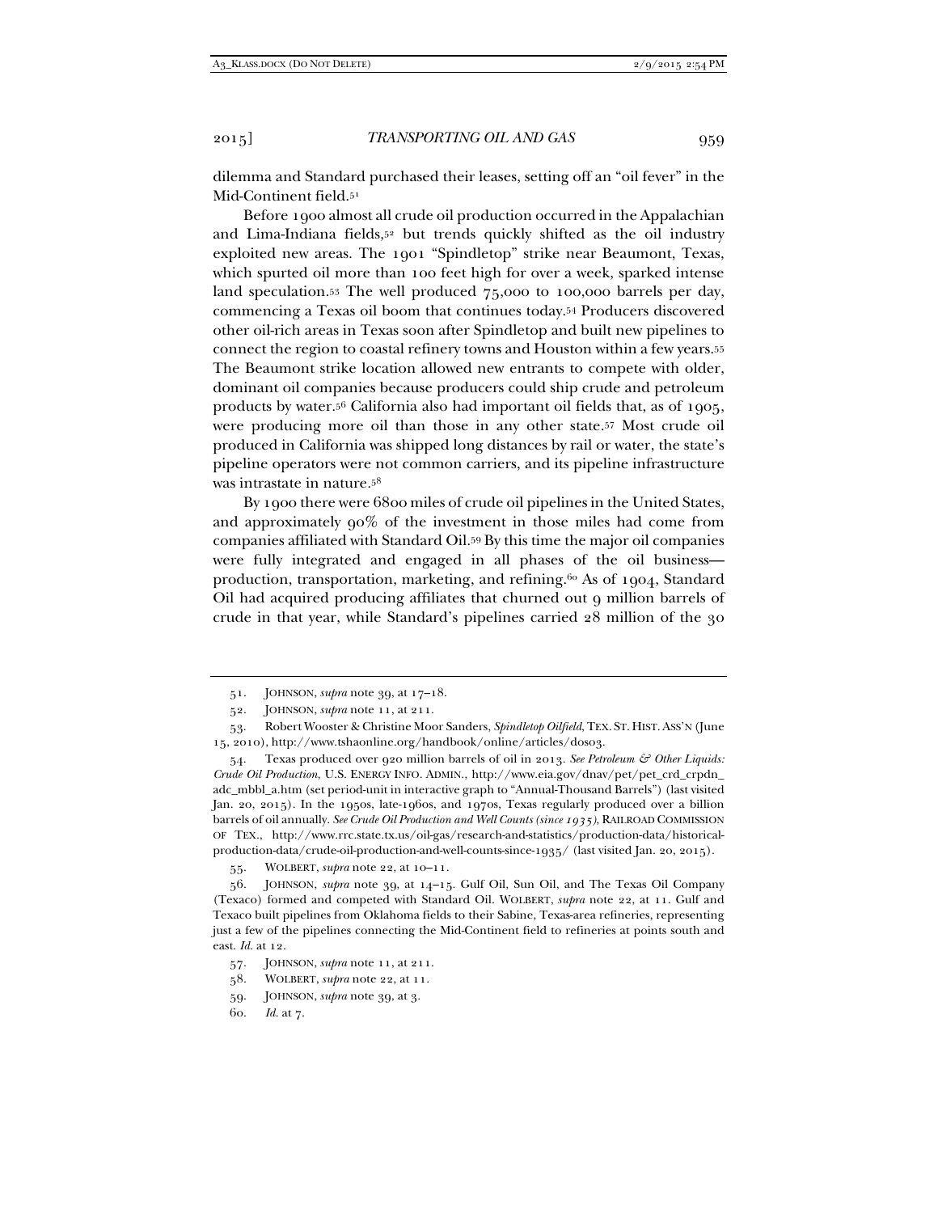dilemma and Standard purchased their leases, setting off an "oil fever" in the Mid-Continent field.[51]

Before 1900 almost all crude oil production occurred in the Appalachian and Lima-Indiana fields,[52] but trends quickly shifted as the oil industry exploited new areas. The 1901 "Spindletop" strike near Beaumont, Texas, which spurted oil more than 100 feet high for over a week, sparked intense land speculation.[53] The well produced 75,000 to 100,000 barrels per day, commencing a Texas oil boom that continues today.[54] Producers discovered other oil-rich areas in Texas soon after Spindletop and built new pipelines to connect the region to coastal refinery towns and Houston within a few years.[55] The Beaumont strike location allowed new entrants to compete with older, dominant oil companies because producers could ship crude and petroleum products by water.[56] California also had important oil fields that, as of 1905, were producing more oil than those in any other state.[57] Most crude oil produced in California was shipped long distances by rail or water, the state's pipeline operators were not common carriers, and its pipeline infrastructure was intrastate in nature.[58]

By 1900 there were 6800 miles of crude oil pipelines in the United States, and approximately 90% of the investment in those miles had come from companies affiliated with Standard Oil.[59] By this time the major oil companies were fully integrated and engaged in all phases of the oil business—production, transportation, marketing, and refining.[60] As of 1904, Standard Oil had acquired producing affiliates that churned out 9 million barrels of crude in that year, while Standard's pipelines carried 28 million of the 30

---

51. JOHNSON, *supra* note 39, at 17–18.

52. JOHNSON, *supra* note 11, at 211.

53. Robert Wooster & Christine Moor Sanders, *Spindletop Oilfield*, TEX. ST. HIST. ASS'N (June 15, 2010), http://www.tshaonline.org/handbook/online/articles/dos03.

54. Texas produced over 920 million barrels of oil in 2013. *See Petroleum & Other Liquids: Crude Oil Production*, U.S. ENERGY INFO. ADMIN., http://www.eia.gov/dnav/pet/pet_crd_crpdn_adc_mbbl_a.htm (set period-unit in interactive graph to "Annual-Thousand Barrels") (last visited Jan. 20, 2015). In the 1950s, late-1960s, and 1970s, Texas regularly produced over a billion barrels of oil annually. *See Crude Oil Production and Well Counts (since 1935)*, RAILROAD COMMISSION OF TEX., http://www.rrc.state.tx.us/oil-gas/research-and-statistics/production-data/historical-production-data/crude-oil-production-and-well-counts-since-1935/ (last visited Jan. 20, 2015).

55. WOLBERT, *supra* note 22, at 10–11.

56. JOHNSON, *supra* note 39, at 14–15. Gulf Oil, Sun Oil, and The Texas Oil Company (Texaco) formed and competed with Standard Oil. WOLBERT, *supra* note 22, at 11. Gulf and Texaco built pipelines from Oklahoma fields to their Sabine, Texas-area refineries, representing just a few of the pipelines connecting the Mid-Continent field to refineries at points south and east. *Id.* at 12.

57. JOHNSON, *supra* note 11, at 211.

58. WOLBERT, *supra* note 22, at 11.

59. JOHNSON, *supra* note 39, at 3.

60. *Id.* at 7.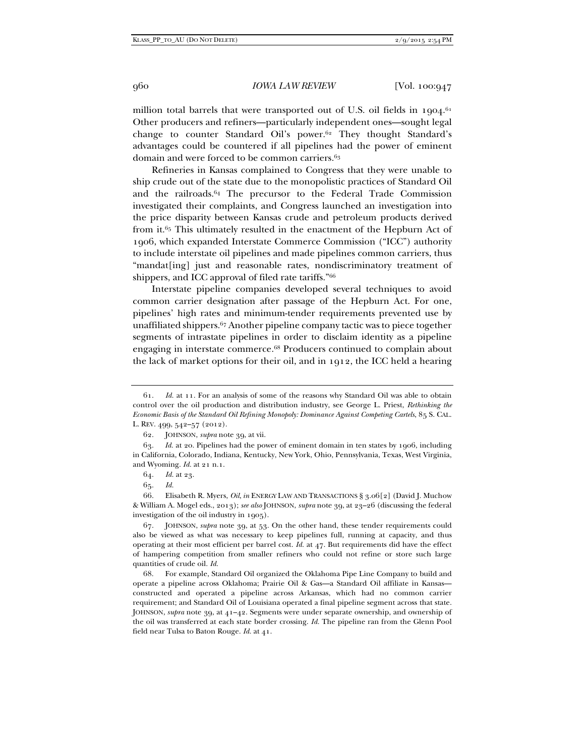million total barrels that were transported out of U.S. oil fields in 1904.[61] Other producers and refiners—particularly independent ones—sought legal change to counter Standard Oil's power.[62] They thought Standard's advantages could be countered if all pipelines had the power of eminent domain and were forced to be common carriers.[63]

Refineries in Kansas complained to Congress that they were unable to ship crude out of the state due to the monopolistic practices of Standard Oil and the railroads.[64] The precursor to the Federal Trade Commission investigated their complaints, and Congress launched an investigation into the price disparity between Kansas crude and petroleum products derived from it.[65] This ultimately resulted in the enactment of the Hepburn Act of 1906, which expanded Interstate Commerce Commission ("ICC") authority to include interstate oil pipelines and made pipelines common carriers, thus "mandat[ing] just and reasonable rates, nondiscriminatory treatment of shippers, and ICC approval of filed rate tariffs."[66]

Interstate pipeline companies developed several techniques to avoid common carrier designation after passage of the Hepburn Act. For one, pipelines' high rates and minimum-tender requirements prevented use by unaffiliated shippers.[67] Another pipeline company tactic was to piece together segments of intrastate pipelines in order to disclaim identity as a pipeline engaging in interstate commerce.[68] Producers continued to complain about the lack of market options for their oil, and in 1912, the ICC held a hearing

---

61. *Id.* at 11. For an analysis of some of the reasons why Standard Oil was able to obtain control over the oil production and distribution industry, see George L. Priest, *Rethinking the Economic Basis of the Standard Oil Refining Monopoly: Dominance Against Competing Cartels*, 85 S. CAL. L. REV. 499, 542–57 (2012).

62. JOHNSON, *supra* note 39, at vii.

63. *Id.* at 20. Pipelines had the power of eminent domain in ten states by 1906, including in California, Colorado, Indiana, Kentucky, New York, Ohio, Pennsylvania, Texas, West Virginia, and Wyoming. *Id.* at 21 n.1.

64. *Id.* at 23.

65. *Id.*

66. Elisabeth R. Myers, *Oil*, *in* ENERGY LAW AND TRANSACTIONS § 3.06[2] (David J. Muchow & William A. Mogel eds., 2013); *see also* JOHNSON, *supra* note 39, at 23–26 (discussing the federal investigation of the oil industry in 1905).

67. JOHNSON, *supra* note 39, at 53. On the other hand, these tender requirements could also be viewed as what was necessary to keep pipelines full, running at capacity, and thus operating at their most efficient per barrel cost. *Id.* at 47. But requirements did have the effect of hampering competition from smaller refiners who could not refine or store such large quantities of crude oil. *Id.*

68. For example, Standard Oil organized the Oklahoma Pipe Line Company to build and operate a pipeline across Oklahoma; Prairie Oil & Gas—a Standard Oil affiliate in Kansas—constructed and operated a pipeline across Arkansas, which had no common carrier requirement; and Standard Oil of Louisiana operated a final pipeline segment across that state. JOHNSON, *supra* note 39, at 41–42. Segments were under separate ownership, and ownership of the oil was transferred at each state border crossing. *Id.* The pipeline ran from the Glenn Pool field near Tulsa to Baton Rouge. *Id.* at 41.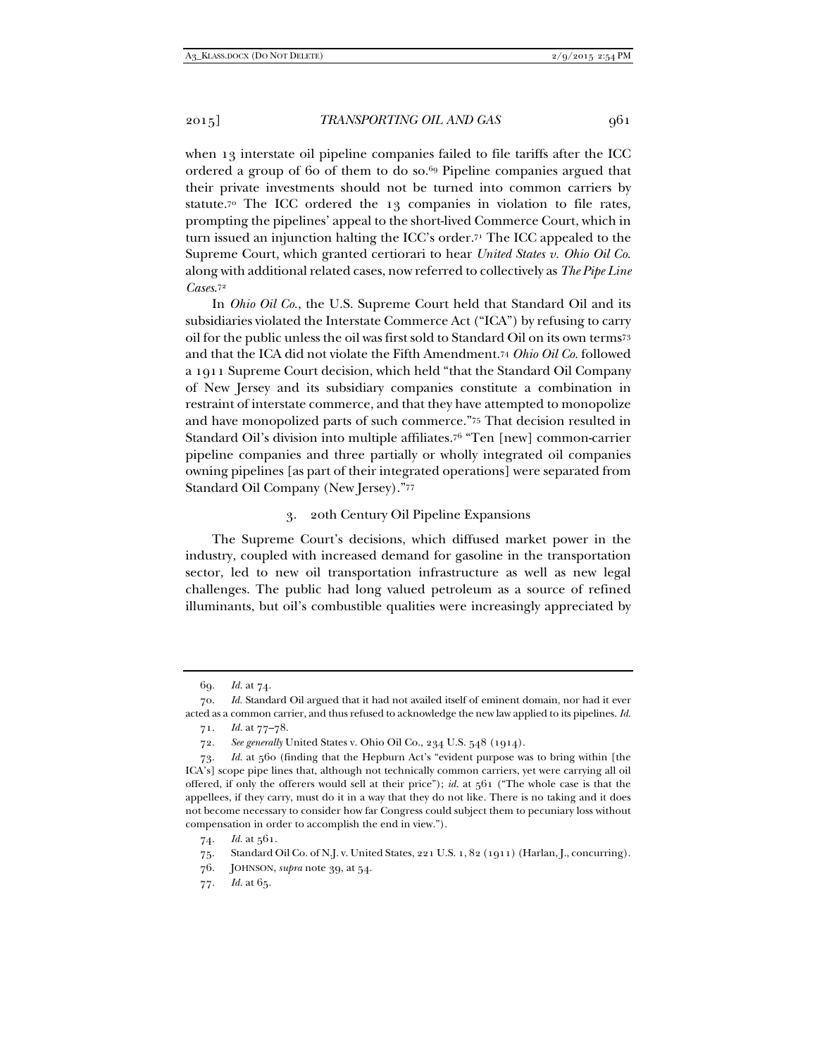when 13 interstate oil pipeline companies failed to file tariffs after the ICC ordered a group of 60 of them to do so.[69] Pipeline companies argued that their private investments should not be turned into common carriers by statute.[70] The ICC ordered the 13 companies in violation to file rates, prompting the pipelines' appeal to the short-lived Commerce Court, which in turn issued an injunction halting the ICC's order.[71] The ICC appealed to the Supreme Court, which granted certiorari to hear *United States v. Ohio Oil Co.* along with additional related cases, now referred to collectively as *The Pipe Line Cases*.[72]

In *Ohio Oil Co.*, the U.S. Supreme Court held that Standard Oil and its subsidiaries violated the Interstate Commerce Act ("ICA") by refusing to carry oil for the public unless the oil was first sold to Standard Oil on its own terms[73] and that the ICA did not violate the Fifth Amendment.[74] *Ohio Oil Co.* followed a 1911 Supreme Court decision, which held "that the Standard Oil Company of New Jersey and its subsidiary companies constitute a combination in restraint of interstate commerce, and that they have attempted to monopolize and have monopolized parts of such commerce."[75] That decision resulted in Standard Oil's division into multiple affiliates.[76] "Ten [new] common-carrier pipeline companies and three partially or wholly integrated oil companies owning pipelines [as part of their integrated operations] were separated from Standard Oil Company (New Jersey)."[77]

### 3. 20th Century Oil Pipeline Expansions

The Supreme Court's decisions, which diffused market power in the industry, coupled with increased demand for gasoline in the transportation sector, led to new oil transportation infrastructure as well as new legal challenges. The public had long valued petroleum as a source of refined illuminants, but oil's combustible qualities were increasingly appreciated by

---

69. *Id.* at 74.

70. *Id.* Standard Oil argued that it had not availed itself of eminent domain, nor had it ever acted as a common carrier, and thus refused to acknowledge the new law applied to its pipelines. *Id.*

71. *Id.* at 77–78.

72. *See generally* United States v. Ohio Oil Co., 234 U.S. 548 (1914).

73. *Id.* at 560 (finding that the Hepburn Act's "evident purpose was to bring within [the ICA's] scope pipe lines that, although not technically common carriers, yet were carrying all oil offered, if only the offerers would sell at their price"); *id.* at 561 ("The whole case is that the appellees, if they carry, must do it in a way that they do not like. There is no taking and it does not become necessary to consider how far Congress could subject them to pecuniary loss without compensation in order to accomplish the end in view.").

74. *Id.* at 561.

75. Standard Oil Co. of N.J. v. United States, 221 U.S. 1, 82 (1911) (Harlan, J., concurring).

76. JOHNSON, *supra* note 39, at 54.

77. *Id.* at 65.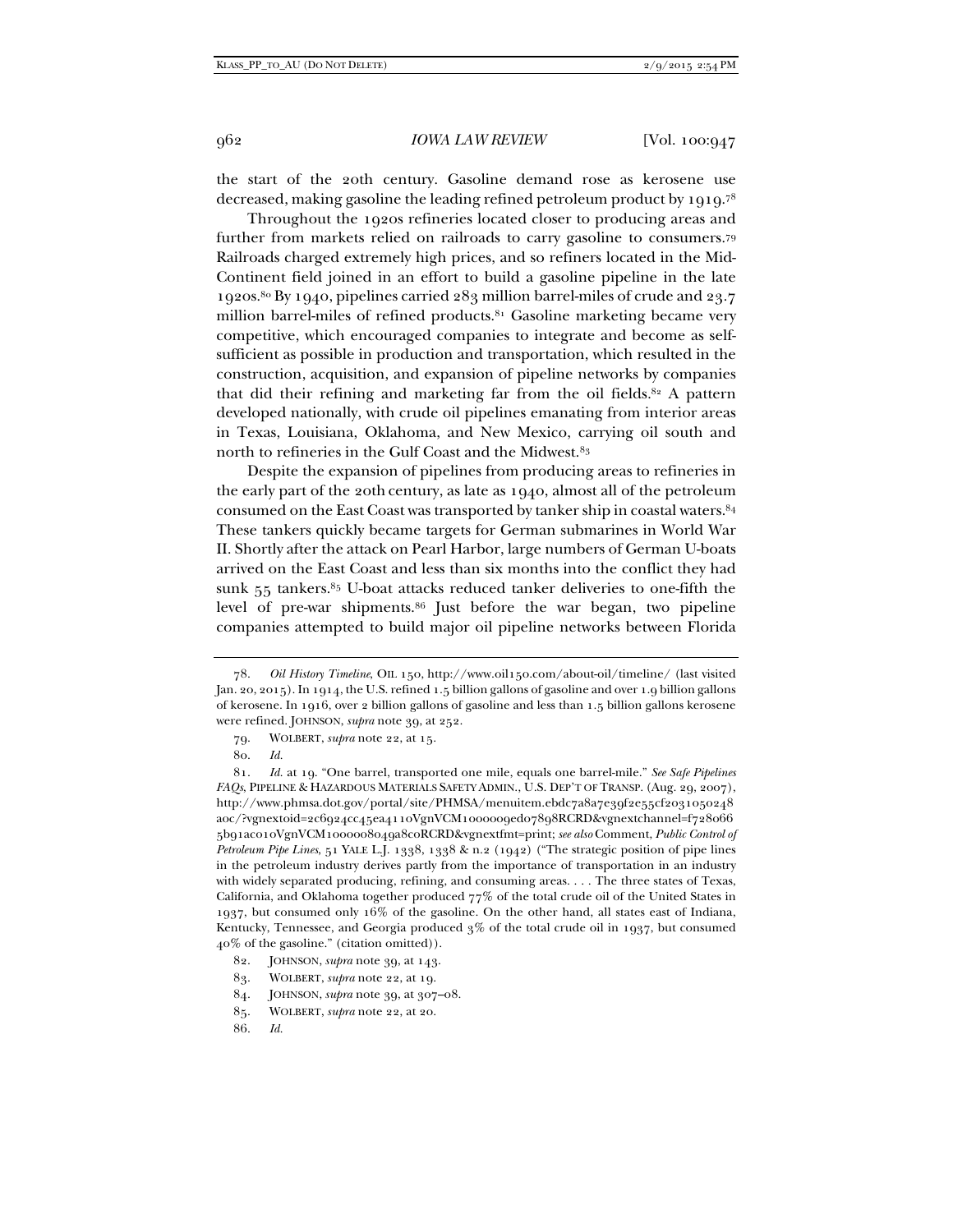the start of the 20th century. Gasoline demand rose as kerosene use decreased, making gasoline the leading refined petroleum product by 1919.[78]

Throughout the 1920s refineries located closer to producing areas and further from markets relied on railroads to carry gasoline to consumers.[79] Railroads charged extremely high prices, and so refiners located in the Mid-Continent field joined in an effort to build a gasoline pipeline in the late 1920s.[80] By 1940, pipelines carried 283 million barrel-miles of crude and 23.7 million barrel-miles of refined products.[81] Gasoline marketing became very competitive, which encouraged companies to integrate and become as self-sufficient as possible in production and transportation, which resulted in the construction, acquisition, and expansion of pipeline networks by companies that did their refining and marketing far from the oil fields.[82] A pattern developed nationally, with crude oil pipelines emanating from interior areas in Texas, Louisiana, Oklahoma, and New Mexico, carrying oil south and north to refineries in the Gulf Coast and the Midwest.[83]

Despite the expansion of pipelines from producing areas to refineries in the early part of the 20th century, as late as 1940, almost all of the petroleum consumed on the East Coast was transported by tanker ship in coastal waters.[84] These tankers quickly became targets for German submarines in World War II. Shortly after the attack on Pearl Harbor, large numbers of German U-boats arrived on the East Coast and less than six months into the conflict they had sunk 55 tankers.[85] U-boat attacks reduced tanker deliveries to one-fifth the level of pre-war shipments.[86] Just before the war began, two pipeline companies attempted to build major oil pipeline networks between Florida

---

78. *Oil History Timeline*, OIL 150, http://www.oil150.com/about-oil/timeline/ (last visited Jan. 20, 2015). In 1914, the U.S. refined 1.5 billion gallons of gasoline and over 1.9 billion gallons of kerosene. In 1916, over 2 billion gallons of gasoline and less than 1.5 billion gallons kerosene were refined. JOHNSON, *supra* note 39, at 252.

79. WOLBERT, *supra* note 22, at 15.

80. *Id.*

81. *Id.* at 19. "One barrel, transported one mile, equals one barrel-mile." *See Safe Pipelines FAQs*, PIPELINE & HAZARDOUS MATERIALS SAFETY ADMIN., U.S. DEP'T OF TRANSP. (Aug. 29, 2007), http://www.phmsa.dot.gov/portal/site/PHMSA/menuitem.ebdc7a8a7e39f2e55cf2031050248a0c/?vgnextoid=2c6924cc45ea4110VgnVCM1000009ed07898RCRD&vgnextchannel=f7280665b91ac010VgnVCM1000008049a8c0RCRD&vgnextfmt=print; *see also* Comment, *Public Control of Petroleum Pipe Lines*, 51 YALE L.J. 1338, 1338 & n.2 (1942) ("The strategic position of pipe lines in the petroleum industry derives partly from the importance of transportation in an industry with widely separated producing, refining, and consuming areas. . . . The three states of Texas, California, and Oklahoma together produced 77% of the total crude oil of the United States in 1937, but consumed only 16% of the gasoline. On the other hand, all states east of Indiana, Kentucky, Tennessee, and Georgia produced 3% of the total crude oil in 1937, but consumed 40% of the gasoline." (citation omitted)).

82. JOHNSON, *supra* note 39, at 143.

83. WOLBERT, *supra* note 22, at 19.

84. JOHNSON, *supra* note 39, at 307–08.

85. WOLBERT, *supra* note 22, at 20.

86. *Id.*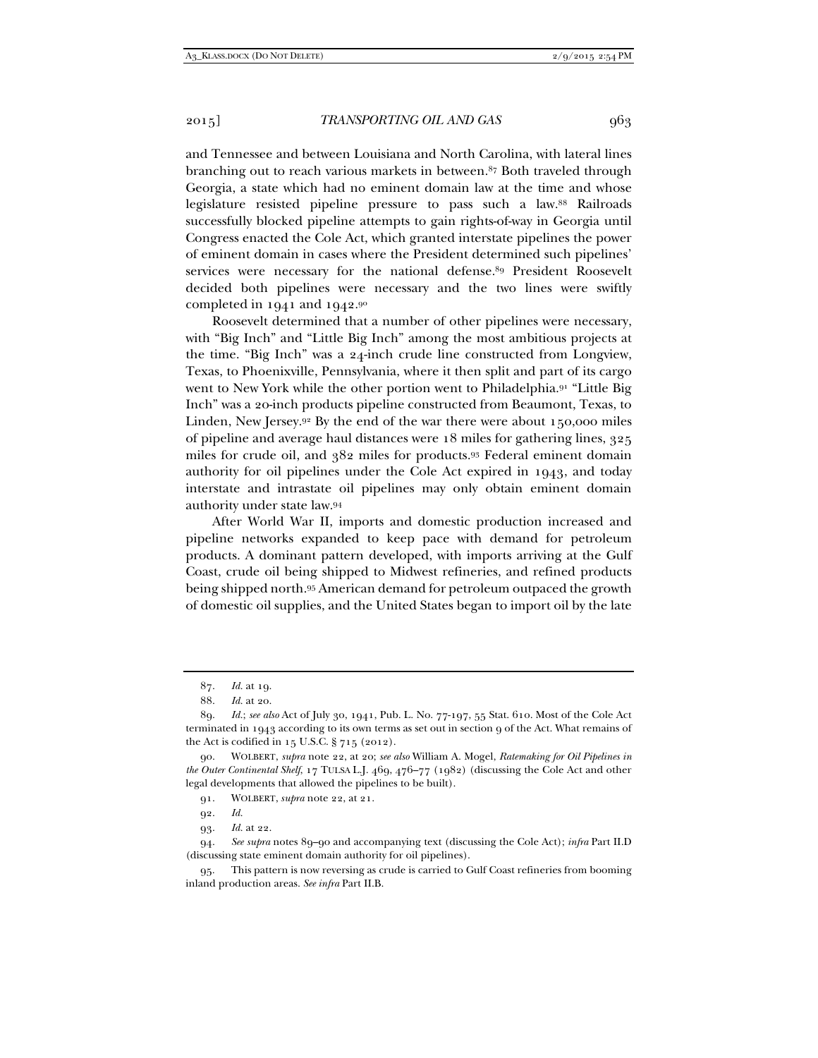and Tennessee and between Louisiana and North Carolina, with lateral lines branching out to reach various markets in between.[87] Both traveled through Georgia, a state which had no eminent domain law at the time and whose legislature resisted pipeline pressure to pass such a law.[88] Railroads successfully blocked pipeline attempts to gain rights-of-way in Georgia until Congress enacted the Cole Act, which granted interstate pipelines the power of eminent domain in cases where the President determined such pipelines' services were necessary for the national defense.[89] President Roosevelt decided both pipelines were necessary and the two lines were swiftly completed in 1941 and 1942.[90]

Roosevelt determined that a number of other pipelines were necessary, with "Big Inch" and "Little Big Inch" among the most ambitious projects at the time. "Big Inch" was a 24-inch crude line constructed from Longview, Texas, to Phoenixville, Pennsylvania, where it then split and part of its cargo went to New York while the other portion went to Philadelphia.[91] "Little Big Inch" was a 20-inch products pipeline constructed from Beaumont, Texas, to Linden, New Jersey.[92] By the end of the war there were about 150,000 miles of pipeline and average haul distances were 18 miles for gathering lines, 325 miles for crude oil, and 382 miles for products.[93] Federal eminent domain authority for oil pipelines under the Cole Act expired in 1943, and today interstate and intrastate oil pipelines may only obtain eminent domain authority under state law.[94]

After World War II, imports and domestic production increased and pipeline networks expanded to keep pace with demand for petroleum products. A dominant pattern developed, with imports arriving at the Gulf Coast, crude oil being shipped to Midwest refineries, and refined products being shipped north.[95] American demand for petroleum outpaced the growth of domestic oil supplies, and the United States began to import oil by the late

---

87. *Id.* at 19.

88. *Id.* at 20.

89. *Id.*; *see also* Act of July 30, 1941, Pub. L. No. 77-197, 55 Stat. 610. Most of the Cole Act terminated in 1943 according to its own terms as set out in section 9 of the Act. What remains of the Act is codified in 15 U.S.C. § 715 (2012).

90. WOLBERT, *supra* note 22, at 20; *see also* William A. Mogel, *Ratemaking for Oil Pipelines in the Outer Continental Shelf*, 17 TULSA L.J. 469, 476–77 (1982) (discussing the Cole Act and other legal developments that allowed the pipelines to be built).

91. WOLBERT, *supra* note 22, at 21.

92. *Id.*

93. *Id.* at 22.

94. *See supra* notes 89–90 and accompanying text (discussing the Cole Act); *infra* Part II.D (discussing state eminent domain authority for oil pipelines).

95. This pattern is now reversing as crude is carried to Gulf Coast refineries from booming inland production areas. *See infra* Part II.B.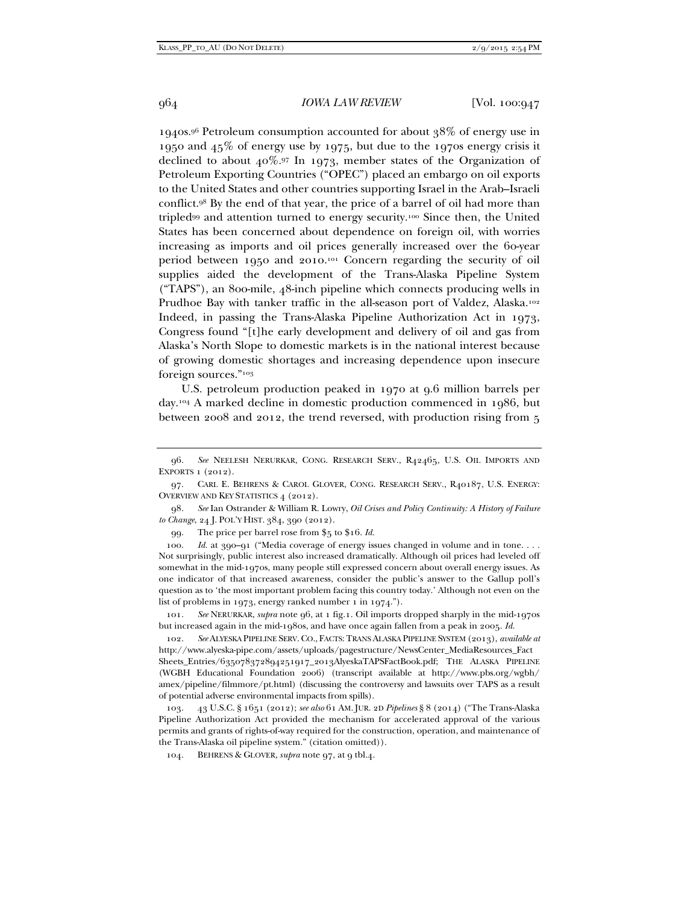1940s.[96] Petroleum consumption accounted for about 38% of energy use in 1950 and 45% of energy use by 1975, but due to the 1970s energy crisis it declined to about 40%.[97] In 1973, member states of the Organization of Petroleum Exporting Countries ("OPEC") placed an embargo on oil exports to the United States and other countries supporting Israel in the Arab–Israeli conflict.[98] By the end of that year, the price of a barrel of oil had more than tripled[99] and attention turned to energy security.[100] Since then, the United States has been concerned about dependence on foreign oil, with worries increasing as imports and oil prices generally increased over the 60-year period between 1950 and 2010.[101] Concern regarding the security of oil supplies aided the development of the Trans-Alaska Pipeline System ("TAPS"), an 800-mile, 48-inch pipeline which connects producing wells in Prudhoe Bay with tanker traffic in the all-season port of Valdez, Alaska.[102] Indeed, in passing the Trans-Alaska Pipeline Authorization Act in 1973, Congress found "[t]he early development and delivery of oil and gas from Alaska's North Slope to domestic markets is in the national interest because of growing domestic shortages and increasing dependence upon insecure foreign sources."[103]

U.S. petroleum production peaked in 1970 at 9.6 million barrels per day.[104] A marked decline in domestic production commenced in 1986, but between 2008 and 2012, the trend reversed, with production rising from 5

---

96. *See* NEELESH NERURKAR, CONG. RESEARCH SERV., R42465, U.S. OIL IMPORTS AND EXPORTS 1 (2012).

97. CARL E. BEHRENS & CAROL GLOVER, CONG. RESEARCH SERV., R40187, U.S. ENERGY: OVERVIEW AND KEY STATISTICS 4 (2012).

98. *See* Ian Ostrander & William R. Lowry, *Oil Crises and Policy Continuity: A History of Failure to Change*, 24 J. POL'Y HIST. 384, 390 (2012).

99. The price per barrel rose from $5 to $16. *Id.*

100. *Id.* at 390–91 ("Media coverage of energy issues changed in volume and in tone. . . . Not surprisingly, public interest also increased dramatically. Although oil prices had leveled off somewhat in the mid-1970s, many people still expressed concern about overall energy issues. As one indicator of that increased awareness, consider the public's answer to the Gallup poll's question as to 'the most important problem facing this country today.' Although not even on the list of problems in 1973, energy ranked number 1 in 1974.").

101. *See* NERURKAR, *supra* note 96, at 1 fig.1. Oil imports dropped sharply in the mid-1970s but increased again in the mid-1980s, and have once again fallen from a peak in 2005. *Id.*

102. *See* ALYESKA PIPELINE SERV. CO., FACTS: TRANS ALASKA PIPELINE SYSTEM (2013), *available at* http://www.alyeska-pipe.com/assets/uploads/pagestructure/NewsCenter_MediaResources_Fact Sheets_Entries/635078372894251917_2013AlyeskaTAPSFactBook.pdf; THE ALASKA PIPELINE (WGBH Educational Foundation 2006) (transcript available at http://www.pbs.org/wgbh/amex/pipeline/filmmore/pt.html) (discussing the controversy and lawsuits over TAPS as a result of potential adverse environmental impacts from spills).

103. 43 U.S.C. § 1651 (2012); *see also* 61 AM. JUR. 2D *Pipelines* § 8 (2014) ("The Trans-Alaska Pipeline Authorization Act provided the mechanism for accelerated approval of the various permits and grants of rights-of-way required for the construction, operation, and maintenance of the Trans-Alaska oil pipeline system." (citation omitted)).

104. BEHRENS & GLOVER, *supra* note 97, at 9 tbl.4.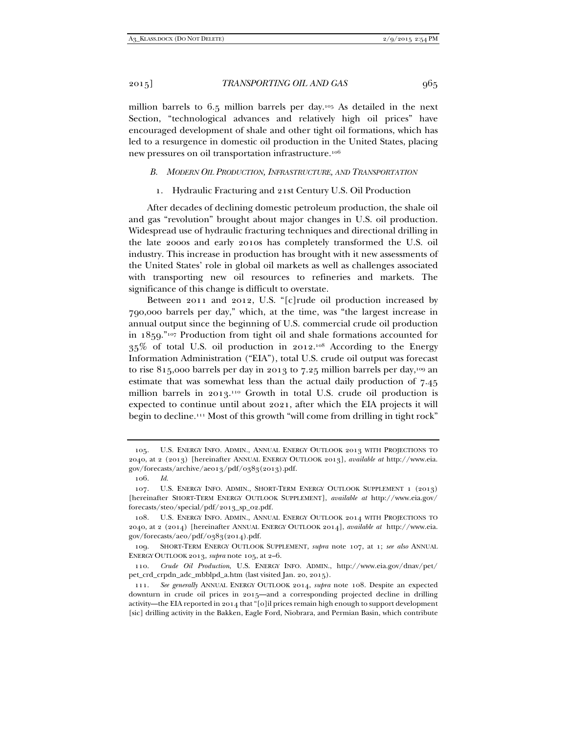million barrels to 6.5 million barrels per day.[105] As detailed in the next Section, "technological advances and relatively high oil prices" have encouraged development of shale and other tight oil formations, which has led to a resurgence in domestic oil production in the United States, placing new pressures on oil transportation infrastructure.[106]

### *B. Modern Oil Production, Infrastructure, and Transportation*

#### 1. Hydraulic Fracturing and 21st Century U.S. Oil Production

After decades of declining domestic petroleum production, the shale oil and gas "revolution" brought about major changes in U.S. oil production. Widespread use of hydraulic fracturing techniques and directional drilling in the late 2000s and early 2010s has completely transformed the U.S. oil industry. This increase in production has brought with it new assessments of the United States' role in global oil markets as well as challenges associated with transporting new oil resources to refineries and markets. The significance of this change is difficult to overstate.

Between 2011 and 2012, U.S. "[c]rude oil production increased by 790,000 barrels per day," which, at the time, was "the largest increase in annual output since the beginning of U.S. commercial crude oil production in 1859."[107] Production from tight oil and shale formations accounted for 35% of total U.S. oil production in 2012.[108] According to the Energy Information Administration ("EIA"), total U.S. crude oil output was forecast to rise 815,000 barrels per day in 2013 to 7.25 million barrels per day,[109] an estimate that was somewhat less than the actual daily production of 7.45 million barrels in 2013.[110] Growth in total U.S. crude oil production is expected to continue until about 2021, after which the EIA projects it will begin to decline.[111] Most of this growth "will come from drilling in tight rock"

---

105. U.S. Energy Info. Admin., Annual Energy Outlook 2013 with Projections to 2040, at 2 (2013) [hereinafter Annual Energy Outlook 2013], *available at* http://www.eia.gov/forecasts/archive/aeo13/pdf/0383(2013).pdf.

106. *Id.*

107. U.S. Energy Info. Admin., Short-Term Energy Outlook Supplement 1 (2013) [hereinafter Short-Term Energy Outlook Supplement], *available at* http://www.eia.gov/forecasts/steo/special/pdf/2013_sp_02.pdf.

108. U.S. Energy Info. Admin., Annual Energy Outlook 2014 with Projections to 2040, at 2 (2014) [hereinafter Annual Energy Outlook 2014], *available at* http://www.eia.gov/forecasts/aeo/pdf/0383(2014).pdf.

109. Short-Term Energy Outlook Supplement, *supra* note 107, at 1; *see also* Annual Energy Outlook 2013, *supra* note 105, at 2–6.

110. *Crude Oil Production*, U.S. Energy Info. Admin., http://www.eia.gov/dnav/pet/pet_crd_crpdn_adc_mbblpd_a.htm (last visited Jan. 20, 2015).

111. *See generally* Annual Energy Outlook 2014, *supra* note 108. Despite an expected downturn in crude oil prices in 2015—and a corresponding projected decline in drilling activity—the EIA reported in 2014 that "[o]il prices remain high enough to support development [sic] drilling activity in the Bakken, Eagle Ford, Niobrara, and Permian Basin, which contribute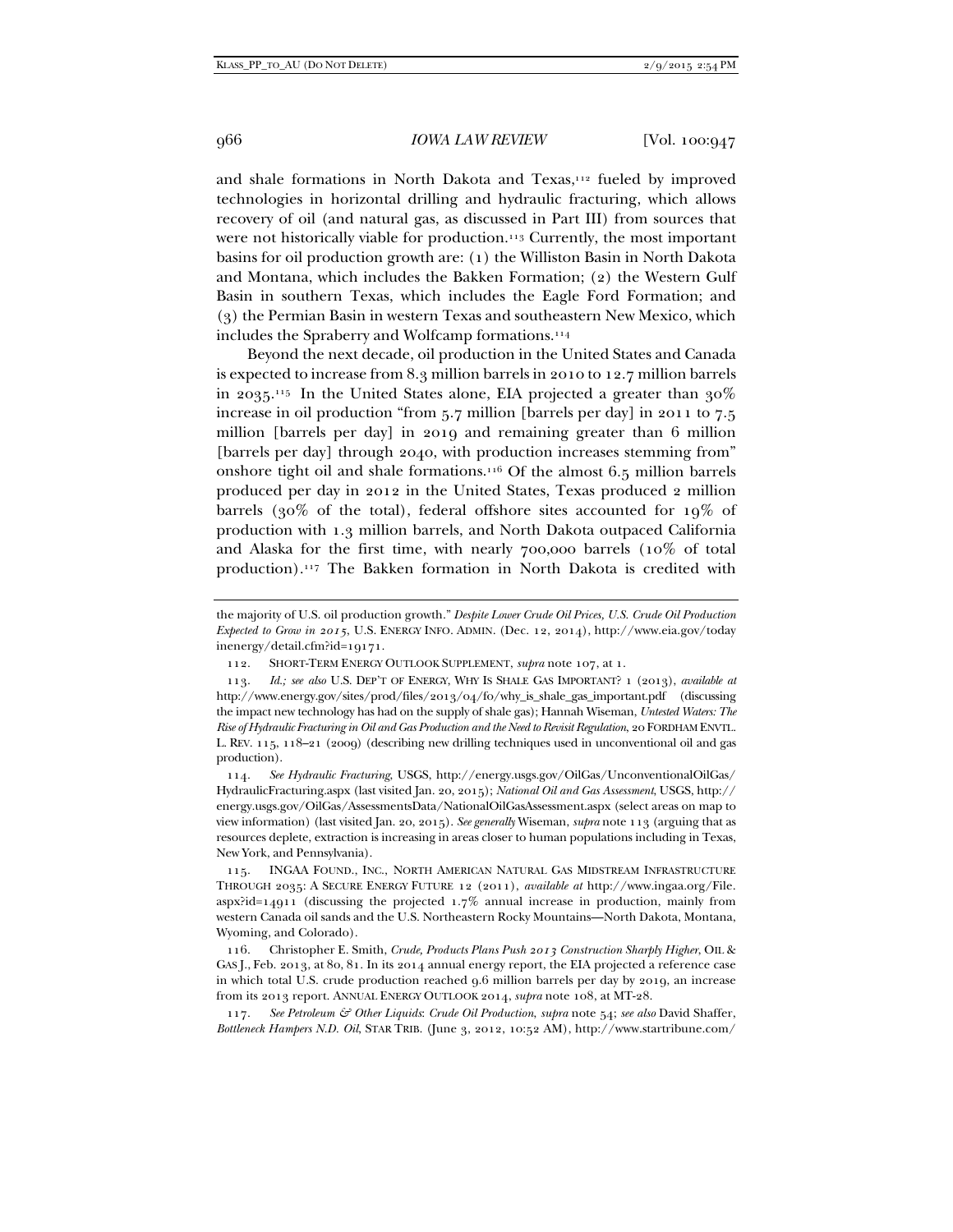and shale formations in North Dakota and Texas,[112] fueled by improved technologies in horizontal drilling and hydraulic fracturing, which allows recovery of oil (and natural gas, as discussed in Part III) from sources that were not historically viable for production.[113] Currently, the most important basins for oil production growth are: (1) the Williston Basin in North Dakota and Montana, which includes the Bakken Formation; (2) the Western Gulf Basin in southern Texas, which includes the Eagle Ford Formation; and (3) the Permian Basin in western Texas and southeastern New Mexico, which includes the Spraberry and Wolfcamp formations.[114]

Beyond the next decade, oil production in the United States and Canada is expected to increase from 8.3 million barrels in 2010 to 12.7 million barrels in 2035.[115] In the United States alone, EIA projected a greater than 30% increase in oil production "from 5.7 million [barrels per day] in 2011 to 7.5 million [barrels per day] in 2019 and remaining greater than 6 million [barrels per day] through 2040, with production increases stemming from" onshore tight oil and shale formations.[116] Of the almost 6.5 million barrels produced per day in 2012 in the United States, Texas produced 2 million barrels (30% of the total), federal offshore sites accounted for 19% of production with 1.3 million barrels, and North Dakota outpaced California and Alaska for the first time, with nearly 700,000 barrels (10% of total production).[117] The Bakken formation in North Dakota is credited with

---

the majority of U.S. oil production growth." *Despite Lower Crude Oil Prices, U.S. Crude Oil Production Expected to Grow in 2015*, U.S. ENERGY INFO. ADMIN. (Dec. 12, 2014), http://www.eia.gov/todayinenergy/detail.cfm?id=19171.

112. SHORT-TERM ENERGY OUTLOOK SUPPLEMENT, *supra* note 107, at 1.

113. *Id.; see also* U.S. DEP'T OF ENERGY, WHY IS SHALE GAS IMPORTANT? 1 (2013), *available at* http://www.energy.gov/sites/prod/files/2013/04/f0/why_is_shale_gas_important.pdf (discussing the impact new technology has had on the supply of shale gas); Hannah Wiseman, *Untested Waters: The Rise of Hydraulic Fracturing in Oil and Gas Production and the Need to Revisit Regulation*, 20 FORDHAM ENVTL. L. REV. 115, 118–21 (2009) (describing new drilling techniques used in unconventional oil and gas production).

114. *See Hydraulic Fracturing*, USGS, http://energy.usgs.gov/OilGas/UnconventionalOilGas/HydraulicFracturing.aspx (last visited Jan. 20, 2015); *National Oil and Gas Assessment*, USGS, http://energy.usgs.gov/OilGas/AssessmentsData/NationalOilGasAssessment.aspx (select areas on map to view information) (last visited Jan. 20, 2015). *See generally* Wiseman, *supra* note 113 (arguing that as resources deplete, extraction is increasing in areas closer to human populations including in Texas, New York, and Pennsylvania).

115. INGAA FOUND., INC., NORTH AMERICAN NATURAL GAS MIDSTREAM INFRASTRUCTURE THROUGH 2035: A SECURE ENERGY FUTURE 12 (2011), *available at* http://www.ingaa.org/File.aspx?id=14911 (discussing the projected 1.7% annual increase in production, mainly from western Canada oil sands and the U.S. Northeastern Rocky Mountains—North Dakota, Montana, Wyoming, and Colorado).

116. Christopher E. Smith, *Crude, Products Plans Push 2013 Construction Sharply Higher*, OIL & GAS J., Feb. 2013, at 80, 81. In its 2014 annual energy report, the EIA projected a reference case in which total U.S. crude production reached 9.6 million barrels per day by 2019, an increase from its 2013 report. ANNUAL ENERGY OUTLOOK 2014, *supra* note 108, at MT-28.

117. *See Petroleum & Other Liquids*: *Crude Oil Production*, *supra* note 54; *see also* David Shaffer, *Bottleneck Hampers N.D. Oil*, STAR TRIB. (June 3, 2012, 10:52 AM), http://www.startribune.com/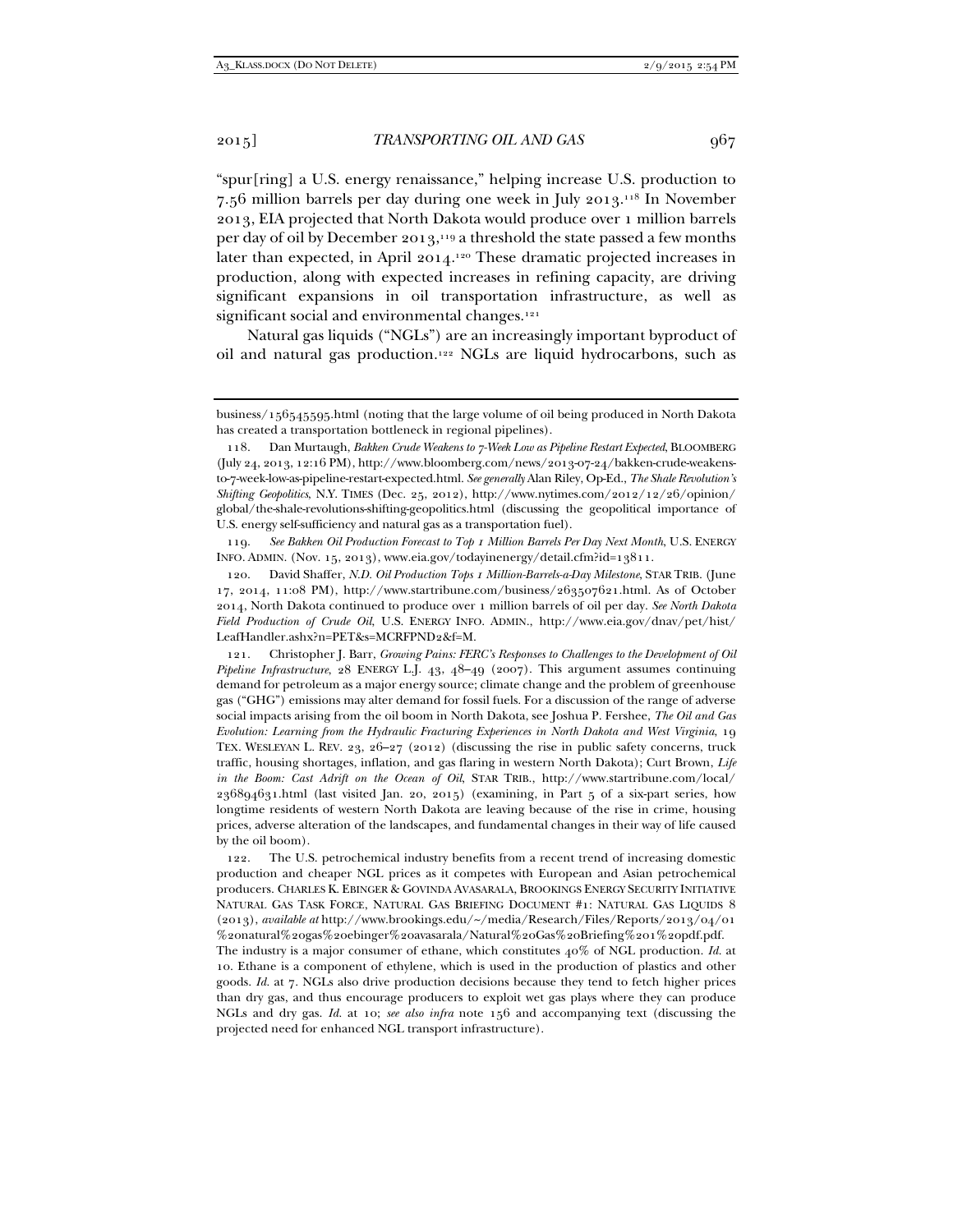"spur[ring] a U.S. energy renaissance," helping increase U.S. production to 7.56 million barrels per day during one week in July 2013.[118] In November 2013, EIA projected that North Dakota would produce over 1 million barrels per day of oil by December 2013,[119] a threshold the state passed a few months later than expected, in April 2014.[120] These dramatic projected increases in production, along with expected increases in refining capacity, are driving significant expansions in oil transportation infrastructure, as well as significant social and environmental changes.[121]

Natural gas liquids ("NGLs") are an increasingly important byproduct of oil and natural gas production.[122] NGLs are liquid hydrocarbons, such as

---

business/156545595.html (noting that the large volume of oil being produced in North Dakota has created a transportation bottleneck in regional pipelines).

118. Dan Murtaugh, *Bakken Crude Weakens to 7-Week Low as Pipeline Restart Expected*, BLOOMBERG (July 24, 2013, 12:16 PM), http://www.bloomberg.com/news/2013-07-24/bakken-crude-weakens-to-7-week-low-as-pipeline-restart-expected.html. *See generally* Alan Riley, Op-Ed., *The Shale Revolution's Shifting Geopolitics*, N.Y. TIMES (Dec. 25, 2012), http://www.nytimes.com/2012/12/26/opinion/global/the-shale-revolutions-shifting-geopolitics.html (discussing the geopolitical importance of U.S. energy self-sufficiency and natural gas as a transportation fuel).

119. *See Bakken Oil Production Forecast to Top 1 Million Barrels Per Day Next Month*, U.S. ENERGY INFO. ADMIN. (Nov. 15, 2013), www.eia.gov/todayinenergy/detail.cfm?id=13811.

120. David Shaffer, *N.D. Oil Production Tops 1 Million-Barrels-a-Day Milestone*, STAR TRIB. (June 17, 2014, 11:08 PM), http://www.startribune.com/business/263507621.html. As of October 2014, North Dakota continued to produce over 1 million barrels of oil per day. *See North Dakota Field Production of Crude Oil*, U.S. ENERGY INFO. ADMIN., http://www.eia.gov/dnav/pet/hist/LeafHandler.ashx?n=PET&s=MCRFPND2&f=M.

121. Christopher J. Barr, *Growing Pains: FERC's Responses to Challenges to the Development of Oil Pipeline Infrastructure*, 28 ENERGY L.J. 43, 48–49 (2007). This argument assumes continuing demand for petroleum as a major energy source; climate change and the problem of greenhouse gas ("GHG") emissions may alter demand for fossil fuels. For a discussion of the range of adverse social impacts arising from the oil boom in North Dakota, see Joshua P. Fershee, *The Oil and Gas Evolution: Learning from the Hydraulic Fracturing Experiences in North Dakota and West Virginia*, 19 TEX. WESLEYAN L. REV. 23, 26–27 (2012) (discussing the rise in public safety concerns, truck traffic, housing shortages, inflation, and gas flaring in western North Dakota); Curt Brown, *Life in the Boom: Cast Adrift on the Ocean of Oil*, STAR TRIB., http://www.startribune.com/local/236894631.html (last visited Jan. 20, 2015) (examining, in Part 5 of a six-part series, how longtime residents of western North Dakota are leaving because of the rise in crime, housing prices, adverse alteration of the landscapes, and fundamental changes in their way of life caused by the oil boom).

122. The U.S. petrochemical industry benefits from a recent trend of increasing domestic production and cheaper NGL prices as it competes with European and Asian petrochemical producers. CHARLES K. EBINGER & GOVINDA AVASARALA, BROOKINGS ENERGY SECURITY INITIATIVE NATURAL GAS TASK FORCE, NATURAL GAS BRIEFING DOCUMENT #1: NATURAL GAS LIQUIDS 8 (2013), *available at* http://www.brookings.edu/~/media/Research/Files/Reports/2013/04/01%20natural%20gas%20ebinger%20avasarala/Natural%20Gas%20Briefing%201%20pdf.pdf. The industry is a major consumer of ethane, which constitutes 40% of NGL production. *Id.* at 10. Ethane is a component of ethylene, which is used in the production of plastics and other goods. *Id.* at 7. NGLs also drive production decisions because they tend to fetch higher prices than dry gas, and thus encourage producers to exploit wet gas plays where they can produce NGLs and dry gas. *Id.* at 10; *see also infra* note 156 and accompanying text (discussing the projected need for enhanced NGL transport infrastructure).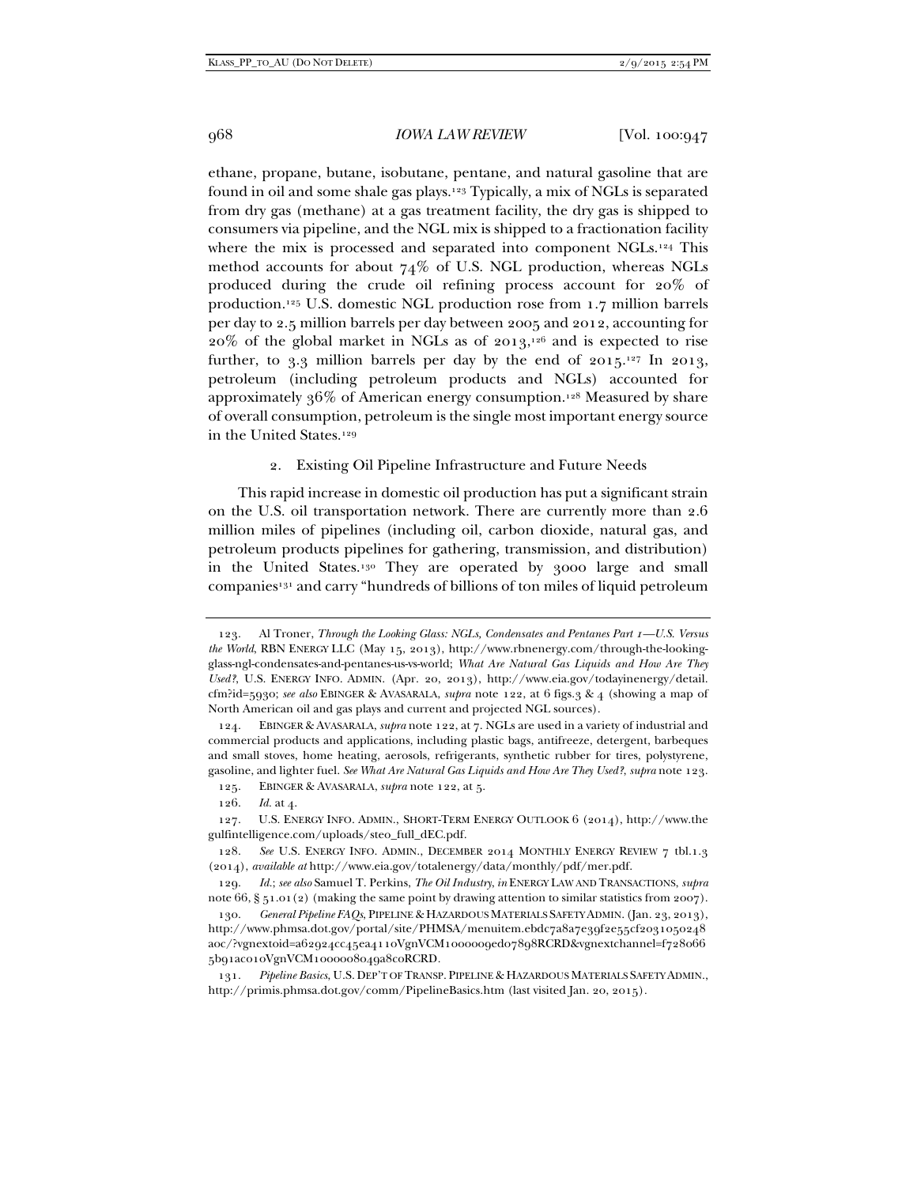ethane, propane, butane, isobutane, pentane, and natural gasoline that are found in oil and some shale gas plays.[123] Typically, a mix of NGLs is separated from dry gas (methane) at a gas treatment facility, the dry gas is shipped to consumers via pipeline, and the NGL mix is shipped to a fractionation facility where the mix is processed and separated into component NGLs.[124] This method accounts for about 74% of U.S. NGL production, whereas NGLs produced during the crude oil refining process account for 20% of production.[125] U.S. domestic NGL production rose from 1.7 million barrels per day to 2.5 million barrels per day between 2005 and 2012, accounting for 20% of the global market in NGLs as of 2013,[126] and is expected to rise further, to 3.3 million barrels per day by the end of 2015.[127] In 2013, petroleum (including petroleum products and NGLs) accounted for approximately 36% of American energy consumption.[128] Measured by share of overall consumption, petroleum is the single most important energy source in the United States.[129]

### 2. Existing Oil Pipeline Infrastructure and Future Needs

This rapid increase in domestic oil production has put a significant strain on the U.S. oil transportation network. There are currently more than 2.6 million miles of pipelines (including oil, carbon dioxide, natural gas, and petroleum products pipelines for gathering, transmission, and distribution) in the United States.[130] They are operated by 3000 large and small companies[131] and carry "hundreds of billions of ton miles of liquid petroleum

---

123. Al Troner, *Through the Looking Glass: NGLs, Condensates and Pentanes Part 1—U.S. Versus the World*, RBN ENERGY LLC (May 15, 2013), http://www.rbnenergy.com/through-the-looking-glass-ngl-condensates-and-pentanes-us-vs-world; *What Are Natural Gas Liquids and How Are They Used?*, U.S. ENERGY INFO. ADMIN. (Apr. 20, 2013), http://www.eia.gov/todayinenergy/detail.cfm?id=5930; *see also* EBINGER & AVASARALA, *supra* note 122, at 6 figs.3 & 4 (showing a map of North American oil and gas plays and current and projected NGL sources).

124. EBINGER & AVASARALA, *supra* note 122, at 7. NGLs are used in a variety of industrial and commercial products and applications, including plastic bags, antifreeze, detergent, barbeques and small stoves, home heating, aerosols, refrigerants, synthetic rubber for tires, polystyrene, gasoline, and lighter fuel. *See What Are Natural Gas Liquids and How Are They Used?*, *supra* note 123.

125. EBINGER & AVASARALA, *supra* note 122, at 5.

126. *Id.* at 4.

127. U.S. ENERGY INFO. ADMIN., SHORT-TERM ENERGY OUTLOOK 6 (2014), http://www.thegulfintelligence.com/uploads/steo_full_dEC.pdf.

128. *See* U.S. ENERGY INFO. ADMIN., DECEMBER 2014 MONTHLY ENERGY REVIEW 7 tbl.1.3 (2014), *available at* http://www.eia.gov/totalenergy/data/monthly/pdf/mer.pdf.

129. *Id.*; *see also* Samuel T. Perkins, *The Oil Industry*, *in* ENERGY LAW AND TRANSACTIONS, *supra* note 66, § 51.01(2) (making the same point by drawing attention to similar statistics from 2007).

130. *General Pipeline FAQs*, PIPELINE & HAZARDOUS MATERIALS SAFETY ADMIN. (Jan. 23, 2013), http://www.phmsa.dot.gov/portal/site/PHMSA/menuitem.ebdc7a8a7e39f2e55cf2031050248aoc/?vgnextoid=a62924cc45ea4110VgnVCM1000009ed07898RCRD&vgnextchannel=f7280665b91ac010VgnVCM1000008049a8c0RCRD.

131. *Pipeline Basics*, U.S. DEP'T OF TRANSP. PIPELINE & HAZARDOUS MATERIALS SAFETY ADMIN., http://primis.phmsa.dot.gov/comm/PipelineBasics.htm (last visited Jan. 20, 2015).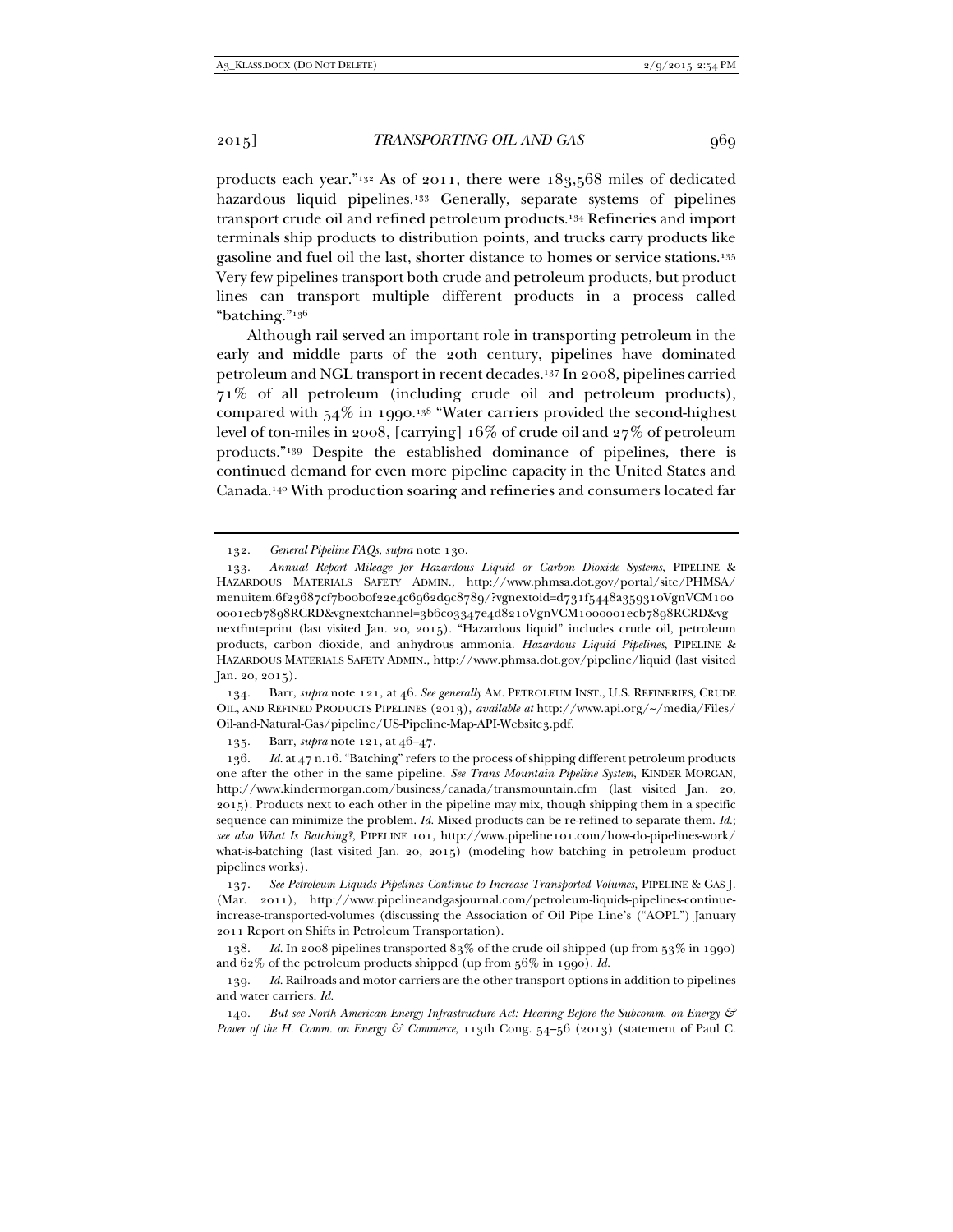products each year."[132] As of 2011, there were 183,568 miles of dedicated hazardous liquid pipelines.[133] Generally, separate systems of pipelines transport crude oil and refined petroleum products.[134] Refineries and import terminals ship products to distribution points, and trucks carry products like gasoline and fuel oil the last, shorter distance to homes or service stations.[135] Very few pipelines transport both crude and petroleum products, but product lines can transport multiple different products in a process called "batching."[136]

Although rail served an important role in transporting petroleum in the early and middle parts of the 20th century, pipelines have dominated petroleum and NGL transport in recent decades.[137] In 2008, pipelines carried 71% of all petroleum (including crude oil and petroleum products), compared with 54% in 1990.[138] "Water carriers provided the second-highest level of ton-miles in 2008, [carrying] 16% of crude oil and 27% of petroleum products."[139] Despite the established dominance of pipelines, there is continued demand for even more pipeline capacity in the United States and Canada.[140] With production soaring and refineries and consumers located far

---

132. *General Pipeline FAQs*, *supra* note 130.

133. *Annual Report Mileage for Hazardous Liquid or Carbon Dioxide Systems*, PIPELINE & HAZARDOUS MATERIALS SAFETY ADMIN., http://www.phmsa.dot.gov/portal/site/PHMSA/menuitem.6f23687cf7b00b0f22e4c6962d9c8789/?vgnextoid=d731f5448a359310VgnVCM1000001ecb7898RCRD&vgnextchannel=3b6c03347e4d8210VgnVCM1000001ecb7898RCRD&vgnextfmt=print (last visited Jan. 20, 2015). "Hazardous liquid" includes crude oil, petroleum products, carbon dioxide, and anhydrous ammonia. *Hazardous Liquid Pipelines*, PIPELINE & HAZARDOUS MATERIALS SAFETY ADMIN., http://www.phmsa.dot.gov/pipeline/liquid (last visited Jan. 20, 2015).

134. Barr, *supra* note 121, at 46. *See generally* AM. PETROLEUM INST., U.S. REFINERIES, CRUDE OIL, AND REFINED PRODUCTS PIPELINES (2013), *available at* http://www.api.org/~/media/Files/Oil-and-Natural-Gas/pipeline/US-Pipeline-Map-API-Website3.pdf.

135. Barr, *supra* note 121, at 46–47.

136. *Id.* at 47 n.16. "Batching" refers to the process of shipping different petroleum products one after the other in the same pipeline. *See Trans Mountain Pipeline System*, KINDER MORGAN, http://www.kindermorgan.com/business/canada/transmountain.cfm (last visited Jan. 20, 2015). Products next to each other in the pipeline may mix, though shipping them in a specific sequence can minimize the problem. *Id.* Mixed products can be re-refined to separate them. *Id.*; *see also What Is Batching?*, PIPELINE 101, http://www.pipeline101.com/how-do-pipelines-work/what-is-batching (last visited Jan. 20, 2015) (modeling how batching in petroleum product pipelines works).

137. *See Petroleum Liquids Pipelines Continue to Increase Transported Volumes*, PIPELINE & GAS J. (Mar. 2011), http://www.pipelineandgasjournal.com/petroleum-liquids-pipelines-continue-increase-transported-volumes (discussing the Association of Oil Pipe Line's ("AOPL") January 2011 Report on Shifts in Petroleum Transportation).

138. *Id.* In 2008 pipelines transported 83% of the crude oil shipped (up from 53% in 1990) and 62% of the petroleum products shipped (up from 56% in 1990). *Id.*

139. *Id.* Railroads and motor carriers are the other transport options in addition to pipelines and water carriers. *Id.*

140. *But see North American Energy Infrastructure Act: Hearing Before the Subcomm. on Energy & Power of the H. Comm. on Energy & Commerce*, 113th Cong. 54–56 (2013) (statement of Paul C.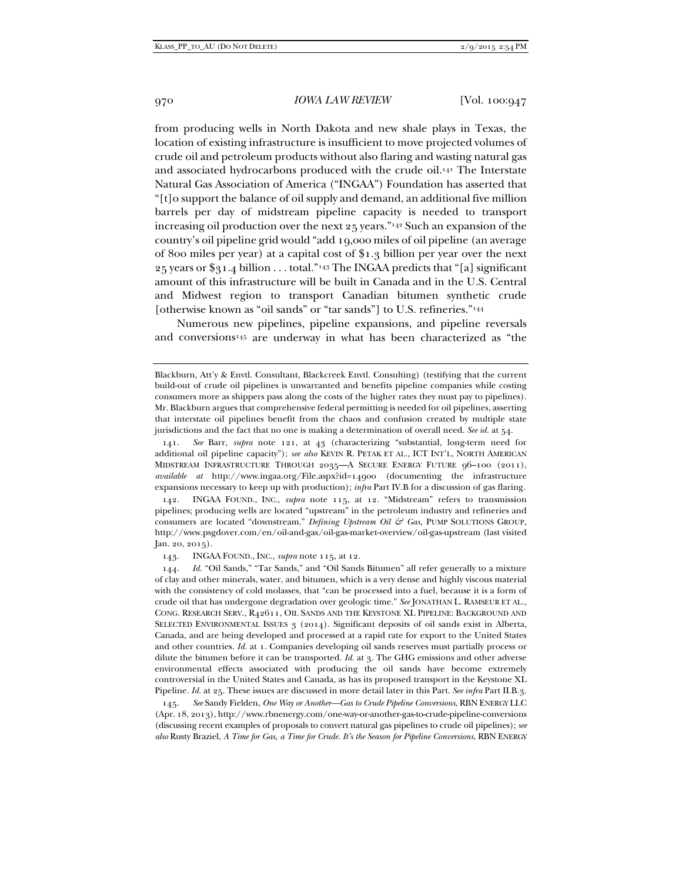from producing wells in North Dakota and new shale plays in Texas, the location of existing infrastructure is insufficient to move projected volumes of crude oil and petroleum products without also flaring and wasting natural gas and associated hydrocarbons produced with the crude oil.[141] The Interstate Natural Gas Association of America ("INGAA") Foundation has asserted that "[t]o support the balance of oil supply and demand, an additional five million barrels per day of midstream pipeline capacity is needed to transport increasing oil production over the next 25 years."[142] Such an expansion of the country's oil pipeline grid would "add 19,000 miles of oil pipeline (an average of 800 miles per year) at a capital cost of $1.3 billion per year over the next 25 years or $31.4 billion . . . total."[143] The INGAA predicts that "[a] significant amount of this infrastructure will be built in Canada and in the U.S. Central and Midwest region to transport Canadian bitumen synthetic crude [otherwise known as "oil sands" or "tar sands"] to U.S. refineries."[144]

Numerous new pipelines, pipeline expansions, and pipeline reversals and conversions[145] are underway in what has been characterized as "the

---

Blackburn, Att'y & Envtl. Consultant, Blackcreek Envtl. Consulting) (testifying that the current build-out of crude oil pipelines is unwarranted and benefits pipeline companies while costing consumers more as shippers pass along the costs of the higher rates they must pay to pipelines). Mr. Blackburn argues that comprehensive federal permitting is needed for oil pipelines, asserting that interstate oil pipelines benefit from the chaos and confusion created by multiple state jurisdictions and the fact that no one is making a determination of overall need. *See id.* at 54.

141. *See* Barr, *supra* note 121, at 43 (characterizing "substantial, long-term need for additional oil pipeline capacity"); *see also* KEVIN R. PETAK ET AL., ICT INT'L, NORTH AMERICAN MIDSTREAM INFRASTRUCTURE THROUGH 2035—A SECURE ENERGY FUTURE 96–100 (2011), *available at* http://www.ingaa.org/File.aspx?id=14900 (documenting the infrastructure expansions necessary to keep up with production); *infra* Part IV.B for a discussion of gas flaring.

142. INGAA FOUND., INC., *supra* note 115, at 12. "Midstream" refers to transmission pipelines; producing wells are located "upstream" in the petroleum industry and refineries and consumers are located "downstream." *Defining Upstream Oil & Gas*, PUMP SOLUTIONS GROUP, http://www.psgdover.com/en/oil-and-gas/oil-gas-market-overview/oil-gas-upstream (last visited Jan. 20, 2015).

143. INGAA FOUND., INC., *supra* note 115, at 12.

144. *Id.* "Oil Sands," "Tar Sands," and "Oil Sands Bitumen" all refer generally to a mixture of clay and other minerals, water, and bitumen, which is a very dense and highly viscous material with the consistency of cold molasses, that "can be processed into a fuel, because it is a form of crude oil that has undergone degradation over geologic time." *See* JONATHAN L. RAMSEUR ET AL., CONG. RESEARCH SERV., R42611, OIL SANDS AND THE KEYSTONE XL PIPELINE: BACKGROUND AND SELECTED ENVIRONMENTAL ISSUES 3 (2014). Significant deposits of oil sands exist in Alberta, Canada, and are being developed and processed at a rapid rate for export to the United States and other countries. *Id.* at 1. Companies developing oil sands reserves must partially process or dilute the bitumen before it can be transported. *Id.* at 3. The GHG emissions and other adverse environmental effects associated with producing the oil sands have become extremely controversial in the United States and Canada, as has its proposed transport in the Keystone XL Pipeline. *Id.* at 25. These issues are discussed in more detail later in this Part. *See infra* Part II.B.3.

145. *See* Sandy Fielden, *One Way or Another—Gas to Crude Pipeline Conversions*, RBN ENERGY LLC (Apr. 18, 2013), http://www.rbnenergy.com/one-way-or-another-gas-to-crude-pipeline-conversions (discussing recent examples of proposals to convert natural gas pipelines to crude oil pipelines); *see also* Rusty Braziel, *A Time for Gas, a Time for Crude. It's the Season for Pipeline Conversions*, RBN ENERGY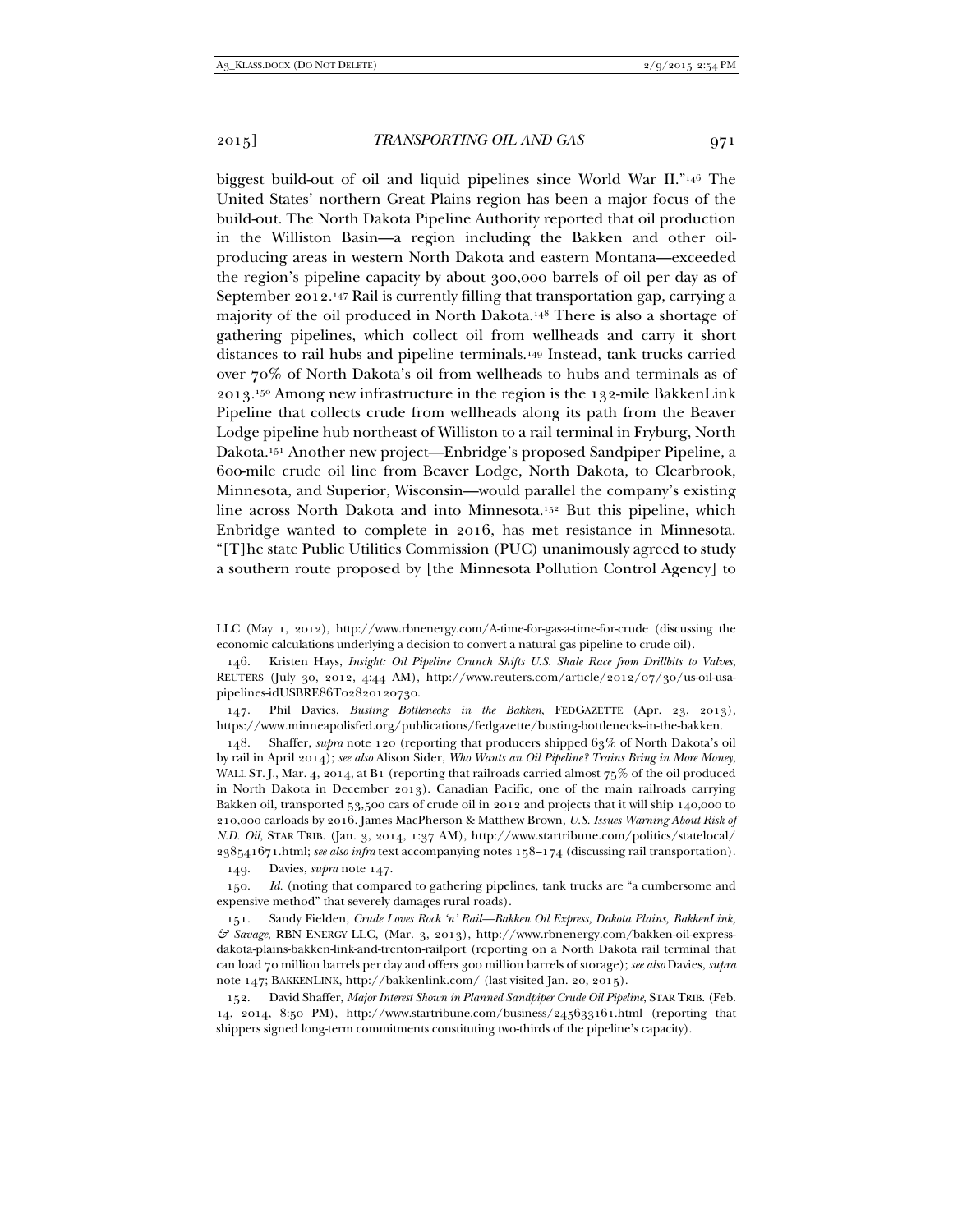biggest build-out of oil and liquid pipelines since World War II."[146] The United States' northern Great Plains region has been a major focus of the build-out. The North Dakota Pipeline Authority reported that oil production in the Williston Basin—a region including the Bakken and other oil-producing areas in western North Dakota and eastern Montana—exceeded the region's pipeline capacity by about 300,000 barrels of oil per day as of September 2012.[147] Rail is currently filling that transportation gap, carrying a majority of the oil produced in North Dakota.[148] There is also a shortage of gathering pipelines, which collect oil from wellheads and carry it short distances to rail hubs and pipeline terminals.[149] Instead, tank trucks carried over 70% of North Dakota's oil from wellheads to hubs and terminals as of 2013.[150] Among new infrastructure in the region is the 132-mile BakkenLink Pipeline that collects crude from wellheads along its path from the Beaver Lodge pipeline hub northeast of Williston to a rail terminal in Fryburg, North Dakota.[151] Another new project—Enbridge's proposed Sandpiper Pipeline, a 600-mile crude oil line from Beaver Lodge, North Dakota, to Clearbrook, Minnesota, and Superior, Wisconsin—would parallel the company's existing line across North Dakota and into Minnesota.[152] But this pipeline, which Enbridge wanted to complete in 2016, has met resistance in Minnesota. "[T]he state Public Utilities Commission (PUC) unanimously agreed to study a southern route proposed by [the Minnesota Pollution Control Agency] to

---

LLC (May 1, 2012), http://www.rbnenergy.com/A-time-for-gas-a-time-for-crude (discussing the economic calculations underlying a decision to convert a natural gas pipeline to crude oil).

146. Kristen Hays, *Insight: Oil Pipeline Crunch Shifts U.S. Shale Race from Drillbits to Valves*, REUTERS (July 30, 2012, 4:44 AM), http://www.reuters.com/article/2012/07/30/us-oil-usa-pipelines-idUSBRE86T02820120730.

147. Phil Davies, *Busting Bottlenecks in the Bakken*, FEDGAZETTE (Apr. 23, 2013), https://www.minneapolisfed.org/publications/fedgazette/busting-bottlenecks-in-the-bakken.

148. Shaffer, *supra* note 120 (reporting that producers shipped 63% of North Dakota's oil by rail in April 2014); *see also* Alison Sider, *Who Wants an Oil Pipeline? Trains Bring in More Money*, WALL ST. J., Mar. 4, 2014, at B1 (reporting that railroads carried almost 75% of the oil produced in North Dakota in December 2013). Canadian Pacific, one of the main railroads carrying Bakken oil, transported 53,500 cars of crude oil in 2012 and projects that it will ship 140,000 to 210,000 carloads by 2016. James MacPherson & Matthew Brown, *U.S. Issues Warning About Risk of N.D. Oil*, STAR TRIB. (Jan. 3, 2014, 1:37 AM), http://www.startribune.com/politics/statelocal/238541671.html; *see also infra* text accompanying notes 158–174 (discussing rail transportation).

149. Davies, *supra* note 147.

150. *Id.* (noting that compared to gathering pipelines, tank trucks are "a cumbersome and expensive method" that severely damages rural roads).

151. Sandy Fielden, *Crude Loves Rock 'n' Rail—Bakken Oil Express, Dakota Plains, BakkenLink, & Savage*, RBN ENERGY LLC, (Mar. 3, 2013), http://www.rbnenergy.com/bakken-oil-express-dakota-plains-bakken-link-and-trenton-railport (reporting on a North Dakota rail terminal that can load 70 million barrels per day and offers 300 million barrels of storage); *see also* Davies, *supra* note 147; BAKKENLINK, http://bakkenlink.com/ (last visited Jan. 20, 2015).

152. David Shaffer, *Major Interest Shown in Planned Sandpiper Crude Oil Pipeline*, STAR TRIB. (Feb. 14, 2014, 8:50 PM), http://www.startribune.com/business/245633161.html (reporting that shippers signed long-term commitments constituting two-thirds of the pipeline's capacity).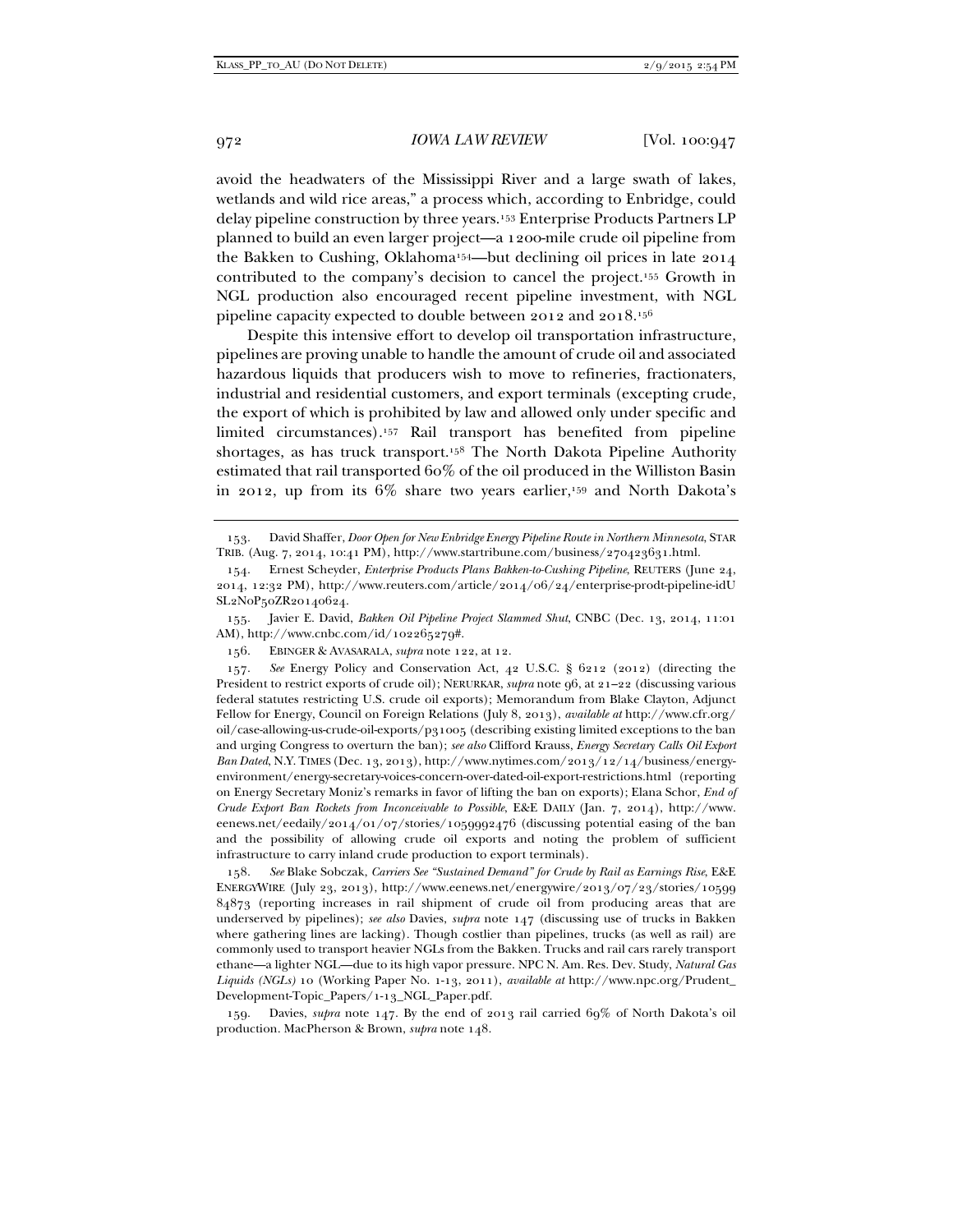avoid the headwaters of the Mississippi River and a large swath of lakes, wetlands and wild rice areas," a process which, according to Enbridge, could delay pipeline construction by three years.[153] Enterprise Products Partners LP planned to build an even larger project—a 1200-mile crude oil pipeline from the Bakken to Cushing, Oklahoma[154]—but declining oil prices in late 2014 contributed to the company's decision to cancel the project.[155] Growth in NGL production also encouraged recent pipeline investment, with NGL pipeline capacity expected to double between 2012 and 2018.[156]

Despite this intensive effort to develop oil transportation infrastructure, pipelines are proving unable to handle the amount of crude oil and associated hazardous liquids that producers wish to move to refineries, fractionaters, industrial and residential customers, and export terminals (excepting crude, the export of which is prohibited by law and allowed only under specific and limited circumstances).[157] Rail transport has benefited from pipeline shortages, as has truck transport.[158] The North Dakota Pipeline Authority estimated that rail transported 60% of the oil produced in the Williston Basin in 2012, up from its 6% share two years earlier,[159] and North Dakota's

---

153. David Shaffer, *Door Open for New Enbridge Energy Pipeline Route in Northern Minnesota*, STAR TRIB. (Aug. 7, 2014, 10:41 PM), http://www.startribune.com/business/270423631.html.

154. Ernest Scheyder, *Enterprise Products Plans Bakken-to-Cushing Pipeline*, REUTERS (June 24, 2014, 12:32 PM), http://www.reuters.com/article/2014/06/24/enterprise-prodt-pipeline-idUSL2N0P50ZR20140624.

155. Javier E. David, *Bakken Oil Pipeline Project Slammed Shut*, CNBC (Dec. 13, 2014, 11:01 AM), http://www.cnbc.com/id/102265279#.

156. EBINGER & AVASARALA, *supra* note 122, at 12.

157. *See* Energy Policy and Conservation Act, 42 U.S.C. § 6212 (2012) (directing the President to restrict exports of crude oil); NERURKAR, *supra* note 96, at 21–22 (discussing various federal statutes restricting U.S. crude oil exports); Memorandum from Blake Clayton, Adjunct Fellow for Energy, Council on Foreign Relations (July 8, 2013), *available at* http://www.cfr.org/oil/case-allowing-us-crude-oil-exports/p31005 (describing existing limited exceptions to the ban and urging Congress to overturn the ban); *see also* Clifford Krauss, *Energy Secretary Calls Oil Export Ban Dated*, N.Y. TIMES (Dec. 13, 2013), http://www.nytimes.com/2013/12/14/business/energy-environment/energy-secretary-voices-concern-over-dated-oil-export-restrictions.html (reporting on Energy Secretary Moniz's remarks in favor of lifting the ban on exports); Elana Schor, *End of Crude Export Ban Rockets from Inconceivable to Possible*, E&E DAILY (Jan. 7, 2014), http://www.eenews.net/eedaily/2014/01/07/stories/1059992476 (discussing potential easing of the ban and the possibility of allowing crude oil exports and noting the problem of sufficient infrastructure to carry inland crude production to export terminals).

158. *See* Blake Sobczak, *Carriers See "Sustained Demand" for Crude by Rail as Earnings Rise*, E&E ENERGYWIRE (July 23, 2013), http://www.eenews.net/energywire/2013/07/23/stories/1059984873 (reporting increases in rail shipment of crude oil from producing areas that are underserved by pipelines); *see also* Davies, *supra* note 147 (discussing use of trucks in Bakken where gathering lines are lacking). Though costlier than pipelines, trucks (as well as rail) are commonly used to transport heavier NGLs from the Bakken. Trucks and rail cars rarely transport ethane—a lighter NGL—due to its high vapor pressure. NPC N. Am. Res. Dev. Study, *Natural Gas Liquids (NGLs)* 10 (Working Paper No. 1-13, 2011), *available at* http://www.npc.org/Prudent_Development-Topic_Papers/1-13_NGL_Paper.pdf.

159. Davies, *supra* note 147. By the end of 2013 rail carried 69% of North Dakota's oil production. MacPherson & Brown, *supra* note 148.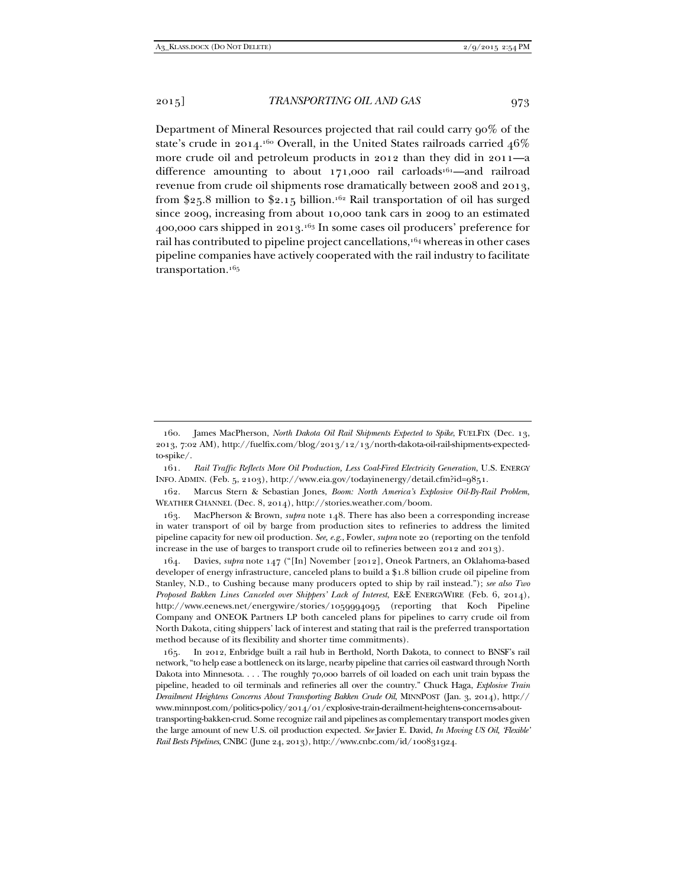Department of Mineral Resources projected that rail could carry 90% of the state's crude in 2014.[160] Overall, in the United States railroads carried 46% more crude oil and petroleum products in 2012 than they did in 2011—a difference amounting to about 171,000 rail carloads[161]—and railroad revenue from crude oil shipments rose dramatically between 2008 and 2013, from $25.8 million to $2.15 billion.[162] Rail transportation of oil has surged since 2009, increasing from about 10,000 tank cars in 2009 to an estimated 400,000 cars shipped in 2013.[163] In some cases oil producers' preference for rail has contributed to pipeline project cancellations,[164] whereas in other cases pipeline companies have actively cooperated with the rail industry to facilitate transportation.[165]

---

160. James MacPherson, *North Dakota Oil Rail Shipments Expected to Spike*, FUELFIX (Dec. 13, 2013, 7:02 AM), http://fuelfix.com/blog/2013/12/13/north-dakota-oil-rail-shipments-expected-to-spike/.

161. *Rail Traffic Reflects More Oil Production, Less Coal-Fired Electricity Generation*, U.S. ENERGY INFO. ADMIN. (Feb. 5, 2103), http://www.eia.gov/todayinenergy/detail.cfm?id=9851.

162. Marcus Stern & Sebastian Jones, *Boom: North America's Explosive Oil-By-Rail Problem*, WEATHER CHANNEL (Dec. 8, 2014), http://stories.weather.com/boom.

163. MacPherson & Brown, *supra* note 148. There has also been a corresponding increase in water transport of oil by barge from production sites to refineries to address the limited pipeline capacity for new oil production. *See, e.g.*, Fowler, *supra* note 20 (reporting on the tenfold increase in the use of barges to transport crude oil to refineries between 2012 and 2013).

164. Davies, *supra* note 147 ("[In] November [2012], Oneok Partners, an Oklahoma-based developer of energy infrastructure, canceled plans to build a $1.8 billion crude oil pipeline from Stanley, N.D., to Cushing because many producers opted to ship by rail instead."); *see also Two Proposed Bakken Lines Canceled over Shippers' Lack of Interest*, E&E ENERGYWIRE (Feb. 6, 2014), http://www.eenews.net/energywire/stories/1059994095 (reporting that Koch Pipeline Company and ONEOK Partners LP both canceled plans for pipelines to carry crude oil from North Dakota, citing shippers' lack of interest and stating that rail is the preferred transportation method because of its flexibility and shorter time commitments).

165. In 2012, Enbridge built a rail hub in Berthold, North Dakota, to connect to BNSF's rail network, "to help ease a bottleneck on its large, nearby pipeline that carries oil eastward through North Dakota into Minnesota. . . . The roughly 70,000 barrels of oil loaded on each unit train bypass the pipeline, headed to oil terminals and refineries all over the country." Chuck Haga, *Explosive Train Derailment Heightens Concerns About Transporting Bakken Crude Oil*, MINNPOST (Jan. 3, 2014), http://www.minnpost.com/politics-policy/2014/01/explosive-train-derailment-heightens-concerns-about-transporting-bakken-crud. Some recognize rail and pipelines as complementary transport modes given the large amount of new U.S. oil production expected. *See* Javier E. David, *In Moving US Oil, 'Flexible' Rail Bests Pipelines*, CNBC (June 24, 2013), http://www.cnbc.com/id/100831924.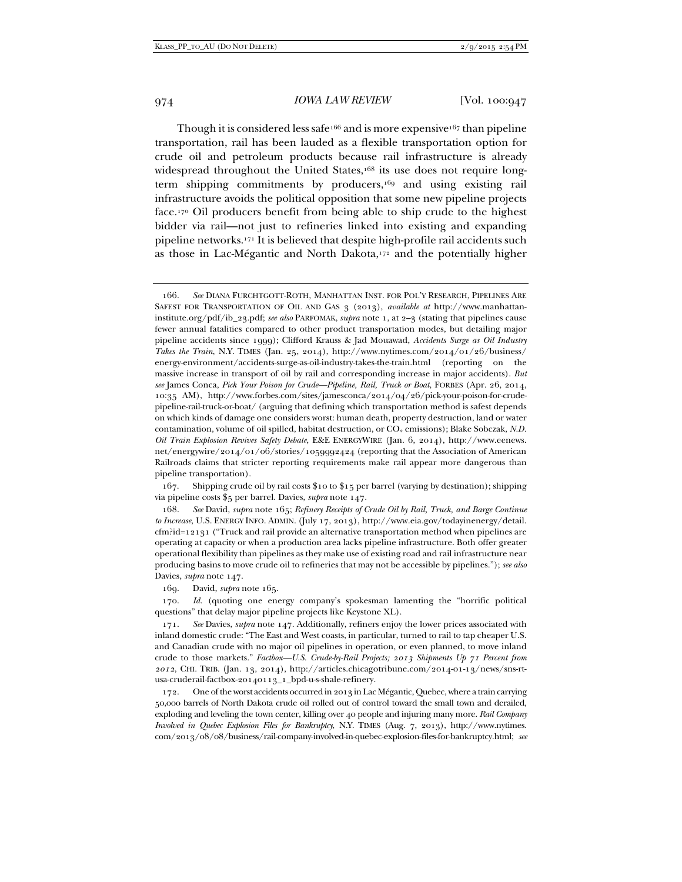Though it is considered less safe[166] and is more expensive[167] than pipeline transportation, rail has been lauded as a flexible transportation option for crude oil and petroleum products because rail infrastructure is already widespread throughout the United States,[168] its use does not require long-term shipping commitments by producers,[169] and using existing rail infrastructure avoids the political opposition that some new pipeline projects face.[170] Oil producers benefit from being able to ship crude to the highest bidder via rail—not just to refineries linked into existing and expanding pipeline networks.[171] It is believed that despite high-profile rail accidents such as those in Lac-Mégantic and North Dakota,[172] and the potentially higher

---

166. *See* DIANA FURCHTGOTT-ROTH, MANHATTAN INST. FOR POL'Y RESEARCH, PIPELINES ARE SAFEST FOR TRANSPORTATION OF OIL AND GAS 3 (2013), *available at* http://www.manhattan-institute.org/pdf/ib_23.pdf; *see also* PARFOMAK, *supra* note 1, at 2–3 (stating that pipelines cause fewer annual fatalities compared to other product transportation modes, but detailing major pipeline accidents since 1999); Clifford Krauss & Jad Mouawad, *Accidents Surge as Oil Industry Takes the Train*, N.Y. TIMES (Jan. 25, 2014), http://www.nytimes.com/2014/01/26/business/energy-environment/accidents-surge-as-oil-industry-takes-the-train.html (reporting on the massive increase in transport of oil by rail and corresponding increase in major accidents). *But see* James Conca, *Pick Your Poison for Crude—Pipeline, Rail, Truck or Boat*, FORBES (Apr. 26, 2014, 10:35 AM), http://www.forbes.com/sites/jamesconca/2014/04/26/pick-your-poison-for-crude-pipeline-rail-truck-or-boat/ (arguing that defining which transportation method is safest depends on which kinds of damage one considers worst: human death, property destruction, land or water contamination, volume of oil spilled, habitat destruction, or $CO_2$ emissions); Blake Sobczak, *N.D. Oil Train Explosion Revives Safety Debate*, E&E ENERGYWIRE (Jan. 6, 2014), http://www.eenews.net/energywire/2014/01/06/stories/1059992424 (reporting that the Association of American Railroads claims that stricter reporting requirements make rail appear more dangerous than pipeline transportation).

167. Shipping crude oil by rail costs $10 to $15 per barrel (varying by destination); shipping via pipeline costs $5 per barrel. Davies, *supra* note 147.

168. *See* David, *supra* note 165; *Refinery Receipts of Crude Oil by Rail, Truck, and Barge Continue to Increase*, U.S. ENERGY INFO. ADMIN. (July 17, 2013), http://www.eia.gov/todayinenergy/detail.cfm?id=12131 ("Truck and rail provide an alternative transportation method when pipelines are operating at capacity or when a production area lacks pipeline infrastructure. Both offer greater operational flexibility than pipelines as they make use of existing road and rail infrastructure near producing basins to move crude oil to refineries that may not be accessible by pipelines."); *see also* Davies, *supra* note 147.

169. David, *supra* note 165.

170. *Id.* (quoting one energy company's spokesman lamenting the "horrific political questions" that delay major pipeline projects like Keystone XL).

171. *See* Davies, *supra* note 147. Additionally, refiners enjoy the lower prices associated with inland domestic crude: "The East and West coasts, in particular, turned to rail to tap cheaper U.S. and Canadian crude with no major oil pipelines in operation, or even planned, to move inland crude to those markets." *Factbox—U.S. Crude-by-Rail Projects; 2013 Shipments Up 71 Percent from 2012*, CHI. TRIB. (Jan. 13, 2014), http://articles.chicagotribune.com/2014-01-13/news/sns-rt-usa-cruderail-factbox-20140113_1_bpd-u-s-shale-refinery.

172. One of the worst accidents occurred in 2013 in Lac Mégantic, Quebec, where a train carrying 50,000 barrels of North Dakota crude oil rolled out of control toward the small town and derailed, exploding and leveling the town center, killing over 40 people and injuring many more. *Rail Company Involved in Quebec Explosion Files for Bankruptcy*, N.Y. TIMES (Aug. 7, 2013), http://www.nytimes.com/2013/08/08/business/rail-company-involved-in-quebec-explosion-files-for-bankruptcy.html; *see*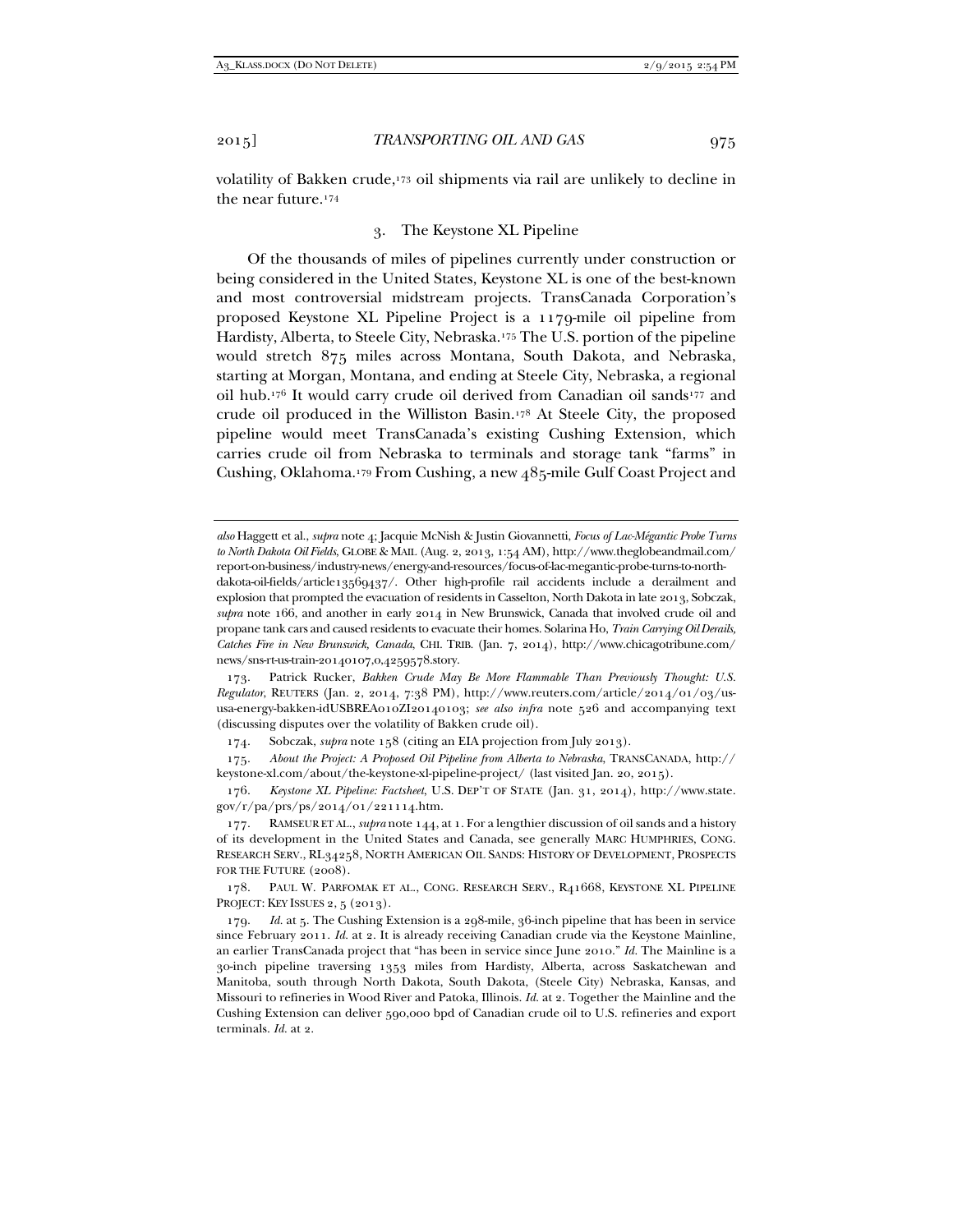volatility of Bakken crude,[173] oil shipments via rail are unlikely to decline in the near future.[174]

### 3. The Keystone XL Pipeline

Of the thousands of miles of pipelines currently under construction or being considered in the United States, Keystone XL is one of the best-known and most controversial midstream projects. TransCanada Corporation's proposed Keystone XL Pipeline Project is a 1179-mile oil pipeline from Hardisty, Alberta, to Steele City, Nebraska.[175] The U.S. portion of the pipeline would stretch 875 miles across Montana, South Dakota, and Nebraska, starting at Morgan, Montana, and ending at Steele City, Nebraska, a regional oil hub.[176] It would carry crude oil derived from Canadian oil sands[177] and crude oil produced in the Williston Basin.[178] At Steele City, the proposed pipeline would meet TransCanada's existing Cushing Extension, which carries crude oil from Nebraska to terminals and storage tank "farms" in Cushing, Oklahoma.[179] From Cushing, a new 485-mile Gulf Coast Project and

---

*also* Haggett et al., *supra* note 4; Jacquie McNish & Justin Giovannetti, *Focus of Lac-Mégantic Probe Turns to North Dakota Oil Fields*, GLOBE & MAIL (Aug. 2, 2013, 1:54 AM), http://www.theglobeandmail.com/report-on-business/industry-news/energy-and-resources/focus-of-lac-megantic-probe-turns-to-north-dakota-oil-fields/article13569437/. Other high-profile rail accidents include a derailment and explosion that prompted the evacuation of residents in Casselton, North Dakota in late 2013, Sobczak, *supra* note 166, and another in early 2014 in New Brunswick, Canada that involved crude oil and propane tank cars and caused residents to evacuate their homes. Solarina Ho, *Train Carrying Oil Derails, Catches Fire in New Brunswick, Canada*, CHI. TRIB. (Jan. 7, 2014), http://www.chicagotribune.com/news/sns-rt-us-train-20140107,0,4259578.story.

173. Patrick Rucker, *Bakken Crude May Be More Flammable Than Previously Thought: U.S. Regulator*, REUTERS (Jan. 2, 2014, 7:38 PM), http://www.reuters.com/article/2014/01/03/us-usa-energy-bakken-idUSBREA010ZI20140103; *see also infra* note 526 and accompanying text (discussing disputes over the volatility of Bakken crude oil).

174. Sobczak, *supra* note 158 (citing an EIA projection from July 2013).

175. *About the Project: A Proposed Oil Pipeline from Alberta to Nebraska*, TRANSCANADA, http://keystone-xl.com/about/the-keystone-xl-pipeline-project/ (last visited Jan. 20, 2015).

176. *Keystone XL Pipeline: Factsheet*, U.S. DEP'T OF STATE (Jan. 31, 2014), http://www.state.gov/r/pa/prs/ps/2014/01/221114.htm.

177. RAMSEUR ET AL., *supra* note 144, at 1. For a lengthier discussion of oil sands and a history of its development in the United States and Canada, see generally MARC HUMPHRIES, CONG. RESEARCH SERV., RL34258, NORTH AMERICAN OIL SANDS: HISTORY OF DEVELOPMENT, PROSPECTS FOR THE FUTURE (2008).

178. PAUL W. PARFOMAK ET AL., CONG. RESEARCH SERV., R41668, KEYSTONE XL PIPELINE PROJECT: KEY ISSUES 2, 5 (2013).

179. *Id.* at 5. The Cushing Extension is a 298-mile, 36-inch pipeline that has been in service since February 2011. *Id.* at 2. It is already receiving Canadian crude via the Keystone Mainline, an earlier TransCanada project that "has been in service since June 2010." *Id.* The Mainline is a 30-inch pipeline traversing 1353 miles from Hardisty, Alberta, across Saskatchewan and Manitoba, south through North Dakota, South Dakota, (Steele City) Nebraska, Kansas, and Missouri to refineries in Wood River and Patoka, Illinois. *Id.* at 2. Together the Mainline and the Cushing Extension can deliver 590,000 bpd of Canadian crude oil to U.S. refineries and export terminals. *Id.* at 2.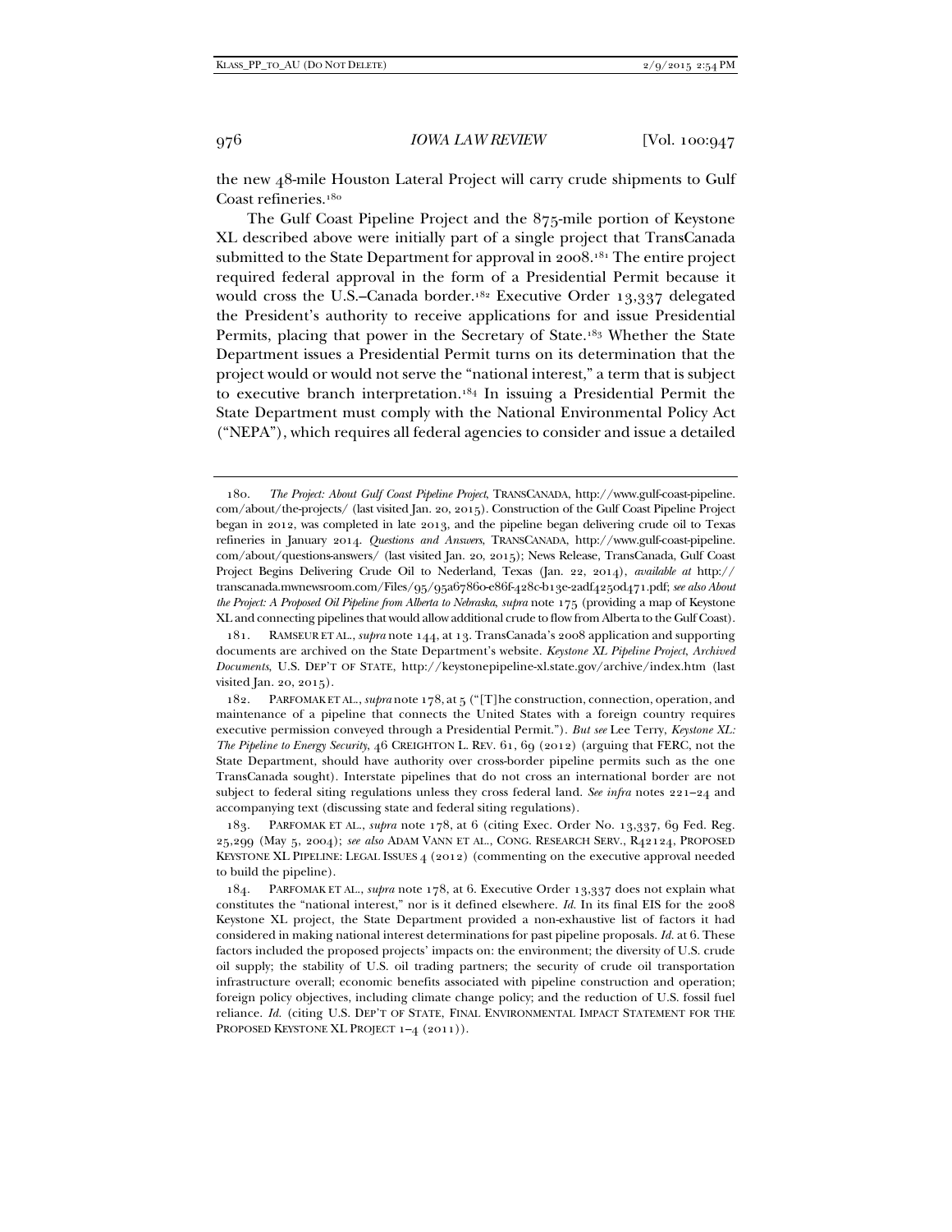the new 48-mile Houston Lateral Project will carry crude shipments to Gulf Coast refineries.[180]

The Gulf Coast Pipeline Project and the 875-mile portion of Keystone XL described above were initially part of a single project that TransCanada submitted to the State Department for approval in 2008.[181] The entire project required federal approval in the form of a Presidential Permit because it would cross the U.S.–Canada border.[182] Executive Order 13,337 delegated the President's authority to receive applications for and issue Presidential Permits, placing that power in the Secretary of State.[183] Whether the State Department issues a Presidential Permit turns on its determination that the project would or would not serve the "national interest," a term that is subject to executive branch interpretation.[184] In issuing a Presidential Permit the State Department must comply with the National Environmental Policy Act ("NEPA"), which requires all federal agencies to consider and issue a detailed

---

180. *The Project: About Gulf Coast Pipeline Project*, TRANSCANADA, http://www.gulf-coast-pipeline.com/about/the-projects/ (last visited Jan. 20, 2015). Construction of the Gulf Coast Pipeline Project began in 2012, was completed in late 2013, and the pipeline began delivering crude oil to Texas refineries in January 2014. *Questions and Answers*, TRANSCANADA, http://www.gulf-coast-pipeline.com/about/questions-answers/ (last visited Jan. 20, 2015); News Release, TransCanada, Gulf Coast Project Begins Delivering Crude Oil to Nederland, Texas (Jan. 22, 2014), *available at* http://transcanada.mwnewsroom.com/Files/95/95a67860-e86f-428c-b13e-2adf4250d471.pdf; *see also About the Project: A Proposed Oil Pipeline from Alberta to Nebraska*, *supra* note 175 (providing a map of Keystone XL and connecting pipelines that would allow additional crude to flow from Alberta to the Gulf Coast).

181. RAMSEUR ET AL., *supra* note 144, at 13. TransCanada's 2008 application and supporting documents are archived on the State Department's website. *Keystone XL Pipeline Project, Archived Documents*, U.S. DEP'T OF STATE, http://keystonepipeline-xl.state.gov/archive/index.htm (last visited Jan. 20, 2015).

182. PARFOMAK ET AL., *supra* note 178, at 5 ("[T]he construction, connection, operation, and maintenance of a pipeline that connects the United States with a foreign country requires executive permission conveyed through a Presidential Permit."). *But see* Lee Terry, *Keystone XL: The Pipeline to Energy Security*, 46 CREIGHTON L. REV. 61, 69 (2012) (arguing that FERC, not the State Department, should have authority over cross-border pipeline permits such as the one TransCanada sought). Interstate pipelines that do not cross an international border are not subject to federal siting regulations unless they cross federal land. *See infra* notes 221–24 and accompanying text (discussing state and federal siting regulations).

183. PARFOMAK ET AL., *supra* note 178, at 6 (citing Exec. Order No. 13,337, 69 Fed. Reg. 25,299 (May 5, 2004); *see also* ADAM VANN ET AL., CONG. RESEARCH SERV., R42124, PROPOSED KEYSTONE XL PIPELINE: LEGAL ISSUES 4 (2012) (commenting on the executive approval needed to build the pipeline).

184. PARFOMAK ET AL., *supra* note 178, at 6. Executive Order 13,337 does not explain what constitutes the "national interest," nor is it defined elsewhere. *Id.* In its final EIS for the 2008 Keystone XL project, the State Department provided a non-exhaustive list of factors it had considered in making national interest determinations for past pipeline proposals. *Id.* at 6. These factors included the proposed projects' impacts on: the environment; the diversity of U.S. crude oil supply; the stability of U.S. oil trading partners; the security of crude oil transportation infrastructure overall; economic benefits associated with pipeline construction and operation; foreign policy objectives, including climate change policy; and the reduction of U.S. fossil fuel reliance. *Id.* (citing U.S. DEP'T OF STATE, FINAL ENVIRONMENTAL IMPACT STATEMENT FOR THE PROPOSED KEYSTONE XL PROJECT 1–4 (2011)).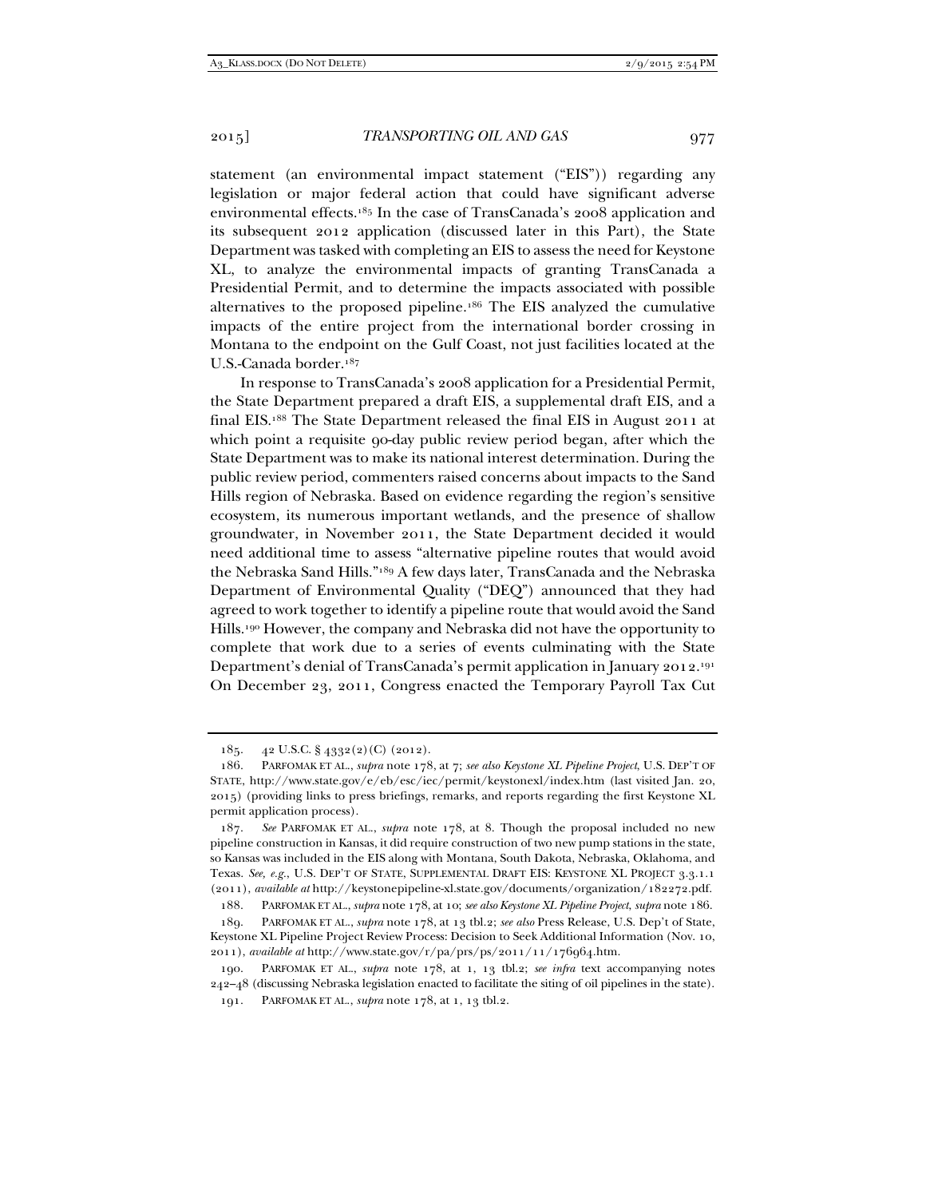statement (an environmental impact statement ("EIS")) regarding any legislation or major federal action that could have significant adverse environmental effects.[185] In the case of TransCanada's 2008 application and its subsequent 2012 application (discussed later in this Part), the State Department was tasked with completing an EIS to assess the need for Keystone XL, to analyze the environmental impacts of granting TransCanada a Presidential Permit, and to determine the impacts associated with possible alternatives to the proposed pipeline.[186] The EIS analyzed the cumulative impacts of the entire project from the international border crossing in Montana to the endpoint on the Gulf Coast, not just facilities located at the U.S.-Canada border.[187]

In response to TransCanada's 2008 application for a Presidential Permit, the State Department prepared a draft EIS, a supplemental draft EIS, and a final EIS.[188] The State Department released the final EIS in August 2011 at which point a requisite 90-day public review period began, after which the State Department was to make its national interest determination. During the public review period, commenters raised concerns about impacts to the Sand Hills region of Nebraska. Based on evidence regarding the region's sensitive ecosystem, its numerous important wetlands, and the presence of shallow groundwater, in November 2011, the State Department decided it would need additional time to assess "alternative pipeline routes that would avoid the Nebraska Sand Hills."[189] A few days later, TransCanada and the Nebraska Department of Environmental Quality ("DEQ") announced that they had agreed to work together to identify a pipeline route that would avoid the Sand Hills.[190] However, the company and Nebraska did not have the opportunity to complete that work due to a series of events culminating with the State Department's denial of TransCanada's permit application in January 2012.[191] On December 23, 2011, Congress enacted the Temporary Payroll Tax Cut

---

185. 42 U.S.C. § 4332(2)(C) (2012).

186. PARFOMAK ET AL., *supra* note 178, at 7; *see also Keystone XL Pipeline Project*, U.S. DEP'T OF STATE, http://www.state.gov/e/eb/esc/iec/permit/keystonexl/index.htm (last visited Jan. 20, 2015) (providing links to press briefings, remarks, and reports regarding the first Keystone XL permit application process).

187. *See* PARFOMAK ET AL., *supra* note 178, at 8. Though the proposal included no new pipeline construction in Kansas, it did require construction of two new pump stations in the state, so Kansas was included in the EIS along with Montana, South Dakota, Nebraska, Oklahoma, and Texas. *See, e.g.*, U.S. DEP'T OF STATE, SUPPLEMENTAL DRAFT EIS: KEYSTONE XL PROJECT 3.3.1.1 (2011), *available at* http://keystonepipeline-xl.state.gov/documents/organization/182272.pdf.

188. PARFOMAK ET AL., *supra* note 178, at 10; *see also Keystone XL Pipeline Project*, *supra* note 186.

189. PARFOMAK ET AL., *supra* note 178, at 13 tbl.2; *see also* Press Release, U.S. Dep't of State, Keystone XL Pipeline Project Review Process: Decision to Seek Additional Information (Nov. 10, 2011), *available at* http://www.state.gov/r/pa/prs/ps/2011/11/176964.htm.

190. PARFOMAK ET AL., *supra* note 178, at 1, 13 tbl.2; *see infra* text accompanying notes 242–48 (discussing Nebraska legislation enacted to facilitate the siting of oil pipelines in the state).

191. PARFOMAK ET AL., *supra* note 178, at 1, 13 tbl.2.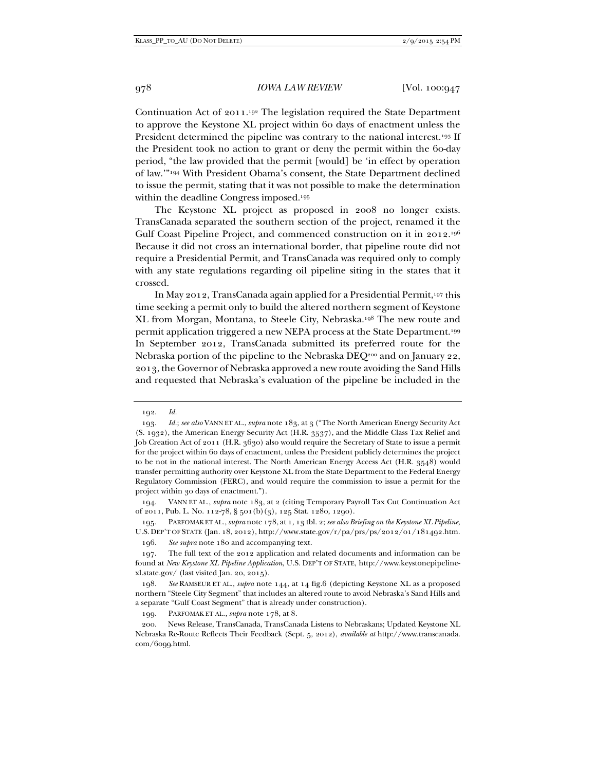Continuation Act of 2011.[192] The legislation required the State Department to approve the Keystone XL project within 60 days of enactment unless the President determined the pipeline was contrary to the national interest.[193] If the President took no action to grant or deny the permit within the 60-day period, "the law provided that the permit [would] be 'in effect by operation of law.'"[194] With President Obama's consent, the State Department declined to issue the permit, stating that it was not possible to make the determination within the deadline Congress imposed.[195]

The Keystone XL project as proposed in 2008 no longer exists. TransCanada separated the southern section of the project, renamed it the Gulf Coast Pipeline Project, and commenced construction on it in 2012.[196] Because it did not cross an international border, that pipeline route did not require a Presidential Permit, and TransCanada was required only to comply with any state regulations regarding oil pipeline siting in the states that it crossed.

In May 2012, TransCanada again applied for a Presidential Permit,[197] this time seeking a permit only to build the altered northern segment of Keystone XL from Morgan, Montana, to Steele City, Nebraska.[198] The new route and permit application triggered a new NEPA process at the State Department.[199] In September 2012, TransCanada submitted its preferred route for the Nebraska portion of the pipeline to the Nebraska DEQ[200] and on January 22, 2013, the Governor of Nebraska approved a new route avoiding the Sand Hills and requested that Nebraska's evaluation of the pipeline be included in the

---

192. *Id.*

193. *Id.*; *see also* VANN ET AL., *supra* note 183, at 3 ("The North American Energy Security Act (S. 1932), the American Energy Security Act (H.R. 3537), and the Middle Class Tax Relief and Job Creation Act of 2011 (H.R. 3630) also would require the Secretary of State to issue a permit for the project within 60 days of enactment, unless the President publicly determines the project to be not in the national interest. The North American Energy Access Act (H.R. 3548) would transfer permitting authority over Keystone XL from the State Department to the Federal Energy Regulatory Commission (FERC), and would require the commission to issue a permit for the project within 30 days of enactment.").

194. VANN ET AL., *supra* note 183, at 2 (citing Temporary Payroll Tax Cut Continuation Act of 2011, Pub. L. No. 112-78, § 501(b)(3), 125 Stat. 1280, 1290).

195. PARFOMAK ET AL., *supra* note 178, at 1, 13 tbl. 2; *see also Briefing on the Keystone XL Pipeline*, U.S. DEP'T OF STATE (Jan. 18, 2012), http://www.state.gov/r/pa/prs/ps/2012/01/181492.htm.

196. *See supra* note 180 and accompanying text.

197. The full text of the 2012 application and related documents and information can be found at *New Keystone XL Pipeline Application*, U.S. DEP'T OF STATE, http://www.keystonepipeline-xl.state.gov/ (last visited Jan. 20, 2015).

198. *See* RAMSEUR ET AL., *supra* note 144, at 14 fig.6 (depicting Keystone XL as a proposed northern "Steele City Segment" that includes an altered route to avoid Nebraska's Sand Hills and a separate "Gulf Coast Segment" that is already under construction).

199. PARFOMAK ET AL., *supra* note 178, at 8.

200. News Release, TransCanada, TransCanada Listens to Nebraskans; Updated Keystone XL Nebraska Re-Route Reflects Their Feedback (Sept. 5, 2012), *available at* http://www.transcanada.com/6099.html.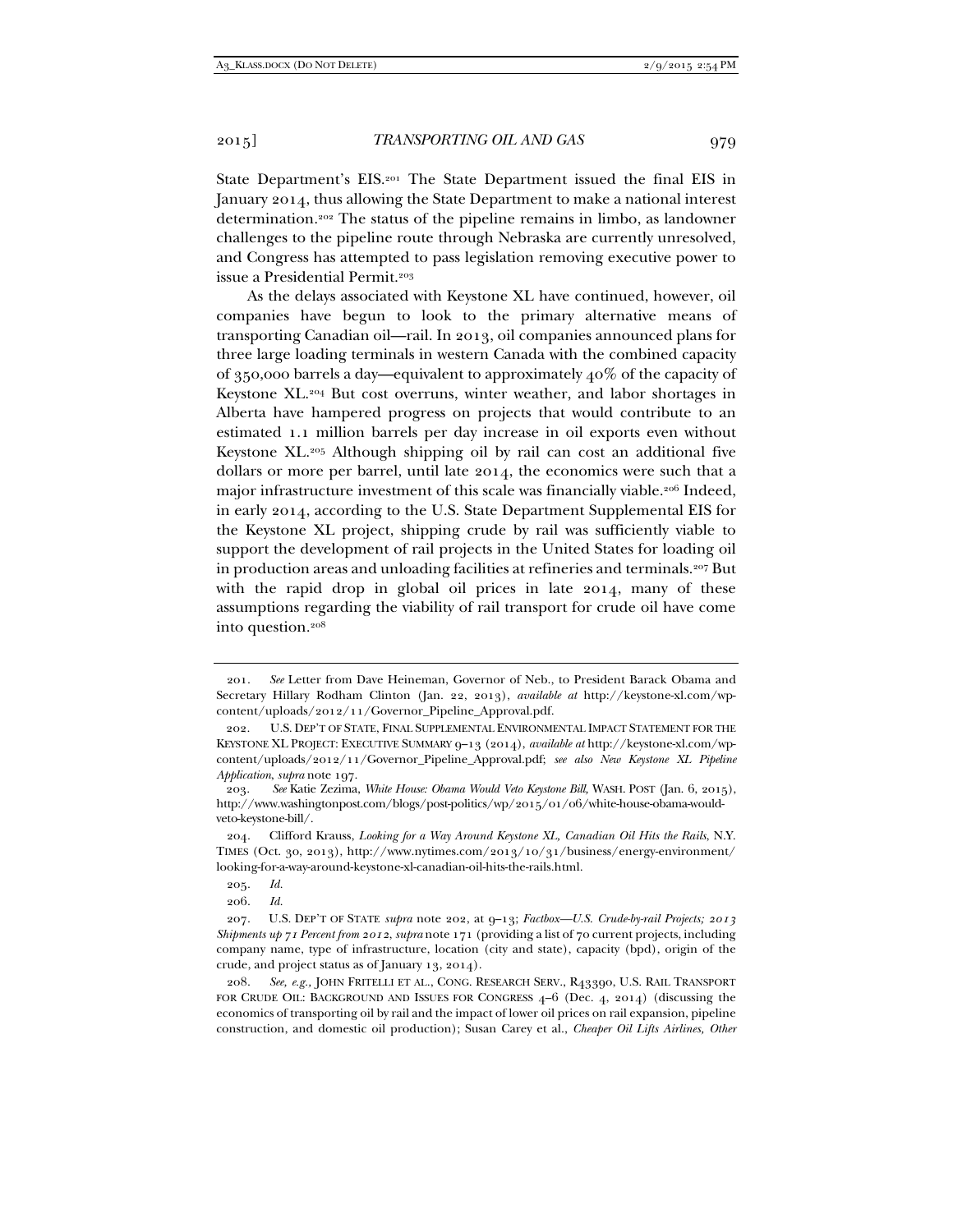State Department's EIS.[201] The State Department issued the final EIS in January 2014, thus allowing the State Department to make a national interest determination.[202] The status of the pipeline remains in limbo, as landowner challenges to the pipeline route through Nebraska are currently unresolved, and Congress has attempted to pass legislation removing executive power to issue a Presidential Permit.[203]

As the delays associated with Keystone XL have continued, however, oil companies have begun to look to the primary alternative means of transporting Canadian oil—rail. In 2013, oil companies announced plans for three large loading terminals in western Canada with the combined capacity of 350,000 barrels a day—equivalent to approximately 40% of the capacity of Keystone XL.[204] But cost overruns, winter weather, and labor shortages in Alberta have hampered progress on projects that would contribute to an estimated 1.1 million barrels per day increase in oil exports even without Keystone XL.[205] Although shipping oil by rail can cost an additional five dollars or more per barrel, until late 2014, the economics were such that a major infrastructure investment of this scale was financially viable.[206] Indeed, in early 2014, according to the U.S. State Department Supplemental EIS for the Keystone XL project, shipping crude by rail was sufficiently viable to support the development of rail projects in the United States for loading oil in production areas and unloading facilities at refineries and terminals.[207] But with the rapid drop in global oil prices in late 2014, many of these assumptions regarding the viability of rail transport for crude oil have come into question.[208]

---

201. *See* Letter from Dave Heineman, Governor of Neb., to President Barack Obama and Secretary Hillary Rodham Clinton (Jan. 22, 2013), *available at* http://keystone-xl.com/wp-content/uploads/2012/11/Governor_Pipeline_Approval.pdf.

202. U.S. DEP'T OF STATE, FINAL SUPPLEMENTAL ENVIRONMENTAL IMPACT STATEMENT FOR THE KEYSTONE XL PROJECT: EXECUTIVE SUMMARY 9–13 (2014), *available at* http://keystone-xl.com/wp-content/uploads/2012/11/Governor_Pipeline_Approval.pdf; *see also New Keystone XL Pipeline Application*, *supra* note 197.

203. *See* Katie Zezima, *White House: Obama Would Veto Keystone Bill*, WASH. POST (Jan. 6, 2015), http://www.washingtonpost.com/blogs/post-politics/wp/2015/01/06/white-house-obama-would-veto-keystone-bill/.

204. Clifford Krauss, *Looking for a Way Around Keystone XL, Canadian Oil Hits the Rails*, N.Y. TIMES (Oct. 30, 2013), http://www.nytimes.com/2013/10/31/business/energy-environment/looking-for-a-way-around-keystone-xl-canadian-oil-hits-the-rails.html.

205. *Id.*

206. *Id.*

207. U.S. DEP'T OF STATE *supra* note 202, at 9–13; *Factbox—U.S. Crude-by-rail Projects; 2013 Shipments up 71 Percent from 2012*, *supra* note 171 (providing a list of 70 current projects, including company name, type of infrastructure, location (city and state), capacity (bpd), origin of the crude, and project status as of January 13, 2014).

208. *See, e.g.*, JOHN FRITELLI ET AL., CONG. RESEARCH SERV., R43390, U.S. RAIL TRANSPORT FOR CRUDE OIL: BACKGROUND AND ISSUES FOR CONGRESS 4–6 (Dec. 4, 2014) (discussing the economics of transporting oil by rail and the impact of lower oil prices on rail expansion, pipeline construction, and domestic oil production); Susan Carey et al., *Cheaper Oil Lifts Airlines, Other*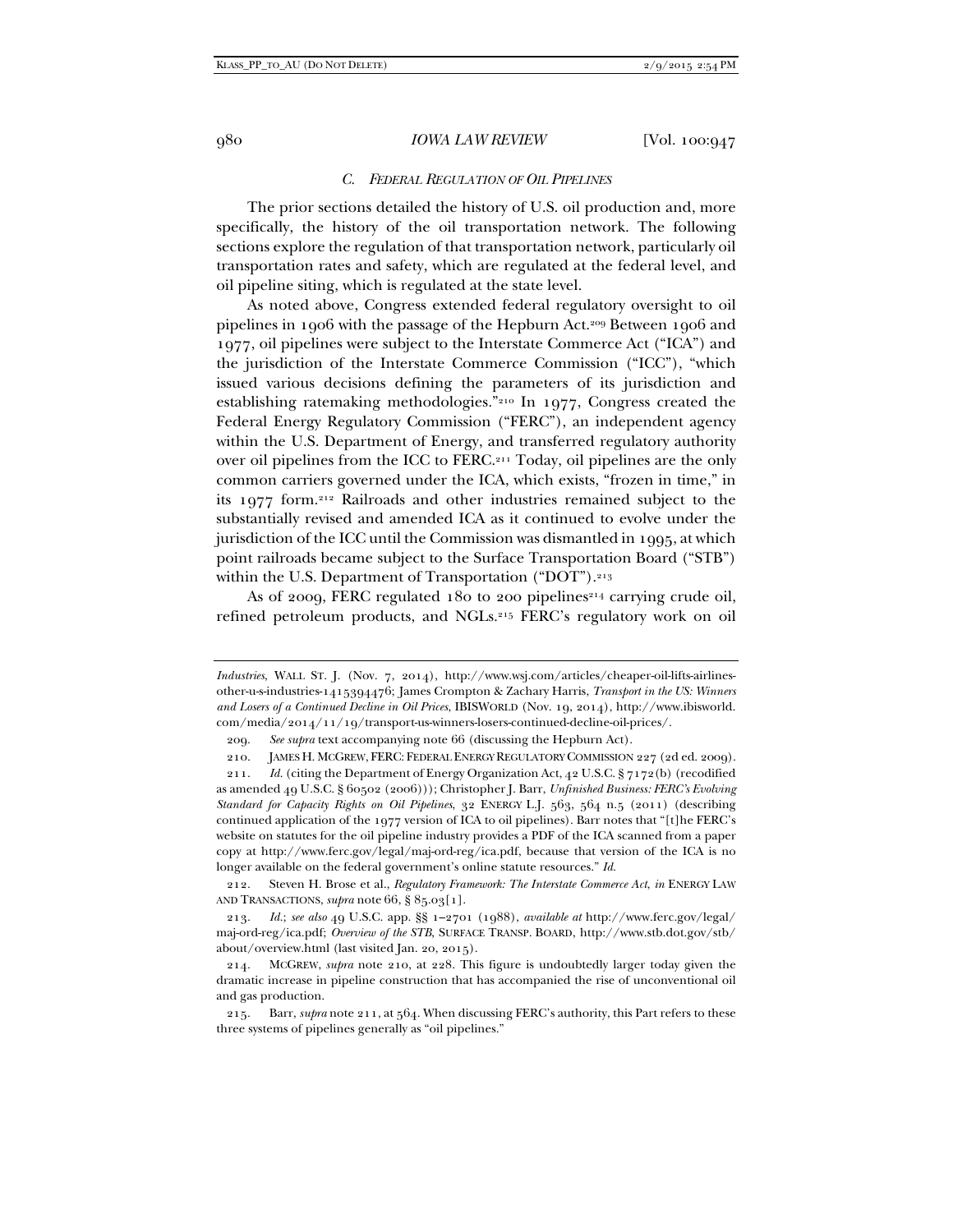### *C. FEDERAL REGULATION OF OIL PIPELINES*

The prior sections detailed the history of U.S. oil production and, more specifically, the history of the oil transportation network. The following sections explore the regulation of that transportation network, particularly oil transportation rates and safety, which are regulated at the federal level, and oil pipeline siting, which is regulated at the state level.

As noted above, Congress extended federal regulatory oversight to oil pipelines in 1906 with the passage of the Hepburn Act.[209] Between 1906 and 1977, oil pipelines were subject to the Interstate Commerce Act ("ICA") and the jurisdiction of the Interstate Commerce Commission ("ICC"), "which issued various decisions defining the parameters of its jurisdiction and establishing ratemaking methodologies."[210] In 1977, Congress created the Federal Energy Regulatory Commission ("FERC"), an independent agency within the U.S. Department of Energy, and transferred regulatory authority over oil pipelines from the ICC to FERC.[211] Today, oil pipelines are the only common carriers governed under the ICA, which exists, "frozen in time," in its 1977 form.[212] Railroads and other industries remained subject to the substantially revised and amended ICA as it continued to evolve under the jurisdiction of the ICC until the Commission was dismantled in 1995, at which point railroads became subject to the Surface Transportation Board ("STB") within the U.S. Department of Transportation ("DOT").[213]

As of 2009, FERC regulated 180 to 200 pipelines[214] carrying crude oil, refined petroleum products, and NGLs.[215] FERC's regulatory work on oil

---

*Industries*, WALL ST. J. (Nov. 7, 2014), http://www.wsj.com/articles/cheaper-oil-lifts-airlines-other-u-s-industries-1415394476; James Crompton & Zachary Harris, *Transport in the US: Winners and Losers of a Continued Decline in Oil Prices*, IBISWORLD (Nov. 19, 2014), http://www.ibisworld.com/media/2014/11/19/transport-us-winners-losers-continued-decline-oil-prices/.

209. *See supra* text accompanying note 66 (discussing the Hepburn Act).

210. JAMES H. MCGREW, FERC: FEDERAL ENERGY REGULATORY COMMISSION 227 (2d ed. 2009).

211. *Id.* (citing the Department of Energy Organization Act, 42 U.S.C. § 7172(b) (recodified as amended 49 U.S.C. § 60502 (2006))); Christopher J. Barr, *Unfinished Business: FERC's Evolving Standard for Capacity Rights on Oil Pipelines*, 32 ENERGY L.J. 563, 564 n.5 (2011) (describing continued application of the 1977 version of ICA to oil pipelines). Barr notes that "[t]he FERC's website on statutes for the oil pipeline industry provides a PDF of the ICA scanned from a paper copy at http://www.ferc.gov/legal/maj-ord-reg/ica.pdf, because that version of the ICA is no longer available on the federal government's online statute resources." *Id.*

212. Steven H. Brose et al., *Regulatory Framework: The Interstate Commerce Act*, *in* ENERGY LAW AND TRANSACTIONS, *supra* note 66, § 85.03[1].

213. *Id.*; *see also* 49 U.S.C. app. §§ 1–2701 (1988), *available at* http://www.ferc.gov/legal/maj-ord-reg/ica.pdf; *Overview of the STB*, SURFACE TRANSP. BOARD, http://www.stb.dot.gov/stb/about/overview.html (last visited Jan. 20, 2015).

214. MCGREW, *supra* note 210, at 228. This figure is undoubtedly larger today given the dramatic increase in pipeline construction that has accompanied the rise of unconventional oil and gas production.

215. Barr, *supra* note 211, at 564. When discussing FERC's authority, this Part refers to these three systems of pipelines generally as "oil pipelines."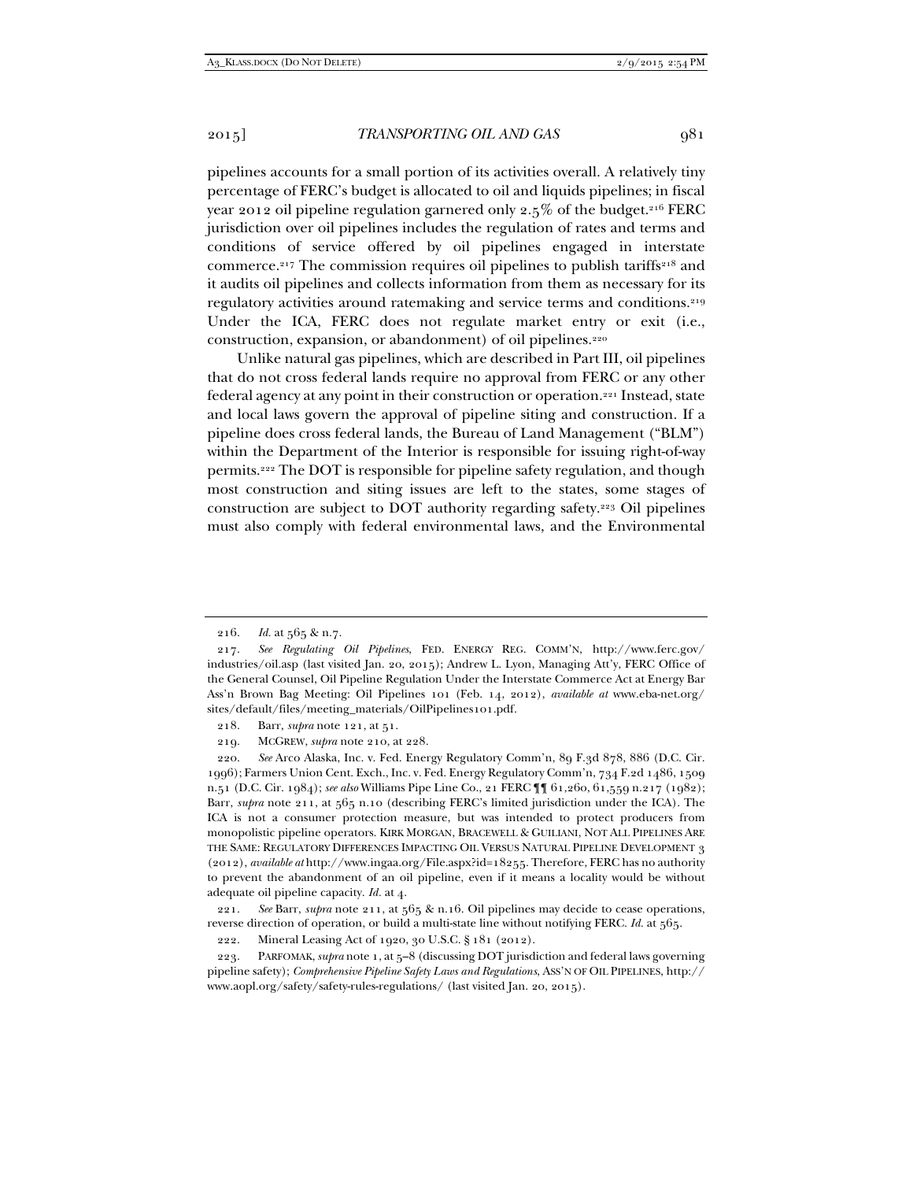pipelines accounts for a small portion of its activities overall. A relatively tiny percentage of FERC's budget is allocated to oil and liquids pipelines; in fiscal year 2012 oil pipeline regulation garnered only 2.5% of the budget.[216] FERC jurisdiction over oil pipelines includes the regulation of rates and terms and conditions of service offered by oil pipelines engaged in interstate commerce.[217] The commission requires oil pipelines to publish tariffs[218] and it audits oil pipelines and collects information from them as necessary for its regulatory activities around ratemaking and service terms and conditions.[219] Under the ICA, FERC does not regulate market entry or exit (i.e., construction, expansion, or abandonment) of oil pipelines.[220]

Unlike natural gas pipelines, which are described in Part III, oil pipelines that do not cross federal lands require no approval from FERC or any other federal agency at any point in their construction or operation.[221] Instead, state and local laws govern the approval of pipeline siting and construction. If a pipeline does cross federal lands, the Bureau of Land Management ("BLM") within the Department of the Interior is responsible for issuing right-of-way permits.[222] The DOT is responsible for pipeline safety regulation, and though most construction and siting issues are left to the states, some stages of construction are subject to DOT authority regarding safety.[223] Oil pipelines must also comply with federal environmental laws, and the Environmental

---

216. *Id.* at 565 & n.7.

217. *See Regulating Oil Pipelines*, FED. ENERGY REG. COMM'N, http://www.ferc.gov/industries/oil.asp (last visited Jan. 20, 2015); Andrew L. Lyon, Managing Att'y, FERC Office of the General Counsel, Oil Pipeline Regulation Under the Interstate Commerce Act at Energy Bar Ass'n Brown Bag Meeting: Oil Pipelines 101 (Feb. 14, 2012), *available at* www.eba-net.org/sites/default/files/meeting_materials/OilPipelines101.pdf.

218. Barr, *supra* note 121, at 51.

219. MCGREW, *supra* note 210, at 228.

220. *See* Arco Alaska, Inc. v. Fed. Energy Regulatory Comm'n, 89 F.3d 878, 886 (D.C. Cir. 1996); Farmers Union Cent. Exch., Inc. v. Fed. Energy Regulatory Comm'n, 734 F.2d 1486, 1509 n.51 (D.C. Cir. 1984); *see also* Williams Pipe Line Co., 21 FERC ¶¶ 61,260, 61,559 n.217 (1982); Barr, *supra* note 211, at 565 n.10 (describing FERC's limited jurisdiction under the ICA). The ICA is not a consumer protection measure, but was intended to protect producers from monopolistic pipeline operators. KIRK MORGAN, BRACEWELL & GUILIANI, NOT ALL PIPELINES ARE THE SAME: REGULATORY DIFFERENCES IMPACTING OIL VERSUS NATURAL PIPELINE DEVELOPMENT 3 (2012), *available at* http://www.ingaa.org/File.aspx?id=18255. Therefore, FERC has no authority to prevent the abandonment of an oil pipeline, even if it means a locality would be without adequate oil pipeline capacity. *Id.* at 4.

221. *See* Barr, *supra* note 211, at 565 & n.16. Oil pipelines may decide to cease operations, reverse direction of operation, or build a multi-state line without notifying FERC. *Id.* at 565.

222. Mineral Leasing Act of 1920, 30 U.S.C. § 181 (2012).

223. PARFOMAK, *supra* note 1, at 5–8 (discussing DOT jurisdiction and federal laws governing pipeline safety); *Comprehensive Pipeline Safety Laws and Regulations*, ASS'N OF OIL PIPELINES, http://www.aopl.org/safety/safety-rules-regulations/ (last visited Jan. 20, 2015).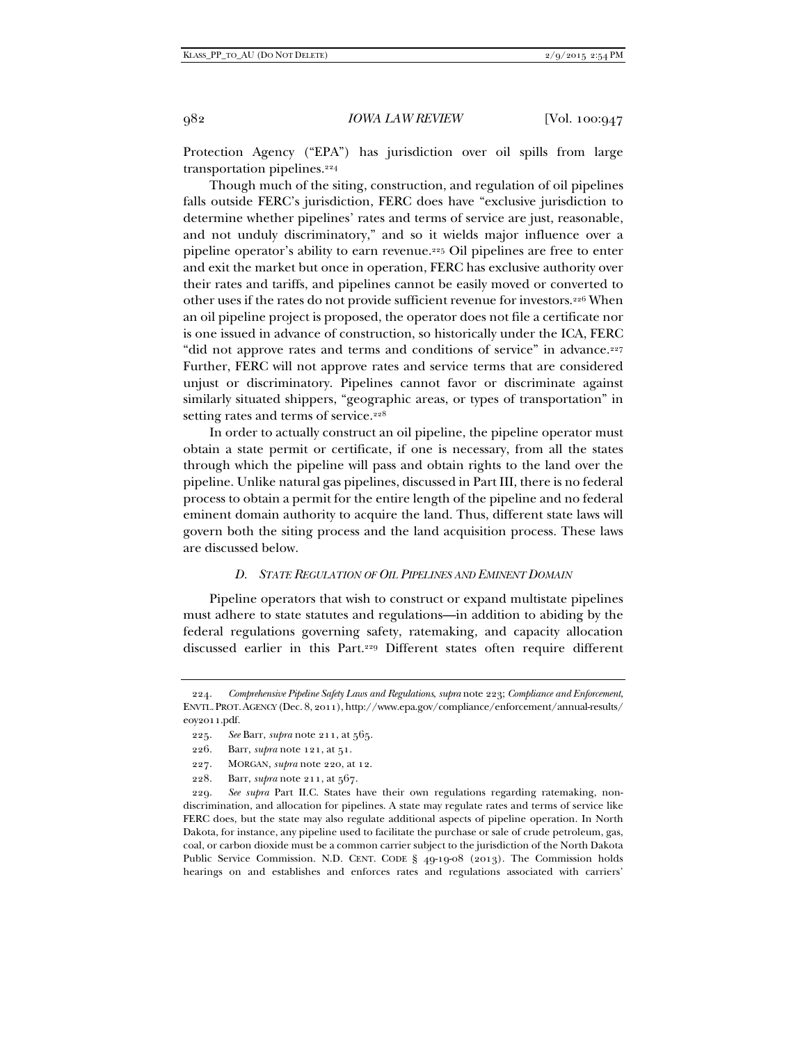Protection Agency ("EPA") has jurisdiction over oil spills from large transportation pipelines.[224]

Though much of the siting, construction, and regulation of oil pipelines falls outside FERC's jurisdiction, FERC does have "exclusive jurisdiction to determine whether pipelines' rates and terms of service are just, reasonable, and not unduly discriminatory," and so it wields major influence over a pipeline operator's ability to earn revenue.[225] Oil pipelines are free to enter and exit the market but once in operation, FERC has exclusive authority over their rates and tariffs, and pipelines cannot be easily moved or converted to other uses if the rates do not provide sufficient revenue for investors.[226] When an oil pipeline project is proposed, the operator does not file a certificate nor is one issued in advance of construction, so historically under the ICA, FERC "did not approve rates and terms and conditions of service" in advance.[227] Further, FERC will not approve rates and service terms that are considered unjust or discriminatory. Pipelines cannot favor or discriminate against similarly situated shippers, "geographic areas, or types of transportation" in setting rates and terms of service.[228]

In order to actually construct an oil pipeline, the pipeline operator must obtain a state permit or certificate, if one is necessary, from all the states through which the pipeline will pass and obtain rights to the land over the pipeline. Unlike natural gas pipelines, discussed in Part III, there is no federal process to obtain a permit for the entire length of the pipeline and no federal eminent domain authority to acquire the land. Thus, different state laws will govern both the siting process and the land acquisition process. These laws are discussed below.

### *D. State Regulation of Oil Pipelines and Eminent Domain*

Pipeline operators that wish to construct or expand multistate pipelines must adhere to state statutes and regulations—in addition to abiding by the federal regulations governing safety, ratemaking, and capacity allocation discussed earlier in this Part.[229] Different states often require different

---

224. *Comprehensive Pipeline Safety Laws and Regulations*, *supra* note 223; *Compliance and Enforcement*, ENVTL. PROT. AGENCY (Dec. 8, 2011), http://www.epa.gov/compliance/enforcement/annual-results/eoy2011.pdf.

225. *See* Barr, *supra* note 211, at 565.

226. Barr, *supra* note 121, at 51.

227. MORGAN, *supra* note 220, at 12.

228. Barr, *supra* note 211, at 567.

229. *See supra* Part II.C. States have their own regulations regarding ratemaking, non-discrimination, and allocation for pipelines. A state may regulate rates and terms of service like FERC does, but the state may also regulate additional aspects of pipeline operation. In North Dakota, for instance, any pipeline used to facilitate the purchase or sale of crude petroleum, gas, coal, or carbon dioxide must be a common carrier subject to the jurisdiction of the North Dakota Public Service Commission. N.D. CENT. CODE § 49-19-08 (2013). The Commission holds hearings on and establishes and enforces rates and regulations associated with carriers'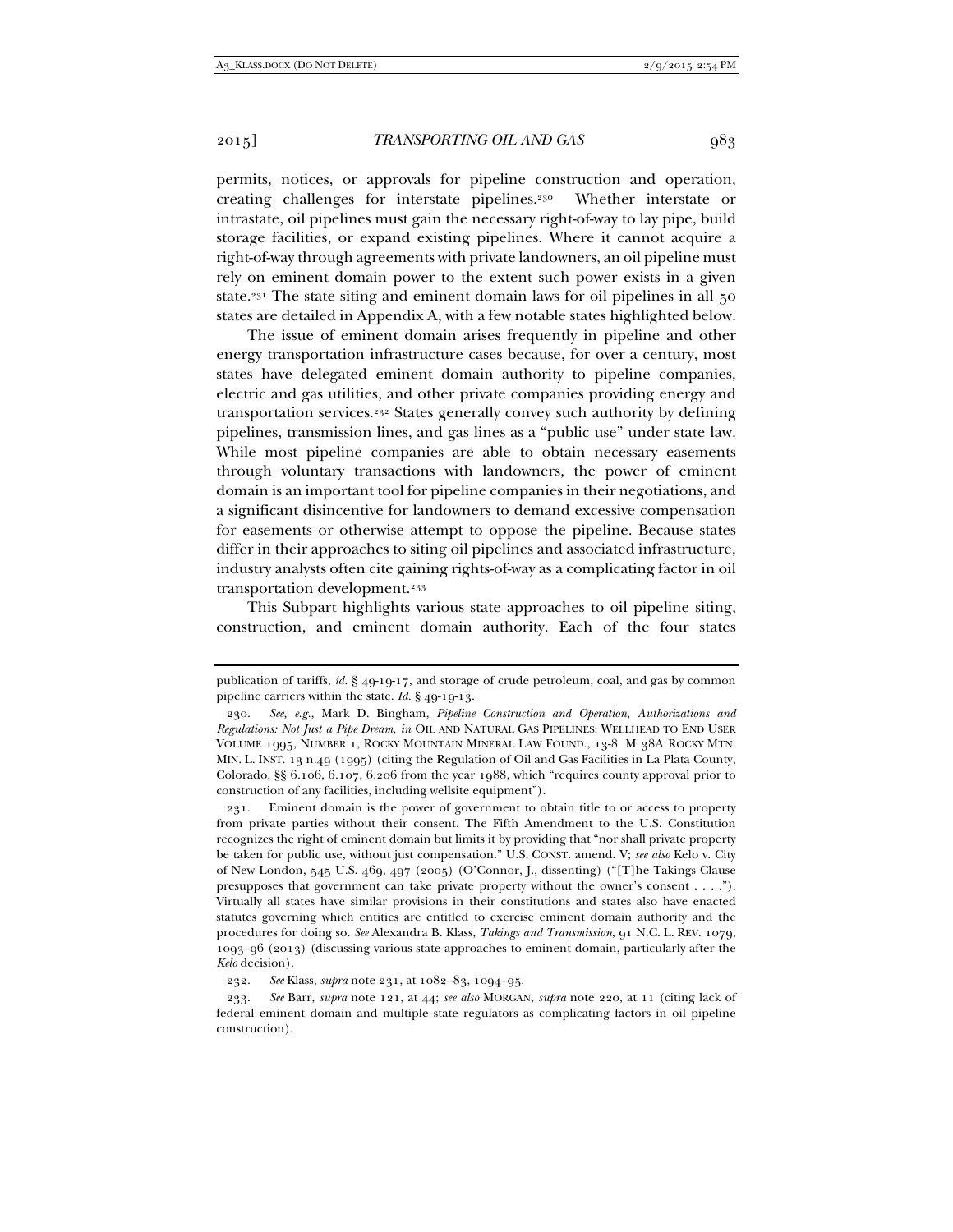permits, notices, or approvals for pipeline construction and operation, creating challenges for interstate pipelines.[230] Whether interstate or intrastate, oil pipelines must gain the necessary right-of-way to lay pipe, build storage facilities, or expand existing pipelines. Where it cannot acquire a right-of-way through agreements with private landowners, an oil pipeline must rely on eminent domain power to the extent such power exists in a given state.[231] The state siting and eminent domain laws for oil pipelines in all 50 states are detailed in Appendix A, with a few notable states highlighted below.

The issue of eminent domain arises frequently in pipeline and other energy transportation infrastructure cases because, for over a century, most states have delegated eminent domain authority to pipeline companies, electric and gas utilities, and other private companies providing energy and transportation services.[232] States generally convey such authority by defining pipelines, transmission lines, and gas lines as a "public use" under state law. While most pipeline companies are able to obtain necessary easements through voluntary transactions with landowners, the power of eminent domain is an important tool for pipeline companies in their negotiations, and a significant disincentive for landowners to demand excessive compensation for easements or otherwise attempt to oppose the pipeline. Because states differ in their approaches to siting oil pipelines and associated infrastructure, industry analysts often cite gaining rights-of-way as a complicating factor in oil transportation development.[233]

This Subpart highlights various state approaches to oil pipeline siting, construction, and eminent domain authority. Each of the four states

---

publication of tariffs, *id.* § 49-19-17, and storage of crude petroleum, coal, and gas by common pipeline carriers within the state. *Id.* § 49-19-13.

230. *See, e.g.*, Mark D. Bingham, *Pipeline Construction and Operation, Authorizations and Regulations: Not Just a Pipe Dream, in* OIL AND NATURAL GAS PIPELINES: WELLHEAD TO END USER VOLUME 1995, NUMBER 1, ROCKY MOUNTAIN MINERAL LAW FOUND., 13-8 M 38A ROCKY MTN. MIN. L. INST. 13 n.49 (1995) (citing the Regulation of Oil and Gas Facilities in La Plata County, Colorado, §§ 6.106, 6.107, 6.206 from the year 1988, which "requires county approval prior to construction of any facilities, including wellsite equipment").

231. Eminent domain is the power of government to obtain title to or access to property from private parties without their consent. The Fifth Amendment to the U.S. Constitution recognizes the right of eminent domain but limits it by providing that "nor shall private property be taken for public use, without just compensation." U.S. CONST. amend. V; *see also* Kelo v. City of New London, 545 U.S. 469, 497 (2005) (O'Connor, J., dissenting) ("[T]he Takings Clause presupposes that government can take private property without the owner's consent . . . ."). Virtually all states have similar provisions in their constitutions and states also have enacted statutes governing which entities are entitled to exercise eminent domain authority and the procedures for doing so. *See* Alexandra B. Klass, *Takings and Transmission*, 91 N.C. L. REV. 1079, 1093–96 (2013) (discussing various state approaches to eminent domain, particularly after the *Kelo* decision).

232. *See* Klass, *supra* note 231, at 1082–83, 1094–95.

233. *See* Barr, *supra* note 121, at 44; *see also* MORGAN, *supra* note 220, at 11 (citing lack of federal eminent domain and multiple state regulators as complicating factors in oil pipeline construction).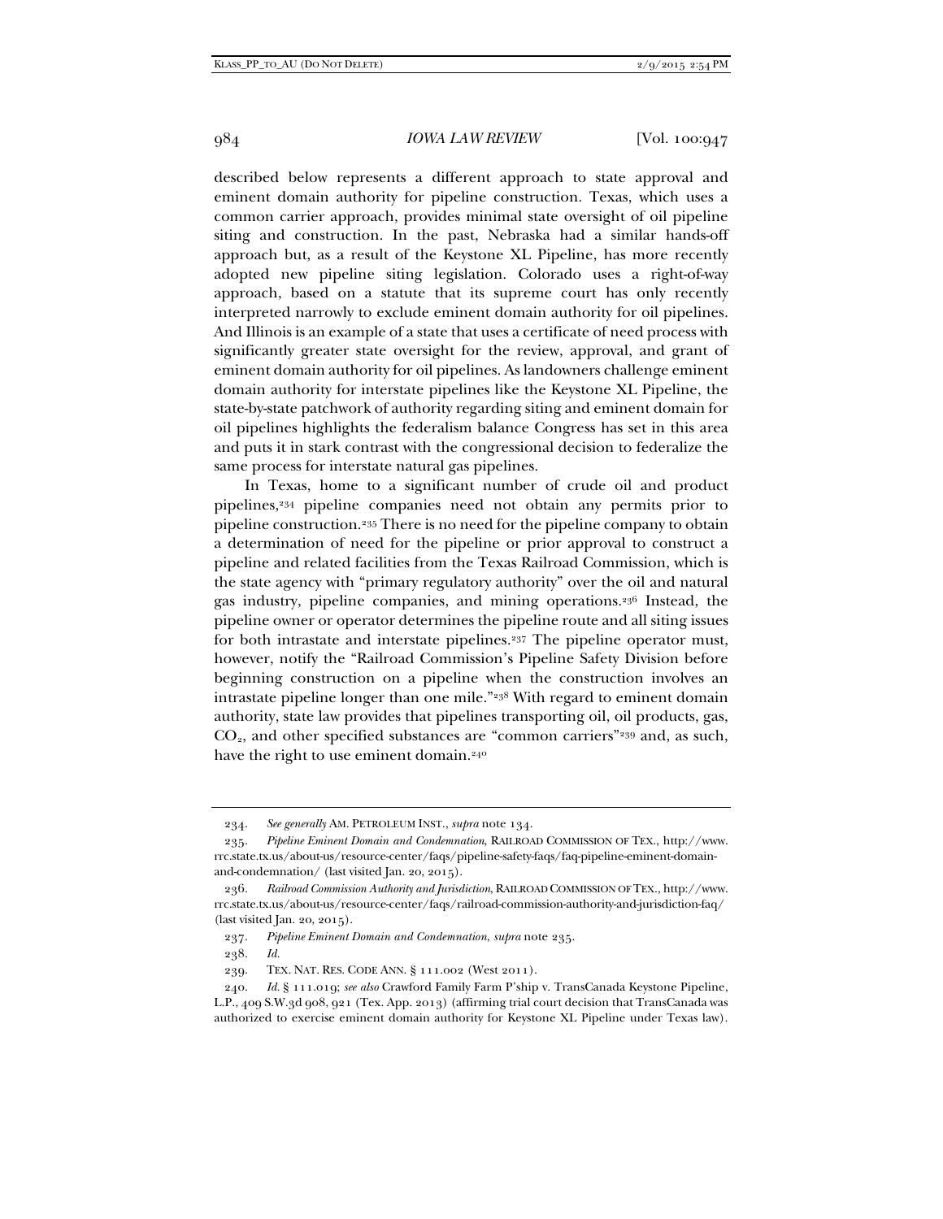described below represents a different approach to state approval and eminent domain authority for pipeline construction. Texas, which uses a common carrier approach, provides minimal state oversight of oil pipeline siting and construction. In the past, Nebraska had a similar hands-off approach but, as a result of the Keystone XL Pipeline, has more recently adopted new pipeline siting legislation. Colorado uses a right-of-way approach, based on a statute that its supreme court has only recently interpreted narrowly to exclude eminent domain authority for oil pipelines. And Illinois is an example of a state that uses a certificate of need process with significantly greater state oversight for the review, approval, and grant of eminent domain authority for oil pipelines. As landowners challenge eminent domain authority for interstate pipelines like the Keystone XL Pipeline, the state-by-state patchwork of authority regarding siting and eminent domain for oil pipelines highlights the federalism balance Congress has set in this area and puts it in stark contrast with the congressional decision to federalize the same process for interstate natural gas pipelines.

In Texas, home to a significant number of crude oil and product pipelines,[234] pipeline companies need not obtain any permits prior to pipeline construction.[235] There is no need for the pipeline company to obtain a determination of need for the pipeline or prior approval to construct a pipeline and related facilities from the Texas Railroad Commission, which is the state agency with "primary regulatory authority" over the oil and natural gas industry, pipeline companies, and mining operations.[236] Instead, the pipeline owner or operator determines the pipeline route and all siting issues for both intrastate and interstate pipelines.[237] The pipeline operator must, however, notify the "Railroad Commission's Pipeline Safety Division before beginning construction on a pipeline when the construction involves an intrastate pipeline longer than one mile."[238] With regard to eminent domain authority, state law provides that pipelines transporting oil, oil products, gas, $CO_2$, and other specified substances are "common carriers"[239] and, as such, have the right to use eminent domain.[240]

---

234. *See generally* AM. PETROLEUM INST., *supra* note 134.

235. *Pipeline Eminent Domain and Condemnation*, RAILROAD COMMISSION OF TEX., http://www.rrc.state.tx.us/about-us/resource-center/faqs/pipeline-safety-faqs/faq-pipeline-eminent-domain-and-condemnation/ (last visited Jan. 20, 2015).

236. *Railroad Commission Authority and Jurisdiction*, RAILROAD COMMISSION OF TEX., http://www.rrc.state.tx.us/about-us/resource-center/faqs/railroad-commission-authority-and-jurisdiction-faq/ (last visited Jan. 20, 2015).

237. *Pipeline Eminent Domain and Condemnation*, *supra* note 235.

238. *Id.*

239. TEX. NAT. RES. CODE ANN. § 111.002 (West 2011).

240. *Id.* § 111.019; *see also* Crawford Family Farm P'ship v. TransCanada Keystone Pipeline, L.P., 409 S.W.3d 908, 921 (Tex. App. 2013) (affirming trial court decision that TransCanada was authorized to exercise eminent domain authority for Keystone XL Pipeline under Texas law).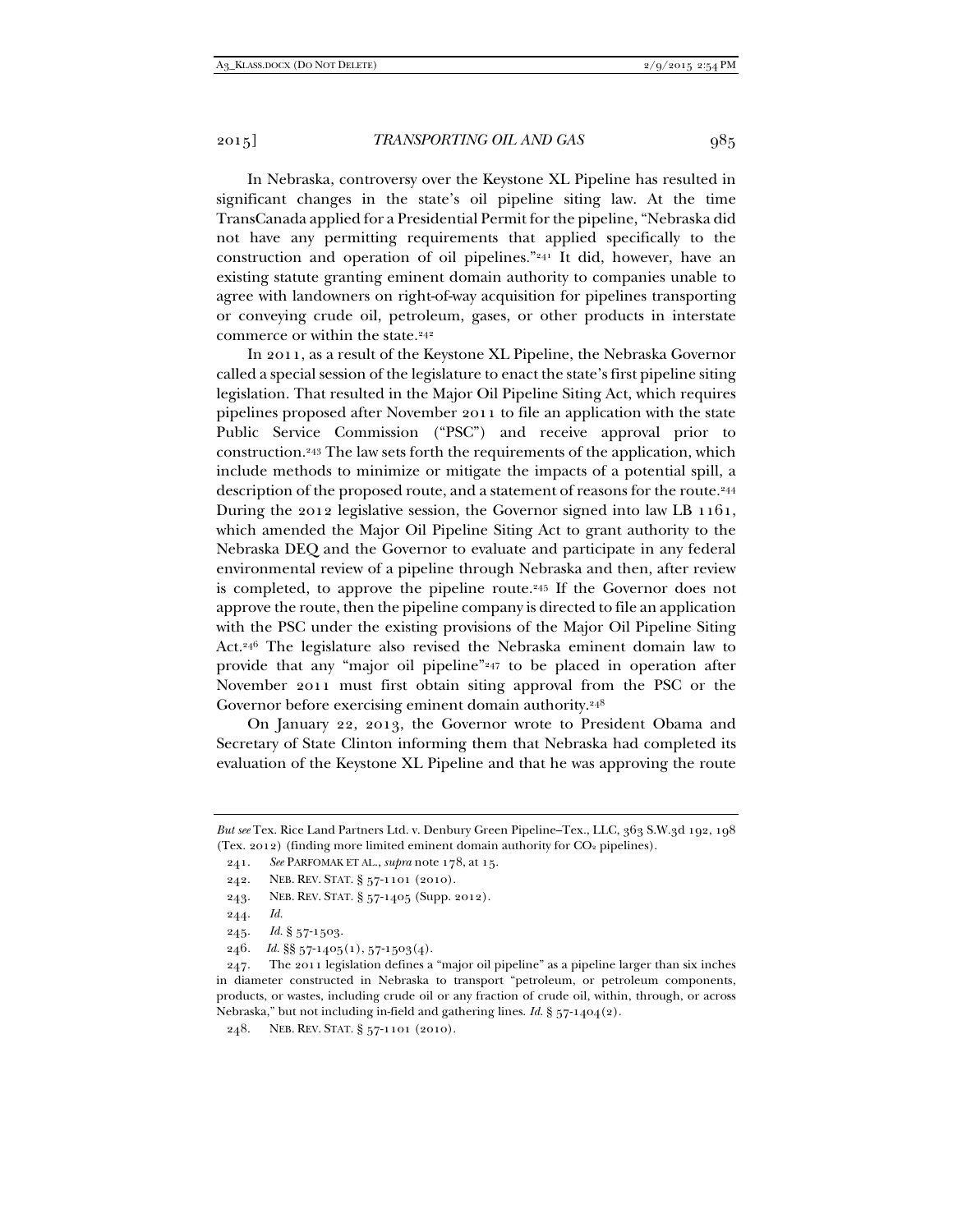In Nebraska, controversy over the Keystone XL Pipeline has resulted in significant changes in the state's oil pipeline siting law. At the time TransCanada applied for a Presidential Permit for the pipeline, "Nebraska did not have any permitting requirements that applied specifically to the construction and operation of oil pipelines."[241] It did, however, have an existing statute granting eminent domain authority to companies unable to agree with landowners on right-of-way acquisition for pipelines transporting or conveying crude oil, petroleum, gases, or other products in interstate commerce or within the state.[242]

In 2011, as a result of the Keystone XL Pipeline, the Nebraska Governor called a special session of the legislature to enact the state's first pipeline siting legislation. That resulted in the Major Oil Pipeline Siting Act, which requires pipelines proposed after November 2011 to file an application with the state Public Service Commission ("PSC") and receive approval prior to construction.[243] The law sets forth the requirements of the application, which include methods to minimize or mitigate the impacts of a potential spill, a description of the proposed route, and a statement of reasons for the route.[244] During the 2012 legislative session, the Governor signed into law LB 1161, which amended the Major Oil Pipeline Siting Act to grant authority to the Nebraska DEQ and the Governor to evaluate and participate in any federal environmental review of a pipeline through Nebraska and then, after review is completed, to approve the pipeline route.[245] If the Governor does not approve the route, then the pipeline company is directed to file an application with the PSC under the existing provisions of the Major Oil Pipeline Siting Act.[246] The legislature also revised the Nebraska eminent domain law to provide that any "major oil pipeline"[247] to be placed in operation after November 2011 must first obtain siting approval from the PSC or the Governor before exercising eminent domain authority.[248]

On January 22, 2013, the Governor wrote to President Obama and Secretary of State Clinton informing them that Nebraska had completed its evaluation of the Keystone XL Pipeline and that he was approving the route

---

*But see* Tex. Rice Land Partners Ltd. v. Denbury Green Pipeline–Tex., LLC, 363 S.W.3d 192, 198 (Tex. 2012) (finding more limited eminent domain authority for $CO_2$ pipelines).

241. *See* PARFOMAK ET AL., *supra* note 178, at 15.

242. NEB. REV. STAT. § 57-1101 (2010).

243. NEB. REV. STAT. § 57-1405 (Supp. 2012).

244. *Id.*

245. *Id.* § 57-1503.

246. *Id.* §§ 57-1405(1), 57-1503(4).

247. The 2011 legislation defines a "major oil pipeline" as a pipeline larger than six inches in diameter constructed in Nebraska to transport "petroleum, or petroleum components, products, or wastes, including crude oil or any fraction of crude oil, within, through, or across Nebraska," but not including in-field and gathering lines. *Id.* § 57-1404(2).

248. NEB. REV. STAT. § 57-1101 (2010).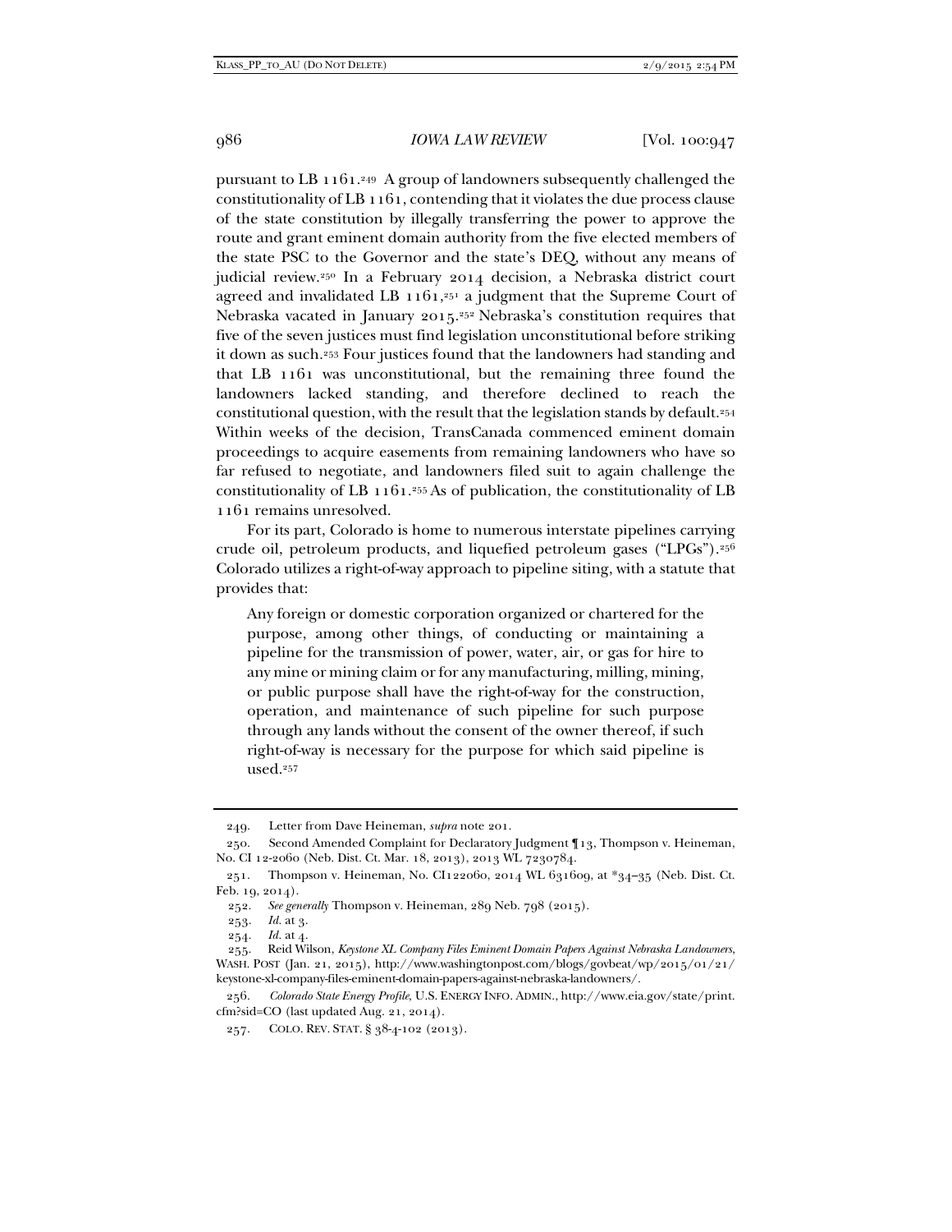pursuant to LB 1161.[249] A group of landowners subsequently challenged the constitutionality of LB 1161, contending that it violates the due process clause of the state constitution by illegally transferring the power to approve the route and grant eminent domain authority from the five elected members of the state PSC to the Governor and the state's DEQ, without any means of judicial review.[250] In a February 2014 decision, a Nebraska district court agreed and invalidated LB 1161,[251] a judgment that the Supreme Court of Nebraska vacated in January 2015.[252] Nebraska's constitution requires that five of the seven justices must find legislation unconstitutional before striking it down as such.[253] Four justices found that the landowners had standing and that LB 1161 was unconstitutional, but the remaining three found the landowners lacked standing, and therefore declined to reach the constitutional question, with the result that the legislation stands by default.[254] Within weeks of the decision, TransCanada commenced eminent domain proceedings to acquire easements from remaining landowners who have so far refused to negotiate, and landowners filed suit to again challenge the constitutionality of LB 1161.[255] As of publication, the constitutionality of LB 1161 remains unresolved.

For its part, Colorado is home to numerous interstate pipelines carrying crude oil, petroleum products, and liquefied petroleum gases ("LPGs").[256] Colorado utilizes a right-of-way approach to pipeline siting, with a statute that provides that:

> Any foreign or domestic corporation organized or chartered for the purpose, among other things, of conducting or maintaining a pipeline for the transmission of power, water, air, or gas for hire to any mine or mining claim or for any manufacturing, milling, mining, or public purpose shall have the right-of-way for the construction, operation, and maintenance of such pipeline for such purpose through any lands without the consent of the owner thereof, if such right-of-way is necessary for the purpose for which said pipeline is used.[257]

---

249. Letter from Dave Heineman, *supra* note 201.

250. Second Amended Complaint for Declaratory Judgment ¶ 13, Thompson v. Heineman, No. CI 12-2060 (Neb. Dist. Ct. Mar. 18, 2013), 2013 WL 7230784.

251. Thompson v. Heineman, No. CI122060, 2014 WL 631609, at *34–35 (Neb. Dist. Ct. Feb. 19, 2014).

252. *See generally* Thompson v. Heineman, 289 Neb. 798 (2015).

253. *Id.* at 3.

254. *Id.* at 4.

255. Reid Wilson, *Keystone XL Company Files Eminent Domain Papers Against Nebraska Landowners*, WASH. POST (Jan. 21, 2015), http://www.washingtonpost.com/blogs/govbeat/wp/2015/01/21/keystone-xl-company-files-eminent-domain-papers-against-nebraska-landowners/.

256. *Colorado State Energy Profile*, U.S. ENERGY INFO. ADMIN., http://www.eia.gov/state/print.cfm?sid=CO (last updated Aug. 21, 2014).

257. COLO. REV. STAT. § 38-4-102 (2013).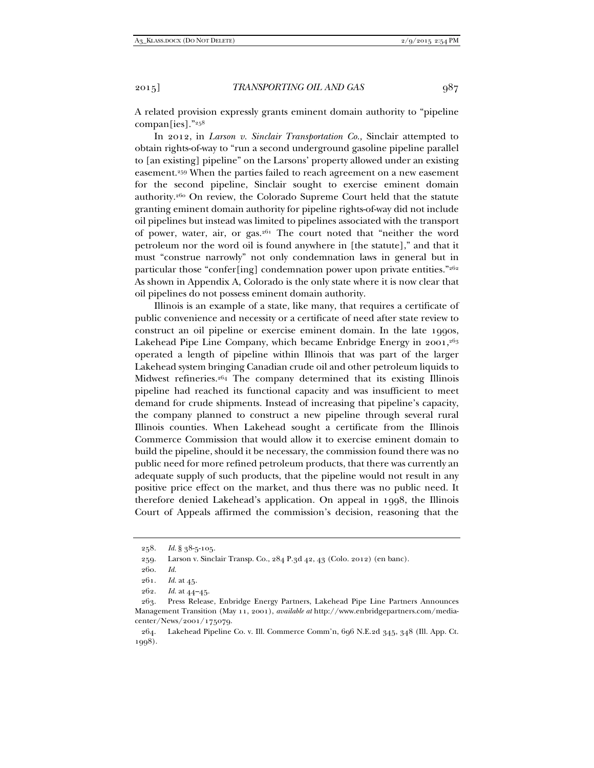A related provision expressly grants eminent domain authority to "pipeline compan[ies]."[258]

In 2012, in *Larson v. Sinclair Transportation Co.,* Sinclair attempted to obtain rights-of-way to "run a second underground gasoline pipeline parallel to [an existing] pipeline" on the Larsons' property allowed under an existing easement.[259] When the parties failed to reach agreement on a new easement for the second pipeline, Sinclair sought to exercise eminent domain authority.[260] On review, the Colorado Supreme Court held that the statute granting eminent domain authority for pipeline rights-of-way did not include oil pipelines but instead was limited to pipelines associated with the transport of power, water, air, or gas.[261] The court noted that "neither the word petroleum nor the word oil is found anywhere in [the statute]," and that it must "construe narrowly" not only condemnation laws in general but in particular those "confer[ing] condemnation power upon private entities."[262] As shown in Appendix A, Colorado is the only state where it is now clear that oil pipelines do not possess eminent domain authority.

Illinois is an example of a state, like many, that requires a certificate of public convenience and necessity or a certificate of need after state review to construct an oil pipeline or exercise eminent domain. In the late 1990s, Lakehead Pipe Line Company, which became Enbridge Energy in 2001,[263] operated a length of pipeline within Illinois that was part of the larger Lakehead system bringing Canadian crude oil and other petroleum liquids to Midwest refineries.[264] The company determined that its existing Illinois pipeline had reached its functional capacity and was insufficient to meet demand for crude shipments. Instead of increasing that pipeline's capacity, the company planned to construct a new pipeline through several rural Illinois counties. When Lakehead sought a certificate from the Illinois Commerce Commission that would allow it to exercise eminent domain to build the pipeline, should it be necessary, the commission found there was no public need for more refined petroleum products, that there was currently an adequate supply of such products, that the pipeline would not result in any positive price effect on the market, and thus there was no public need. It therefore denied Lakehead's application. On appeal in 1998, the Illinois Court of Appeals affirmed the commission's decision, reasoning that the

---

258. *Id.* § 38-5-105.

259. Larson v. Sinclair Transp. Co., 284 P.3d 42, 43 (Colo. 2012) (en banc).

260. *Id.*

261. *Id.* at 45.

262. *Id.* at 44–45.

263. Press Release, Enbridge Energy Partners, Lakehead Pipe Line Partners Announces Management Transition (May 11, 2001), *available at* http://www.enbridgepartners.com/media-center/News/2001/175079.

264. Lakehead Pipeline Co. v. Ill. Commerce Comm'n, 696 N.E.2d 345, 348 (Ill. App. Ct. 1998).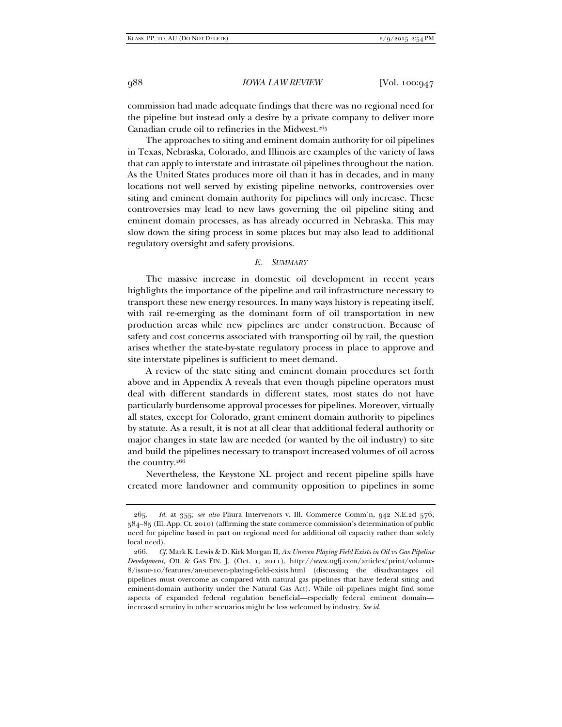commission had made adequate findings that there was no regional need for the pipeline but instead only a desire by a private company to deliver more Canadian crude oil to refineries in the Midwest.[265]

The approaches to siting and eminent domain authority for oil pipelines in Texas, Nebraska, Colorado, and Illinois are examples of the variety of laws that can apply to interstate and intrastate oil pipelines throughout the nation. As the United States produces more oil than it has in decades, and in many locations not well served by existing pipeline networks, controversies over siting and eminent domain authority for pipelines will only increase. These controversies may lead to new laws governing the oil pipeline siting and eminent domain processes, as has already occurred in Nebraska. This may slow down the siting process in some places but may also lead to additional regulatory oversight and safety provisions.

### *E. Summary*

The massive increase in domestic oil development in recent years highlights the importance of the pipeline and rail infrastructure necessary to transport these new energy resources. In many ways history is repeating itself, with rail re-emerging as the dominant form of oil transportation in new production areas while new pipelines are under construction. Because of safety and cost concerns associated with transporting oil by rail, the question arises whether the state-by-state regulatory process in place to approve and site interstate pipelines is sufficient to meet demand.

A review of the state siting and eminent domain procedures set forth above and in Appendix A reveals that even though pipeline operators must deal with different standards in different states, most states do not have particularly burdensome approval processes for pipelines. Moreover, virtually all states, except for Colorado, grant eminent domain authority to pipelines by statute. As a result, it is not at all clear that additional federal authority or major changes in state law are needed (or wanted by the oil industry) to site and build the pipelines necessary to transport increased volumes of oil across the country.[266]

Nevertheless, the Keystone XL project and recent pipeline spills have created more landowner and community opposition to pipelines in some

---

265. *Id.* at 355; *see also* Pliura Intervenors v. Ill. Commerce Comm'n, 942 N.E.2d 576, 584–85 (Ill. App. Ct. 2010) (affirming the state commerce commission's determination of public need for pipeline based in part on regional need for additional oil capacity rather than solely local need).

266. *Cf.* Mark K. Lewis & D. Kirk Morgan II, *An Uneven Playing Field Exists in Oil vs Gas Pipeline Development*, OIL & GAS FIN. J. (Oct. 1, 2011), http://www.ogfj.com/articles/print/volume-8/issue-10/features/an-uneven-playing-field-exists.html (discussing the disadvantages oil pipelines must overcome as compared with natural gas pipelines that have federal siting and eminent-domain authority under the Natural Gas Act). While oil pipelines might find some aspects of expanded federal regulation beneficial—especially federal eminent domain—increased scrutiny in other scenarios might be less welcomed by industry. *See id.*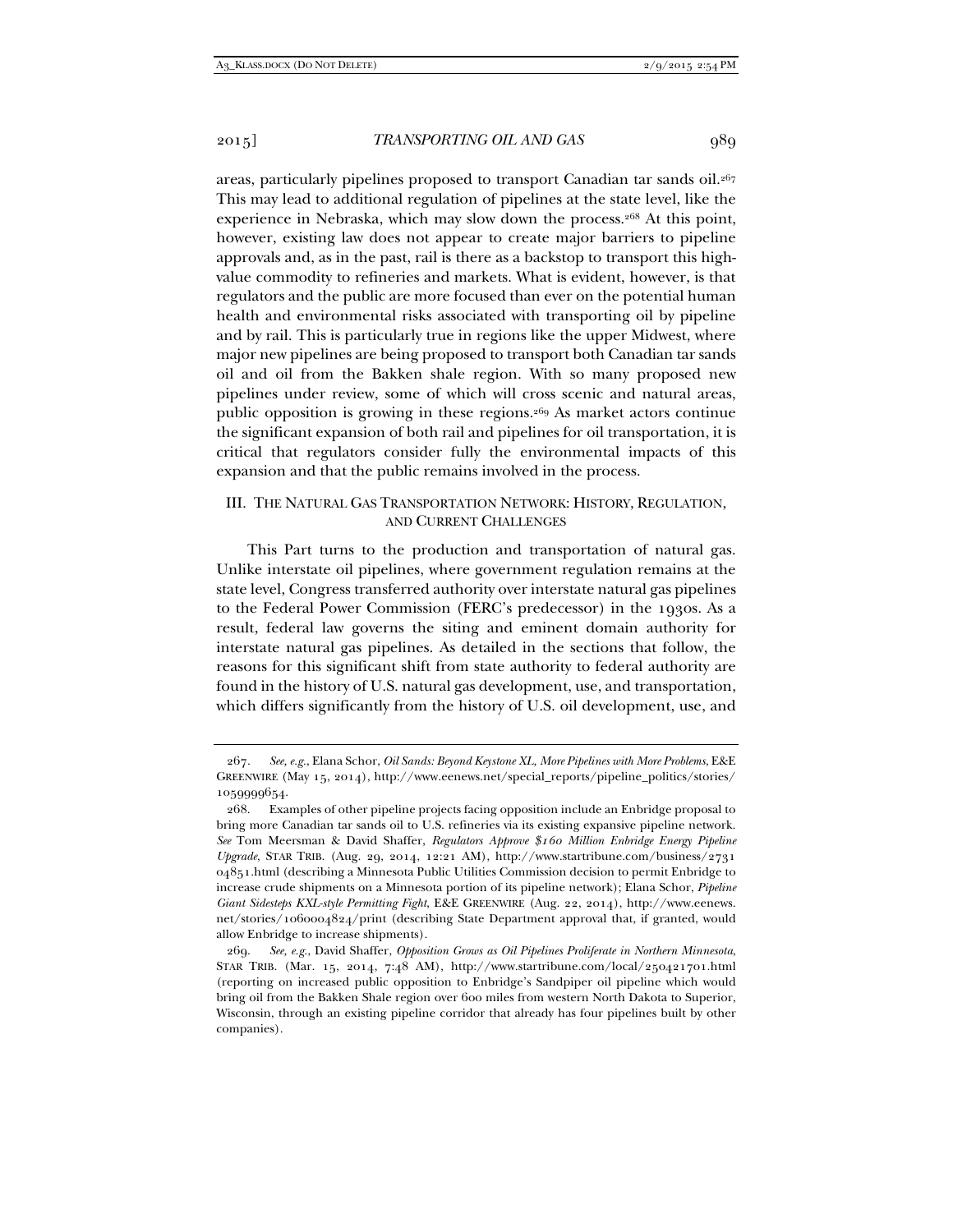areas, particularly pipelines proposed to transport Canadian tar sands oil.[267] This may lead to additional regulation of pipelines at the state level, like the experience in Nebraska, which may slow down the process.[268] At this point, however, existing law does not appear to create major barriers to pipeline approvals and, as in the past, rail is there as a backstop to transport this high-value commodity to refineries and markets. What is evident, however, is that regulators and the public are more focused than ever on the potential human health and environmental risks associated with transporting oil by pipeline and by rail. This is particularly true in regions like the upper Midwest, where major new pipelines are being proposed to transport both Canadian tar sands oil and oil from the Bakken shale region. With so many proposed new pipelines under review, some of which will cross scenic and natural areas, public opposition is growing in these regions.[269] As market actors continue the significant expansion of both rail and pipelines for oil transportation, it is critical that regulators consider fully the environmental impacts of this expansion and that the public remains involved in the process.

## III. THE NATURAL GAS TRANSPORTATION NETWORK: HISTORY, REGULATION, AND CURRENT CHALLENGES

This Part turns to the production and transportation of natural gas. Unlike interstate oil pipelines, where government regulation remains at the state level, Congress transferred authority over interstate natural gas pipelines to the Federal Power Commission (FERC's predecessor) in the 1930s. As a result, federal law governs the siting and eminent domain authority for interstate natural gas pipelines. As detailed in the sections that follow, the reasons for this significant shift from state authority to federal authority are found in the history of U.S. natural gas development, use, and transportation, which differs significantly from the history of U.S. oil development, use, and

---

267. *See, e.g.*, Elana Schor, *Oil Sands: Beyond Keystone XL, More Pipelines with More Problems*, E&E GREENWIRE (May 15, 2014), http://www.eenews.net/special_reports/pipeline_politics/stories/1059999654.

268. Examples of other pipeline projects facing opposition include an Enbridge proposal to bring more Canadian tar sands oil to U.S. refineries via its existing expansive pipeline network. *See* Tom Meersman & David Shaffer, *Regulators Approve $160 Million Enbridge Energy Pipeline Upgrade*, STAR TRIB. (Aug. 29, 2014, 12:21 AM), http://www.startribune.com/business/273104851.html (describing a Minnesota Public Utilities Commission decision to permit Enbridge to increase crude shipments on a Minnesota portion of its pipeline network); Elana Schor, *Pipeline Giant Sidesteps KXL-style Permitting Fight*, E&E GREENWIRE (Aug. 22, 2014), http://www.eenews.net/stories/1060004824/print (describing State Department approval that, if granted, would allow Enbridge to increase shipments).

269. *See, e.g.*, David Shaffer, *Opposition Grows as Oil Pipelines Proliferate in Northern Minnesota*, STAR TRIB. (Mar. 15, 2014, 7:48 AM), http://www.startribune.com/local/250421701.html (reporting on increased public opposition to Enbridge's Sandpiper oil pipeline which would bring oil from the Bakken Shale region over 600 miles from western North Dakota to Superior, Wisconsin, through an existing pipeline corridor that already has four pipelines built by other companies).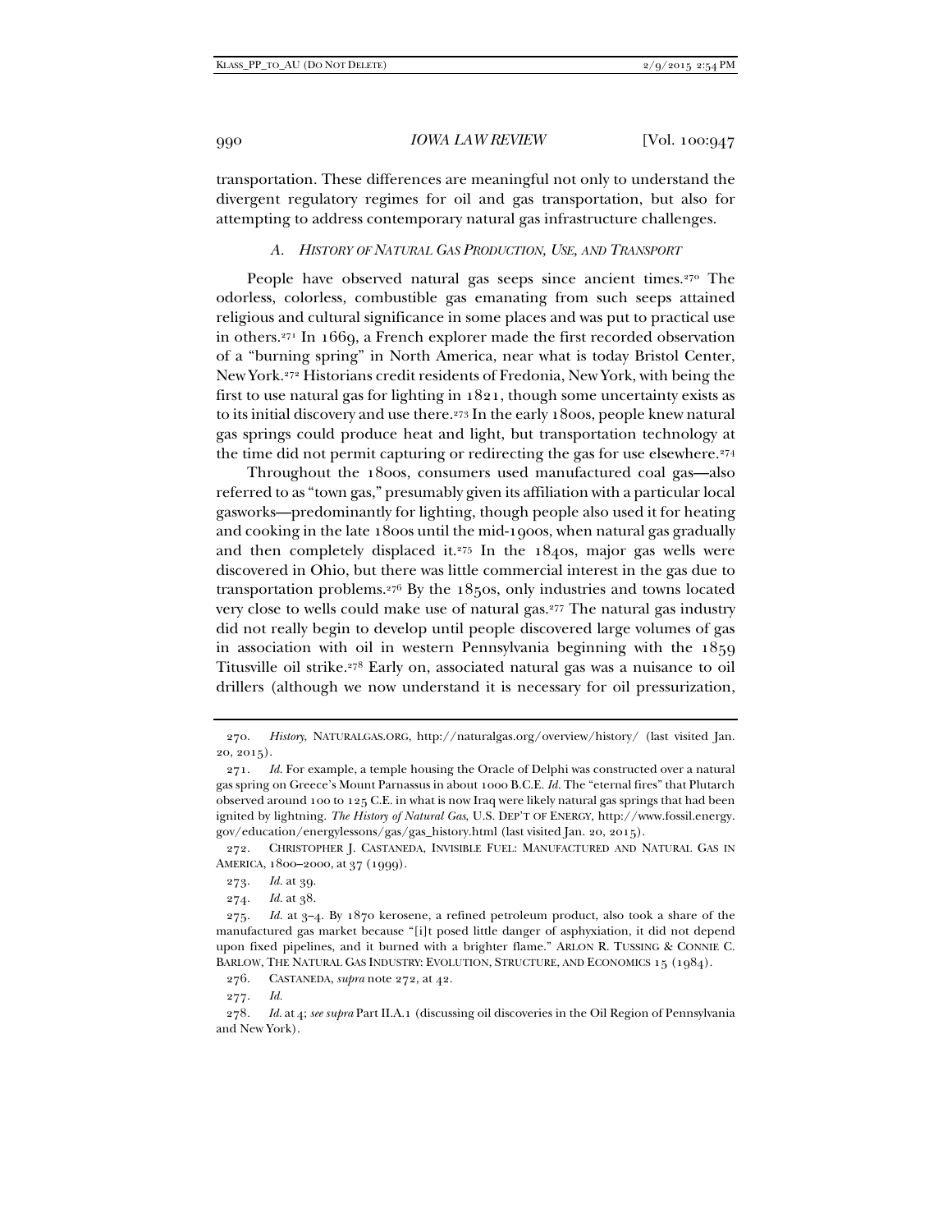transportation. These differences are meaningful not only to understand the divergent regulatory regimes for oil and gas transportation, but also for attempting to address contemporary natural gas infrastructure challenges.

### *A. History of Natural Gas Production, Use, and Transport*

People have observed natural gas seeps since ancient times.[270] The odorless, colorless, combustible gas emanating from such seeps attained religious and cultural significance in some places and was put to practical use in others.[271] In 1669, a French explorer made the first recorded observation of a "burning spring" in North America, near what is today Bristol Center, New York.[272] Historians credit residents of Fredonia, New York, with being the first to use natural gas for lighting in 1821, though some uncertainty exists as to its initial discovery and use there.[273] In the early 1800s, people knew natural gas springs could produce heat and light, but transportation technology at the time did not permit capturing or redirecting the gas for use elsewhere.[274]

Throughout the 1800s, consumers used manufactured coal gas—also referred to as "town gas," presumably given its affiliation with a particular local gasworks—predominantly for lighting, though people also used it for heating and cooking in the late 1800s until the mid-1900s, when natural gas gradually and then completely displaced it.[275] In the 1840s, major gas wells were discovered in Ohio, but there was little commercial interest in the gas due to transportation problems.[276] By the 1850s, only industries and towns located very close to wells could make use of natural gas.[277] The natural gas industry did not really begin to develop until people discovered large volumes of gas in association with oil in western Pennsylvania beginning with the 1859 Titusville oil strike.[278] Early on, associated natural gas was a nuisance to oil drillers (although we now understand it is necessary for oil pressurization,

---

270. *History*, NATURALGAS.ORG, http://naturalgas.org/overview/history/ (last visited Jan. 20, 2015).

271. *Id.* For example, a temple housing the Oracle of Delphi was constructed over a natural gas spring on Greece's Mount Parnassus in about 1000 B.C.E. *Id.* The "eternal fires" that Plutarch observed around 100 to 125 C.E. in what is now Iraq were likely natural gas springs that had been ignited by lightning. *The History of Natural Gas*, U.S. DEP'T OF ENERGY, http://www.fossil.energy.gov/education/energylessons/gas/gas_history.html (last visited Jan. 20, 2015).

272. CHRISTOPHER J. CASTANEDA, INVISIBLE FUEL: MANUFACTURED AND NATURAL GAS IN AMERICA, 1800–2000, at 37 (1999).

273. *Id.* at 39.

274. *Id.* at 38.

275. *Id.* at 3–4. By 1870 kerosene, a refined petroleum product, also took a share of the manufactured gas market because "[i]t posed little danger of asphyxiation, it did not depend upon fixed pipelines, and it burned with a brighter flame." ARLON R. TUSSING & CONNIE C. BARLOW, THE NATURAL GAS INDUSTRY: EVOLUTION, STRUCTURE, AND ECONOMICS 15 (1984).

276. CASTANEDA, *supra* note 272, at 42.

277. *Id.*

278. *Id.* at 4; *see supra* Part II.A.1 (discussing oil discoveries in the Oil Region of Pennsylvania and New York).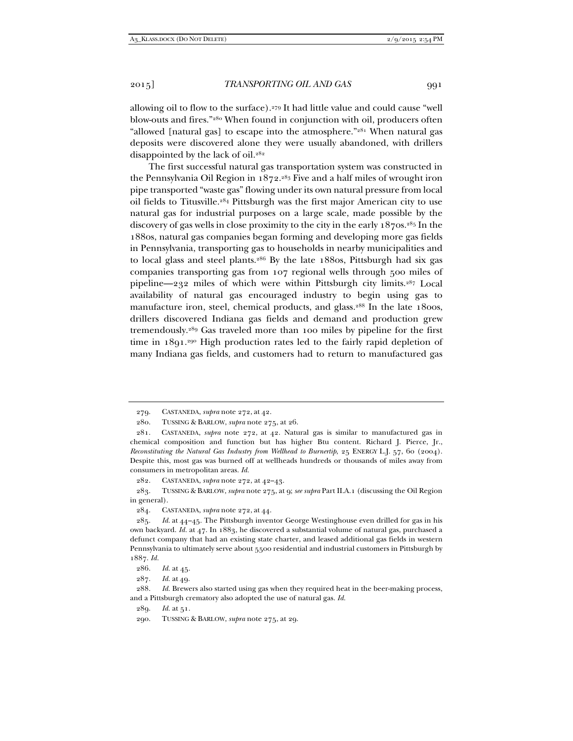allowing oil to flow to the surface).[279] It had little value and could cause "well blow-outs and fires."[280] When found in conjunction with oil, producers often "allowed [natural gas] to escape into the atmosphere."[281] When natural gas deposits were discovered alone they were usually abandoned, with drillers disappointed by the lack of oil.[282]

The first successful natural gas transportation system was constructed in the Pennsylvania Oil Region in 1872.[283] Five and a half miles of wrought iron pipe transported "waste gas" flowing under its own natural pressure from local oil fields to Titusville.[284] Pittsburgh was the first major American city to use natural gas for industrial purposes on a large scale, made possible by the discovery of gas wells in close proximity to the city in the early 1870s.[285] In the 1880s, natural gas companies began forming and developing more gas fields in Pennsylvania, transporting gas to households in nearby municipalities and to local glass and steel plants.[286] By the late 1880s, Pittsburgh had six gas companies transporting gas from 107 regional wells through 500 miles of pipeline—232 miles of which were within Pittsburgh city limits.[287] Local availability of natural gas encouraged industry to begin using gas to manufacture iron, steel, chemical products, and glass.[288] In the late 1800s, drillers discovered Indiana gas fields and demand and production grew tremendously.[289] Gas traveled more than 100 miles by pipeline for the first time in 1891.[290] High production rates led to the fairly rapid depletion of many Indiana gas fields, and customers had to return to manufactured gas

---

279. CASTANEDA, *supra* note 272, at 42.

280. TUSSING & BARLOW, *supra* note 275, at 26.

281. CASTANEDA, *supra* note 272, at 42. Natural gas is similar to manufactured gas in chemical composition and function but has higher Btu content. Richard J. Pierce, Jr., *Reconstituting the Natural Gas Industry from Wellhead to Burnertip*, 25 ENERGY L.J. 57, 60 (2004). Despite this, most gas was burned off at wellheads hundreds or thousands of miles away from consumers in metropolitan areas. *Id.*

282. CASTANEDA, *supra* note 272, at 42–43.

283. TUSSING & BARLOW, *supra* note 275, at 9; *see supra* Part II.A.1 (discussing the Oil Region in general).

284. CASTANEDA, *supra* note 272, at 44.

285. *Id.* at 44–45. The Pittsburgh inventor George Westinghouse even drilled for gas in his own backyard. *Id.* at 47. In 1883, he discovered a substantial volume of natural gas, purchased a defunct company that had an existing state charter, and leased additional gas fields in western Pennsylvania to ultimately serve about 5500 residential and industrial customers in Pittsburgh by 1887. *Id.*

286. *Id.* at 45.

287. *Id.* at 49.

288. *Id.* Brewers also started using gas when they required heat in the beer-making process, and a Pittsburgh crematory also adopted the use of natural gas. *Id.*

289. *Id.* at 51.

290. TUSSING & BARLOW, *supra* note 275, at 29.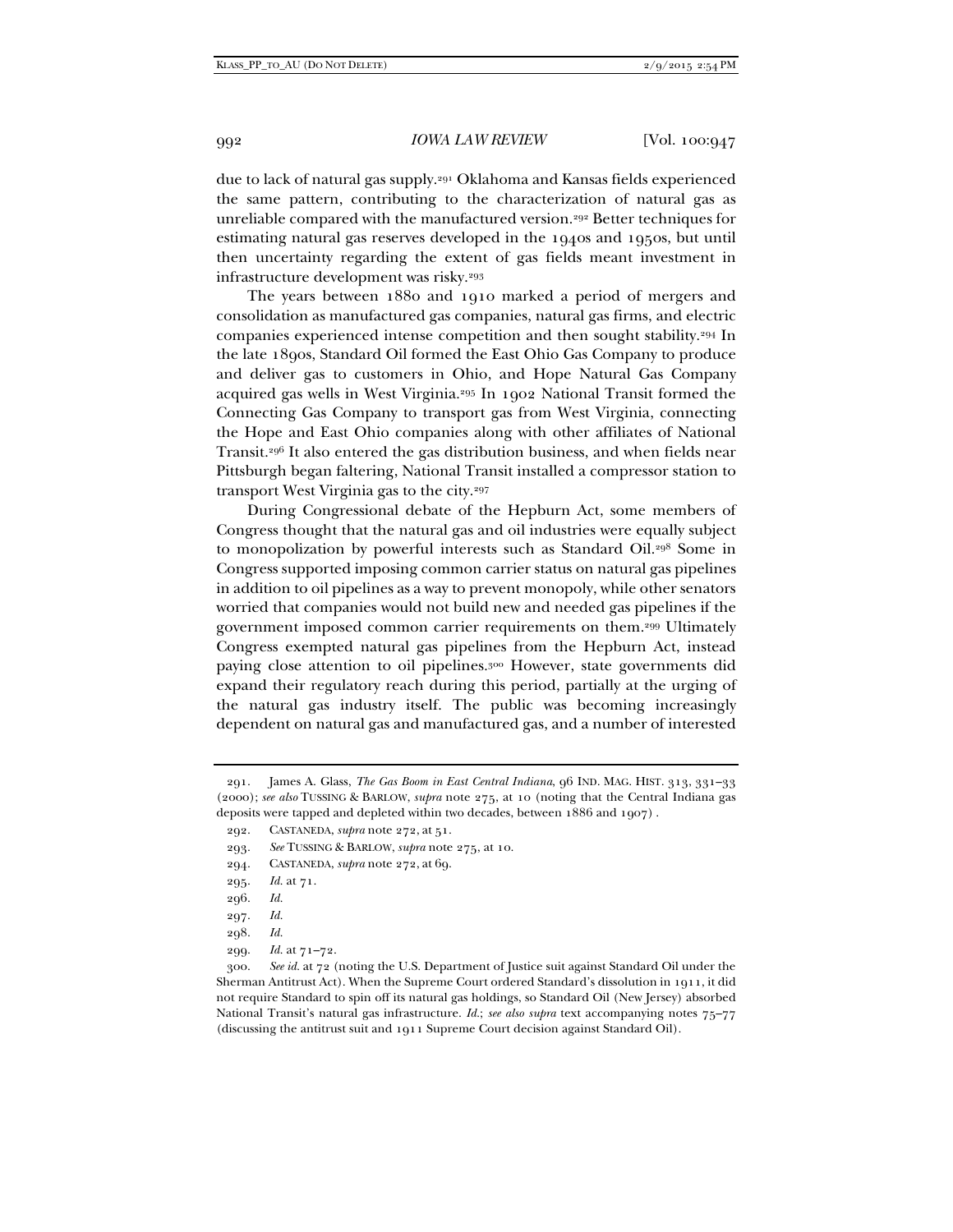due to lack of natural gas supply.[291] Oklahoma and Kansas fields experienced the same pattern, contributing to the characterization of natural gas as unreliable compared with the manufactured version.[292] Better techniques for estimating natural gas reserves developed in the 1940s and 1950s, but until then uncertainty regarding the extent of gas fields meant investment in infrastructure development was risky.[293]

The years between 1880 and 1910 marked a period of mergers and consolidation as manufactured gas companies, natural gas firms, and electric companies experienced intense competition and then sought stability.[294] In the late 1890s, Standard Oil formed the East Ohio Gas Company to produce and deliver gas to customers in Ohio, and Hope Natural Gas Company acquired gas wells in West Virginia.[295] In 1902 National Transit formed the Connecting Gas Company to transport gas from West Virginia, connecting the Hope and East Ohio companies along with other affiliates of National Transit.[296] It also entered the gas distribution business, and when fields near Pittsburgh began faltering, National Transit installed a compressor station to transport West Virginia gas to the city.[297]

During Congressional debate of the Hepburn Act, some members of Congress thought that the natural gas and oil industries were equally subject to monopolization by powerful interests such as Standard Oil.[298] Some in Congress supported imposing common carrier status on natural gas pipelines in addition to oil pipelines as a way to prevent monopoly, while other senators worried that companies would not build new and needed gas pipelines if the government imposed common carrier requirements on them.[299] Ultimately Congress exempted natural gas pipelines from the Hepburn Act, instead paying close attention to oil pipelines.[300] However, state governments did expand their regulatory reach during this period, partially at the urging of the natural gas industry itself. The public was becoming increasingly dependent on natural gas and manufactured gas, and a number of interested

---

291. James A. Glass, *The Gas Boom in East Central Indiana*, 96 IND. MAG. HIST. 313, 331–33 (2000); *see also* TUSSING & BARLOW, *supra* note 275, at 10 (noting that the Central Indiana gas deposits were tapped and depleted within two decades, between 1886 and 1907) .

292. CASTANEDA, *supra* note 272, at 51.

293. *See* TUSSING & BARLOW, *supra* note 275, at 10.

294. CASTANEDA, *supra* note 272, at 69.

295. *Id.* at 71.

296. *Id.*

297. *Id.*

298. *Id.*

299. *Id.* at 71–72.

300. *See id.* at 72 (noting the U.S. Department of Justice suit against Standard Oil under the Sherman Antitrust Act). When the Supreme Court ordered Standard's dissolution in 1911, it did not require Standard to spin off its natural gas holdings, so Standard Oil (New Jersey) absorbed National Transit's natural gas infrastructure. *Id.*; *see also supra* text accompanying notes 75–77 (discussing the antitrust suit and 1911 Supreme Court decision against Standard Oil).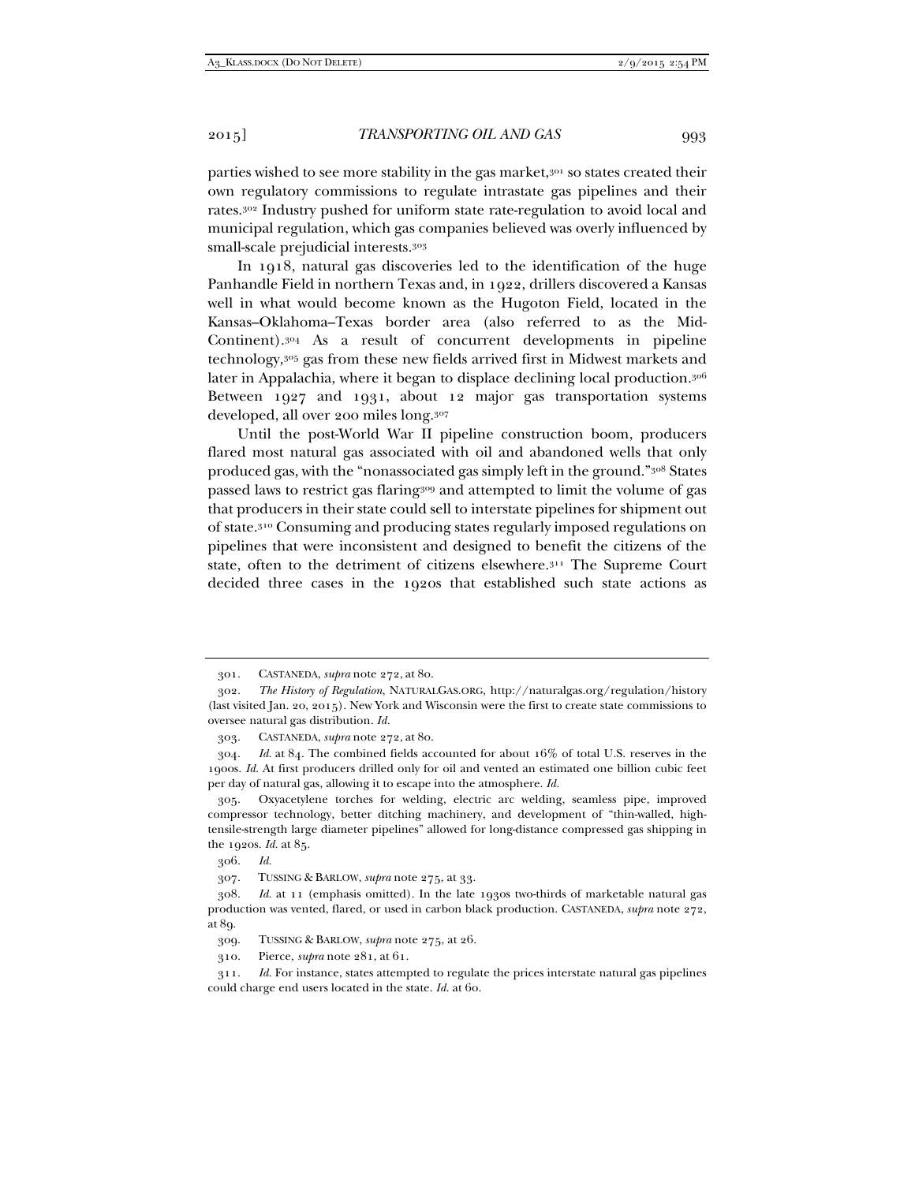parties wished to see more stability in the gas market,[301] so states created their own regulatory commissions to regulate intrastate gas pipelines and their rates.[302] Industry pushed for uniform state rate-regulation to avoid local and municipal regulation, which gas companies believed was overly influenced by small-scale prejudicial interests.[303]

In 1918, natural gas discoveries led to the identification of the huge Panhandle Field in northern Texas and, in 1922, drillers discovered a Kansas well in what would become known as the Hugoton Field, located in the Kansas–Oklahoma–Texas border area (also referred to as the Mid-Continent).[304] As a result of concurrent developments in pipeline technology,[305] gas from these new fields arrived first in Midwest markets and later in Appalachia, where it began to displace declining local production.[306] Between 1927 and 1931, about 12 major gas transportation systems developed, all over 200 miles long.[307]

Until the post-World War II pipeline construction boom, producers flared most natural gas associated with oil and abandoned wells that only produced gas, with the "nonassociated gas simply left in the ground."[308] States passed laws to restrict gas flaring[309] and attempted to limit the volume of gas that producers in their state could sell to interstate pipelines for shipment out of state.[310] Consuming and producing states regularly imposed regulations on pipelines that were inconsistent and designed to benefit the citizens of the state, often to the detriment of citizens elsewhere.[311] The Supreme Court decided three cases in the 1920s that established such state actions as

---

301. CASTANEDA, *supra* note 272, at 80.

302. *The History of Regulation*, NATURALGAS.ORG, http://naturalgas.org/regulation/history (last visited Jan. 20, 2015). New York and Wisconsin were the first to create state commissions to oversee natural gas distribution. *Id.*

303. CASTANEDA, *supra* note 272, at 80.

304. *Id.* at 84. The combined fields accounted for about 16% of total U.S. reserves in the 1900s. *Id.* At first producers drilled only for oil and vented an estimated one billion cubic feet per day of natural gas, allowing it to escape into the atmosphere. *Id.*

305. Oxyacetylene torches for welding, electric arc welding, seamless pipe, improved compressor technology, better ditching machinery, and development of "thin-walled, high-tensile-strength large diameter pipelines" allowed for long-distance compressed gas shipping in the 1920s. *Id.* at 85.

306. *Id.*

307. TUSSING & BARLOW, *supra* note 275, at 33.

308. *Id.* at 11 (emphasis omitted). In the late 1930s two-thirds of marketable natural gas production was vented, flared, or used in carbon black production. CASTANEDA, *supra* note 272, at 89.

309. TUSSING & BARLOW, *supra* note 275, at 26.

310. Pierce, *supra* note 281, at 61.

311. *Id.* For instance, states attempted to regulate the prices interstate natural gas pipelines could charge end users located in the state. *Id.* at 60.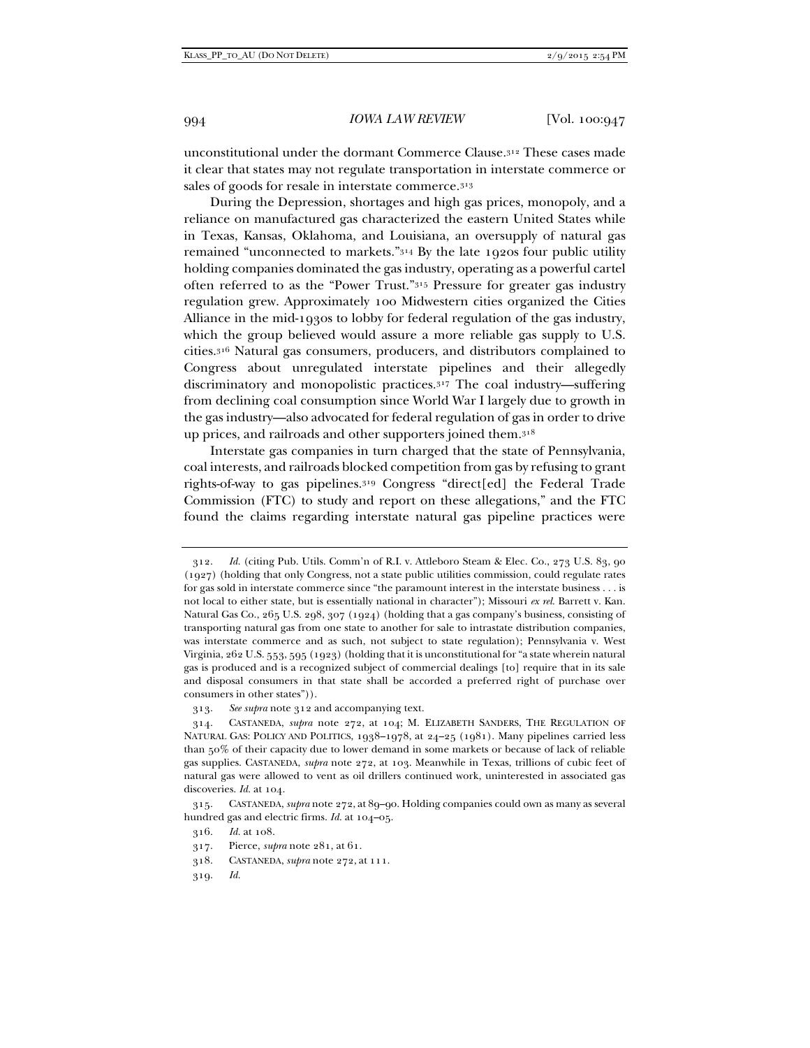unconstitutional under the dormant Commerce Clause.[312] These cases made it clear that states may not regulate transportation in interstate commerce or sales of goods for resale in interstate commerce.[313]

During the Depression, shortages and high gas prices, monopoly, and a reliance on manufactured gas characterized the eastern United States while in Texas, Kansas, Oklahoma, and Louisiana, an oversupply of natural gas remained "unconnected to markets."[314] By the late 1920s four public utility holding companies dominated the gas industry, operating as a powerful cartel often referred to as the "Power Trust."[315] Pressure for greater gas industry regulation grew. Approximately 100 Midwestern cities organized the Cities Alliance in the mid-1930s to lobby for federal regulation of the gas industry, which the group believed would assure a more reliable gas supply to U.S. cities.[316] Natural gas consumers, producers, and distributors complained to Congress about unregulated interstate pipelines and their allegedly discriminatory and monopolistic practices.[317] The coal industry—suffering from declining coal consumption since World War I largely due to growth in the gas industry—also advocated for federal regulation of gas in order to drive up prices, and railroads and other supporters joined them.[318]

Interstate gas companies in turn charged that the state of Pennsylvania, coal interests, and railroads blocked competition from gas by refusing to grant rights-of-way to gas pipelines.[319] Congress "direct[ed] the Federal Trade Commission (FTC) to study and report on these allegations," and the FTC found the claims regarding interstate natural gas pipeline practices were

---

312. *Id.* (citing Pub. Utils. Comm'n of R.I. v. Attleboro Steam & Elec. Co., 273 U.S. 83, 90 (1927) (holding that only Congress, not a state public utilities commission, could regulate rates for gas sold in interstate commerce since "the paramount interest in the interstate business . . . is not local to either state, but is essentially national in character"); Missouri *ex rel.* Barrett v. Kan. Natural Gas Co., 265 U.S. 298, 307 (1924) (holding that a gas company's business, consisting of transporting natural gas from one state to another for sale to intrastate distribution companies, was interstate commerce and as such, not subject to state regulation); Pennsylvania v. West Virginia, 262 U.S. 553, 595 (1923) (holding that it is unconstitutional for "a state wherein natural gas is produced and is a recognized subject of commercial dealings [to] require that in its sale and disposal consumers in that state shall be accorded a preferred right of purchase over consumers in other states")).

313. *See supra* note 312 and accompanying text.

314. CASTANEDA, *supra* note 272, at 104; M. ELIZABETH SANDERS, THE REGULATION OF NATURAL GAS: POLICY AND POLITICS, 1938–1978, at 24–25 (1981). Many pipelines carried less than 50% of their capacity due to lower demand in some markets or because of lack of reliable gas supplies. CASTANEDA, *supra* note 272, at 103. Meanwhile in Texas, trillions of cubic feet of natural gas were allowed to vent as oil drillers continued work, uninterested in associated gas discoveries. *Id.* at 104.

315. CASTANEDA, *supra* note 272, at 89–90. Holding companies could own as many as several hundred gas and electric firms. *Id.* at 104–05.

316. *Id.* at 108.

317. Pierce, *supra* note 281, at 61.

318. CASTANEDA, *supra* note 272, at 111.

319. *Id.*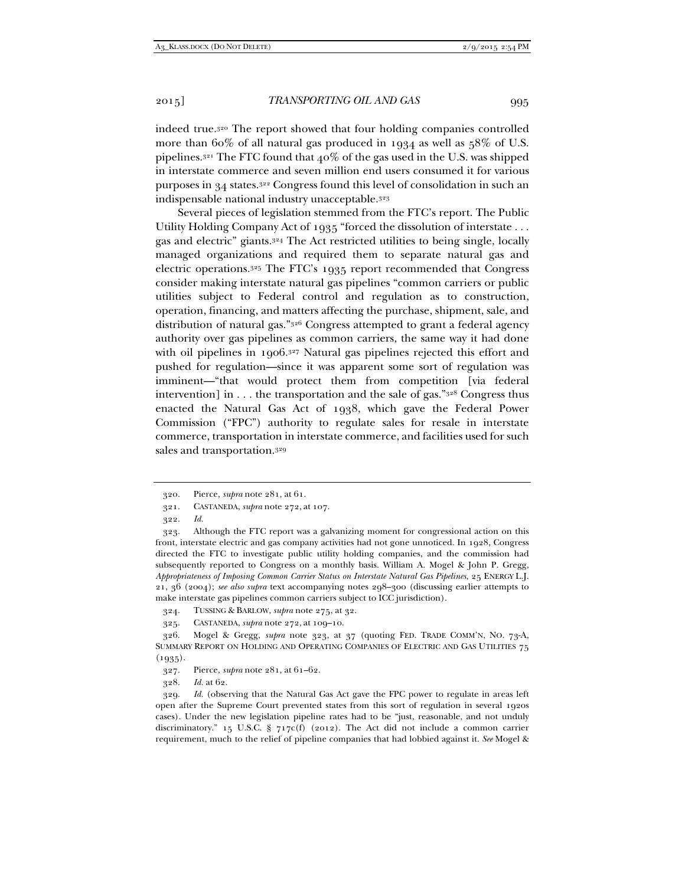indeed true.[320] The report showed that four holding companies controlled more than 60% of all natural gas produced in 1934 as well as 58% of U.S. pipelines.[321] The FTC found that 40% of the gas used in the U.S. was shipped in interstate commerce and seven million end users consumed it for various purposes in 34 states.[322] Congress found this level of consolidation in such an indispensable national industry unacceptable.[323]

Several pieces of legislation stemmed from the FTC's report. The Public Utility Holding Company Act of 1935 "forced the dissolution of interstate . . . gas and electric" giants.[324] The Act restricted utilities to being single, locally managed organizations and required them to separate natural gas and electric operations.[325] The FTC's 1935 report recommended that Congress consider making interstate natural gas pipelines "common carriers or public utilities subject to Federal control and regulation as to construction, operation, financing, and matters affecting the purchase, shipment, sale, and distribution of natural gas."[326] Congress attempted to grant a federal agency authority over gas pipelines as common carriers, the same way it had done with oil pipelines in 1906.[327] Natural gas pipelines rejected this effort and pushed for regulation—since it was apparent some sort of regulation was imminent—"that would protect them from competition [via federal intervention] in . . . the transportation and the sale of gas."[328] Congress thus enacted the Natural Gas Act of 1938, which gave the Federal Power Commission ("FPC") authority to regulate sales for resale in interstate commerce, transportation in interstate commerce, and facilities used for such sales and transportation.[329]

---

320. Pierce, *supra* note 281, at 61.

321. CASTANEDA, *supra* note 272, at 107.

322. *Id.*

323. Although the FTC report was a galvanizing moment for congressional action on this front, interstate electric and gas company activities had not gone unnoticed. In 1928, Congress directed the FTC to investigate public utility holding companies, and the commission had subsequently reported to Congress on a monthly basis. William A. Mogel & John P. Gregg, *Appropriateness of Imposing Common Carrier Status on Interstate Natural Gas Pipelines*, 25 ENERGY L.J. 21, 36 (2004); *see also supra* text accompanying notes 298–300 (discussing earlier attempts to make interstate gas pipelines common carriers subject to ICC jurisdiction).

324. TUSSING & BARLOW, *supra* note 275, at 32.

325. CASTANEDA, *supra* note 272, at 109–10.

326. Mogel & Gregg, *supra* note 323, at 37 (quoting FED. TRADE COMM'N, NO. 73-A, SUMMARY REPORT ON HOLDING AND OPERATING COMPANIES OF ELECTRIC AND GAS UTILITIES 75 (1935).

327. Pierce, *supra* note 281, at 61–62.

328. *Id.* at 62.

329. *Id.* (observing that the Natural Gas Act gave the FPC power to regulate in areas left open after the Supreme Court prevented states from this sort of regulation in several 1920s cases). Under the new legislation pipeline rates had to be "just, reasonable, and not unduly discriminatory." 15 U.S.C. § 717c(f) (2012). The Act did not include a common carrier requirement, much to the relief of pipeline companies that had lobbied against it. *See* Mogel &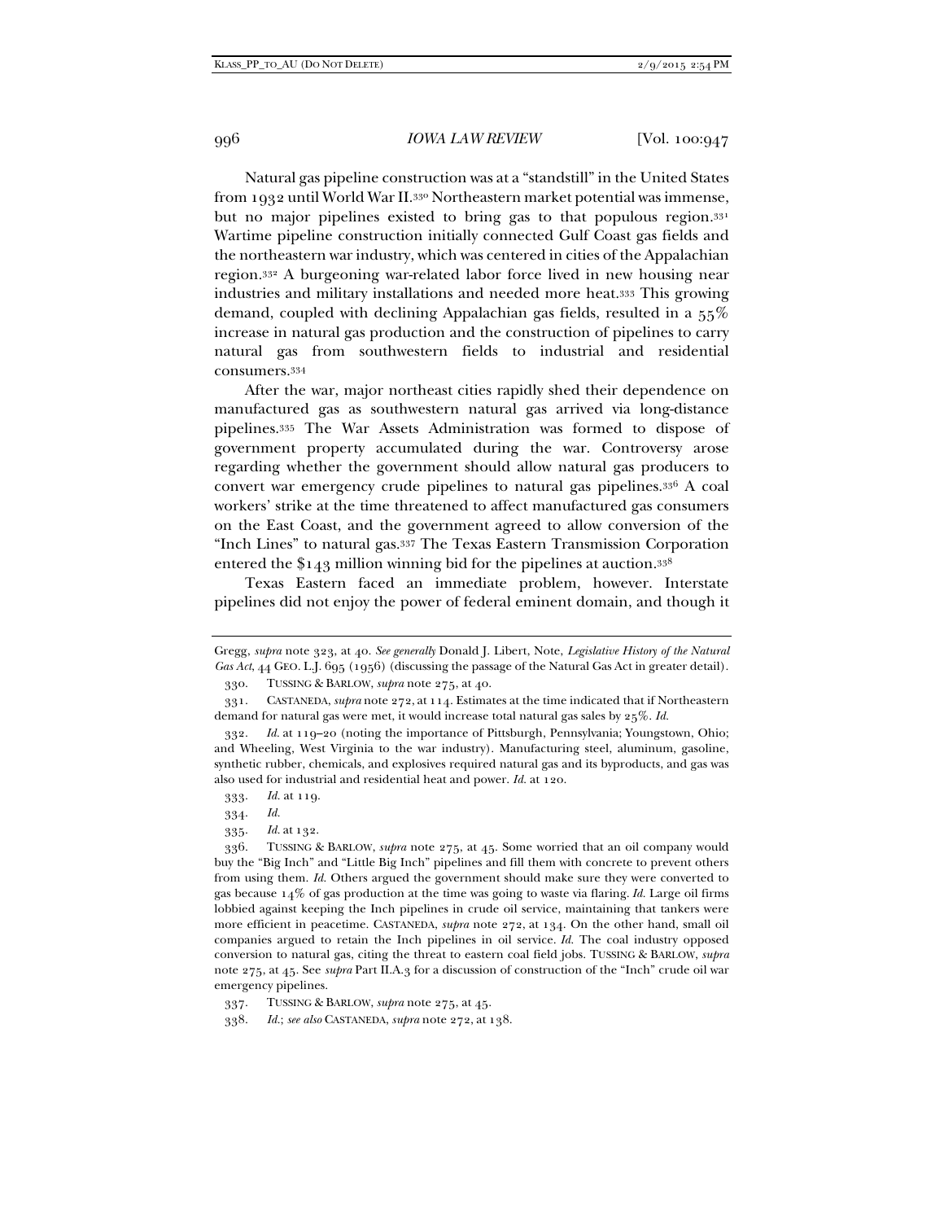Natural gas pipeline construction was at a "standstill" in the United States from 1932 until World War II.[330] Northeastern market potential was immense, but no major pipelines existed to bring gas to that populous region.[331] Wartime pipeline construction initially connected Gulf Coast gas fields and the northeastern war industry, which was centered in cities of the Appalachian region.[332] A burgeoning war-related labor force lived in new housing near industries and military installations and needed more heat.[333] This growing demand, coupled with declining Appalachian gas fields, resulted in a 55% increase in natural gas production and the construction of pipelines to carry natural gas from southwestern fields to industrial and residential consumers.[334]

After the war, major northeast cities rapidly shed their dependence on manufactured gas as southwestern natural gas arrived via long-distance pipelines.[335] The War Assets Administration was formed to dispose of government property accumulated during the war. Controversy arose regarding whether the government should allow natural gas producers to convert war emergency crude pipelines to natural gas pipelines.[336] A coal workers' strike at the time threatened to affect manufactured gas consumers on the East Coast, and the government agreed to allow conversion of the "Inch Lines" to natural gas.[337] The Texas Eastern Transmission Corporation entered the $143 million winning bid for the pipelines at auction.[338]

Texas Eastern faced an immediate problem, however. Interstate pipelines did not enjoy the power of federal eminent domain, and though it

---

Gregg, *supra* note 323, at 40. *See generally* Donald J. Libert, Note, *Legislative History of the Natural Gas Act*, 44 GEO. L.J. 695 (1956) (discussing the passage of the Natural Gas Act in greater detail).

330. TUSSING & BARLOW, *supra* note 275, at 40.

331. CASTANEDA, *supra* note 272, at 114. Estimates at the time indicated that if Northeastern demand for natural gas were met, it would increase total natural gas sales by 25%. *Id.*

332. *Id.* at 119–20 (noting the importance of Pittsburgh, Pennsylvania; Youngstown, Ohio; and Wheeling, West Virginia to the war industry). Manufacturing steel, aluminum, gasoline, synthetic rubber, chemicals, and explosives required natural gas and its byproducts, and gas was also used for industrial and residential heat and power. *Id.* at 120.

333. *Id.* at 119.

334. *Id.*

335. *Id.* at 132.

336. TUSSING & BARLOW, *supra* note 275, at 45. Some worried that an oil company would buy the "Big Inch" and "Little Big Inch" pipelines and fill them with concrete to prevent others from using them. *Id.* Others argued the government should make sure they were converted to gas because 14% of gas production at the time was going to waste via flaring. *Id.* Large oil firms lobbied against keeping the Inch pipelines in crude oil service, maintaining that tankers were more efficient in peacetime. CASTANEDA, *supra* note 272, at 134. On the other hand, small oil companies argued to retain the Inch pipelines in oil service. *Id.* The coal industry opposed conversion to natural gas, citing the threat to eastern coal field jobs. TUSSING & BARLOW, *supra* note 275, at 45. See *supra* Part II.A.3 for a discussion of construction of the "Inch" crude oil war emergency pipelines.

337. TUSSING & BARLOW, *supra* note 275, at 45.

338. *Id.*; *see also* CASTANEDA, *supra* note 272, at 138.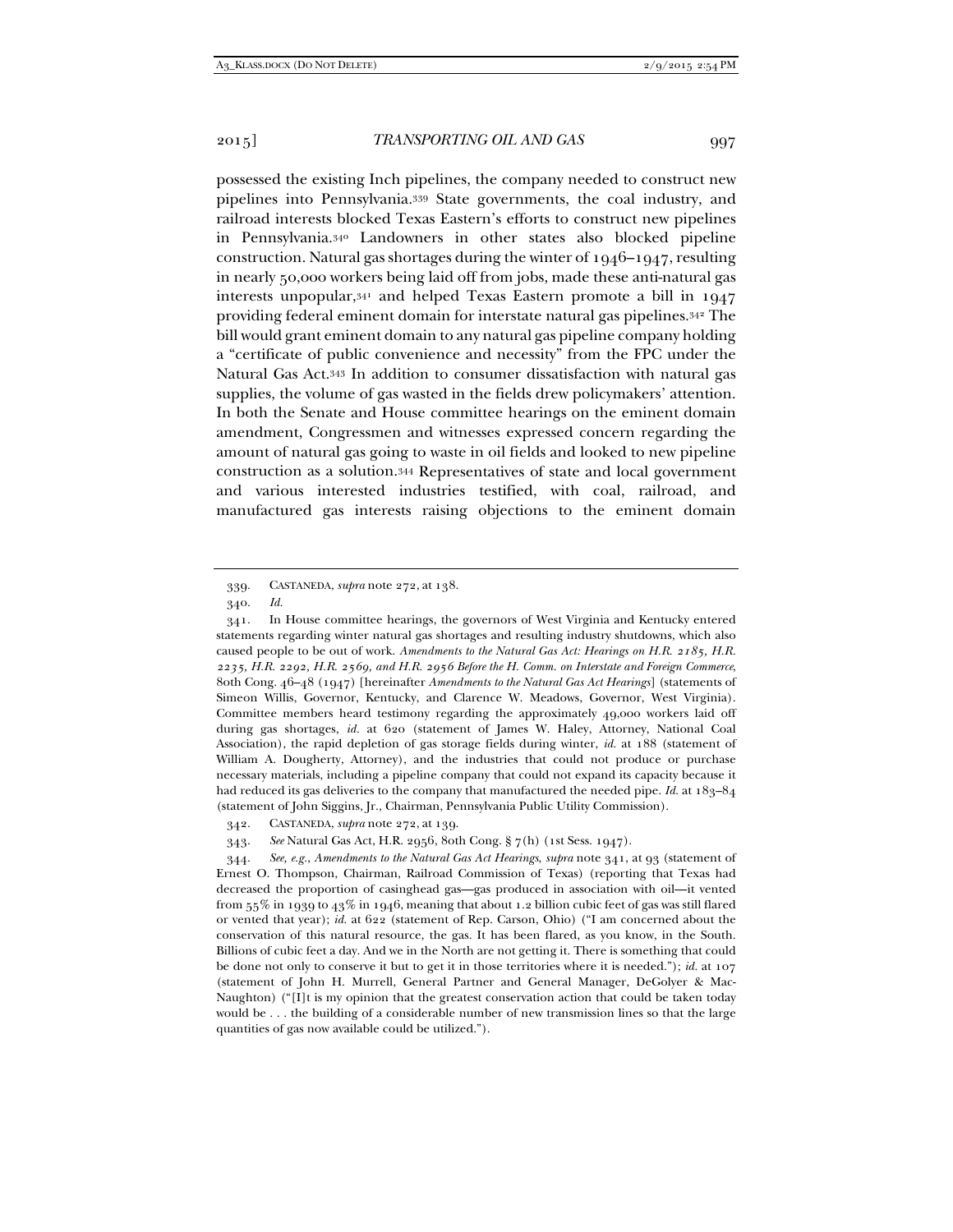possessed the existing Inch pipelines, the company needed to construct new pipelines into Pennsylvania.[339] State governments, the coal industry, and railroad interests blocked Texas Eastern's efforts to construct new pipelines in Pennsylvania.[340] Landowners in other states also blocked pipeline construction. Natural gas shortages during the winter of 1946–1947, resulting in nearly 50,000 workers being laid off from jobs, made these anti-natural gas interests unpopular,[341] and helped Texas Eastern promote a bill in 1947 providing federal eminent domain for interstate natural gas pipelines.[342] The bill would grant eminent domain to any natural gas pipeline company holding a "certificate of public convenience and necessity" from the FPC under the Natural Gas Act.[343] In addition to consumer dissatisfaction with natural gas supplies, the volume of gas wasted in the fields drew policymakers' attention. In both the Senate and House committee hearings on the eminent domain amendment, Congressmen and witnesses expressed concern regarding the amount of natural gas going to waste in oil fields and looked to new pipeline construction as a solution.[344] Representatives of state and local government and various interested industries testified, with coal, railroad, and manufactured gas interests raising objections to the eminent domain

---

339. CASTANEDA, *supra* note 272, at 138.

340. *Id.*

341. In House committee hearings, the governors of West Virginia and Kentucky entered statements regarding winter natural gas shortages and resulting industry shutdowns, which also caused people to be out of work. *Amendments to the Natural Gas Act: Hearings on H.R. 2185, H.R. 2235, H.R. 2292, H.R. 2569, and H.R. 2956 Before the H. Comm. on Interstate and Foreign Commerce*, 80th Cong. 46–48 (1947) [hereinafter *Amendments to the Natural Gas Act Hearings*] (statements of Simeon Willis, Governor, Kentucky, and Clarence W. Meadows, Governor, West Virginia). Committee members heard testimony regarding the approximately 49,000 workers laid off during gas shortages, *id.* at 620 (statement of James W. Haley, Attorney, National Coal Association), the rapid depletion of gas storage fields during winter, *id.* at 188 (statement of William A. Dougherty, Attorney), and the industries that could not produce or purchase necessary materials, including a pipeline company that could not expand its capacity because it had reduced its gas deliveries to the company that manufactured the needed pipe. *Id.* at 183–84 (statement of John Siggins, Jr., Chairman, Pennsylvania Public Utility Commission).

342. CASTANEDA, *supra* note 272, at 139.

343. *See* Natural Gas Act, H.R. 2956, 80th Cong. § 7(h) (1st Sess. 1947).

344. *See, e.g.*, *Amendments to the Natural Gas Act Hearings*, *supra* note 341, at 93 (statement of Ernest O. Thompson, Chairman, Railroad Commission of Texas) (reporting that Texas had decreased the proportion of casinghead gas—gas produced in association with oil—it vented from 55% in 1939 to 43% in 1946, meaning that about 1.2 billion cubic feet of gas was still flared or vented that year); *id.* at 622 (statement of Rep. Carson, Ohio) ("I am concerned about the conservation of this natural resource, the gas. It has been flared, as you know, in the South. Billions of cubic feet a day. And we in the North are not getting it. There is something that could be done not only to conserve it but to get it in those territories where it is needed."); *id.* at 107 (statement of John H. Murrell, General Partner and General Manager, DeGolyer & MacNaughton) ("[I]t is my opinion that the greatest conservation action that could be taken today would be . . . the building of a considerable number of new transmission lines so that the large quantities of gas now available could be utilized.").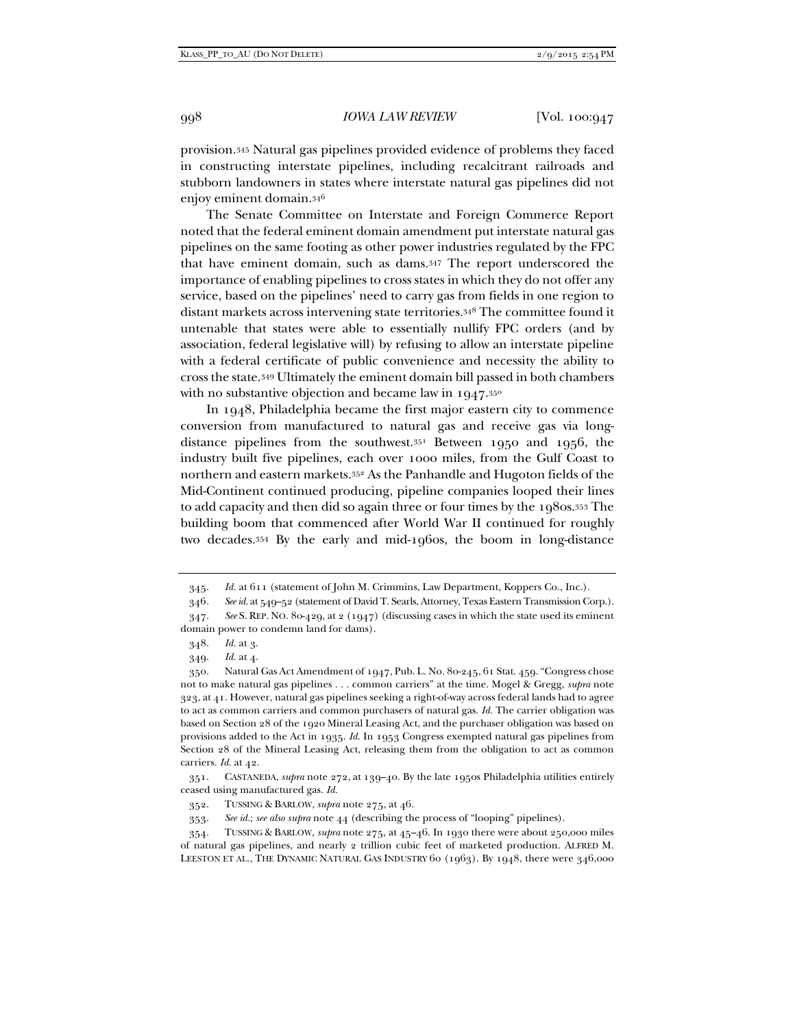provision.[345] Natural gas pipelines provided evidence of problems they faced in constructing interstate pipelines, including recalcitrant railroads and stubborn landowners in states where interstate natural gas pipelines did not enjoy eminent domain.[346]

The Senate Committee on Interstate and Foreign Commerce Report noted that the federal eminent domain amendment put interstate natural gas pipelines on the same footing as other power industries regulated by the FPC that have eminent domain, such as dams.[347] The report underscored the importance of enabling pipelines to cross states in which they do not offer any service, based on the pipelines' need to carry gas from fields in one region to distant markets across intervening state territories.[348] The committee found it untenable that states were able to essentially nullify FPC orders (and by association, federal legislative will) by refusing to allow an interstate pipeline with a federal certificate of public convenience and necessity the ability to cross the state.[349] Ultimately the eminent domain bill passed in both chambers with no substantive objection and became law in 1947.[350]

In 1948, Philadelphia became the first major eastern city to commence conversion from manufactured to natural gas and receive gas via long-distance pipelines from the southwest.[351] Between 1950 and 1956, the industry built five pipelines, each over 1000 miles, from the Gulf Coast to northern and eastern markets.[352] As the Panhandle and Hugoton fields of the Mid-Continent continued producing, pipeline companies looped their lines to add capacity and then did so again three or four times by the 1980s.[353] The building boom that commenced after World War II continued for roughly two decades.[354] By the early and mid-1960s, the boom in long-distance

---

345. *Id.* at 611 (statement of John M. Crimmins, Law Department, Koppers Co., Inc.).

346. *See id.* at 549–52 (statement of David T. Searls, Attorney, Texas Eastern Transmission Corp.).

347. *See* S. REP. NO. 80-429, at 2 (1947) (discussing cases in which the state used its eminent domain power to condemn land for dams).

348. *Id.* at 3.

349. *Id.* at 4.

350. Natural Gas Act Amendment of 1947, Pub. L. No. 80-245, 61 Stat. 459. "Congress chose not to make natural gas pipelines . . . common carriers" at the time. Mogel & Gregg, *supra* note 323, at 41. However, natural gas pipelines seeking a right-of-way across federal lands had to agree to act as common carriers and common purchasers of natural gas. *Id.* The carrier obligation was based on Section 28 of the 1920 Mineral Leasing Act, and the purchaser obligation was based on provisions added to the Act in 1935. *Id.* In 1953 Congress exempted natural gas pipelines from Section 28 of the Mineral Leasing Act, releasing them from the obligation to act as common carriers. *Id.* at 42.

351. CASTANEDA, *supra* note 272, at 139–40. By the late 1950s Philadelphia utilities entirely ceased using manufactured gas. *Id.*

352. TUSSING & BARLOW, *supra* note 275, at 46.

353. *See id.*; *see also supra* note 44 (describing the process of "looping" pipelines).

354. TUSSING & BARLOW, *supra* note 275, at 45–46. In 1930 there were about 250,000 miles of natural gas pipelines, and nearly 2 trillion cubic feet of marketed production. ALFRED M. LEESTON ET AL., THE DYNAMIC NATURAL GAS INDUSTRY 60 (1963). By 1948, there were 346,000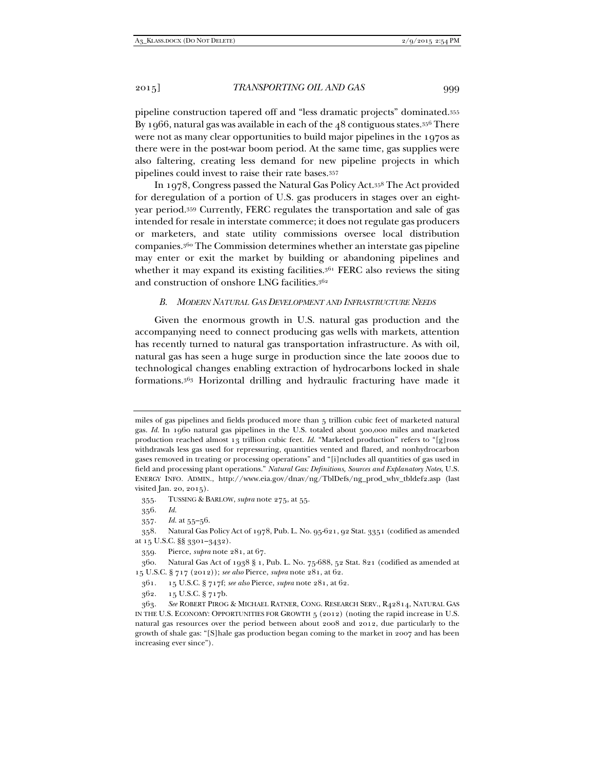pipeline construction tapered off and "less dramatic projects" dominated.[355] By 1966, natural gas was available in each of the 48 contiguous states.[356] There were not as many clear opportunities to build major pipelines in the 1970s as there were in the post-war boom period. At the same time, gas supplies were also faltering, creating less demand for new pipeline projects in which pipelines could invest to raise their rate bases.[357]

In 1978, Congress passed the Natural Gas Policy Act.[358] The Act provided for deregulation of a portion of U.S. gas producers in stages over an eight-year period.[359] Currently, FERC regulates the transportation and sale of gas intended for resale in interstate commerce; it does not regulate gas producers or marketers, and state utility commissions oversee local distribution companies.[360] The Commission determines whether an interstate gas pipeline may enter or exit the market by building or abandoning pipelines and whether it may expand its existing facilities.[361] FERC also reviews the siting and construction of onshore LNG facilities.[362]

### *B. Modern Natural Gas Development and Infrastructure Needs*

Given the enormous growth in U.S. natural gas production and the accompanying need to connect producing gas wells with markets, attention has recently turned to natural gas transportation infrastructure. As with oil, natural gas has seen a huge surge in production since the late 2000s due to technological changes enabling extraction of hydrocarbons locked in shale formations.[363] Horizontal drilling and hydraulic fracturing have made it

---

miles of gas pipelines and fields produced more than 5 trillion cubic feet of marketed natural gas. *Id.* In 1960 natural gas pipelines in the U.S. totaled about 500,000 miles and marketed production reached almost 13 trillion cubic feet. *Id.* "Marketed production" refers to "[g]ross withdrawals less gas used for repressuring, quantities vented and flared, and nonhydrocarbon gases removed in treating or processing operations" and "[i]ncludes all quantities of gas used in field and processing plant operations." *Natural Gas: Definitions, Sources and Explanatory Notes*, U.S. ENERGY INFO. ADMIN., http://www.eia.gov/dnav/ng/TblDefs/ng_prod_whv_tbldef2.asp (last visited Jan. 20, 2015).

355. TUSSING & BARLOW, *supra* note 275, at 55.

356. *Id.*

357. *Id.* at 55–56.

358. Natural Gas Policy Act of 1978, Pub. L. No. 95-621, 92 Stat. 3351 (codified as amended at 15 U.S.C. §§ 3301–3432).

359. Pierce, *supra* note 281, at 67.

360. Natural Gas Act of 1938 § 1, Pub. L. No. 75-688, 52 Stat. 821 (codified as amended at 15 U.S.C. § 717 (2012)); *see also* Pierce, *supra* note 281, at 62.

361. 15 U.S.C. § 717f; *see also* Pierce, *supra* note 281, at 62.

362. 15 U.S.C. § 717b.

363. *See* ROBERT PIROG & MICHAEL RATNER, CONG. RESEARCH SERV., R42814, NATURAL GAS IN THE U.S. ECONOMY: OPPORTUNITIES FOR GROWTH 5 (2012) (noting the rapid increase in U.S. natural gas resources over the period between about 2008 and 2012, due particularly to the growth of shale gas: "[S]hale gas production began coming to the market in 2007 and has been increasing ever since").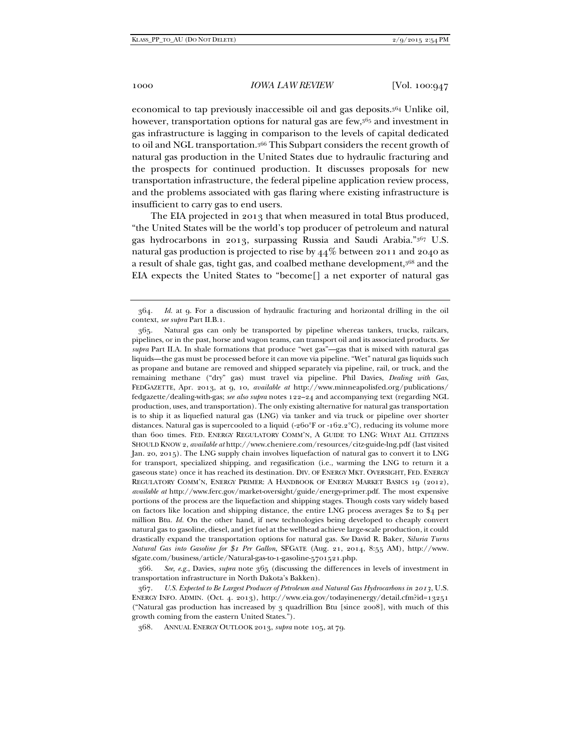economical to tap previously inaccessible oil and gas deposits.[364] Unlike oil, however, transportation options for natural gas are few,[365] and investment in gas infrastructure is lagging in comparison to the levels of capital dedicated to oil and NGL transportation.[366] This Subpart considers the recent growth of natural gas production in the United States due to hydraulic fracturing and the prospects for continued production. It discusses proposals for new transportation infrastructure, the federal pipeline application review process, and the problems associated with gas flaring where existing infrastructure is insufficient to carry gas to end users.

The EIA projected in 2013 that when measured in total Btus produced, "the United States will be the world's top producer of petroleum and natural gas hydrocarbons in 2013, surpassing Russia and Saudi Arabia."[367] U.S. natural gas production is projected to rise by 44% between 2011 and 2040 as a result of shale gas, tight gas, and coalbed methane development,[368] and the EIA expects the United States to "become[] a net exporter of natural gas

---

364. *Id.* at 9. For a discussion of hydraulic fracturing and horizontal drilling in the oil context, *see supra* Part II.B.1.

365. Natural gas can only be transported by pipeline whereas tankers, trucks, railcars, pipelines, or in the past, horse and wagon teams, can transport oil and its associated products. *See supra* Part II.A. In shale formations that produce "wet gas"—gas that is mixed with natural gas liquids—the gas must be processed before it can move via pipeline. "Wet" natural gas liquids such as propane and butane are removed and shipped separately via pipeline, rail, or truck, and the remaining methane ("dry" gas) must travel via pipeline. Phil Davies, *Dealing with Gas*, FEDGAZETTE, Apr. 2013, at 9, 10, *available at* http://www.minneapolisfed.org/publications/fedgazette/dealing-with-gas; *see also supra* notes 122–24 and accompanying text (regarding NGL production, uses, and transportation). The only existing alternative for natural gas transportation is to ship it as liquefied natural gas (LNG) via tanker and via truck or pipeline over shorter distances. Natural gas is supercooled to a liquid (-260°F or -162.2°C), reducing its volume more than 600 times. FED. ENERGY REGULATORY COMM'N, A GUIDE TO LNG: WHAT ALL CITIZENS SHOULD KNOW 2, *available at* http://www.cheniere.com/resources/citz-guide-lng.pdf (last visited Jan. 20, 2015). The LNG supply chain involves liquefaction of natural gas to convert it to LNG for transport, specialized shipping, and regasification (i.e., warming the LNG to return it a gaseous state) once it has reached its destination. DIV. OF ENERGY MKT. OVERSIGHT, FED. ENERGY REGULATORY COMM'N, ENERGY PRIMER: A HANDBOOK OF ENERGY MARKET BASICS 19 (2012), *available at* http://www.ferc.gov/market-oversight/guide/energy-primer.pdf. The most expensive portions of the process are the liquefaction and shipping stages. Though costs vary widely based on factors like location and shipping distance, the entire LNG process averages $2 to $4 per million Btu. *Id.* On the other hand, if new technologies being developed to cheaply convert natural gas to gasoline, diesel, and jet fuel at the wellhead achieve large-scale production, it could drastically expand the transportation options for natural gas. *See* David R. Baker, *Siluria Turns Natural Gas into Gasoline for $1 Per Gallon*, SFGATE (Aug. 21, 2014, 8:55 AM), http://www.sfgate.com/business/article/Natural-gas-to-1-gasoline-5701521.php.

366. *See, e.g.*, Davies, *supra* note 365 (discussing the differences in levels of investment in transportation infrastructure in North Dakota's Bakken).

367. *U.S. Expected to Be Largest Producer of Petroleum and Natural Gas Hydrocarbons in 2013*, U.S. ENERGY INFO. ADMIN. (Oct. 4. 2013), http://www.eia.gov/todayinenergy/detail.cfm?id=13251 ("Natural gas production has increased by 3 quadrillion Btu [since 2008], with much of this growth coming from the eastern United States.").

368. ANNUAL ENERGY OUTLOOK 2013, *supra* note 105, at 79.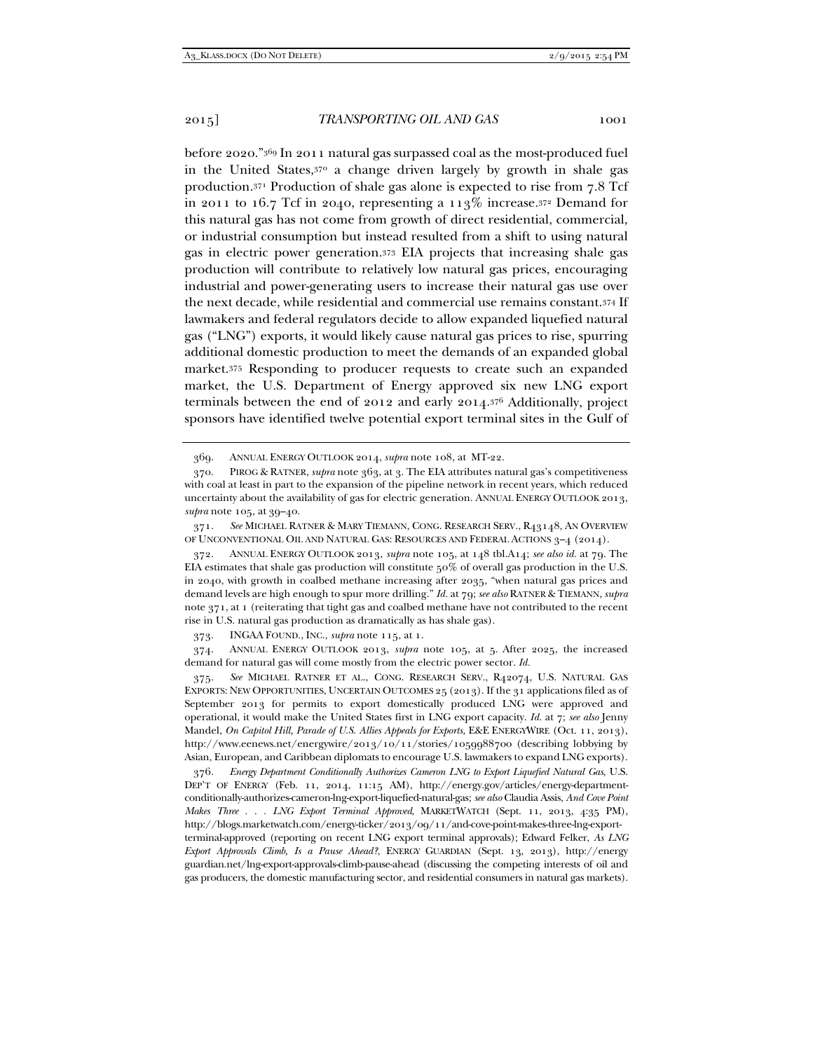before 2020."[369] In 2011 natural gas surpassed coal as the most-produced fuel in the United States,[370] a change driven largely by growth in shale gas production.[371] Production of shale gas alone is expected to rise from 7.8 Tcf in 2011 to 16.7 Tcf in 2040, representing a 113% increase.[372] Demand for this natural gas has not come from growth of direct residential, commercial, or industrial consumption but instead resulted from a shift to using natural gas in electric power generation.[373] EIA projects that increasing shale gas production will contribute to relatively low natural gas prices, encouraging industrial and power-generating users to increase their natural gas use over the next decade, while residential and commercial use remains constant.[374] If lawmakers and federal regulators decide to allow expanded liquefied natural gas ("LNG") exports, it would likely cause natural gas prices to rise, spurring additional domestic production to meet the demands of an expanded global market.[375] Responding to producer requests to create such an expanded market, the U.S. Department of Energy approved six new LNG export terminals between the end of 2012 and early 2014.[376] Additionally, project sponsors have identified twelve potential export terminal sites in the Gulf of

---

369. ANNUAL ENERGY OUTLOOK 2014, *supra* note 108, at MT-22.

370. PIROG & RATNER, *supra* note 363, at 3. The EIA attributes natural gas's competitiveness with coal at least in part to the expansion of the pipeline network in recent years, which reduced uncertainty about the availability of gas for electric generation. ANNUAL ENERGY OUTLOOK 2013, *supra* note 105, at 39–40.

371. *See* MICHAEL RATNER & MARY TIEMANN, CONG. RESEARCH SERV., R43148, AN OVERVIEW OF UNCONVENTIONAL OIL AND NATURAL GAS: RESOURCES AND FEDERAL ACTIONS 3–4 (2014).

372. ANNUAL ENERGY OUTLOOK 2013, *supra* note 105, at 148 tbl.A14; *see also id.* at 79. The EIA estimates that shale gas production will constitute 50% of overall gas production in the U.S. in 2040, with growth in coalbed methane increasing after 2035, "when natural gas prices and demand levels are high enough to spur more drilling." *Id.* at 79; *see also* RATNER & TIEMANN, *supra* note 371, at 1 (reiterating that tight gas and coalbed methane have not contributed to the recent rise in U.S. natural gas production as dramatically as has shale gas).

373. INGAA FOUND., INC., *supra* note 115, at 1.

374. ANNUAL ENERGY OUTLOOK 2013, *supra* note 105, at 5. After 2025, the increased demand for natural gas will come mostly from the electric power sector. *Id.*

375. *See* MICHAEL RATNER ET AL., CONG. RESEARCH SERV., R42074, U.S. NATURAL GAS EXPORTS: NEW OPPORTUNITIES, UNCERTAIN OUTCOMES 25 (2013). If the 31 applications filed as of September 2013 for permits to export domestically produced LNG were approved and operational, it would make the United States first in LNG export capacity. *Id.* at 7; *see also* Jenny Mandel, *On Capitol Hill, Parade of U.S. Allies Appeals for Exports*, E&E ENERGYWIRE (Oct. 11, 2013), http://www.eenews.net/energywire/2013/10/11/stories/1059988700 (describing lobbying by Asian, European, and Caribbean diplomats to encourage U.S. lawmakers to expand LNG exports).

376. *Energy Department Conditionally Authorizes Cameron LNG to Export Liquefied Natural Gas*, U.S. DEP'T OF ENERGY (Feb. 11, 2014, 11:15 AM), http://energy.gov/articles/energy-department-conditionally-authorizes-cameron-lng-export-liquefied-natural-gas; *see also* Claudia Assis, *And Cove Point Makes Three . . . LNG Export Terminal Approved*, MARKETWATCH (Sept. 11, 2013, 4:35 PM), http://blogs.marketwatch.com/energy-ticker/2013/09/11/and-cove-point-makes-three-lng-export-terminal-approved (reporting on recent LNG export terminal approvals); Edward Felker, *As LNG Export Approvals Climb, Is a Pause Ahead?*, ENERGY GUARDIAN (Sept. 13, 2013), http://energyguardian.net/lng-export-approvals-climb-pause-ahead (discussing the competing interests of oil and gas producers, the domestic manufacturing sector, and residential consumers in natural gas markets).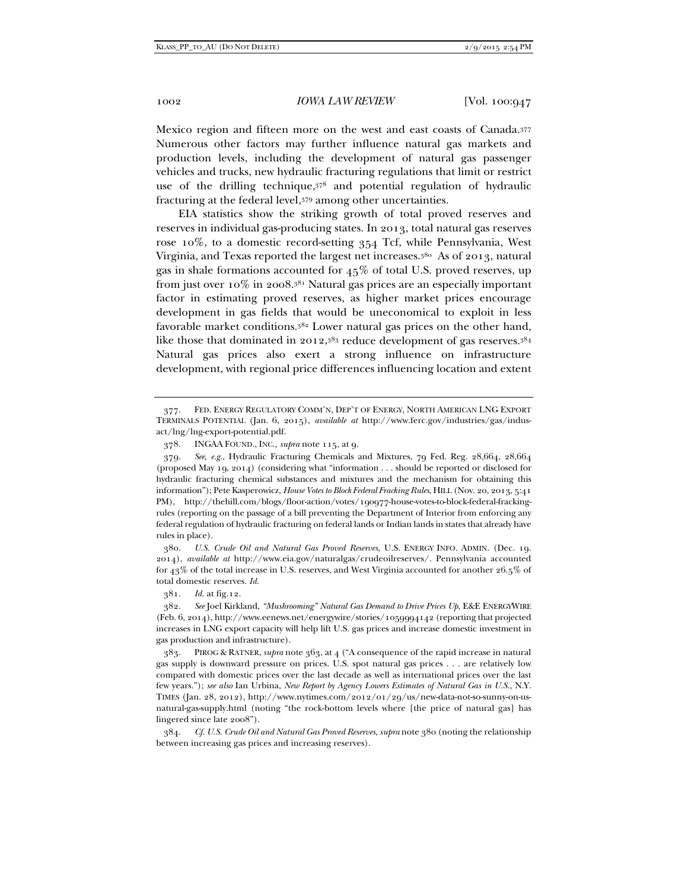Mexico region and fifteen more on the west and east coasts of Canada.[377] Numerous other factors may further influence natural gas markets and production levels, including the development of natural gas passenger vehicles and trucks, new hydraulic fracturing regulations that limit or restrict use of the drilling technique,[378] and potential regulation of hydraulic fracturing at the federal level,[379] among other uncertainties.

EIA statistics show the striking growth of total proved reserves and reserves in individual gas-producing states. In 2013, total natural gas reserves rose 10%, to a domestic record-setting 354 Tcf, while Pennsylvania, West Virginia, and Texas reported the largest net increases.[380] As of 2013, natural gas in shale formations accounted for 45% of total U.S. proved reserves, up from just over 10% in 2008.[381] Natural gas prices are an especially important factor in estimating proved reserves, as higher market prices encourage development in gas fields that would be uneconomical to exploit in less favorable market conditions.[382] Lower natural gas prices on the other hand, like those that dominated in 2012,[383] reduce development of gas reserves.[384] Natural gas prices also exert a strong influence on infrastructure development, with regional price differences influencing location and extent

---

377. FED. ENERGY REGULATORY COMM'N, DEP'T OF ENERGY, NORTH AMERICAN LNG EXPORT TERMINALS POTENTIAL (Jan. 6, 2015), *available at* http://www.ferc.gov/industries/gas/indus-act/lng/lng-export-potential.pdf.

378. INGAA FOUND., INC., *supra* note 115, at 9.

379. *See, e.g.*, Hydraulic Fracturing Chemicals and Mixtures, 79 Fed. Reg. 28,664, 28,664 (proposed May 19, 2014) (considering what "information . . . should be reported or disclosed for hydraulic fracturing chemical substances and mixtures and the mechanism for obtaining this information"); Pete Kasperowicz, *House Votes to Block Federal Fracking Rules*, HILL (Nov. 20, 2013, 5:41 PM), http://thehill.com/blogs/floor-action/votes/190977-house-votes-to-block-federal-fracking-rules (reporting on the passage of a bill preventing the Department of Interior from enforcing any federal regulation of hydraulic fracturing on federal lands or Indian lands in states that already have rules in place).

380. *U.S. Crude Oil and Natural Gas Proved Reserves*, U.S. ENERGY INFO. ADMIN. (Dec. 19. 2014), *available at* http://www.eia.gov/naturalgas/crudeoilreserves/. Pennsylvania accounted for 43% of the total increase in U.S. reserves, and West Virginia accounted for another 26.5% of total domestic reserves. *Id.*

381. *Id.* at fig.12.

382. *See* Joel Kirkland, *"Mushrooming" Natural Gas Demand to Drive Prices Up*, E&E ENERGYWIRE (Feb. 6, 2014), http://www.eenews.net/energywire/stories/1059994142 (reporting that projected increases in LNG export capacity will help lift U.S. gas prices and increase domestic investment in gas production and infrastructure).

383. PIROG & RATNER, *supra* note 363, at 4 ("A consequence of the rapid increase in natural gas supply is downward pressure on prices. U.S. spot natural gas prices . . . are relatively low compared with domestic prices over the last decade as well as international prices over the last few years."); *see also* Ian Urbina, *New Report by Agency Lowers Estimates of Natural Gas in U.S.*, N.Y. TIMES (Jan. 28, 2012), http://www.nytimes.com/2012/01/29/us/new-data-not-so-sunny-on-us-natural-gas-supply.html (noting "the rock-bottom levels where [the price of natural gas] has lingered since late 2008").

384. *Cf. U.S. Crude Oil and Natural Gas Proved Reserves*, *supra* note 380 (noting the relationship between increasing gas prices and increasing reserves).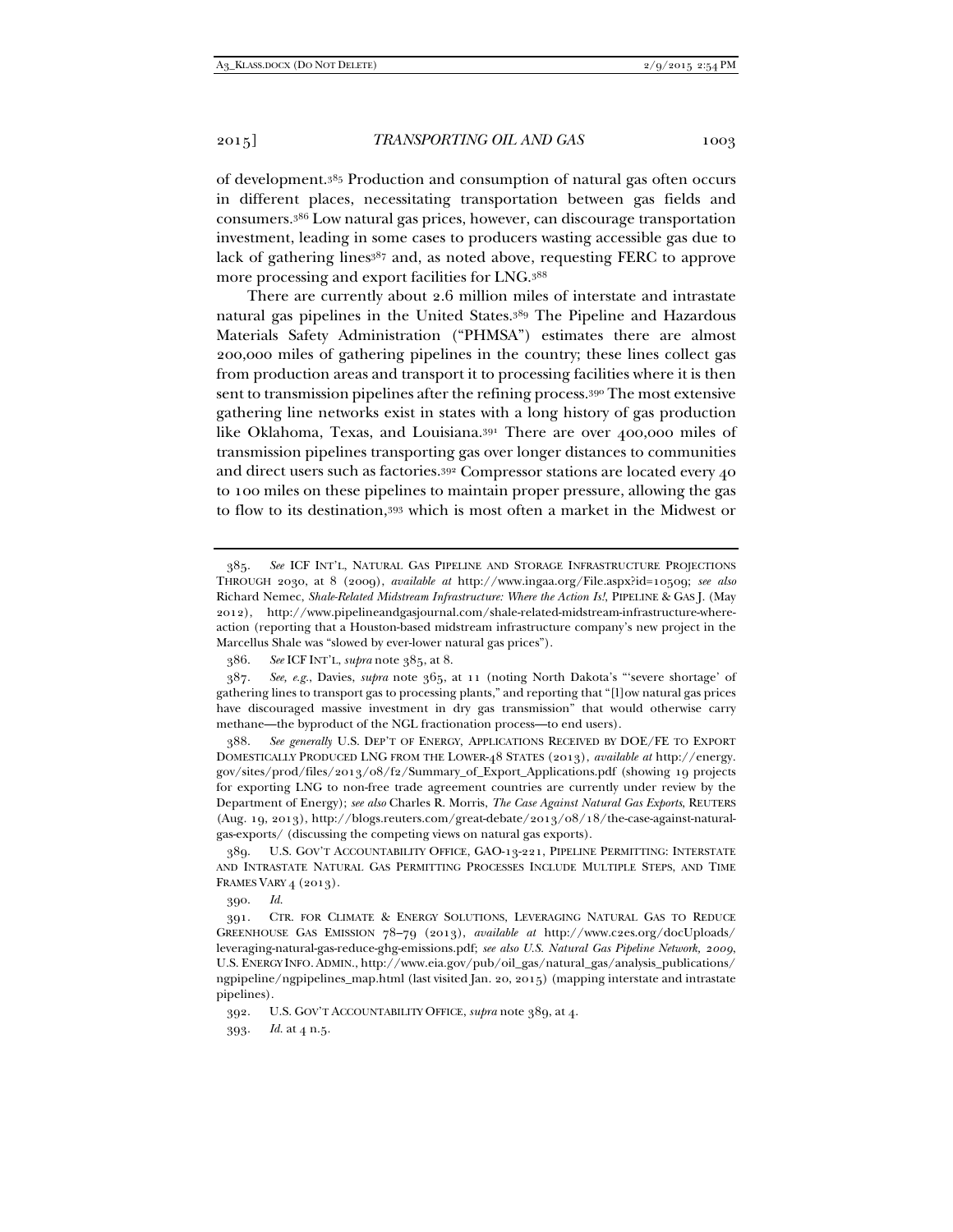of development.[385] Production and consumption of natural gas often occurs in different places, necessitating transportation between gas fields and consumers.[386] Low natural gas prices, however, can discourage transportation investment, leading in some cases to producers wasting accessible gas due to lack of gathering lines[387] and, as noted above, requesting FERC to approve more processing and export facilities for LNG.[388]

There are currently about 2.6 million miles of interstate and intrastate natural gas pipelines in the United States.[389] The Pipeline and Hazardous Materials Safety Administration ("PHMSA") estimates there are almost 200,000 miles of gathering pipelines in the country; these lines collect gas from production areas and transport it to processing facilities where it is then sent to transmission pipelines after the refining process.[390] The most extensive gathering line networks exist in states with a long history of gas production like Oklahoma, Texas, and Louisiana.[391] There are over 400,000 miles of transmission pipelines transporting gas over longer distances to communities and direct users such as factories.[392] Compressor stations are located every 40 to 100 miles on these pipelines to maintain proper pressure, allowing the gas to flow to its destination,[393] which is most often a market in the Midwest or

---

385. *See* ICF INT'L, NATURAL GAS PIPELINE AND STORAGE INFRASTRUCTURE PROJECTIONS THROUGH 2030, at 8 (2009), *available at* http://www.ingaa.org/File.aspx?id=10509; *see also* Richard Nemec, *Shale-Related Midstream Infrastructure: Where the Action Is!*, PIPELINE & GAS J. (May 2012), http://www.pipelineandgasjournal.com/shale-related-midstream-infrastructure-where-action (reporting that a Houston-based midstream infrastructure company's new project in the Marcellus Shale was "slowed by ever-lower natural gas prices").

386. *See* ICF INT'L, *supra* note 385, at 8.

387. *See, e.g.*, Davies, *supra* note 365, at 11 (noting North Dakota's "'severe shortage' of gathering lines to transport gas to processing plants," and reporting that "[l]ow natural gas prices have discouraged massive investment in dry gas transmission" that would otherwise carry methane—the byproduct of the NGL fractionation process—to end users).

388. *See generally* U.S. DEP'T OF ENERGY, APPLICATIONS RECEIVED BY DOE/FE TO EXPORT DOMESTICALLY PRODUCED LNG FROM THE LOWER-48 STATES (2013), *available at* http://energy.gov/sites/prod/files/2013/08/f2/Summary_of_Export_Applications.pdf (showing 19 projects for exporting LNG to non-free trade agreement countries are currently under review by the Department of Energy); *see also* Charles R. Morris, *The Case Against Natural Gas Exports*, REUTERS (Aug. 19, 2013), http://blogs.reuters.com/great-debate/2013/08/18/the-case-against-natural-gas-exports/ (discussing the competing views on natural gas exports).

389. U.S. GOV'T ACCOUNTABILITY OFFICE, GAO-13-221, PIPELINE PERMITTING: INTERSTATE AND INTRASTATE NATURAL GAS PERMITTING PROCESSES INCLUDE MULTIPLE STEPS, AND TIME FRAMES VARY 4 (2013).

390. *Id.*

391. CTR. FOR CLIMATE & ENERGY SOLUTIONS, LEVERAGING NATURAL GAS TO REDUCE GREENHOUSE GAS EMISSION 78–79 (2013), *available at* http://www.c2es.org/docUploads/leveraging-natural-gas-reduce-ghg-emissions.pdf; *see also U.S. Natural Gas Pipeline Network, 2009*, U.S. ENERGY INFO. ADMIN., http://www.eia.gov/pub/oil_gas/natural_gas/analysis_publications/ngpipeline/ngpipelines_map.html (last visited Jan. 20, 2015) (mapping interstate and intrastate pipelines).

392. U.S. GOV'T ACCOUNTABILITY OFFICE, *supra* note 389, at 4.

393. *Id.* at 4 n.5.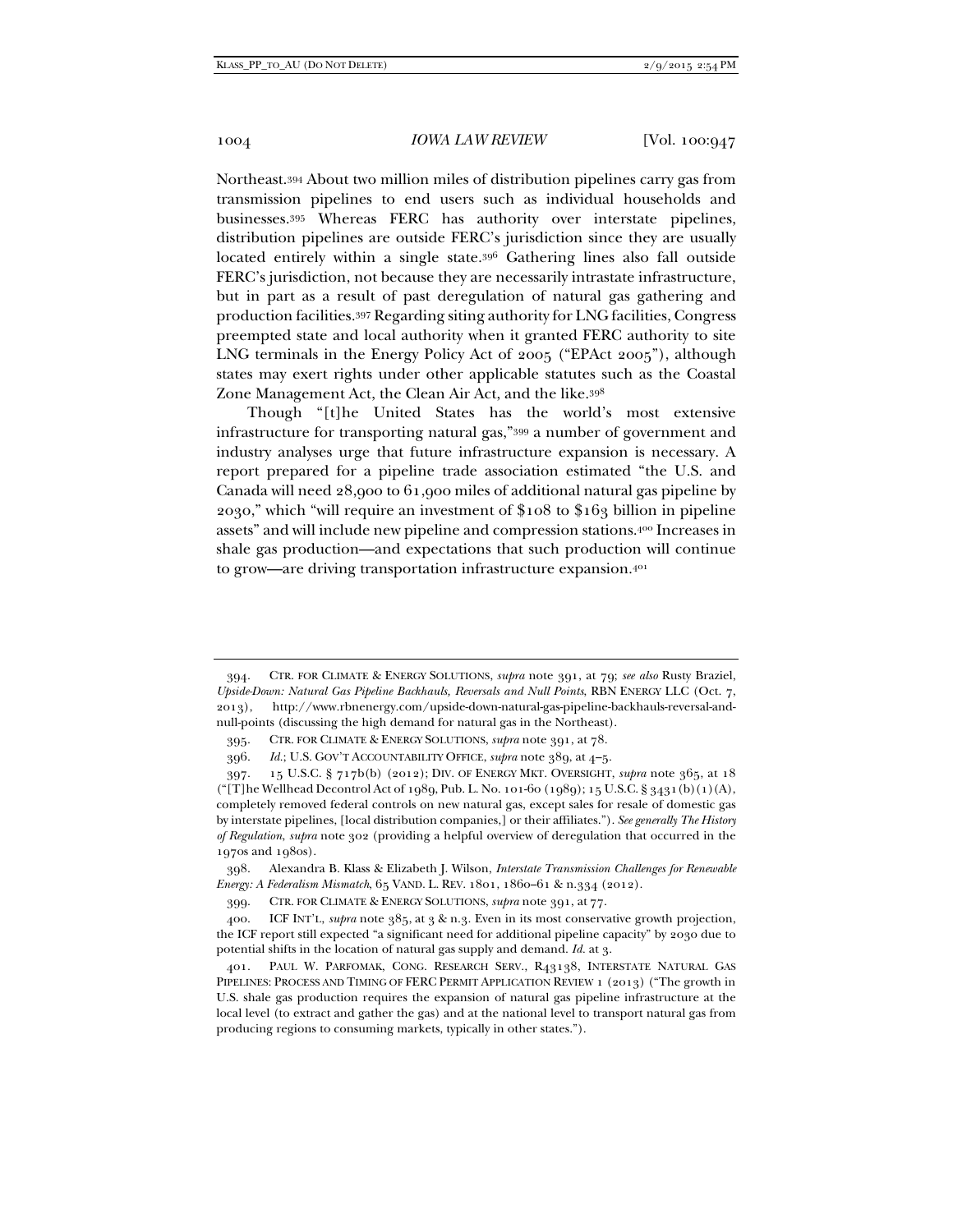Northeast.[394] About two million miles of distribution pipelines carry gas from transmission pipelines to end users such as individual households and businesses.[395] Whereas FERC has authority over interstate pipelines, distribution pipelines are outside FERC's jurisdiction since they are usually located entirely within a single state.[396] Gathering lines also fall outside FERC's jurisdiction, not because they are necessarily intrastate infrastructure, but in part as a result of past deregulation of natural gas gathering and production facilities.[397] Regarding siting authority for LNG facilities, Congress preempted state and local authority when it granted FERC authority to site LNG terminals in the Energy Policy Act of 2005 ("EPAct 2005"), although states may exert rights under other applicable statutes such as the Coastal Zone Management Act, the Clean Air Act, and the like.[398]

Though "[t]he United States has the world's most extensive infrastructure for transporting natural gas,"[399] a number of government and industry analyses urge that future infrastructure expansion is necessary. A report prepared for a pipeline trade association estimated "the U.S. and Canada will need 28,900 to 61,900 miles of additional natural gas pipeline by 2030," which "will require an investment of $108 to $163 billion in pipeline assets" and will include new pipeline and compression stations.[400] Increases in shale gas production—and expectations that such production will continue to grow—are driving transportation infrastructure expansion.[401]

---

394. CTR. FOR CLIMATE & ENERGY SOLUTIONS, *supra* note 391, at 79; *see also* Rusty Braziel, *Upside-Down: Natural Gas Pipeline Backhauls, Reversals and Null Points*, RBN ENERGY LLC (Oct. 7, 2013), http://www.rbnenergy.com/upside-down-natural-gas-pipeline-backhauls-reversal-and-null-points (discussing the high demand for natural gas in the Northeast).

395. CTR. FOR CLIMATE & ENERGY SOLUTIONS, *supra* note 391, at 78.

396. *Id.*; U.S. GOV'T ACCOUNTABILITY OFFICE, *supra* note 389, at 4–5.

397. 15 U.S.C. § 717b(b) (2012); DIV. OF ENERGY MKT. OVERSIGHT, *supra* note 365, at 18 ("[T]he Wellhead Decontrol Act of 1989, Pub. L. No. 101-60 (1989); 15 U.S.C. § 3431(b)(1)(A), completely removed federal controls on new natural gas, except sales for resale of domestic gas by interstate pipelines, [local distribution companies,] or their affiliates."). *See generally The History of Regulation*, *supra* note 302 (providing a helpful overview of deregulation that occurred in the 1970s and 1980s).

398. Alexandra B. Klass & Elizabeth J. Wilson, *Interstate Transmission Challenges for Renewable Energy: A Federalism Mismatch*, 65 VAND. L. REV. 1801, 1860–61 & n.334 (2012).

399. CTR. FOR CLIMATE & ENERGY SOLUTIONS, *supra* note 391, at 77.

400. ICF INT'L, *supra* note 385, at 3 & n.3. Even in its most conservative growth projection, the ICF report still expected "a significant need for additional pipeline capacity" by 2030 due to potential shifts in the location of natural gas supply and demand. *Id.* at 3.

401. PAUL W. PARFOMAK, CONG. RESEARCH SERV., R43138, INTERSTATE NATURAL GAS PIPELINES: PROCESS AND TIMING OF FERC PERMIT APPLICATION REVIEW 1 (2013) ("The growth in U.S. shale gas production requires the expansion of natural gas pipeline infrastructure at the local level (to extract and gather the gas) and at the national level to transport natural gas from producing regions to consuming markets, typically in other states.").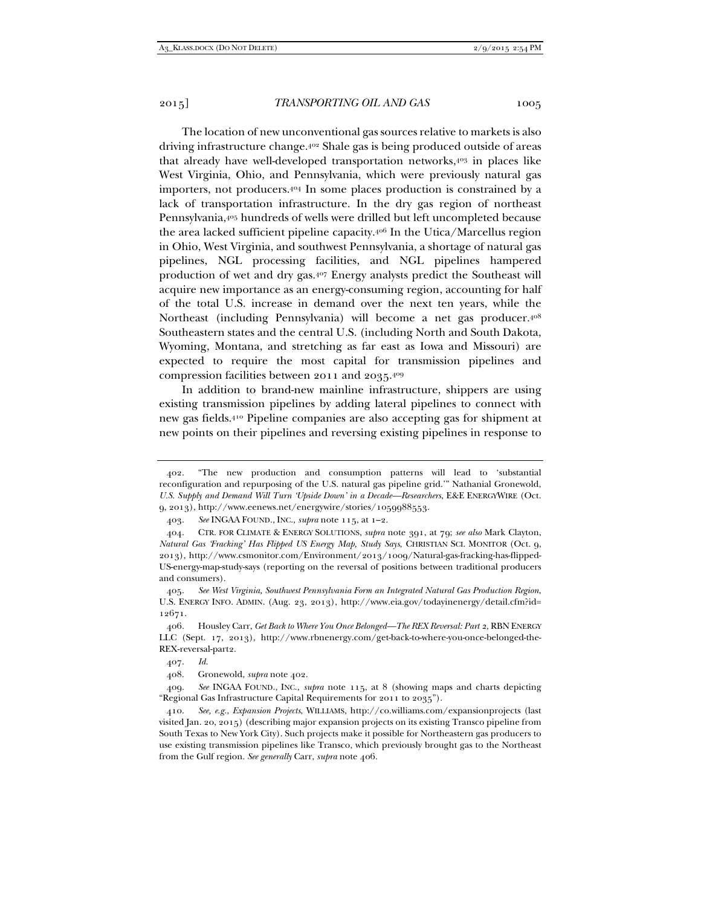The location of new unconventional gas sources relative to markets is also driving infrastructure change.[402] Shale gas is being produced outside of areas that already have well-developed transportation networks,[403] in places like West Virginia, Ohio, and Pennsylvania, which were previously natural gas importers, not producers.[404] In some places production is constrained by a lack of transportation infrastructure. In the dry gas region of northeast Pennsylvania,[405] hundreds of wells were drilled but left uncompleted because the area lacked sufficient pipeline capacity.[406] In the Utica/Marcellus region in Ohio, West Virginia, and southwest Pennsylvania, a shortage of natural gas pipelines, NGL processing facilities, and NGL pipelines hampered production of wet and dry gas.[407] Energy analysts predict the Southeast will acquire new importance as an energy-consuming region, accounting for half of the total U.S. increase in demand over the next ten years, while the Northeast (including Pennsylvania) will become a net gas producer.[408] Southeastern states and the central U.S. (including North and South Dakota, Wyoming, Montana, and stretching as far east as Iowa and Missouri) are expected to require the most capital for transmission pipelines and compression facilities between 2011 and 2035.[409]

In addition to brand-new mainline infrastructure, shippers are using existing transmission pipelines by adding lateral pipelines to connect with new gas fields.[410] Pipeline companies are also accepting gas for shipment at new points on their pipelines and reversing existing pipelines in response to

---

402. "The new production and consumption patterns will lead to 'substantial reconfiguration and repurposing of the U.S. natural gas pipeline grid.'" Nathanial Gronewold, *U.S. Supply and Demand Will Turn 'Upside Down' in a Decade—Researchers*, E&E ENERGYWIRE (Oct. 9, 2013), http://www.eenews.net/energywire/stories/1059988553.

403. *See* INGAA FOUND., INC., *supra* note 115, at 1–2.

404. CTR. FOR CLIMATE & ENERGY SOLUTIONS, *supra* note 391, at 79; *see also* Mark Clayton, *Natural Gas 'Fracking' Has Flipped US Energy Map, Study Says*, CHRISTIAN SCI. MONITOR (Oct. 9, 2013), http://www.csmonitor.com/Environment/2013/1009/Natural-gas-fracking-has-flipped-US-energy-map-study-says (reporting on the reversal of positions between traditional producers and consumers).

405. *See West Virginia, Southwest Pennsylvania Form an Integrated Natural Gas Production Region*, U.S. ENERGY INFO. ADMIN. (Aug. 23, 2013), http://www.eia.gov/todayinenergy/detail.cfm?id=12671.

406. Housley Carr, *Get Back to Where You Once Belonged—The REX Reversal: Part 2*, RBN ENERGY LLC (Sept. 17, 2013), http://www.rbnenergy.com/get-back-to-where-you-once-belonged-the-REX-reversal-part2.

407. *Id.*

408. Gronewold, *supra* note 402.

409. *See* INGAA FOUND., INC., *supra* note 115, at 8 (showing maps and charts depicting "Regional Gas Infrastructure Capital Requirements for 2011 to 2035").

410. *See, e.g.*, *Expansion Projects*, WILLIAMS, http://co.williams.com/expansionprojects (last visited Jan. 20, 2015) (describing major expansion projects on its existing Transco pipeline from South Texas to New York City). Such projects make it possible for Northeastern gas producers to use existing transmission pipelines like Transco, which previously brought gas to the Northeast from the Gulf region. *See generally* Carr, *supra* note 406.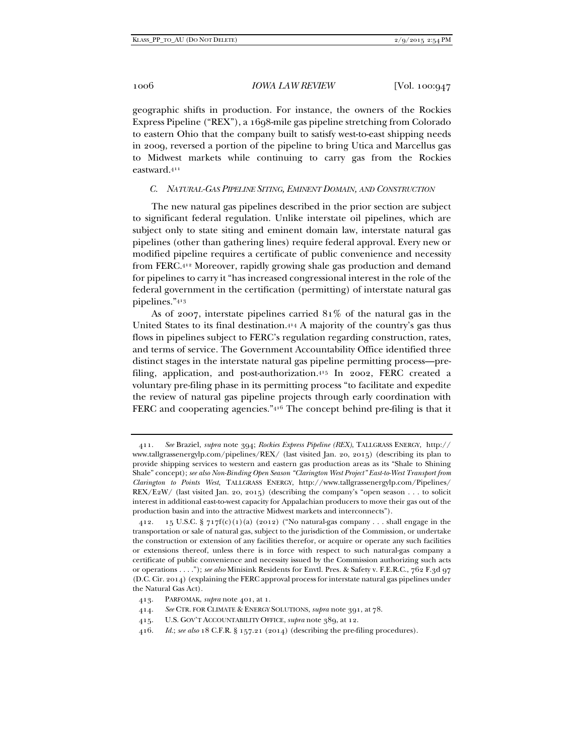geographic shifts in production. For instance, the owners of the Rockies Express Pipeline ("REX"), a 1698-mile gas pipeline stretching from Colorado to eastern Ohio that the company built to satisfy west-to-east shipping needs in 2009, reversed a portion of the pipeline to bring Utica and Marcellus gas to Midwest markets while continuing to carry gas from the Rockies eastward.[411]

### *C. NATURAL-GAS PIPELINE SITING, EMINENT DOMAIN, AND CONSTRUCTION*

The new natural gas pipelines described in the prior section are subject to significant federal regulation. Unlike interstate oil pipelines, which are subject only to state siting and eminent domain law, interstate natural gas pipelines (other than gathering lines) require federal approval. Every new or modified pipeline requires a certificate of public convenience and necessity from FERC.[412] Moreover, rapidly growing shale gas production and demand for pipelines to carry it "has increased congressional interest in the role of the federal government in the certification (permitting) of interstate natural gas pipelines."[413]

As of 2007, interstate pipelines carried 81% of the natural gas in the United States to its final destination.[414] A majority of the country's gas thus flows in pipelines subject to FERC's regulation regarding construction, rates, and terms of service. The Government Accountability Office identified three distinct stages in the interstate natural gas pipeline permitting process—pre-filing, application, and post-authorization.[415] In 2002, FERC created a voluntary pre-filing phase in its permitting process "to facilitate and expedite the review of natural gas pipeline projects through early coordination with FERC and cooperating agencies."[416] The concept behind pre-filing is that it

---

411. *See* Braziel, *supra* note 394; *Rockies Express Pipeline (REX)*, TALLGRASS ENERGY, http://www.tallgrassenergylp.com/pipelines/REX/ (last visited Jan. 20, 2015) (describing its plan to provide shipping services to western and eastern gas production areas as its "Shale to Shining Shale" concept); *see also Non-Binding Open Season "Clarington West Project" East-to-West Transport from Clarington to Points West*, TALLGRASS ENERGY, http://www.tallgrassenergylp.com/Pipelines/REX/E2W/ (last visited Jan. 20, 2015) (describing the company's "open season . . . to solicit interest in additional east-to-west capacity for Appalachian producers to move their gas out of the production basin and into the attractive Midwest markets and interconnects").

412. 15 U.S.C. § 717f(c)(1)(a) (2012) ("No natural-gas company . . . shall engage in the transportation or sale of natural gas, subject to the jurisdiction of the Commission, or undertake the construction or extension of any facilities therefor, or acquire or operate any such facilities or extensions thereof, unless there is in force with respect to such natural-gas company a certificate of public convenience and necessity issued by the Commission authorizing such acts or operations . . . ."); *see also* Minisink Residents for Envtl. Pres. & Safety v. F.E.R.C., 762 F.3d 97 (D.C. Cir. 2014) (explaining the FERC approval process for interstate natural gas pipelines under the Natural Gas Act).

413. PARFOMAK, *supra* note 401, at 1.

414. *See* CTR. FOR CLIMATE & ENERGY SOLUTIONS, *supra* note 391, at 78.

415. U.S. GOV'T ACCOUNTABILITY OFFICE, *supra* note 389, at 12.

416. *Id.*; *see also* 18 C.F.R. § 157.21 (2014) (describing the pre-filing procedures).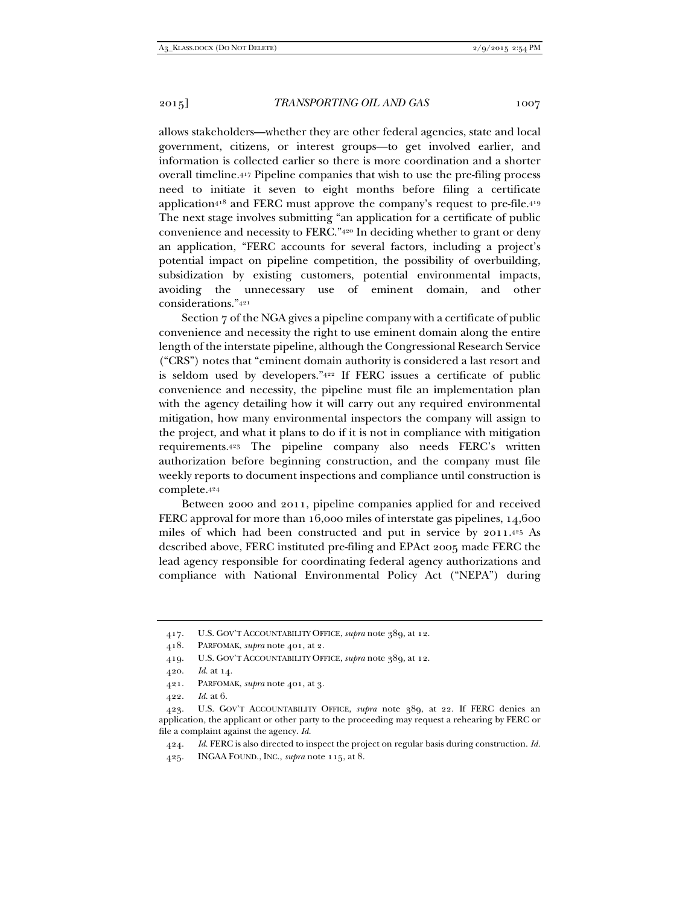allows stakeholders—whether they are other federal agencies, state and local government, citizens, or interest groups—to get involved earlier, and information is collected earlier so there is more coordination and a shorter overall timeline.[417] Pipeline companies that wish to use the pre-filing process need to initiate it seven to eight months before filing a certificate application[418] and FERC must approve the company's request to pre-file.[419] The next stage involves submitting "an application for a certificate of public convenience and necessity to FERC."[420] In deciding whether to grant or deny an application, "FERC accounts for several factors, including a project's potential impact on pipeline competition, the possibility of overbuilding, subsidization by existing customers, potential environmental impacts, avoiding the unnecessary use of eminent domain, and other considerations."[421]

Section 7 of the NGA gives a pipeline company with a certificate of public convenience and necessity the right to use eminent domain along the entire length of the interstate pipeline, although the Congressional Research Service ("CRS") notes that "eminent domain authority is considered a last resort and is seldom used by developers."[422] If FERC issues a certificate of public convenience and necessity, the pipeline must file an implementation plan with the agency detailing how it will carry out any required environmental mitigation, how many environmental inspectors the company will assign to the project, and what it plans to do if it is not in compliance with mitigation requirements.[423] The pipeline company also needs FERC's written authorization before beginning construction, and the company must file weekly reports to document inspections and compliance until construction is complete.[424]

Between 2000 and 2011, pipeline companies applied for and received FERC approval for more than 16,000 miles of interstate gas pipelines, 14,600 miles of which had been constructed and put in service by 2011.[425] As described above, FERC instituted pre-filing and EPAct 2005 made FERC the lead agency responsible for coordinating federal agency authorizations and compliance with National Environmental Policy Act ("NEPA") during

---

417. U.S. GOV'T ACCOUNTABILITY OFFICE, *supra* note 389, at 12.

418. PARFOMAK, *supra* note 401, at 2.

419. U.S. GOV'T ACCOUNTABILITY OFFICE, *supra* note 389, at 12.

420. *Id.* at 14.

421. PARFOMAK, *supra* note 401, at 3.

422. *Id.* at 6.

423. U.S. GOV'T ACCOUNTABILITY OFFICE, *supra* note 389, at 22. If FERC denies an application, the applicant or other party to the proceeding may request a rehearing by FERC or file a complaint against the agency. *Id.*

424. *Id.* FERC is also directed to inspect the project on regular basis during construction. *Id.*

425. INGAA FOUND., INC., *supra* note 115, at 8.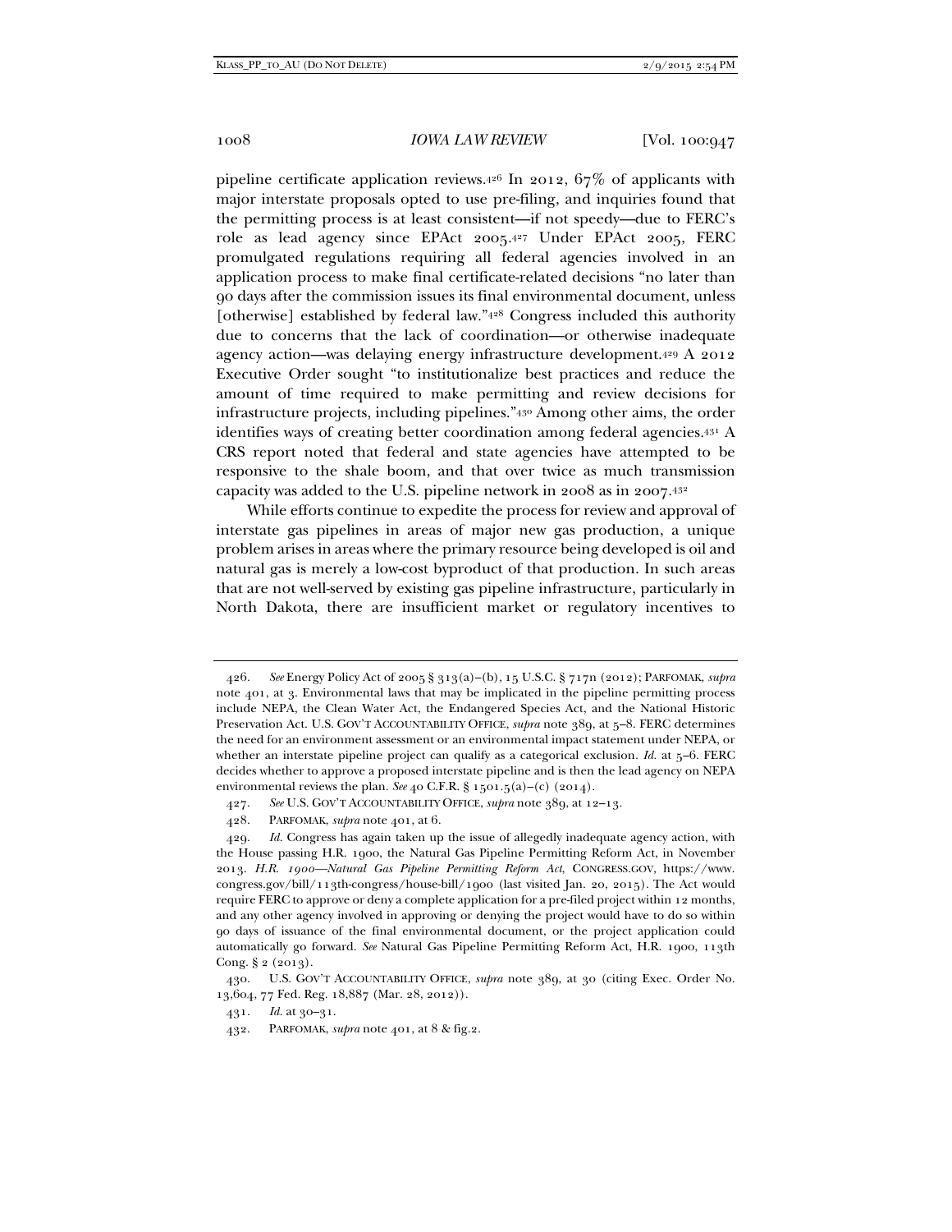pipeline certificate application reviews.[426] In 2012, 67% of applicants with major interstate proposals opted to use pre-filing, and inquiries found that the permitting process is at least consistent—if not speedy—due to FERC's role as lead agency since EPAct 2005.[427] Under EPAct 2005, FERC promulgated regulations requiring all federal agencies involved in an application process to make final certificate-related decisions "no later than 90 days after the commission issues its final environmental document, unless [otherwise] established by federal law."[428] Congress included this authority due to concerns that the lack of coordination—or otherwise inadequate agency action—was delaying energy infrastructure development.[429] A 2012 Executive Order sought "to institutionalize best practices and reduce the amount of time required to make permitting and review decisions for infrastructure projects, including pipelines."[430] Among other aims, the order identifies ways of creating better coordination among federal agencies.[431] A CRS report noted that federal and state agencies have attempted to be responsive to the shale boom, and that over twice as much transmission capacity was added to the U.S. pipeline network in 2008 as in 2007.[432]

While efforts continue to expedite the process for review and approval of interstate gas pipelines in areas of major new gas production, a unique problem arises in areas where the primary resource being developed is oil and natural gas is merely a low-cost byproduct of that production. In such areas that are not well-served by existing gas pipeline infrastructure, particularly in North Dakota, there are insufficient market or regulatory incentives to

---

426. *See* Energy Policy Act of 2005 § 313(a)–(b), 15 U.S.C. § 717n (2012); PARFOMAK, *supra* note 401, at 3. Environmental laws that may be implicated in the pipeline permitting process include NEPA, the Clean Water Act, the Endangered Species Act, and the National Historic Preservation Act. U.S. GOV'T ACCOUNTABILITY OFFICE, *supra* note 389, at 5–8. FERC determines the need for an environment assessment or an environmental impact statement under NEPA, or whether an interstate pipeline project can qualify as a categorical exclusion. *Id.* at 5–6. FERC decides whether to approve a proposed interstate pipeline and is then the lead agency on NEPA environmental reviews the plan. *See* 40 C.F.R. § 1501.5(a)–(c) (2014).

427. *See* U.S. GOV'T ACCOUNTABILITY OFFICE, *supra* note 389, at 12–13.

428. PARFOMAK, *supra* note 401, at 6.

429. *Id.* Congress has again taken up the issue of allegedly inadequate agency action, with the House passing H.R. 1900, the Natural Gas Pipeline Permitting Reform Act, in November 2013. *H.R. 1900—Natural Gas Pipeline Permitting Reform Act*, CONGRESS.GOV, https://www.congress.gov/bill/113th-congress/house-bill/1900 (last visited Jan. 20, 2015). The Act would require FERC to approve or deny a complete application for a pre-filed project within 12 months, and any other agency involved in approving or denying the project would have to do so within 90 days of issuance of the final environmental document, or the project application could automatically go forward. *See* Natural Gas Pipeline Permitting Reform Act, H.R. 1900, 113th Cong. § 2 (2013).

430. U.S. GOV'T ACCOUNTABILITY OFFICE, *supra* note 389, at 30 (citing Exec. Order No. 13,604, 77 Fed. Reg. 18,887 (Mar. 28, 2012)).

431. *Id.* at 30–31.

432. PARFOMAK, *supra* note 401, at 8 & fig.2.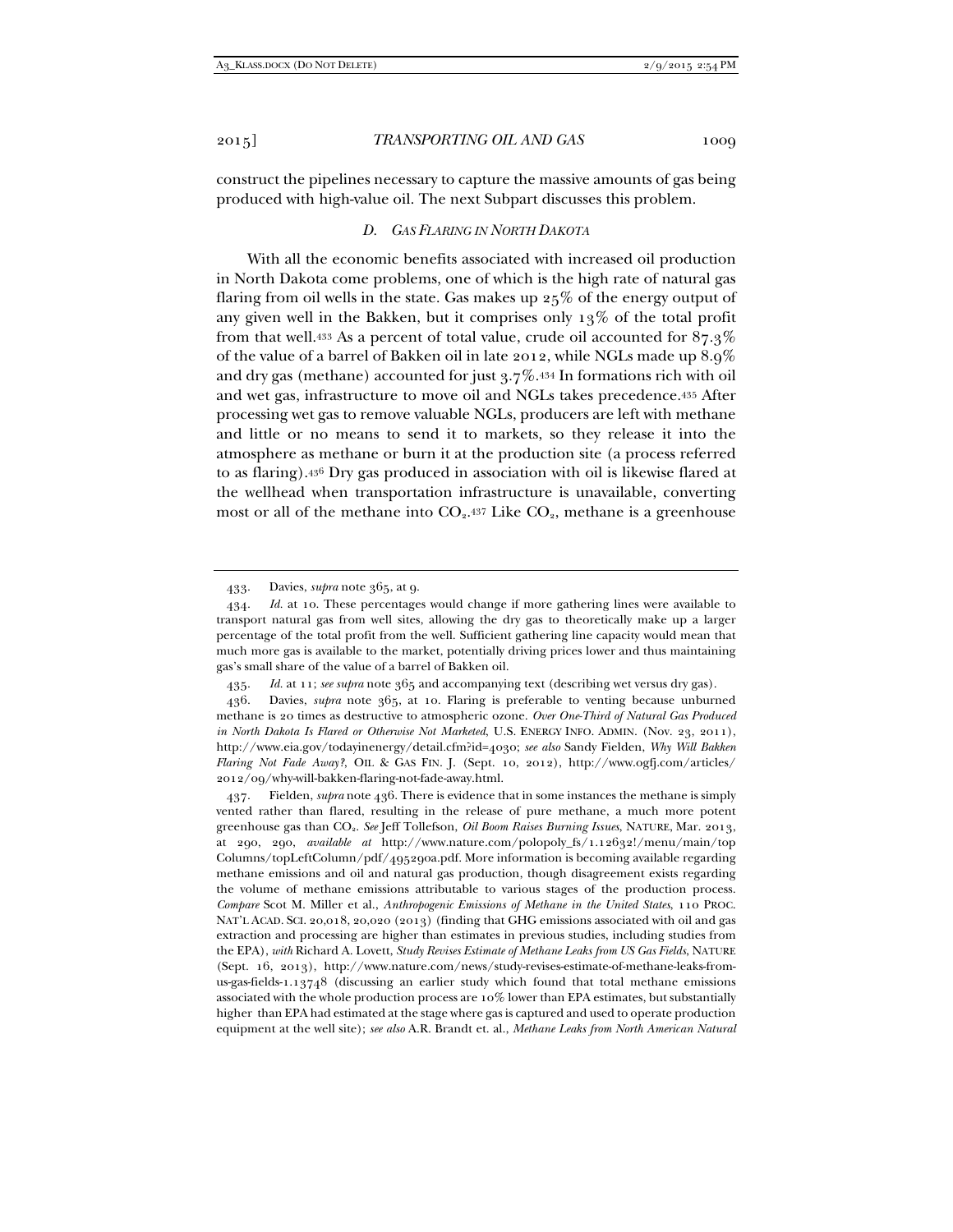construct the pipelines necessary to capture the massive amounts of gas being produced with high-value oil. The next Subpart discusses this problem.

### *D. GAS FLARING IN NORTH DAKOTA*

With all the economic benefits associated with increased oil production in North Dakota come problems, one of which is the high rate of natural gas flaring from oil wells in the state. Gas makes up 25% of the energy output of any given well in the Bakken, but it comprises only 13% of the total profit from that well.[433] As a percent of total value, crude oil accounted for 87.3% of the value of a barrel of Bakken oil in late 2012, while NGLs made up 8.9% and dry gas (methane) accounted for just 3.7%.[434] In formations rich with oil and wet gas, infrastructure to move oil and NGLs takes precedence.[435] After processing wet gas to remove valuable NGLs, producers are left with methane and little or no means to send it to markets, so they release it into the atmosphere as methane or burn it at the production site (a process referred to as flaring).[436] Dry gas produced in association with oil is likewise flared at the wellhead when transportation infrastructure is unavailable, converting most or all of the methane into $CO_2$.[437] Like $CO_2$, methane is a greenhouse

---

433. Davies, *supra* note 365, at 9.

434. *Id.* at 10. These percentages would change if more gathering lines were available to transport natural gas from well sites, allowing the dry gas to theoretically make up a larger percentage of the total profit from the well. Sufficient gathering line capacity would mean that much more gas is available to the market, potentially driving prices lower and thus maintaining gas's small share of the value of a barrel of Bakken oil.

435. *Id.* at 11; *see supra* note 365 and accompanying text (describing wet versus dry gas).

436. Davies, *supra* note 365, at 10. Flaring is preferable to venting because unburned methane is 20 times as destructive to atmospheric ozone. *Over One-Third of Natural Gas Produced in North Dakota Is Flared or Otherwise Not Marketed*, U.S. ENERGY INFO. ADMIN. (Nov. 23, 2011), http://www.eia.gov/todayinenergy/detail.cfm?id=4030; *see also* Sandy Fielden, *Why Will Bakken Flaring Not Fade Away?*, OIL & GAS FIN. J. (Sept. 10, 2012), http://www.ogfj.com/articles/2012/09/why-will-bakken-flaring-not-fade-away.html.

437. Fielden, *supra* note 436. There is evidence that in some instances the methane is simply vented rather than flared, resulting in the release of pure methane, a much more potent greenhouse gas than $CO_2$. *See* Jeff Tollefson, *Oil Boom Raises Burning Issues*, NATURE, Mar. 2013, at 290, 290, *available at* http://www.nature.com/polopoly_fs/1.12632!/menu/main/topColumns/topLeftColumn/pdf/495290a.pdf. More information is becoming available regarding methane emissions and oil and natural gas production, though disagreement exists regarding the volume of methane emissions attributable to various stages of the production process. *Compare* Scot M. Miller et al., *Anthropogenic Emissions of Methane in the United States*, 110 PROC. NAT'L ACAD. SCI. 20,018, 20,020 (2013) (finding that GHG emissions associated with oil and gas extraction and processing are higher than estimates in previous studies, including studies from the EPA), *with* Richard A. Lovett, *Study Revises Estimate of Methane Leaks from US Gas Fields*, NATURE (Sept. 16, 2013), http://www.nature.com/news/study-revises-estimate-of-methane-leaks-from-us-gas-fields-1.13748 (discussing an earlier study which found that total methane emissions associated with the whole production process are 10% lower than EPA estimates, but substantially higher than EPA had estimated at the stage where gas is captured and used to operate production equipment at the well site); *see also* A.R. Brandt et. al., *Methane Leaks from North American Natural*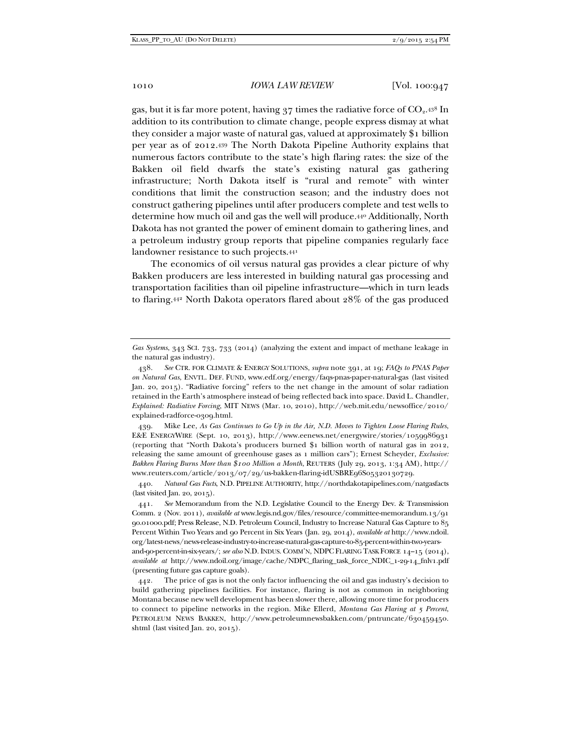gas, but it is far more potent, having 37 times the radiative force of $CO_2$.[438] In addition to its contribution to climate change, people express dismay at what they consider a major waste of natural gas, valued at approximately $1 billion per year as of 2012.[439] The North Dakota Pipeline Authority explains that numerous factors contribute to the state's high flaring rates: the size of the Bakken oil field dwarfs the state's existing natural gas gathering infrastructure; North Dakota itself is "rural and remote" with winter conditions that limit the construction season; and the industry does not construct gathering pipelines until after producers complete and test wells to determine how much oil and gas the well will produce.[440] Additionally, North Dakota has not granted the power of eminent domain to gathering lines, and a petroleum industry group reports that pipeline companies regularly face landowner resistance to such projects.[441]

The economics of oil versus natural gas provides a clear picture of why Bakken producers are less interested in building natural gas processing and transportation facilities than oil pipeline infrastructure—which in turn leads to flaring.[442] North Dakota operators flared about 28% of the gas produced

---

*Gas Systems*, 343 SCI. 733, 733 (2014) (analyzing the extent and impact of methane leakage in the natural gas industry).

438. *See* CTR. FOR CLIMATE & ENERGY SOLUTIONS, *supra* note 391, at 19; *FAQs to PNAS Paper on Natural Gas*, ENVTL. DEF. FUND, www.edf.org/energy/faqs-pnas-paper-natural-gas (last visited Jan. 20, 2015). "Radiative forcing" refers to the net change in the amount of solar radiation retained in the Earth's atmosphere instead of being reflected back into space. David L. Chandler, *Explained: Radiative Forcing*, MIT NEWS (Mar. 10, 2010), http://web.mit.edu/newsoffice/2010/explained-radforce-0309.html.

439. Mike Lee, *As Gas Continues to Go Up in the Air, N.D. Moves to Tighten Loose Flaring Rules*, E&E ENERGYWIRE (Sept. 10, 2013), http://www.eenews.net/energywire/stories/1059986931 (reporting that "North Dakota's producers burned $1 billion worth of natural gas in 2012, releasing the same amount of greenhouse gases as 1 million cars"); Ernest Scheyder, *Exclusive: Bakken Flaring Burns More than $100 Million a Month*, REUTERS (July 29, 2013, 1:34 AM), http://www.reuters.com/article/2013/07/29/us-bakken-flaring-idUSBRE96S05320130729.

440. *Natural Gas Facts*, N.D. PIPELINE AUTHORITY, http://northdakotapipelines.com/natgasfacts (last visited Jan. 20, 2015).

441. *See* Memorandum from the N.D. Legislative Council to the Energy Dev. & Transmission Comm. 2 (Nov. 2011), *available at* www.legis.nd.gov/files/resource/committee-memorandum.13/9190.01000.pdf; Press Release, N.D. Petroleum Council, Industry to Increase Natural Gas Capture to 85 Percent Within Two Years and 90 Percent in Six Years (Jan. 29, 2014), *available at* http://www.ndoil.org/latest-news/news-release-industry-to-increase-natural-gas-capture-to-85-percent-within-two-years-and-90-percent-in-six-years/; *see also* N.D. INDUS. COMM'N, NDPC FLARING TASK FORCE 14–15 (2014), *available at* http://www.ndoil.org/image/cache/NDPC_flaring_task_force_NDIC_1-29-14_fnlv1.pdf (presenting future gas capture goals).

442. The price of gas is not the only factor influencing the oil and gas industry's decision to build gathering pipelines facilities. For instance, flaring is not as common in neighboring Montana because new well development has been slower there, allowing more time for producers to connect to pipeline networks in the region. Mike Ellerd, *Montana Gas Flaring at 5 Percent*, PETROLEUM NEWS BAKKEN, http://www.petroleumnewsbakken.com/pntruncate/630459450.shtml (last visited Jan. 20, 2015).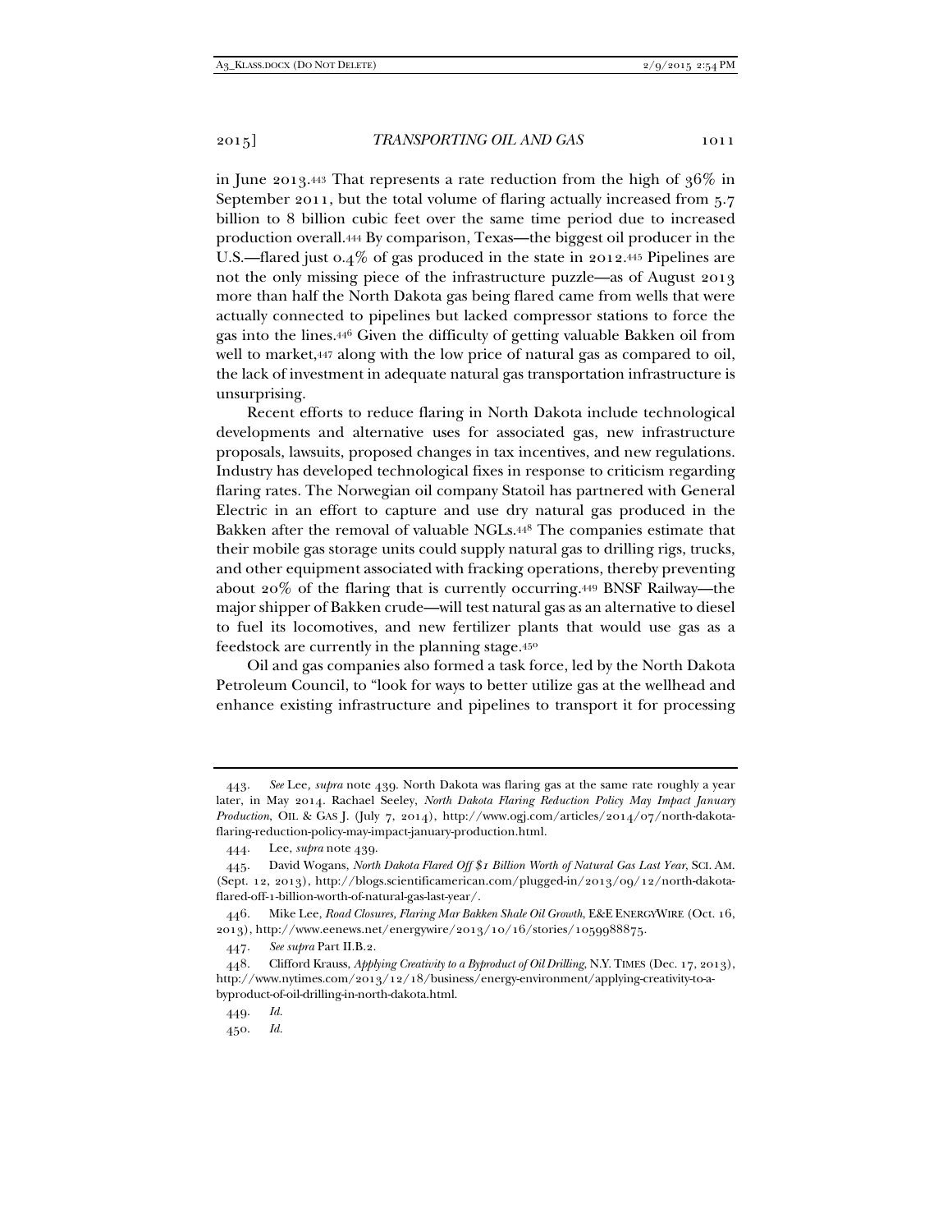in June 2013.[443] That represents a rate reduction from the high of 36% in September 2011, but the total volume of flaring actually increased from 5.7 billion to 8 billion cubic feet over the same time period due to increased production overall.[444] By comparison, Texas—the biggest oil producer in the U.S.—flared just 0.4% of gas produced in the state in 2012.[445] Pipelines are not the only missing piece of the infrastructure puzzle—as of August 2013 more than half the North Dakota gas being flared came from wells that were actually connected to pipelines but lacked compressor stations to force the gas into the lines.[446] Given the difficulty of getting valuable Bakken oil from well to market,[447] along with the low price of natural gas as compared to oil, the lack of investment in adequate natural gas transportation infrastructure is unsurprising.

Recent efforts to reduce flaring in North Dakota include technological developments and alternative uses for associated gas, new infrastructure proposals, lawsuits, proposed changes in tax incentives, and new regulations. Industry has developed technological fixes in response to criticism regarding flaring rates. The Norwegian oil company Statoil has partnered with General Electric in an effort to capture and use dry natural gas produced in the Bakken after the removal of valuable NGLs.[448] The companies estimate that their mobile gas storage units could supply natural gas to drilling rigs, trucks, and other equipment associated with fracking operations, thereby preventing about 20% of the flaring that is currently occurring.[449] BNSF Railway—the major shipper of Bakken crude—will test natural gas as an alternative to diesel to fuel its locomotives, and new fertilizer plants that would use gas as a feedstock are currently in the planning stage.[450]

Oil and gas companies also formed a task force, led by the North Dakota Petroleum Council, to "look for ways to better utilize gas at the wellhead and enhance existing infrastructure and pipelines to transport it for processing

---

443. *See* Lee, *supra* note 439. North Dakota was flaring gas at the same rate roughly a year later, in May 2014. Rachael Seeley, *North Dakota Flaring Reduction Policy May Impact January Production*, OIL & GAS J. (July 7, 2014), http://www.ogj.com/articles/2014/07/north-dakota-flaring-reduction-policy-may-impact-january-production.html.

444. Lee, *supra* note 439.

445. David Wogans, *North Dakota Flared Off $1 Billion Worth of Natural Gas Last Year*, SCI. AM. (Sept. 12, 2013), http://blogs.scientificamerican.com/plugged-in/2013/09/12/north-dakota-flared-off-1-billion-worth-of-natural-gas-last-year/.

446. Mike Lee, *Road Closures, Flaring Mar Bakken Shale Oil Growth*, E&E ENERGYWIRE (Oct. 16, 2013), http://www.eenews.net/energywire/2013/10/16/stories/1059988875.

447. *See supra* Part II.B.2.

448. Clifford Krauss, *Applying Creativity to a Byproduct of Oil Drilling*, N.Y. TIMES (Dec. 17, 2013), http://www.nytimes.com/2013/12/18/business/energy-environment/applying-creativity-to-a-byproduct-of-oil-drilling-in-north-dakota.html.

449. *Id.*

450. *Id.*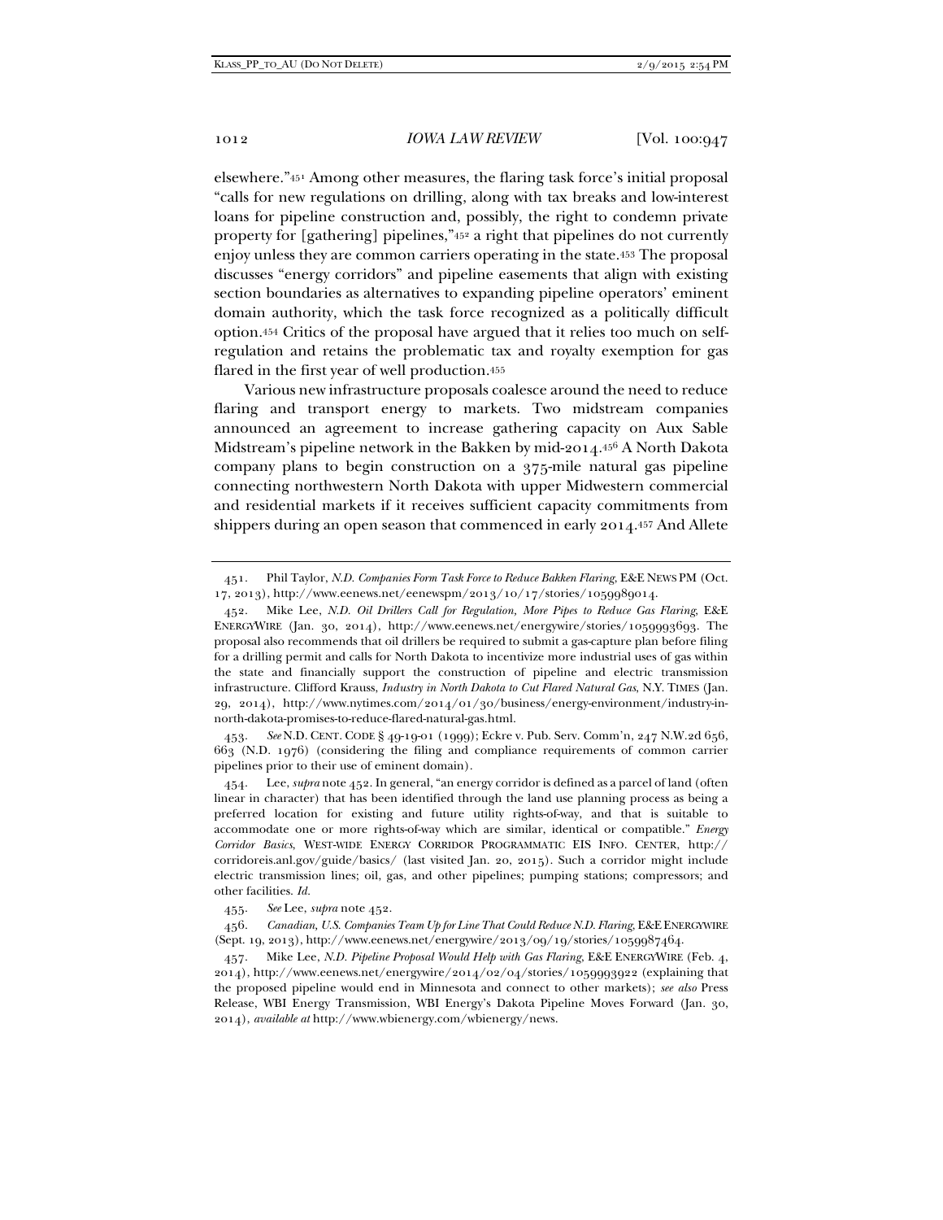elsewhere."[451] Among other measures, the flaring task force's initial proposal "calls for new regulations on drilling, along with tax breaks and low-interest loans for pipeline construction and, possibly, the right to condemn private property for [gathering] pipelines,"[452] a right that pipelines do not currently enjoy unless they are common carriers operating in the state.[453] The proposal discusses "energy corridors" and pipeline easements that align with existing section boundaries as alternatives to expanding pipeline operators' eminent domain authority, which the task force recognized as a politically difficult option.[454] Critics of the proposal have argued that it relies too much on self-regulation and retains the problematic tax and royalty exemption for gas flared in the first year of well production.[455]

Various new infrastructure proposals coalesce around the need to reduce flaring and transport energy to markets. Two midstream companies announced an agreement to increase gathering capacity on Aux Sable Midstream's pipeline network in the Bakken by mid-2014.[456] A North Dakota company plans to begin construction on a 375-mile natural gas pipeline connecting northwestern North Dakota with upper Midwestern commercial and residential markets if it receives sufficient capacity commitments from shippers during an open season that commenced in early 2014.[457] And Allete

---

451. Phil Taylor, *N.D. Companies Form Task Force to Reduce Bakken Flaring*, E&E NEWS PM (Oct. 17, 2013), http://www.eenews.net/eenewspm/2013/10/17/stories/1059989014.

452. Mike Lee, *N.D. Oil Drillers Call for Regulation, More Pipes to Reduce Gas Flaring*, E&E ENERGYWIRE (Jan. 30, 2014), http://www.eenews.net/energywire/stories/1059993693. The proposal also recommends that oil drillers be required to submit a gas-capture plan before filing for a drilling permit and calls for North Dakota to incentivize more industrial uses of gas within the state and financially support the construction of pipeline and electric transmission infrastructure. Clifford Krauss, *Industry in North Dakota to Cut Flared Natural Gas*, N.Y. TIMES (Jan. 29, 2014), http://www.nytimes.com/2014/01/30/business/energy-environment/industry-in-north-dakota-promises-to-reduce-flared-natural-gas.html.

453. *See* N.D. CENT. CODE § 49-19-01 (1999); Eckre v. Pub. Serv. Comm'n, 247 N.W.2d 656, 663 (N.D. 1976) (considering the filing and compliance requirements of common carrier pipelines prior to their use of eminent domain).

454. Lee, *supra* note 452. In general, "an energy corridor is defined as a parcel of land (often linear in character) that has been identified through the land use planning process as being a preferred location for existing and future utility rights-of-way, and that is suitable to accommodate one or more rights-of-way which are similar, identical or compatible." *Energy Corridor Basics*, WEST-WIDE ENERGY CORRIDOR PROGRAMMATIC EIS INFO. CENTER, http://corridoreis.anl.gov/guide/basics/ (last visited Jan. 20, 2015). Such a corridor might include electric transmission lines; oil, gas, and other pipelines; pumping stations; compressors; and other facilities. *Id.*

455. *See* Lee, *supra* note 452.

456. *Canadian, U.S. Companies Team Up for Line That Could Reduce N.D. Flaring*, E&E ENERGYWIRE (Sept. 19, 2013), http://www.eenews.net/energywire/2013/09/19/stories/1059987464.

457. Mike Lee, *N.D. Pipeline Proposal Would Help with Gas Flaring*, E&E ENERGYWIRE (Feb. 4, 2014), http://www.eenews.net/energywire/2014/02/04/stories/1059993922 (explaining that the proposed pipeline would end in Minnesota and connect to other markets); *see also* Press Release, WBI Energy Transmission, WBI Energy's Dakota Pipeline Moves Forward (Jan. 30, 2014), *available at* http://www.wbienergy.com/wbienergy/news.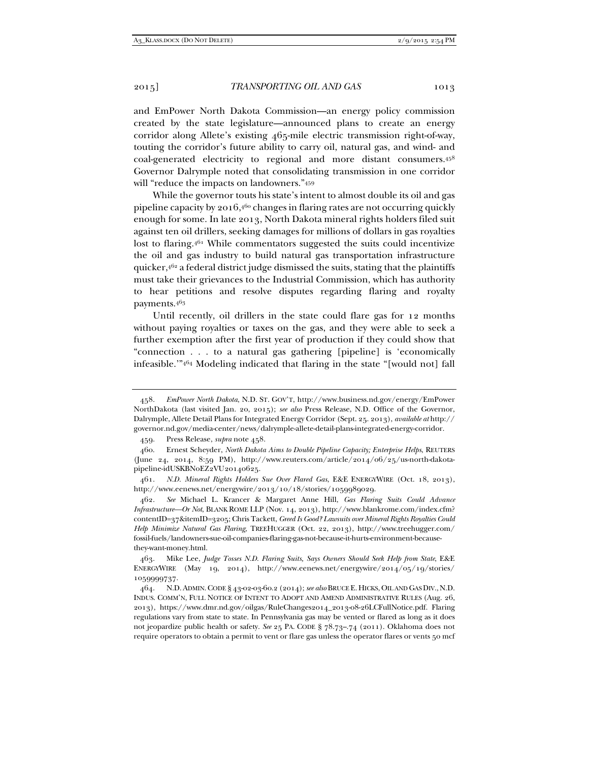and EmPower North Dakota Commission—an energy policy commission created by the state legislature—announced plans to create an energy corridor along Allete's existing 465-mile electric transmission right-of-way, touting the corridor's future ability to carry oil, natural gas, and wind- and coal-generated electricity to regional and more distant consumers.[458] Governor Dalrymple noted that consolidating transmission in one corridor will "reduce the impacts on landowners."[459]

While the governor touts his state's intent to almost double its oil and gas pipeline capacity by 2016,[460] changes in flaring rates are not occurring quickly enough for some. In late 2013, North Dakota mineral rights holders filed suit against ten oil drillers, seeking damages for millions of dollars in gas royalties lost to flaring.[461] While commentators suggested the suits could incentivize the oil and gas industry to build natural gas transportation infrastructure quicker,[462] a federal district judge dismissed the suits, stating that the plaintiffs must take their grievances to the Industrial Commission, which has authority to hear petitions and resolve disputes regarding flaring and royalty payments.[463]

Until recently, oil drillers in the state could flare gas for 12 months without paying royalties or taxes on the gas, and they were able to seek a further exemption after the first year of production if they could show that "connection . . . to a natural gas gathering [pipeline] is 'economically infeasible.'"[464] Modeling indicated that flaring in the state "[would not] fall

---

458. *EmPower North Dakota*, N.D. ST. GOV'T, http://www.business.nd.gov/energy/EmPowerNorthDakota (last visited Jan. 20, 2015); *see also* Press Release, N.D. Office of the Governor, Dalrymple, Allete Detail Plans for Integrated Energy Corridor (Sept. 25. 2013), *available at* http://governor.nd.gov/media-center/news/dalrymple-allete-detail-plans-integrated-energy-corridor.

459. Press Release, *supra* note 458.

460. Ernest Scheyder, *North Dakota Aims to Double Pipeline Capacity; Enterprise Helps*, REUTERS (June 24, 2014, 8:59 PM), http://www.reuters.com/article/2014/06/25/us-north-dakota-pipeline-idUSKBN0EZ2VU20140625.

461. *N.D. Mineral Rights Holders Sue Over Flared Gas*, E&E ENERGYWIRE (Oct. 18, 2013), http://www.eenews.net/energywire/2013/10/18/stories/1059989029.

462. *See* Michael L. Krancer & Margaret Anne Hill, *Gas Flaring Suits Could Advance Infrastructure—Or Not*, BLANK ROME LLP (Nov. 14, 2013), http://www.blankrome.com/index.cfm?contentID=37&itemID=3205; Chris Tackett, *Greed Is Good? Lawsuits over Mineral Rights Royalties Could Help Minimize Natural Gas Flaring*, TREEHUGGER (Oct. 22, 2013), http://www.treehugger.com/fossil-fuels/landowners-sue-oil-companies-flaring-gas-not-because-it-hurts-environment-because-they-want-money.html.

463. Mike Lee, *Judge Tosses N.D. Flaring Suits, Says Owners Should Seek Help from State*, E&E ENERGYWIRE (May 19, 2014), http://www.eenews.net/energywire/2014/05/19/stories/1059999737.

464. N.D. ADMIN. CODE § 43-02-03-60.2 (2014); *see also* BRUCE E. HICKS, OIL AND GAS DIV., N.D. INDUS. COMM'N, FULL NOTICE OF INTENT TO ADOPT AND AMEND ADMINISTRATIVE RULES (Aug. 26, 2013), https://www.dmr.nd.gov/oilgas/RuleChanges2014_2013-08-26LCFullNotice.pdf. Flaring regulations vary from state to state. In Pennsylvania gas may be vented or flared as long as it does not jeopardize public health or safety. *See* 25 PA. CODE § 78.73–.74 (2011). Oklahoma does not require operators to obtain a permit to vent or flare gas unless the operator flares or vents 50 mcf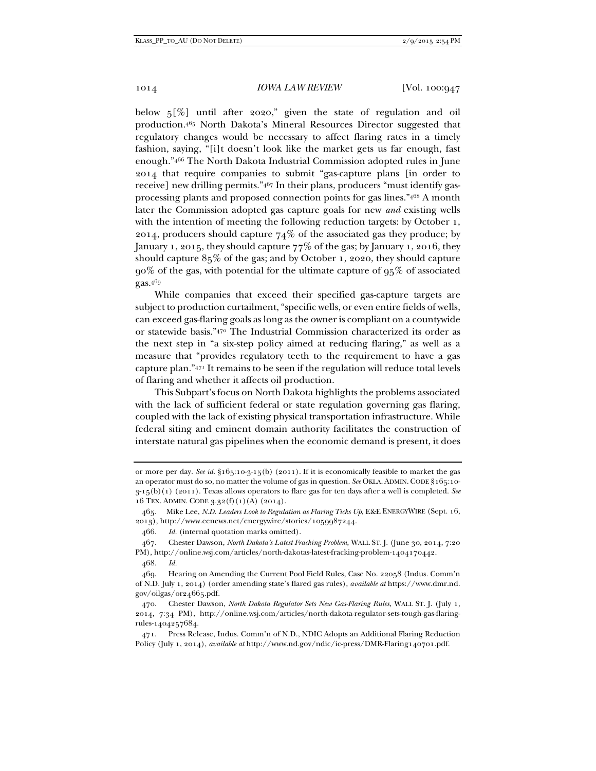below 5[%] until after 2020," given the state of regulation and oil production.[465] North Dakota's Mineral Resources Director suggested that regulatory changes would be necessary to affect flaring rates in a timely fashion, saying, "[i]t doesn't look like the market gets us far enough, fast enough."[466] The North Dakota Industrial Commission adopted rules in June 2014 that require companies to submit "gas-capture plans [in order to receive] new drilling permits."[467] In their plans, producers "must identify gas-processing plants and proposed connection points for gas lines."[468] A month later the Commission adopted gas capture goals for new *and* existing wells with the intention of meeting the following reduction targets: by October 1, 2014, producers should capture 74% of the associated gas they produce; by January 1, 2015, they should capture 77% of the gas; by January 1, 2016, they should capture 85% of the gas; and by October 1, 2020, they should capture 90% of the gas, with potential for the ultimate capture of 95% of associated gas.[469]

While companies that exceed their specified gas-capture targets are subject to production curtailment, "specific wells, or even entire fields of wells, can exceed gas-flaring goals as long as the owner is compliant on a countywide or statewide basis."[470] The Industrial Commission characterized its order as the next step in "a six-step policy aimed at reducing flaring," as well as a measure that "provides regulatory teeth to the requirement to have a gas capture plan."[471] It remains to be seen if the regulation will reduce total levels of flaring and whether it affects oil production.

This Subpart's focus on North Dakota highlights the problems associated with the lack of sufficient federal or state regulation governing gas flaring, coupled with the lack of existing physical transportation infrastructure. While federal siting and eminent domain authority facilitates the construction of interstate natural gas pipelines when the economic demand is present, it does

---

or more per day. *See id.* §165:10-3-15(b) (2011). If it is economically feasible to market the gas an operator must do so, no matter the volume of gas in question. *See* OKLA. ADMIN. CODE §165:10-3-15(b)(1) (2011). Texas allows operators to flare gas for ten days after a well is completed. *See* 16 TEX. ADMIN. CODE 3.32(f)(1)(A) (2014).

465. Mike Lee, *N.D. Leaders Look to Regulation as Flaring Ticks Up*, E&E ENERGYWIRE (Sept. 16, 2013), http://www.eenews.net/energywire/stories/1059987244.

466. *Id.* (internal quotation marks omitted).

467. Chester Dawson, *North Dakota's Latest Fracking Problem*, WALL ST. J. (June 30, 2014, 7:20 PM), http://online.wsj.com/articles/north-dakotas-latest-fracking-problem-1404170442.

468. *Id.*

469. Hearing on Amending the Current Pool Field Rules, Case No. 22058 (Indus. Comm'n of N.D. July 1, 2014) (order amending state's flared gas rules), *available at* https://www.dmr.nd.gov/oilgas/or24665.pdf.

470. Chester Dawson, *North Dakota Regulator Sets New Gas-Flaring Rules*, WALL ST. J. (July 1, 2014, 7:34 PM), http://online.wsj.com/articles/north-dakota-regulator-sets-tough-gas-flaring-rules-1404257684.

471. Press Release, Indus. Comm'n of N.D., NDIC Adopts an Additional Flaring Reduction Policy (July 1, 2014), *available at* http://www.nd.gov/ndic/ic-press/DMR-Flaring140701.pdf.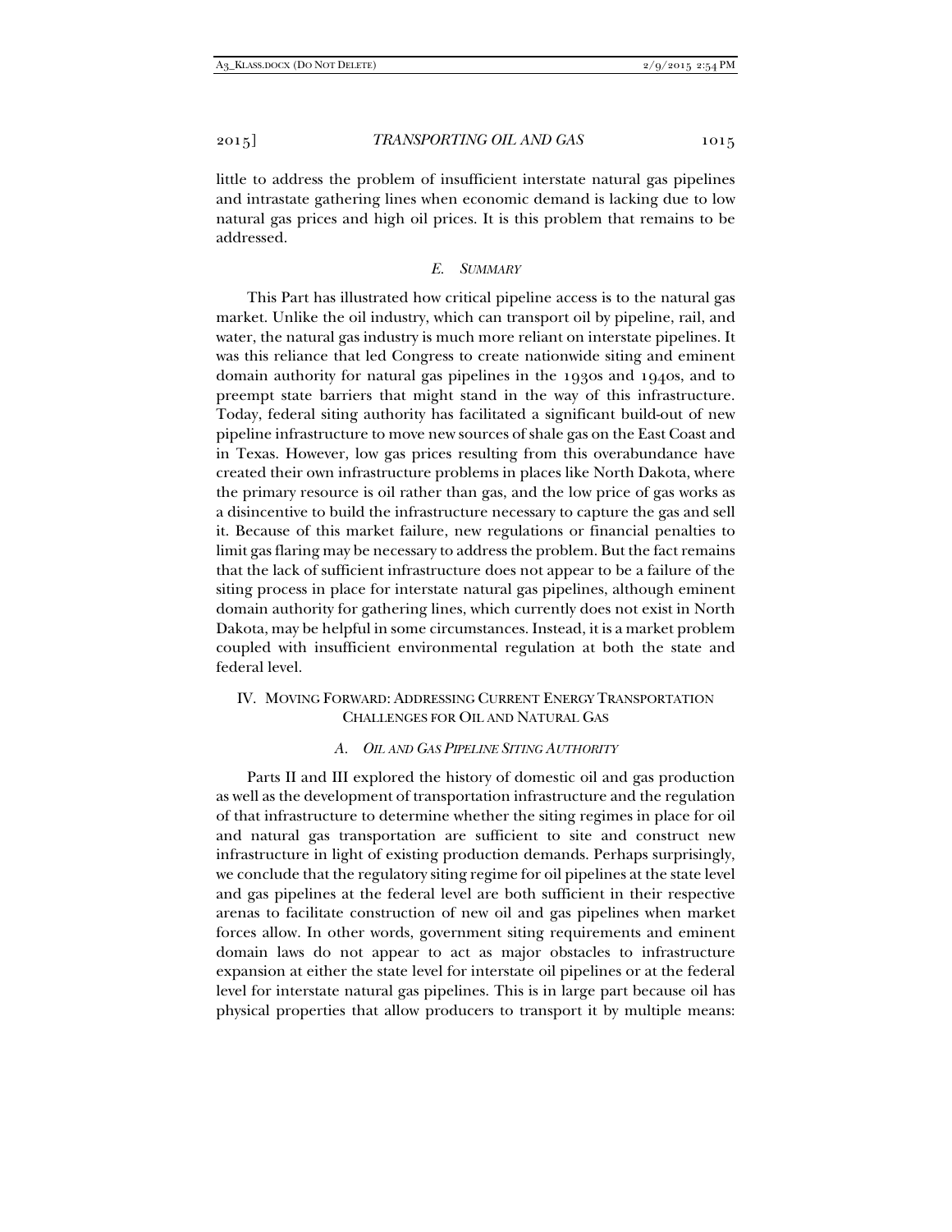little to address the problem of insufficient interstate natural gas pipelines and intrastate gathering lines when economic demand is lacking due to low natural gas prices and high oil prices. It is this problem that remains to be addressed.

### *E. SUMMARY*

This Part has illustrated how critical pipeline access is to the natural gas market. Unlike the oil industry, which can transport oil by pipeline, rail, and water, the natural gas industry is much more reliant on interstate pipelines. It was this reliance that led Congress to create nationwide siting and eminent domain authority for natural gas pipelines in the 1930s and 1940s, and to preempt state barriers that might stand in the way of this infrastructure. Today, federal siting authority has facilitated a significant build-out of new pipeline infrastructure to move new sources of shale gas on the East Coast and in Texas. However, low gas prices resulting from this overabundance have created their own infrastructure problems in places like North Dakota, where the primary resource is oil rather than gas, and the low price of gas works as a disincentive to build the infrastructure necessary to capture the gas and sell it. Because of this market failure, new regulations or financial penalties to limit gas flaring may be necessary to address the problem. But the fact remains that the lack of sufficient infrastructure does not appear to be a failure of the siting process in place for interstate natural gas pipelines, although eminent domain authority for gathering lines, which currently does not exist in North Dakota, may be helpful in some circumstances. Instead, it is a market problem coupled with insufficient environmental regulation at both the state and federal level.

## IV. MOVING FORWARD: ADDRESSING CURRENT ENERGY TRANSPORTATION CHALLENGES FOR OIL AND NATURAL GAS

### *A. OIL AND GAS PIPELINE SITING AUTHORITY*

Parts II and III explored the history of domestic oil and gas production as well as the development of transportation infrastructure and the regulation of that infrastructure to determine whether the siting regimes in place for oil and natural gas transportation are sufficient to site and construct new infrastructure in light of existing production demands. Perhaps surprisingly, we conclude that the regulatory siting regime for oil pipelines at the state level and gas pipelines at the federal level are both sufficient in their respective arenas to facilitate construction of new oil and gas pipelines when market forces allow. In other words, government siting requirements and eminent domain laws do not appear to act as major obstacles to infrastructure expansion at either the state level for interstate oil pipelines or at the federal level for interstate natural gas pipelines. This is in large part because oil has physical properties that allow producers to transport it by multiple means: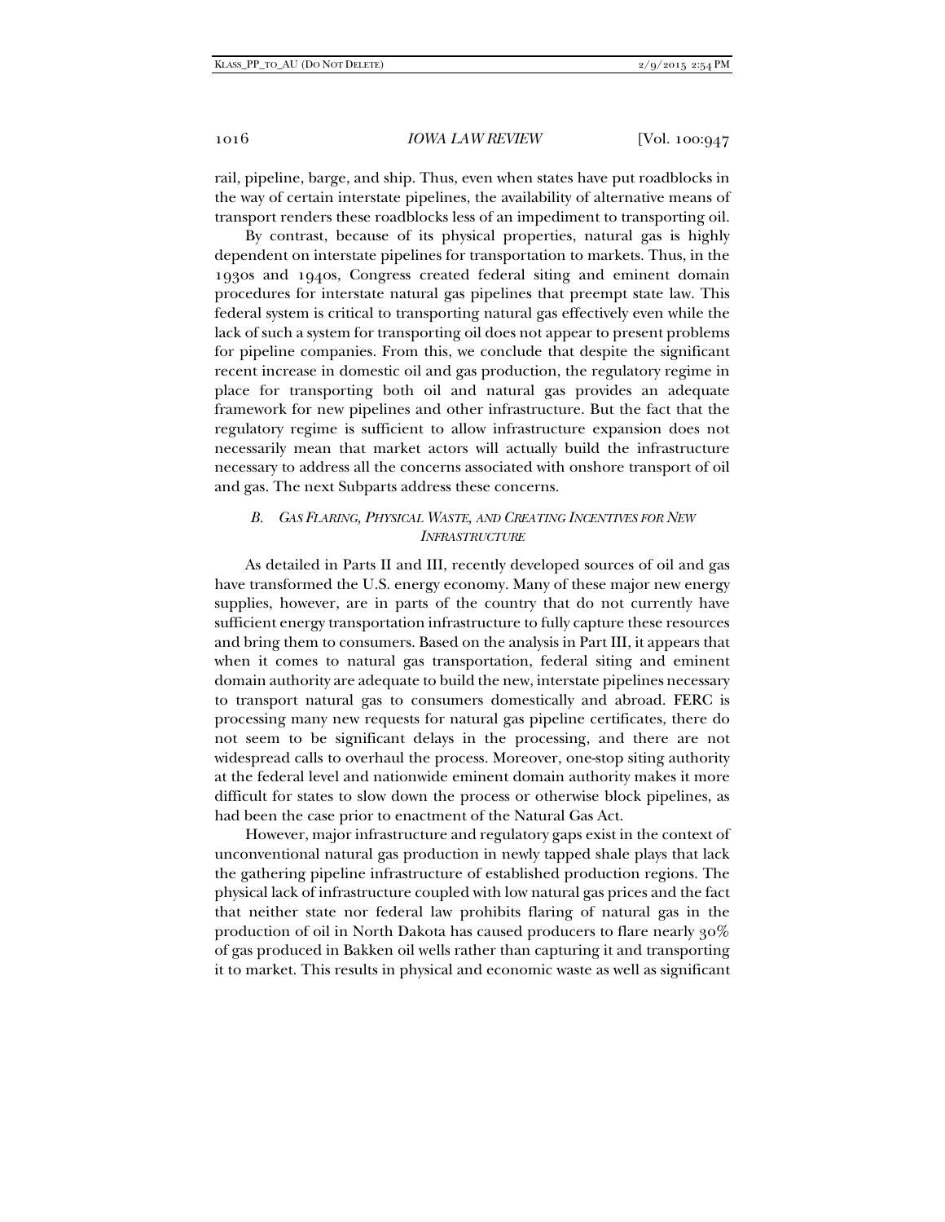rail, pipeline, barge, and ship. Thus, even when states have put roadblocks in the way of certain interstate pipelines, the availability of alternative means of transport renders these roadblocks less of an impediment to transporting oil.

By contrast, because of its physical properties, natural gas is highly dependent on interstate pipelines for transportation to markets. Thus, in the 1930s and 1940s, Congress created federal siting and eminent domain procedures for interstate natural gas pipelines that preempt state law. This federal system is critical to transporting natural gas effectively even while the lack of such a system for transporting oil does not appear to present problems for pipeline companies. From this, we conclude that despite the significant recent increase in domestic oil and gas production, the regulatory regime in place for transporting both oil and natural gas provides an adequate framework for new pipelines and other infrastructure. But the fact that the regulatory regime is sufficient to allow infrastructure expansion does not necessarily mean that market actors will actually build the infrastructure necessary to address all the concerns associated with onshore transport of oil and gas. The next Subparts address these concerns.

### *B. Gas Flaring, Physical Waste, and Creating Incentives for New Infrastructure*

As detailed in Parts II and III, recently developed sources of oil and gas have transformed the U.S. energy economy. Many of these major new energy supplies, however, are in parts of the country that do not currently have sufficient energy transportation infrastructure to fully capture these resources and bring them to consumers. Based on the analysis in Part III, it appears that when it comes to natural gas transportation, federal siting and eminent domain authority are adequate to build the new, interstate pipelines necessary to transport natural gas to consumers domestically and abroad. FERC is processing many new requests for natural gas pipeline certificates, there do not seem to be significant delays in the processing, and there are not widespread calls to overhaul the process. Moreover, one-stop siting authority at the federal level and nationwide eminent domain authority makes it more difficult for states to slow down the process or otherwise block pipelines, as had been the case prior to enactment of the Natural Gas Act.

However, major infrastructure and regulatory gaps exist in the context of unconventional natural gas production in newly tapped shale plays that lack the gathering pipeline infrastructure of established production regions. The physical lack of infrastructure coupled with low natural gas prices and the fact that neither state nor federal law prohibits flaring of natural gas in the production of oil in North Dakota has caused producers to flare nearly 30% of gas produced in Bakken oil wells rather than capturing it and transporting it to market. This results in physical and economic waste as well as significant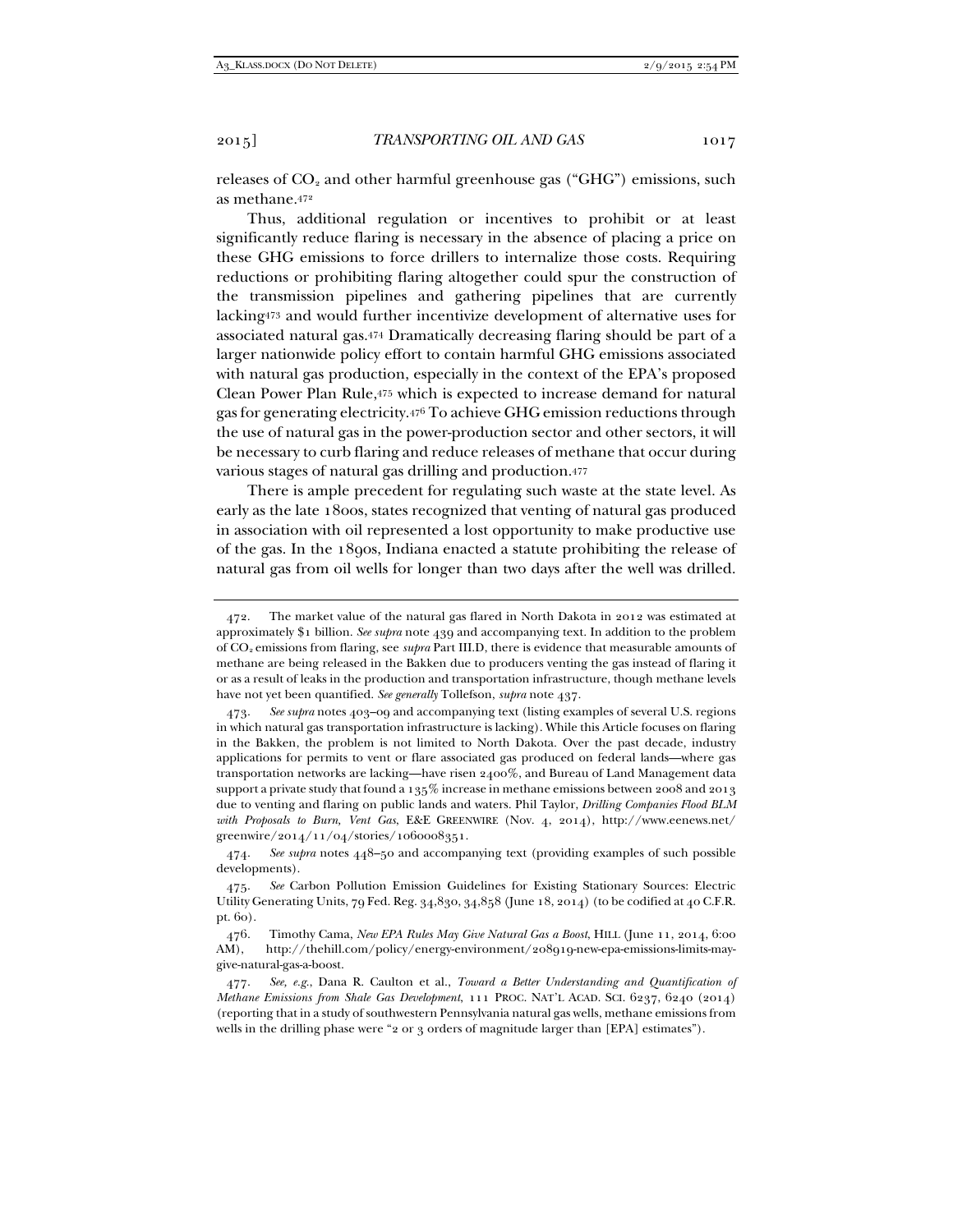releases of $CO_2$ and other harmful greenhouse gas ("GHG") emissions, such as methane.[472]

Thus, additional regulation or incentives to prohibit or at least significantly reduce flaring is necessary in the absence of placing a price on these GHG emissions to force drillers to internalize those costs. Requiring reductions or prohibiting flaring altogether could spur the construction of the transmission pipelines and gathering pipelines that are currently lacking[473] and would further incentivize development of alternative uses for associated natural gas.[474] Dramatically decreasing flaring should be part of a larger nationwide policy effort to contain harmful GHG emissions associated with natural gas production, especially in the context of the EPA's proposed Clean Power Plan Rule,[475] which is expected to increase demand for natural gas for generating electricity.[476] To achieve GHG emission reductions through the use of natural gas in the power-production sector and other sectors, it will be necessary to curb flaring and reduce releases of methane that occur during various stages of natural gas drilling and production.[477]

There is ample precedent for regulating such waste at the state level. As early as the late 1800s, states recognized that venting of natural gas produced in association with oil represented a lost opportunity to make productive use of the gas. In the 1890s, Indiana enacted a statute prohibiting the release of natural gas from oil wells for longer than two days after the well was drilled.

---

472. The market value of the natural gas flared in North Dakota in 2012 was estimated at approximately $1 billion. *See supra* note 439 and accompanying text. In addition to the problem of $CO_2$ emissions from flaring, see *supra* Part III.D, there is evidence that measurable amounts of methane are being released in the Bakken due to producers venting the gas instead of flaring it or as a result of leaks in the production and transportation infrastructure, though methane levels have not yet been quantified. *See generally* Tollefson, *supra* note 437.

473. *See supra* notes 403–09 and accompanying text (listing examples of several U.S. regions in which natural gas transportation infrastructure is lacking). While this Article focuses on flaring in the Bakken, the problem is not limited to North Dakota. Over the past decade, industry applications for permits to vent or flare associated gas produced on federal lands—where gas transportation networks are lacking—have risen 2400%, and Bureau of Land Management data support a private study that found a 135% increase in methane emissions between 2008 and 2013 due to venting and flaring on public lands and waters. Phil Taylor, *Drilling Companies Flood BLM with Proposals to Burn, Vent Gas*, E&E GREENWIRE (Nov. 4, 2014), http://www.eenews.net/greenwire/2014/11/04/stories/1060008351.

474. *See supra* notes 448–50 and accompanying text (providing examples of such possible developments).

475. *See* Carbon Pollution Emission Guidelines for Existing Stationary Sources: Electric Utility Generating Units, 79 Fed. Reg. 34,830, 34,858 (June 18, 2014) (to be codified at 40 C.F.R. pt. 60).

476. Timothy Cama, *New EPA Rules May Give Natural Gas a Boost*, HILL (June 11, 2014, 6:00 AM), http://thehill.com/policy/energy-environment/208919-new-epa-emissions-limits-may-give-natural-gas-a-boost.

477. *See, e.g.*, Dana R. Caulton et al., *Toward a Better Understanding and Quantification of Methane Emissions from Shale Gas Development*, 111 PROC. NAT'L ACAD. SCI. 6237, 6240 (2014) (reporting that in a study of southwestern Pennsylvania natural gas wells, methane emissions from wells in the drilling phase were "2 or 3 orders of magnitude larger than [EPA] estimates").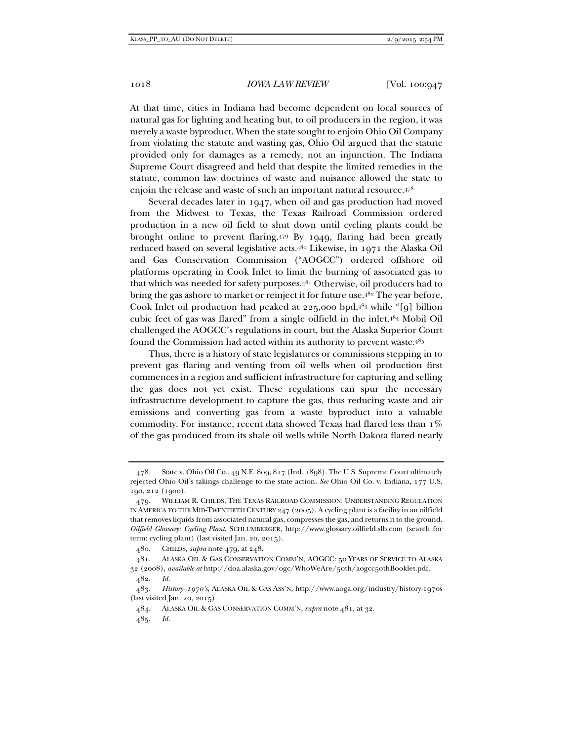At that time, cities in Indiana had become dependent on local sources of natural gas for lighting and heating but, to oil producers in the region, it was merely a waste byproduct. When the state sought to enjoin Ohio Oil Company from violating the statute and wasting gas, Ohio Oil argued that the statute provided only for damages as a remedy, not an injunction. The Indiana Supreme Court disagreed and held that despite the limited remedies in the statute, common law doctrines of waste and nuisance allowed the state to enjoin the release and waste of such an important natural resource.[478]

Several decades later in 1947, when oil and gas production had moved from the Midwest to Texas, the Texas Railroad Commission ordered production in a new oil field to shut down until cycling plants could be brought online to prevent flaring.[479] By 1949, flaring had been greatly reduced based on several legislative acts.[480] Likewise, in 1971 the Alaska Oil and Gas Conservation Commission ("AOGCC") ordered offshore oil platforms operating in Cook Inlet to limit the burning of associated gas to that which was needed for safety purposes.[481] Otherwise, oil producers had to bring the gas ashore to market or reinject it for future use.[482] The year before, Cook Inlet oil production had peaked at 225,000 bpd,[483] while "[9] billion cubic feet of gas was flared" from a single oilfield in the inlet.[484] Mobil Oil challenged the AOGCC's regulations in court, but the Alaska Superior Court found the Commission had acted within its authority to prevent waste.[485]

Thus, there is a history of state legislatures or commissions stepping in to prevent gas flaring and venting from oil wells when oil production first commences in a region and sufficient infrastructure for capturing and selling the gas does not yet exist. These regulations can spur the necessary infrastructure development to capture the gas, thus reducing waste and air emissions and converting gas from a waste byproduct into a valuable commodity. For instance, recent data showed Texas had flared less than 1% of the gas produced from its shale oil wells while North Dakota flared nearly

---

478. State v. Ohio Oil Co., 49 N.E. 809, 817 (Ind. 1898). The U.S. Supreme Court ultimately rejected Ohio Oil's takings challenge to the state action. *See* Ohio Oil Co. v. Indiana, 177 U.S. 190, 212 (1900).

479. WILLIAM R. CHILDS, THE TEXAS RAILROAD COMMISSION: UNDERSTANDING REGULATION IN AMERICA TO THE MID-TWENTIETH CENTURY 247 (2005). A cycling plant is a facility in an oilfield that removes liquids from associated natural gas, compresses the gas, and returns it to the ground. *Oilfield Glossary: Cycling Plant*, SCHLUMBERGER, http://www.glossary.oilfield.slb.com (search for term: cycling plant) (last visited Jan. 20, 2015).

480. CHILDS, *supra* note 479, at 248.

481. ALASKA OIL & GAS CONSERVATION COMM'N, AOGCC: 50 YEARS OF SERVICE TO ALASKA 32 (2008), *available at* http://doa.alaska.gov/ogc/WhoWeAre/50th/aogcc50thBooklet.pdf.

482. *Id.*

483. *History–1970's*, ALASKA OIL & GAS ASS'N, http://www.aoga.org/industry/history-1970s (last visited Jan. 20, 2015).

484. ALASKA OIL & GAS CONSERVATION COMM'N, *supra* note 481, at 32.

485. *Id.*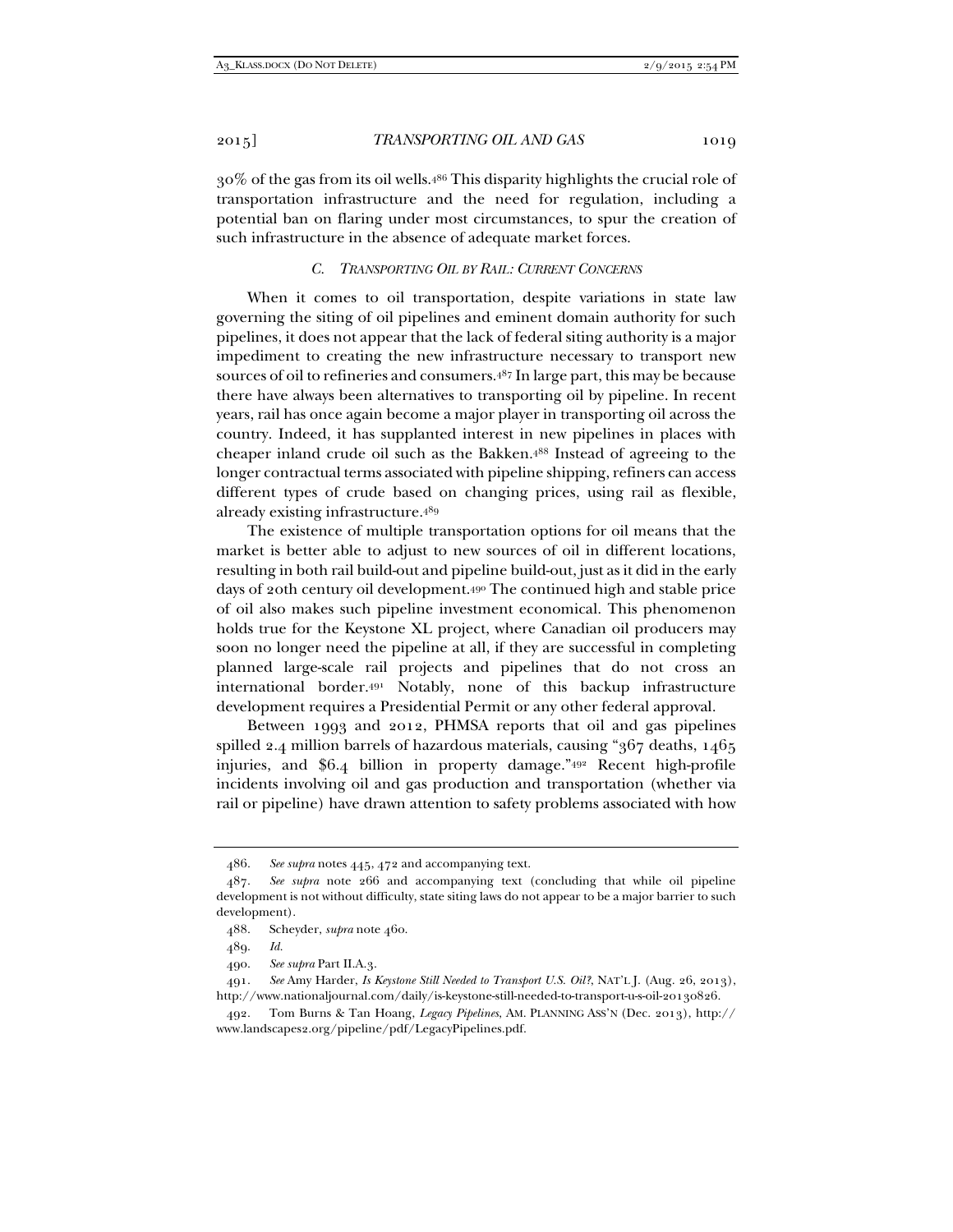30% of the gas from its oil wells.[486] This disparity highlights the crucial role of transportation infrastructure and the need for regulation, including a potential ban on flaring under most circumstances, to spur the creation of such infrastructure in the absence of adequate market forces.

### *C. TRANSPORTING OIL BY RAIL: CURRENT CONCERNS*

When it comes to oil transportation, despite variations in state law governing the siting of oil pipelines and eminent domain authority for such pipelines, it does not appear that the lack of federal siting authority is a major impediment to creating the new infrastructure necessary to transport new sources of oil to refineries and consumers.[487] In large part, this may be because there have always been alternatives to transporting oil by pipeline. In recent years, rail has once again become a major player in transporting oil across the country. Indeed, it has supplanted interest in new pipelines in places with cheaper inland crude oil such as the Bakken.[488] Instead of agreeing to the longer contractual terms associated with pipeline shipping, refiners can access different types of crude based on changing prices, using rail as flexible, already existing infrastructure.[489]

The existence of multiple transportation options for oil means that the market is better able to adjust to new sources of oil in different locations, resulting in both rail build-out and pipeline build-out, just as it did in the early days of 20th century oil development.[490] The continued high and stable price of oil also makes such pipeline investment economical. This phenomenon holds true for the Keystone XL project, where Canadian oil producers may soon no longer need the pipeline at all, if they are successful in completing planned large-scale rail projects and pipelines that do not cross an international border.[491] Notably, none of this backup infrastructure development requires a Presidential Permit or any other federal approval.

Between 1993 and 2012, PHMSA reports that oil and gas pipelines spilled 2.4 million barrels of hazardous materials, causing "367 deaths, 1465 injuries, and $6.4 billion in property damage."[492] Recent high-profile incidents involving oil and gas production and transportation (whether via rail or pipeline) have drawn attention to safety problems associated with how

---

486. *See supra* notes 445, 472 and accompanying text.

487. *See supra* note 266 and accompanying text (concluding that while oil pipeline development is not without difficulty, state siting laws do not appear to be a major barrier to such development).

488. Scheyder, *supra* note 460.

489. *Id.*

490. *See supra* Part II.A.3.

491. *See* Amy Harder, *Is Keystone Still Needed to Transport U.S. Oil?*, NAT'L J. (Aug. 26, 2013), http://www.nationaljournal.com/daily/is-keystone-still-needed-to-transport-u-s-oil-20130826.

492. Tom Burns & Tan Hoang, *Legacy Pipelines*, AM. PLANNING ASS'N (Dec. 2013), http://www.landscapes2.org/pipeline/pdf/LegacyPipelines.pdf.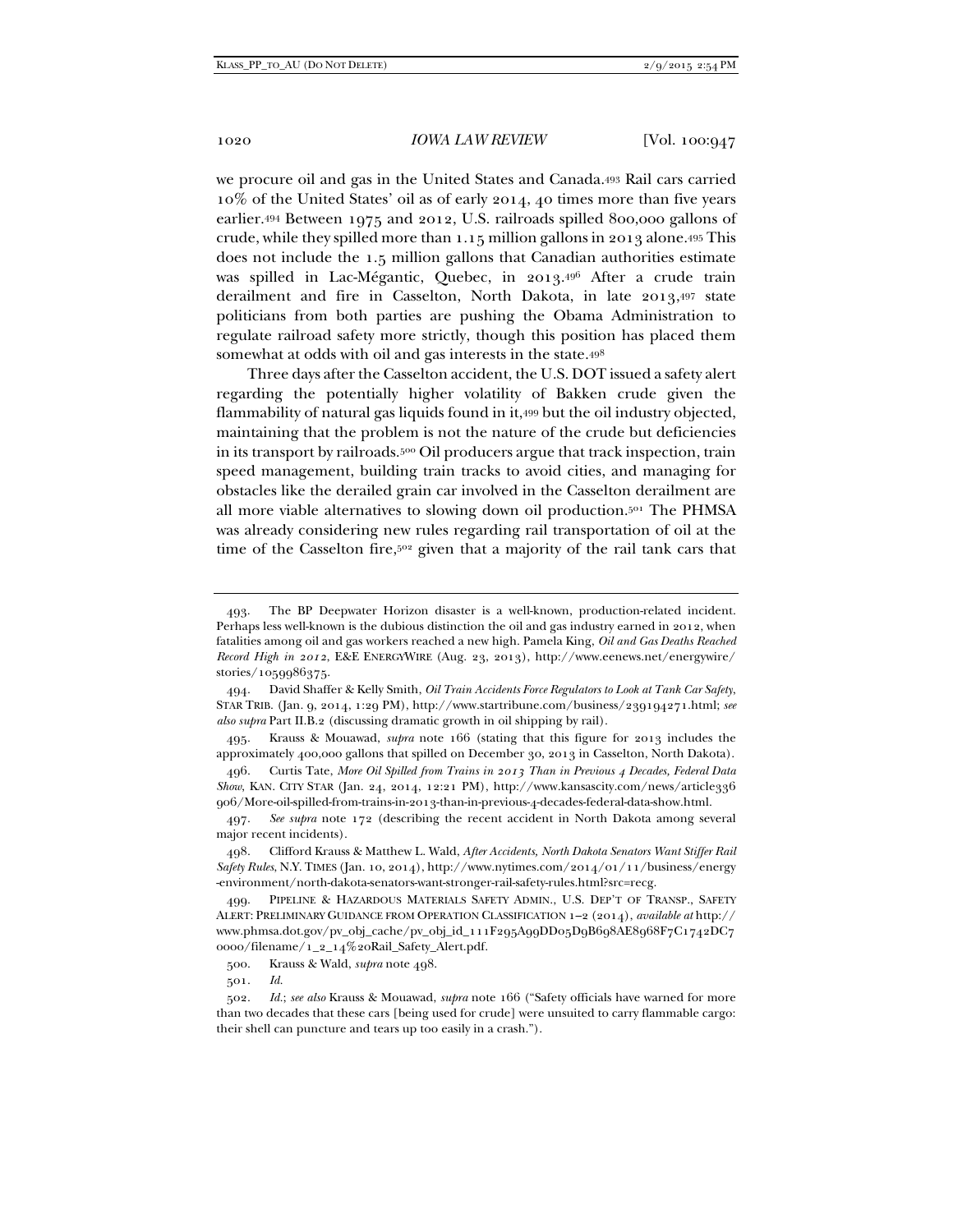we procure oil and gas in the United States and Canada.[493] Rail cars carried 10% of the United States' oil as of early 2014, 40 times more than five years earlier.[494] Between 1975 and 2012, U.S. railroads spilled 800,000 gallons of crude, while they spilled more than 1.15 million gallons in 2013 alone.[495] This does not include the 1.5 million gallons that Canadian authorities estimate was spilled in Lac-Mégantic, Quebec, in 2013.[496] After a crude train derailment and fire in Casselton, North Dakota, in late 2013,[497] state politicians from both parties are pushing the Obama Administration to regulate railroad safety more strictly, though this position has placed them somewhat at odds with oil and gas interests in the state.[498]

Three days after the Casselton accident, the U.S. DOT issued a safety alert regarding the potentially higher volatility of Bakken crude given the flammability of natural gas liquids found in it,[499] but the oil industry objected, maintaining that the problem is not the nature of the crude but deficiencies in its transport by railroads.[500] Oil producers argue that track inspection, train speed management, building train tracks to avoid cities, and managing for obstacles like the derailed grain car involved in the Casselton derailment are all more viable alternatives to slowing down oil production.[501] The PHMSA was already considering new rules regarding rail transportation of oil at the time of the Casselton fire,[502] given that a majority of the rail tank cars that

---

493. The BP Deepwater Horizon disaster is a well-known, production-related incident. Perhaps less well-known is the dubious distinction the oil and gas industry earned in 2012, when fatalities among oil and gas workers reached a new high. Pamela King, *Oil and Gas Deaths Reached Record High in 2012*, E&E ENERGYWIRE (Aug. 23, 2013), http://www.eenews.net/energywire/stories/1059986375.

494. David Shaffer & Kelly Smith, *Oil Train Accidents Force Regulators to Look at Tank Car Safety*, STAR TRIB. (Jan. 9, 2014, 1:29 PM), http://www.startribune.com/business/239194271.html; *see also supra* Part II.B.2 (discussing dramatic growth in oil shipping by rail).

495. Krauss & Mouawad, *supra* note 166 (stating that this figure for 2013 includes the approximately 400,000 gallons that spilled on December 30, 2013 in Casselton, North Dakota).

496. Curtis Tate, *More Oil Spilled from Trains in 2013 Than in Previous 4 Decades, Federal Data Show*, KAN. CITY STAR (Jan. 24, 2014, 12:21 PM), http://www.kansascity.com/news/article336906/More-oil-spilled-from-trains-in-2013-than-in-previous-4-decades-federal-data-show.html.

497. *See supra* note 172 (describing the recent accident in North Dakota among several major recent incidents).

498. Clifford Krauss & Matthew L. Wald, *After Accidents, North Dakota Senators Want Stiffer Rail Safety Rules*, N.Y. TIMES (Jan. 10, 2014), http://www.nytimes.com/2014/01/11/business/energy-environment/north-dakota-senators-want-stronger-rail-safety-rules.html?src=recg.

499. PIPELINE & HAZARDOUS MATERIALS SAFETY ADMIN., U.S. DEP'T OF TRANSP., SAFETY ALERT: PRELIMINARY GUIDANCE FROM OPERATION CLASSIFICATION 1–2 (2014), *available at* http://www.phmsa.dot.gov/pv_obj_cache/pv_obj_id_111F295A99DD05D9B698AE8968F7C1742DC70000/filename/1_2_14%20Rail_Safety_Alert.pdf.

500. Krauss & Wald, *supra* note 498.

501. *Id.*

502. *Id.*; *see also* Krauss & Mouawad, *supra* note 166 ("Safety officials have warned for more than two decades that these cars [being used for crude] were unsuited to carry flammable cargo: their shell can puncture and tears up too easily in a crash.").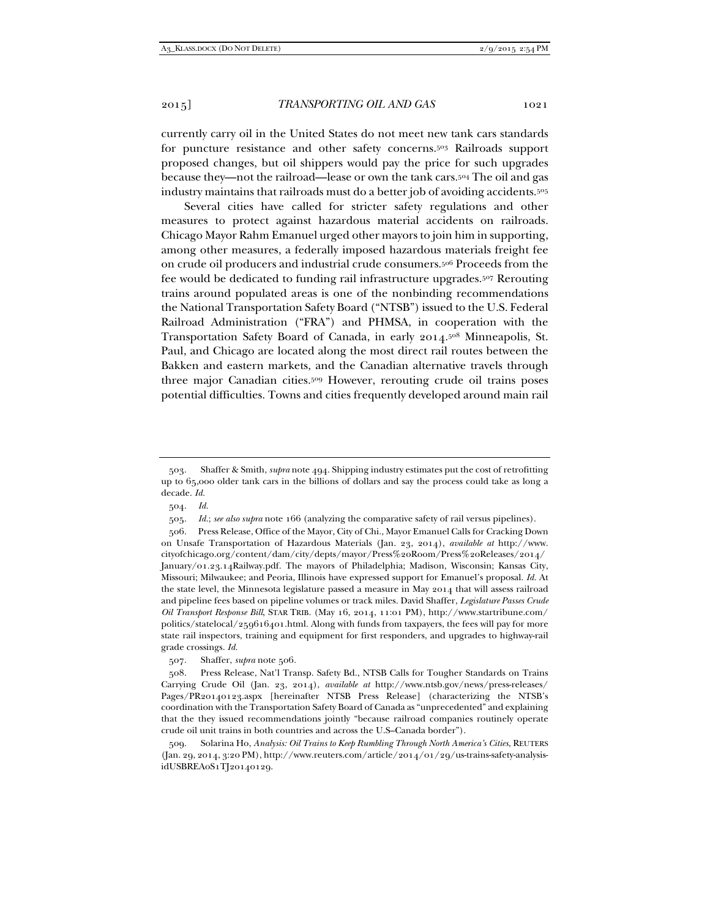currently carry oil in the United States do not meet new tank cars standards for puncture resistance and other safety concerns.[503] Railroads support proposed changes, but oil shippers would pay the price for such upgrades because they—not the railroad—lease or own the tank cars.[504] The oil and gas industry maintains that railroads must do a better job of avoiding accidents.[505]

Several cities have called for stricter safety regulations and other measures to protect against hazardous material accidents on railroads. Chicago Mayor Rahm Emanuel urged other mayors to join him in supporting, among other measures, a federally imposed hazardous materials freight fee on crude oil producers and industrial crude consumers.[506] Proceeds from the fee would be dedicated to funding rail infrastructure upgrades.[507] Rerouting trains around populated areas is one of the nonbinding recommendations the National Transportation Safety Board ("NTSB") issued to the U.S. Federal Railroad Administration ("FRA") and PHMSA, in cooperation with the Transportation Safety Board of Canada, in early 2014.[508] Minneapolis, St. Paul, and Chicago are located along the most direct rail routes between the Bakken and eastern markets, and the Canadian alternative travels through three major Canadian cities.[509] However, rerouting crude oil trains poses potential difficulties. Towns and cities frequently developed around main rail

---

503. Shaffer & Smith, *supra* note 494. Shipping industry estimates put the cost of retrofitting up to 65,000 older tank cars in the billions of dollars and say the process could take as long a decade. *Id.*

504. *Id.*

505. *Id.*; *see also supra* note 166 (analyzing the comparative safety of rail versus pipelines).

506. Press Release, Office of the Mayor, City of Chi., Mayor Emanuel Calls for Cracking Down on Unsafe Transportation of Hazardous Materials (Jan. 23, 2014), *available at* http://www.cityofchicago.org/content/dam/city/depts/mayor/Press%20Room/Press%20Releases/2014/January/01.23.14Railway.pdf. The mayors of Philadelphia; Madison, Wisconsin; Kansas City, Missouri; Milwaukee; and Peoria, Illinois have expressed support for Emanuel's proposal. *Id.* At the state level, the Minnesota legislature passed a measure in May 2014 that will assess railroad and pipeline fees based on pipeline volumes or track miles. David Shaffer, *Legislature Passes Crude Oil Transport Response Bill*, STAR TRIB. (May 16, 2014, 11:01 PM), http://www.startribune.com/politics/statelocal/259616401.html. Along with funds from taxpayers, the fees will pay for more state rail inspectors, training and equipment for first responders, and upgrades to highway-rail grade crossings. *Id.*

507. Shaffer, *supra* note 506.

508. Press Release, Nat'l Transp. Safety Bd., NTSB Calls for Tougher Standards on Trains Carrying Crude Oil (Jan. 23, 2014), *available at* http://www.ntsb.gov/news/press-releases/Pages/PR20140123.aspx [hereinafter NTSB Press Release] (characterizing the NTSB's coordination with the Transportation Safety Board of Canada as "unprecedented" and explaining that the they issued recommendations jointly "because railroad companies routinely operate crude oil unit trains in both countries and across the U.S–Canada border").

509. Solarina Ho, *Analysis: Oil Trains to Keep Rumbling Through North America's Cities*, REUTERS (Jan. 29, 2014, 3:20 PM), http://www.reuters.com/article/2014/01/29/us-trains-safety-analysis-idUSBREA0S1TJ20140129.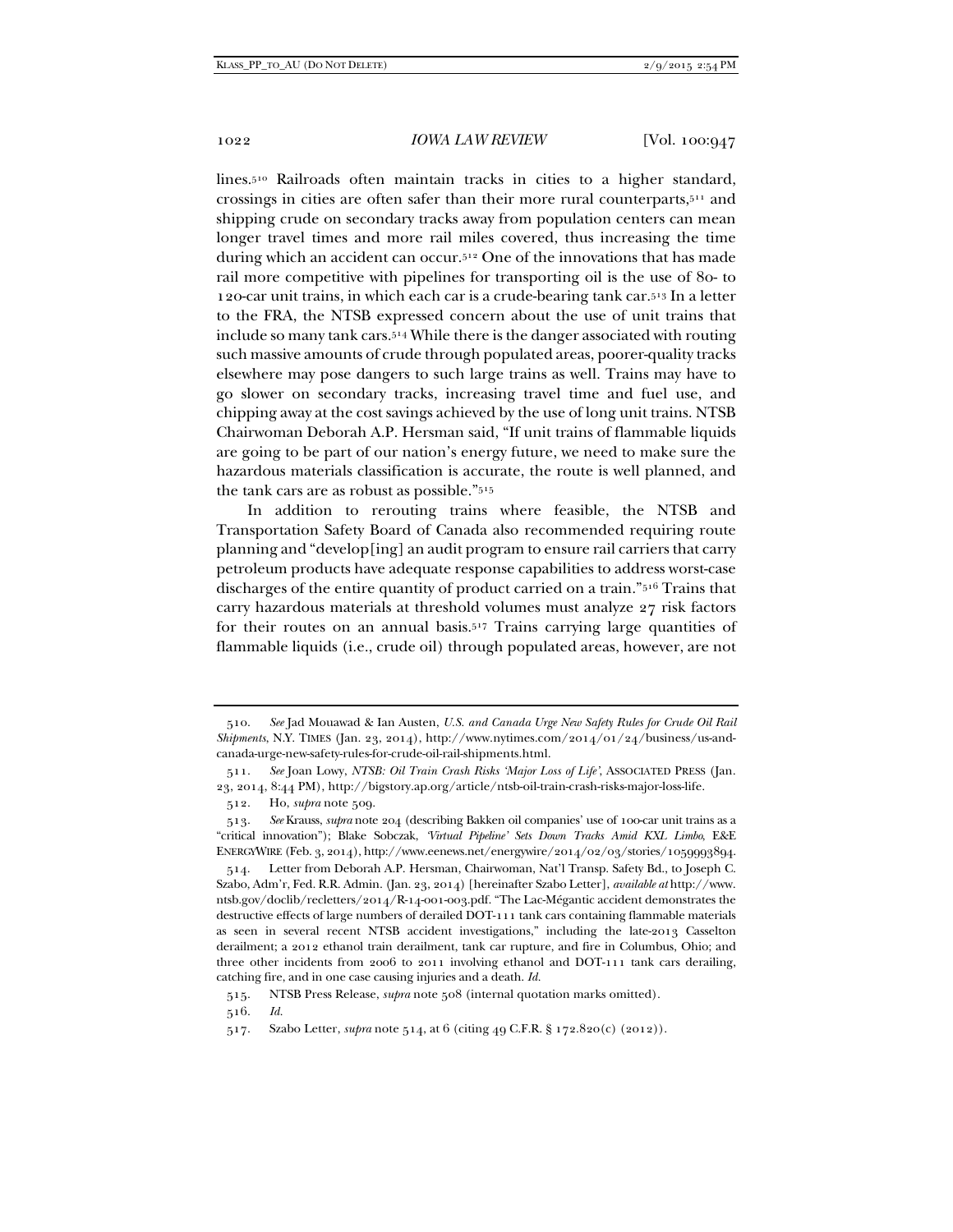lines.[510] Railroads often maintain tracks in cities to a higher standard, crossings in cities are often safer than their more rural counterparts,[511] and shipping crude on secondary tracks away from population centers can mean longer travel times and more rail miles covered, thus increasing the time during which an accident can occur.[512] One of the innovations that has made rail more competitive with pipelines for transporting oil is the use of 80- to 120-car unit trains, in which each car is a crude-bearing tank car.[513] In a letter to the FRA, the NTSB expressed concern about the use of unit trains that include so many tank cars.[514] While there is the danger associated with routing such massive amounts of crude through populated areas, poorer-quality tracks elsewhere may pose dangers to such large trains as well. Trains may have to go slower on secondary tracks, increasing travel time and fuel use, and chipping away at the cost savings achieved by the use of long unit trains. NTSB Chairwoman Deborah A.P. Hersman said, "If unit trains of flammable liquids are going to be part of our nation's energy future, we need to make sure the hazardous materials classification is accurate, the route is well planned, and the tank cars are as robust as possible."[515]

In addition to rerouting trains where feasible, the NTSB and Transportation Safety Board of Canada also recommended requiring route planning and "develop[ing] an audit program to ensure rail carriers that carry petroleum products have adequate response capabilities to address worst-case discharges of the entire quantity of product carried on a train."[516] Trains that carry hazardous materials at threshold volumes must analyze 27 risk factors for their routes on an annual basis.[517] Trains carrying large quantities of flammable liquids (i.e., crude oil) through populated areas, however, are not

---

510. *See* Jad Mouawad & Ian Austen, *U.S. and Canada Urge New Safety Rules for Crude Oil Rail Shipments*, N.Y. TIMES (Jan. 23, 2014), http://www.nytimes.com/2014/01/24/business/us-and-canada-urge-new-safety-rules-for-crude-oil-rail-shipments.html.

511. *See* Joan Lowy, *NTSB: Oil Train Crash Risks 'Major Loss of Life'*, ASSOCIATED PRESS (Jan. 23, 2014, 8:44 PM), http://bigstory.ap.org/article/ntsb-oil-train-crash-risks-major-loss-life.

512. Ho, *supra* note 509.

513. *See* Krauss, *supra* note 204 (describing Bakken oil companies' use of 100-car unit trains as a "critical innovation"); Blake Sobczak, *'Virtual Pipeline' Sets Down Tracks Amid KXL Limbo*, E&E ENERGYWIRE (Feb. 3, 2014), http://www.eenews.net/energywire/2014/02/03/stories/1059993894.

514. Letter from Deborah A.P. Hersman, Chairwoman, Nat'l Transp. Safety Bd., to Joseph C. Szabo, Adm'r, Fed. R.R. Admin. (Jan. 23, 2014) [hereinafter Szabo Letter], *available at* http://www.ntsb.gov/doclib/recletters/2014/R-14-001-003.pdf. "The Lac-Mégantic accident demonstrates the destructive effects of large numbers of derailed DOT-111 tank cars containing flammable materials as seen in several recent NTSB accident investigations," including the late-2013 Casselton derailment; a 2012 ethanol train derailment, tank car rupture, and fire in Columbus, Ohio; and three other incidents from 2006 to 2011 involving ethanol and DOT-111 tank cars derailing, catching fire, and in one case causing injuries and a death. *Id.*

515. NTSB Press Release, *supra* note 508 (internal quotation marks omitted).

516. *Id.*

517. Szabo Letter, *supra* note 514, at 6 (citing 49 C.F.R. § 172.820(c) (2012)).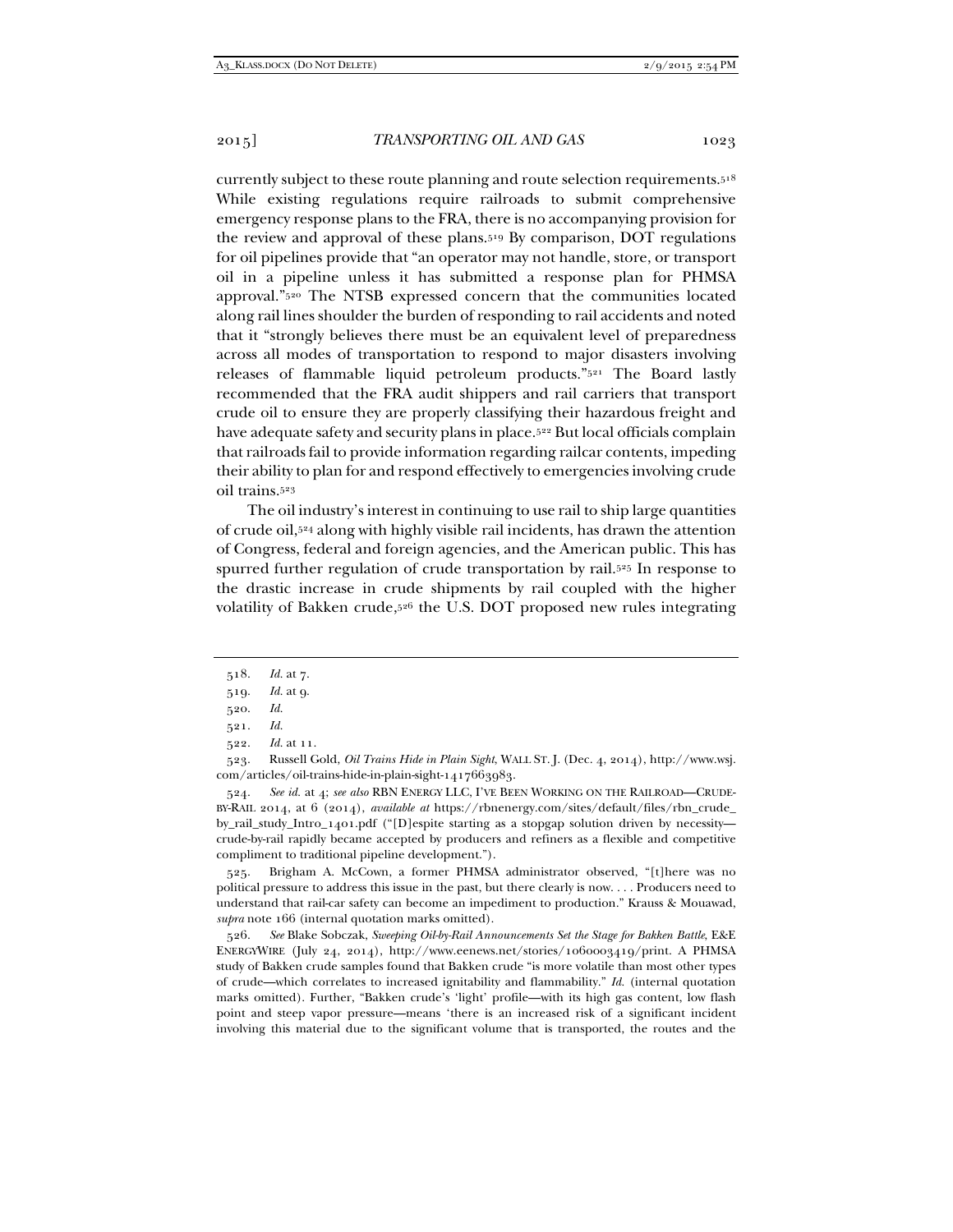currently subject to these route planning and route selection requirements.[518] While existing regulations require railroads to submit comprehensive emergency response plans to the FRA, there is no accompanying provision for the review and approval of these plans.[519] By comparison, DOT regulations for oil pipelines provide that "an operator may not handle, store, or transport oil in a pipeline unless it has submitted a response plan for PHMSA approval."[520] The NTSB expressed concern that the communities located along rail lines shoulder the burden of responding to rail accidents and noted that it "strongly believes there must be an equivalent level of preparedness across all modes of transportation to respond to major disasters involving releases of flammable liquid petroleum products."[521] The Board lastly recommended that the FRA audit shippers and rail carriers that transport crude oil to ensure they are properly classifying their hazardous freight and have adequate safety and security plans in place.[522] But local officials complain that railroads fail to provide information regarding railcar contents, impeding their ability to plan for and respond effectively to emergencies involving crude oil trains.[523]

The oil industry's interest in continuing to use rail to ship large quantities of crude oil,[524] along with highly visible rail incidents, has drawn the attention of Congress, federal and foreign agencies, and the American public. This has spurred further regulation of crude transportation by rail.[525] In response to the drastic increase in crude shipments by rail coupled with the higher volatility of Bakken crude,[526] the U.S. DOT proposed new rules integrating

---

518. *Id.* at 7.

519. *Id.* at 9.

520. *Id.*

521. *Id.*

522. *Id.* at 11.

523. Russell Gold, *Oil Trains Hide in Plain Sight*, WALL ST. J. (Dec. 4, 2014), http://www.wsj.com/articles/oil-trains-hide-in-plain-sight-1417663983.

524. *See id.* at 4; *see also* RBN ENERGY LLC, I'VE BEEN WORKING ON THE RAILROAD—CRUDE-BY-RAIL 2014, at 6 (2014), *available at* https://rbnenergy.com/sites/default/files/rbn_crude_by_rail_study_Intro_1401.pdf ("[D]espite starting as a stopgap solution driven by necessity—crude-by-rail rapidly became accepted by producers and refiners as a flexible and competitive compliment to traditional pipeline development.").

525. Brigham A. McCown, a former PHMSA administrator observed, "[t]here was no political pressure to address this issue in the past, but there clearly is now. . . . Producers need to understand that rail-car safety can become an impediment to production." Krauss & Mouawad, *supra* note 166 (internal quotation marks omitted).

526. *See* Blake Sobczak, *Sweeping Oil-by-Rail Announcements Set the Stage for Bakken Battle*, E&E ENERGYWIRE (July 24, 2014), http://www.eenews.net/stories/1060003419/print. A PHMSA study of Bakken crude samples found that Bakken crude "is more volatile than most other types of crude—which correlates to increased ignitability and flammability." *Id.* (internal quotation marks omitted). Further, "Bakken crude's 'light' profile—with its high gas content, low flash point and steep vapor pressure—means 'there is an increased risk of a significant incident involving this material due to the significant volume that is transported, the routes and the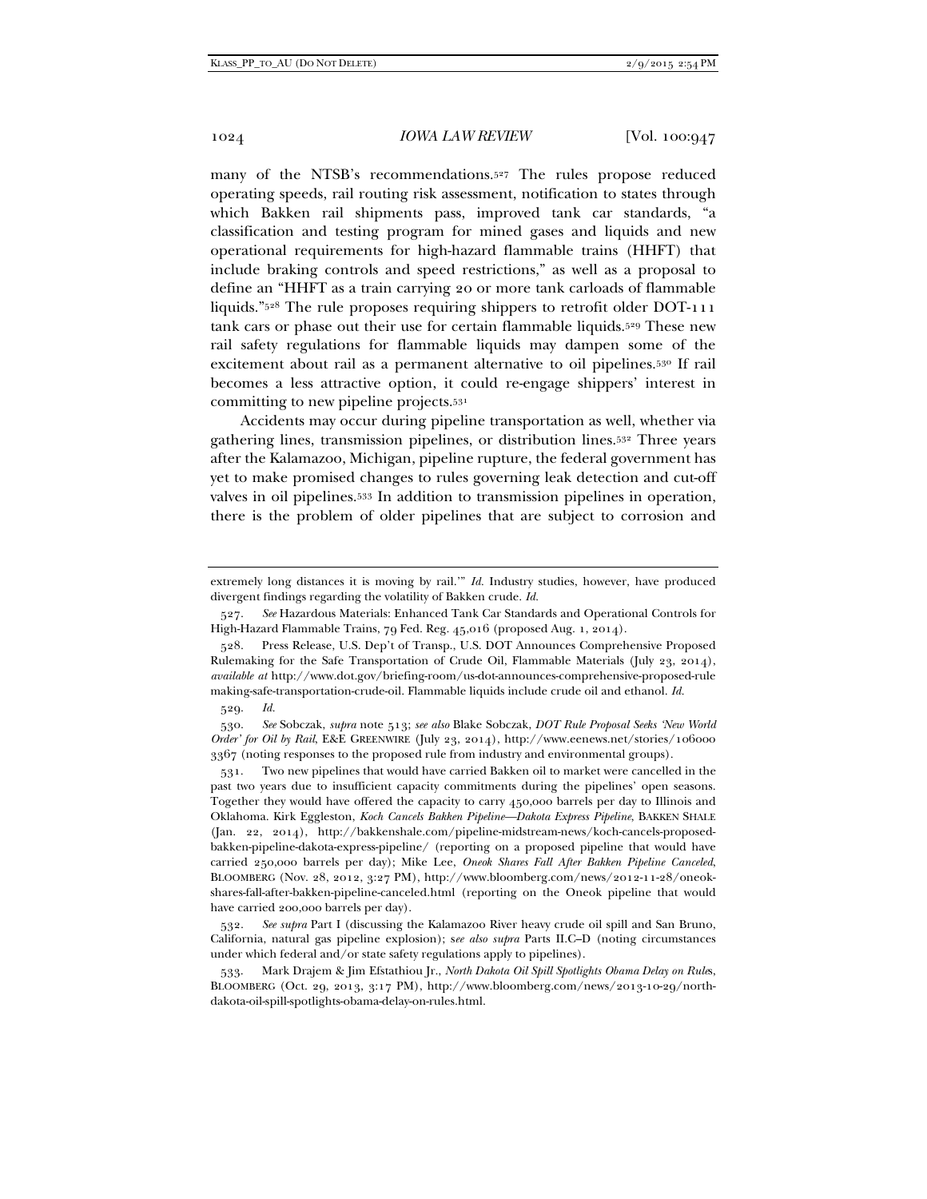many of the NTSB's recommendations.[527] The rules propose reduced operating speeds, rail routing risk assessment, notification to states through which Bakken rail shipments pass, improved tank car standards, "a classification and testing program for mined gases and liquids and new operational requirements for high-hazard flammable trains (HHFT) that include braking controls and speed restrictions," as well as a proposal to define an "HHFT as a train carrying 20 or more tank carloads of flammable liquids."[528] The rule proposes requiring shippers to retrofit older DOT-111 tank cars or phase out their use for certain flammable liquids.[529] These new rail safety regulations for flammable liquids may dampen some of the excitement about rail as a permanent alternative to oil pipelines.[530] If rail becomes a less attractive option, it could re-engage shippers' interest in committing to new pipeline projects.[531]

Accidents may occur during pipeline transportation as well, whether via gathering lines, transmission pipelines, or distribution lines.[532] Three years after the Kalamazoo, Michigan, pipeline rupture, the federal government has yet to make promised changes to rules governing leak detection and cut-off valves in oil pipelines.[533] In addition to transmission pipelines in operation, there is the problem of older pipelines that are subject to corrosion and

---

extremely long distances it is moving by rail.'" *Id.* Industry studies, however, have produced divergent findings regarding the volatility of Bakken crude. *Id.*

527. *See* Hazardous Materials: Enhanced Tank Car Standards and Operational Controls for High-Hazard Flammable Trains, 79 Fed. Reg. 45,016 (proposed Aug. 1, 2014).

528. Press Release, U.S. Dep't of Transp., U.S. DOT Announces Comprehensive Proposed Rulemaking for the Safe Transportation of Crude Oil, Flammable Materials (July 23, 2014), *available at* http://www.dot.gov/briefing-room/us-dot-announces-comprehensive-proposed-rulemaking-safe-transportation-crude-oil. Flammable liquids include crude oil and ethanol. *Id.*

529. *Id.*

530. *See* Sobczak, *supra* note 513; *see also* Blake Sobczak, *DOT Rule Proposal Seeks 'New World Order' for Oil by Rail*, E&E GREENWIRE (July 23, 2014), http://www.eenews.net/stories/1060003367 (noting responses to the proposed rule from industry and environmental groups).

531. Two new pipelines that would have carried Bakken oil to market were cancelled in the past two years due to insufficient capacity commitments during the pipelines' open seasons. Together they would have offered the capacity to carry 450,000 barrels per day to Illinois and Oklahoma. Kirk Eggleston, *Koch Cancels Bakken Pipeline—Dakota Express Pipeline*, BAKKEN SHALE (Jan. 22, 2014), http://bakkenshale.com/pipeline-midstream-news/koch-cancels-proposed-bakken-pipeline-dakota-express-pipeline/ (reporting on a proposed pipeline that would have carried 250,000 barrels per day); Mike Lee, *Oneok Shares Fall After Bakken Pipeline Canceled*, BLOOMBERG (Nov. 28, 2012, 3:27 PM), http://www.bloomberg.com/news/2012-11-28/oneok-shares-fall-after-bakken-pipeline-canceled.html (reporting on the Oneok pipeline that would have carried 200,000 barrels per day).

532. *See supra* Part I (discussing the Kalamazoo River heavy crude oil spill and San Bruno, California, natural gas pipeline explosion); *see also supra* Parts II.C–D (noting circumstances under which federal and/or state safety regulations apply to pipelines).

533. Mark Drajem & Jim Efstathiou Jr., *North Dakota Oil Spill Spotlights Obama Delay on Rules*, BLOOMBERG (Oct. 29, 2013, 3:17 PM), http://www.bloomberg.com/news/2013-10-29/north-dakota-oil-spill-spotlights-obama-delay-on-rules.html.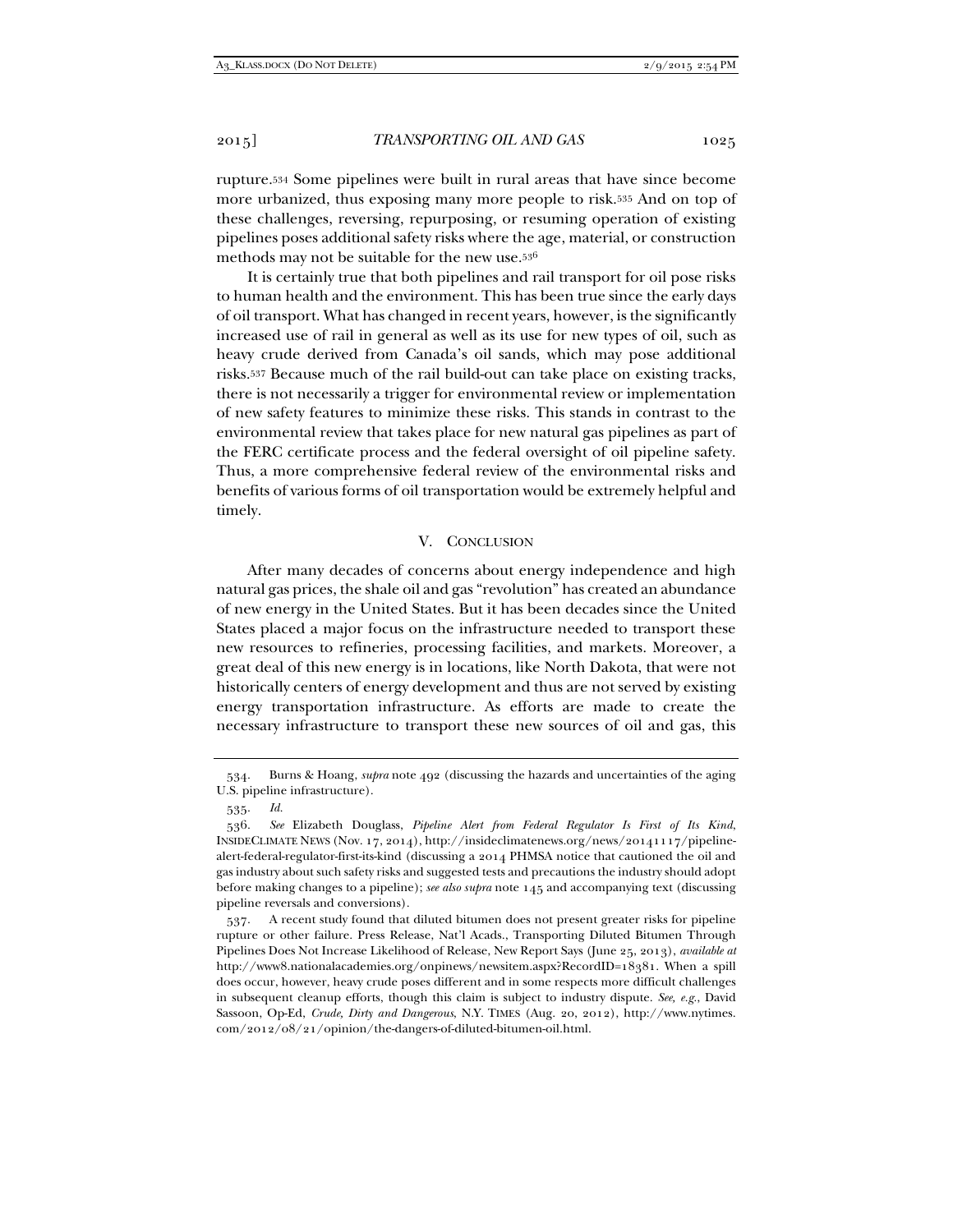rupture.[534] Some pipelines were built in rural areas that have since become more urbanized, thus exposing many more people to risk.[535] And on top of these challenges, reversing, repurposing, or resuming operation of existing pipelines poses additional safety risks where the age, material, or construction methods may not be suitable for the new use.[536]

It is certainly true that both pipelines and rail transport for oil pose risks to human health and the environment. This has been true since the early days of oil transport. What has changed in recent years, however, is the significantly increased use of rail in general as well as its use for new types of oil, such as heavy crude derived from Canada's oil sands, which may pose additional risks.[537] Because much of the rail build-out can take place on existing tracks, there is not necessarily a trigger for environmental review or implementation of new safety features to minimize these risks. This stands in contrast to the environmental review that takes place for new natural gas pipelines as part of the FERC certificate process and the federal oversight of oil pipeline safety. Thus, a more comprehensive federal review of the environmental risks and benefits of various forms of oil transportation would be extremely helpful and timely.

## V. CONCLUSION

After many decades of concerns about energy independence and high natural gas prices, the shale oil and gas "revolution" has created an abundance of new energy in the United States. But it has been decades since the United States placed a major focus on the infrastructure needed to transport these new resources to refineries, processing facilities, and markets. Moreover, a great deal of this new energy is in locations, like North Dakota, that were not historically centers of energy development and thus are not served by existing energy transportation infrastructure. As efforts are made to create the necessary infrastructure to transport these new sources of oil and gas, this

---

534. Burns & Hoang, *supra* note 492 (discussing the hazards and uncertainties of the aging U.S. pipeline infrastructure).

535. *Id.*

536. *See* Elizabeth Douglass, *Pipeline Alert from Federal Regulator Is First of Its Kind*, INSIDECLIMATE NEWS (Nov. 17, 2014), http://insideclimatenews.org/news/20141117/pipeline-alert-federal-regulator-first-its-kind (discussing a 2014 PHMSA notice that cautioned the oil and gas industry about such safety risks and suggested tests and precautions the industry should adopt before making changes to a pipeline); *see also supra* note 145 and accompanying text (discussing pipeline reversals and conversions).

537. A recent study found that diluted bitumen does not present greater risks for pipeline rupture or other failure. Press Release, Nat'l Acads., Transporting Diluted Bitumen Through Pipelines Does Not Increase Likelihood of Release, New Report Says (June 25, 2013), *available at* http://www8.nationalacademies.org/onpinews/newsitem.aspx?RecordID=18381. When a spill does occur, however, heavy crude poses different and in some respects more difficult challenges in subsequent cleanup efforts, though this claim is subject to industry dispute. *See, e.g.*, David Sassoon, Op-Ed, *Crude, Dirty and Dangerous*, N.Y. TIMES (Aug. 20, 2012), http://www.nytimes.com/2012/08/21/opinion/the-dangers-of-diluted-bitumen-oil.html.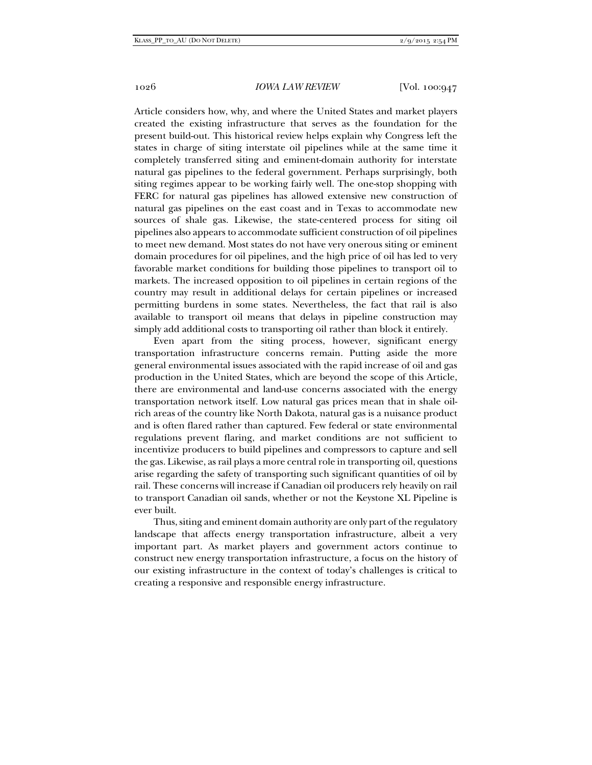Article considers how, why, and where the United States and market players created the existing infrastructure that serves as the foundation for the present build-out. This historical review helps explain why Congress left the states in charge of siting interstate oil pipelines while at the same time it completely transferred siting and eminent-domain authority for interstate natural gas pipelines to the federal government. Perhaps surprisingly, both siting regimes appear to be working fairly well. The one-stop shopping with FERC for natural gas pipelines has allowed extensive new construction of natural gas pipelines on the east coast and in Texas to accommodate new sources of shale gas. Likewise, the state-centered process for siting oil pipelines also appears to accommodate sufficient construction of oil pipelines to meet new demand. Most states do not have very onerous siting or eminent domain procedures for oil pipelines, and the high price of oil has led to very favorable market conditions for building those pipelines to transport oil to markets. The increased opposition to oil pipelines in certain regions of the country may result in additional delays for certain pipelines or increased permitting burdens in some states. Nevertheless, the fact that rail is also available to transport oil means that delays in pipeline construction may simply add additional costs to transporting oil rather than block it entirely.

Even apart from the siting process, however, significant energy transportation infrastructure concerns remain. Putting aside the more general environmental issues associated with the rapid increase of oil and gas production in the United States, which are beyond the scope of this Article, there are environmental and land-use concerns associated with the energy transportation network itself. Low natural gas prices mean that in shale oil-rich areas of the country like North Dakota, natural gas is a nuisance product and is often flared rather than captured. Few federal or state environmental regulations prevent flaring, and market conditions are not sufficient to incentivize producers to build pipelines and compressors to capture and sell the gas. Likewise, as rail plays a more central role in transporting oil, questions arise regarding the safety of transporting such significant quantities of oil by rail. These concerns will increase if Canadian oil producers rely heavily on rail to transport Canadian oil sands, whether or not the Keystone XL Pipeline is ever built.

Thus, siting and eminent domain authority are only part of the regulatory landscape that affects energy transportation infrastructure, albeit a very important part. As market players and government actors continue to construct new energy transportation infrastructure, a focus on the history of our existing infrastructure in the context of today's challenges is critical to creating a responsive and responsible energy infrastructure.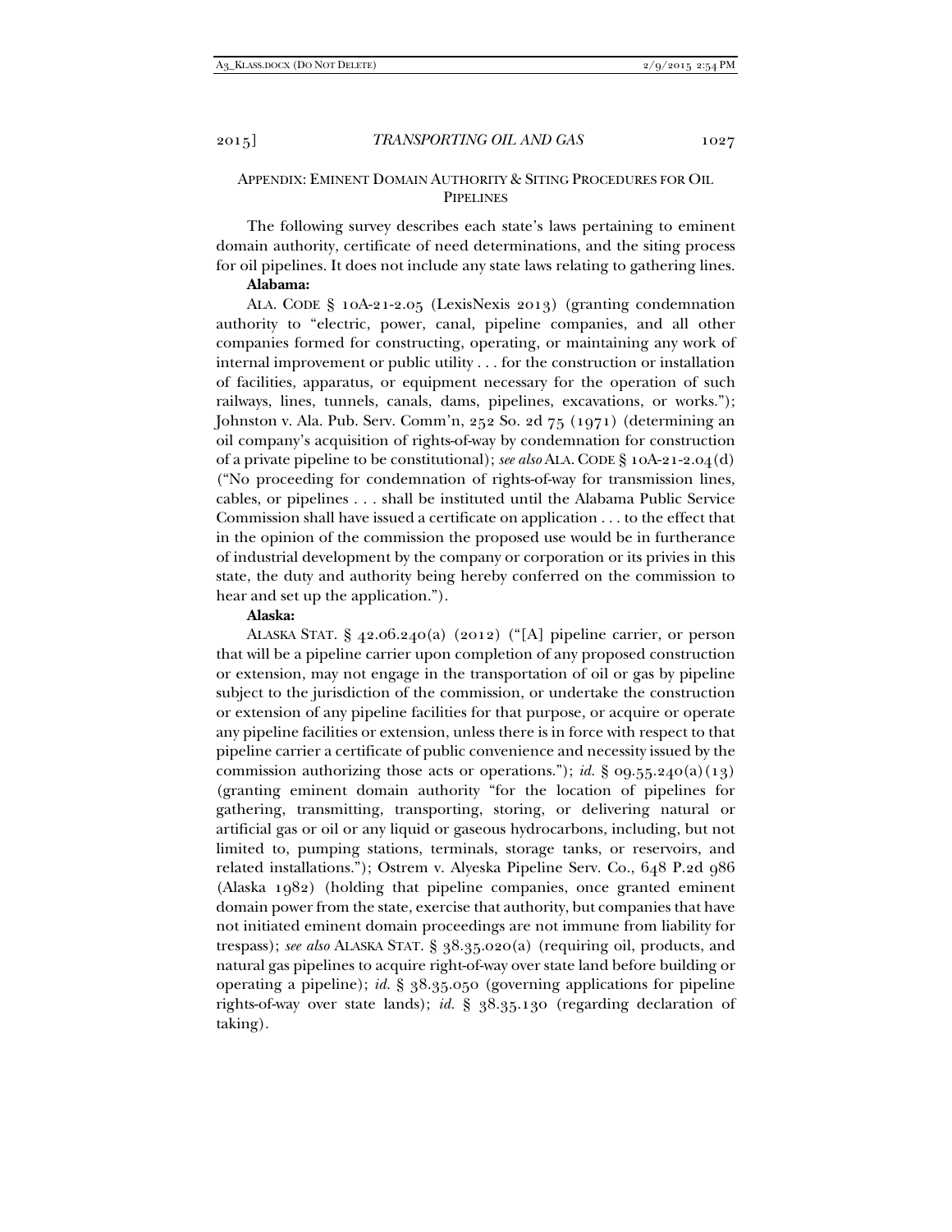## APPENDIX: EMINENT DOMAIN AUTHORITY & SITING PROCEDURES FOR OIL PIPELINES

The following survey describes each state's laws pertaining to eminent domain authority, certificate of need determinations, and the siting process for oil pipelines. It does not include any state laws relating to gathering lines.

**Alabama:**

ALA. CODE § 10A-21-2.05 (LexisNexis 2013) (granting condemnation authority to "electric, power, canal, pipeline companies, and all other companies formed for constructing, operating, or maintaining any work of internal improvement or public utility . . . for the construction or installation of facilities, apparatus, or equipment necessary for the operation of such railways, lines, tunnels, canals, dams, pipelines, excavations, or works."); Johnston v. Ala. Pub. Serv. Comm'n, 252 So. 2d 75 (1971) (determining an oil company's acquisition of rights-of-way by condemnation for construction of a private pipeline to be constitutional); *see also* ALA. CODE § 10A-21-2.04(d) ("No proceeding for condemnation of rights-of-way for transmission lines, cables, or pipelines . . . shall be instituted until the Alabama Public Service Commission shall have issued a certificate on application . . . to the effect that in the opinion of the commission the proposed use would be in furtherance of industrial development by the company or corporation or its privies in this state, the duty and authority being hereby conferred on the commission to hear and set up the application.").

**Alaska:**

ALASKA STAT. § 42.06.240(a) (2012) ("[A] pipeline carrier, or person that will be a pipeline carrier upon completion of any proposed construction or extension, may not engage in the transportation of oil or gas by pipeline subject to the jurisdiction of the commission, or undertake the construction or extension of any pipeline facilities for that purpose, or acquire or operate any pipeline facilities or extension, unless there is in force with respect to that pipeline carrier a certificate of public convenience and necessity issued by the commission authorizing those acts or operations."); *id.* § 09.55.240(a)(13) (granting eminent domain authority "for the location of pipelines for gathering, transmitting, transporting, storing, or delivering natural or artificial gas or oil or any liquid or gaseous hydrocarbons, including, but not limited to, pumping stations, terminals, storage tanks, or reservoirs, and related installations."); Ostrem v. Alyeska Pipeline Serv. Co., 648 P.2d 986 (Alaska 1982) (holding that pipeline companies, once granted eminent domain power from the state, exercise that authority, but companies that have not initiated eminent domain proceedings are not immune from liability for trespass); *see also* ALASKA STAT. § 38.35.020(a) (requiring oil, products, and natural gas pipelines to acquire right-of-way over state land before building or operating a pipeline); *id.* § 38.35.050 (governing applications for pipeline rights-of-way over state lands); *id.* § 38.35.130 (regarding declaration of taking).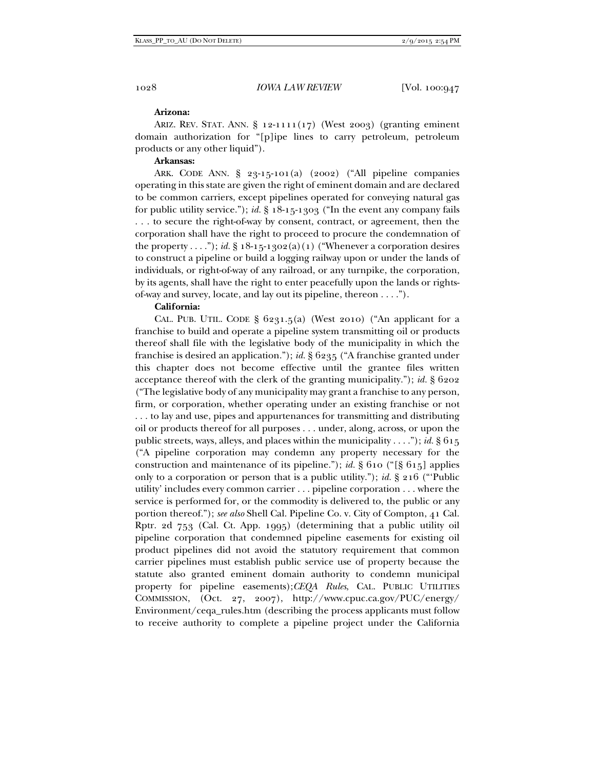**Arizona:**

ARIZ. REV. STAT. ANN. § 12-1111(17) (West 2003) (granting eminent domain authorization for "[p]ipe lines to carry petroleum, petroleum products or any other liquid").

**Arkansas:**

ARK. CODE ANN. § 23-15-101(a) (2002) ("All pipeline companies operating in this state are given the right of eminent domain and are declared to be common carriers, except pipelines operated for conveying natural gas for public utility service."); *id.* § 18-15-1303 ("In the event any company fails . . . to secure the right-of-way by consent, contract, or agreement, then the corporation shall have the right to proceed to procure the condemnation of the property . . . ."); *id.* § 18-15-1302(a)(1) ("Whenever a corporation desires to construct a pipeline or build a logging railway upon or under the lands of individuals, or right-of-way of any railroad, or any turnpike, the corporation, by its agents, shall have the right to enter peacefully upon the lands or rights-of-way and survey, locate, and lay out its pipeline, thereon . . . .").

**California:**

CAL. PUB. UTIL. CODE § 6231.5(a) (West 2010) ("An applicant for a franchise to build and operate a pipeline system transmitting oil or products thereof shall file with the legislative body of the municipality in which the franchise is desired an application."); *id.* § 6235 ("A franchise granted under this chapter does not become effective until the grantee files written acceptance thereof with the clerk of the granting municipality."); *id.* § 6202 ("The legislative body of any municipality may grant a franchise to any person, firm, or corporation, whether operating under an existing franchise or not . . . to lay and use, pipes and appurtenances for transmitting and distributing oil or products thereof for all purposes . . . under, along, across, or upon the public streets, ways, alleys, and places within the municipality . . . ."); *id.* § 615 ("A pipeline corporation may condemn any property necessary for the construction and maintenance of its pipeline."); *id.* § 610 ("[§ 615] applies only to a corporation or person that is a public utility."); *id.* § 216 ("'Public utility' includes every common carrier . . . pipeline corporation . . . where the service is performed for, or the commodity is delivered to, the public or any portion thereof."); *see also* Shell Cal. Pipeline Co. v. City of Compton, 41 Cal. Rptr. 2d 753 (Cal. Ct. App. 1995) (determining that a public utility oil pipeline corporation that condemned pipeline easements for existing oil product pipelines did not avoid the statutory requirement that common carrier pipelines must establish public service use of property because the statute also granted eminent domain authority to condemn municipal property for pipeline easements); *CEQA Rules*, CAL. PUBLIC UTILITIES COMMISSION, (Oct. 27, 2007), http://www.cpuc.ca.gov/PUC/energy/Environment/ceqa_rules.htm (describing the process applicants must follow to receive authority to complete a pipeline project under the California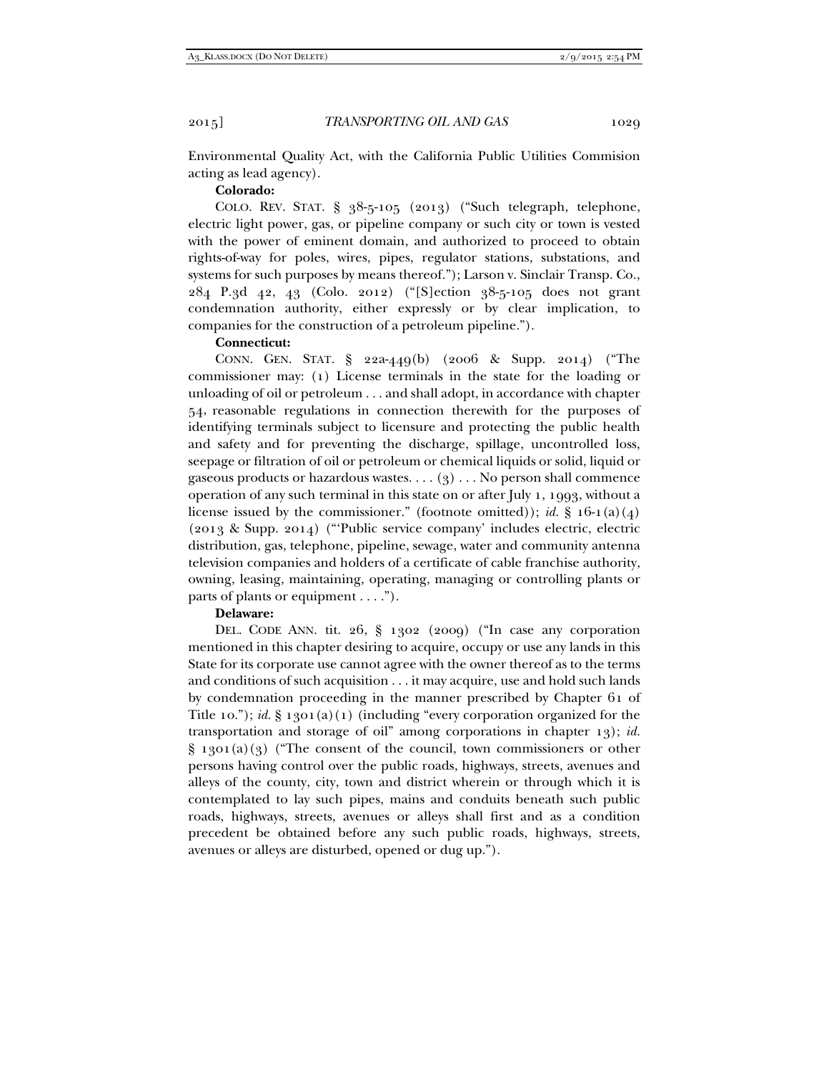Environmental Quality Act, with the California Public Utilities Commision acting as lead agency).

**Colorado:**

COLO. REV. STAT. § 38-5-105 (2013) ("Such telegraph, telephone, electric light power, gas, or pipeline company or such city or town is vested with the power of eminent domain, and authorized to proceed to obtain rights-of-way for poles, wires, pipes, regulator stations, substations, and systems for such purposes by means thereof."); Larson v. Sinclair Transp. Co., 284 P.3d 42, 43 (Colo. 2012) ("[S]ection 38-5-105 does not grant condemnation authority, either expressly or by clear implication, to companies for the construction of a petroleum pipeline.").

**Connecticut:**

CONN. GEN. STAT. § 22a-449(b) (2006 & Supp. 2014) ("The commissioner may: (1) License terminals in the state for the loading or unloading of oil or petroleum . . . and shall adopt, in accordance with chapter 54, reasonable regulations in connection therewith for the purposes of identifying terminals subject to licensure and protecting the public health and safety and for preventing the discharge, spillage, uncontrolled loss, seepage or filtration of oil or petroleum or chemical liquids or solid, liquid or gaseous products or hazardous wastes. . . . (3) . . . No person shall commence operation of any such terminal in this state on or after July 1, 1993, without a license issued by the commissioner." (footnote omitted)); *id.* § 16-1(a)(4) (2013 & Supp. 2014) ("'Public service company' includes electric, electric distribution, gas, telephone, pipeline, sewage, water and community antenna television companies and holders of a certificate of cable franchise authority, owning, leasing, maintaining, operating, managing or controlling plants or parts of plants or equipment . . . .").

**Delaware:**

DEL. CODE ANN. tit. 26, § 1302 (2009) ("In case any corporation mentioned in this chapter desiring to acquire, occupy or use any lands in this State for its corporate use cannot agree with the owner thereof as to the terms and conditions of such acquisition . . . it may acquire, use and hold such lands by condemnation proceeding in the manner prescribed by Chapter 61 of Title 10."); *id.* § 1301(a)(1) (including "every corporation organized for the transportation and storage of oil" among corporations in chapter 13); *id.* § 1301(a)(3) ("The consent of the council, town commissioners or other persons having control over the public roads, highways, streets, avenues and alleys of the county, city, town and district wherein or through which it is contemplated to lay such pipes, mains and conduits beneath such public roads, highways, streets, avenues or alleys shall first and as a condition precedent be obtained before any such public roads, highways, streets, avenues or alleys are disturbed, opened or dug up.").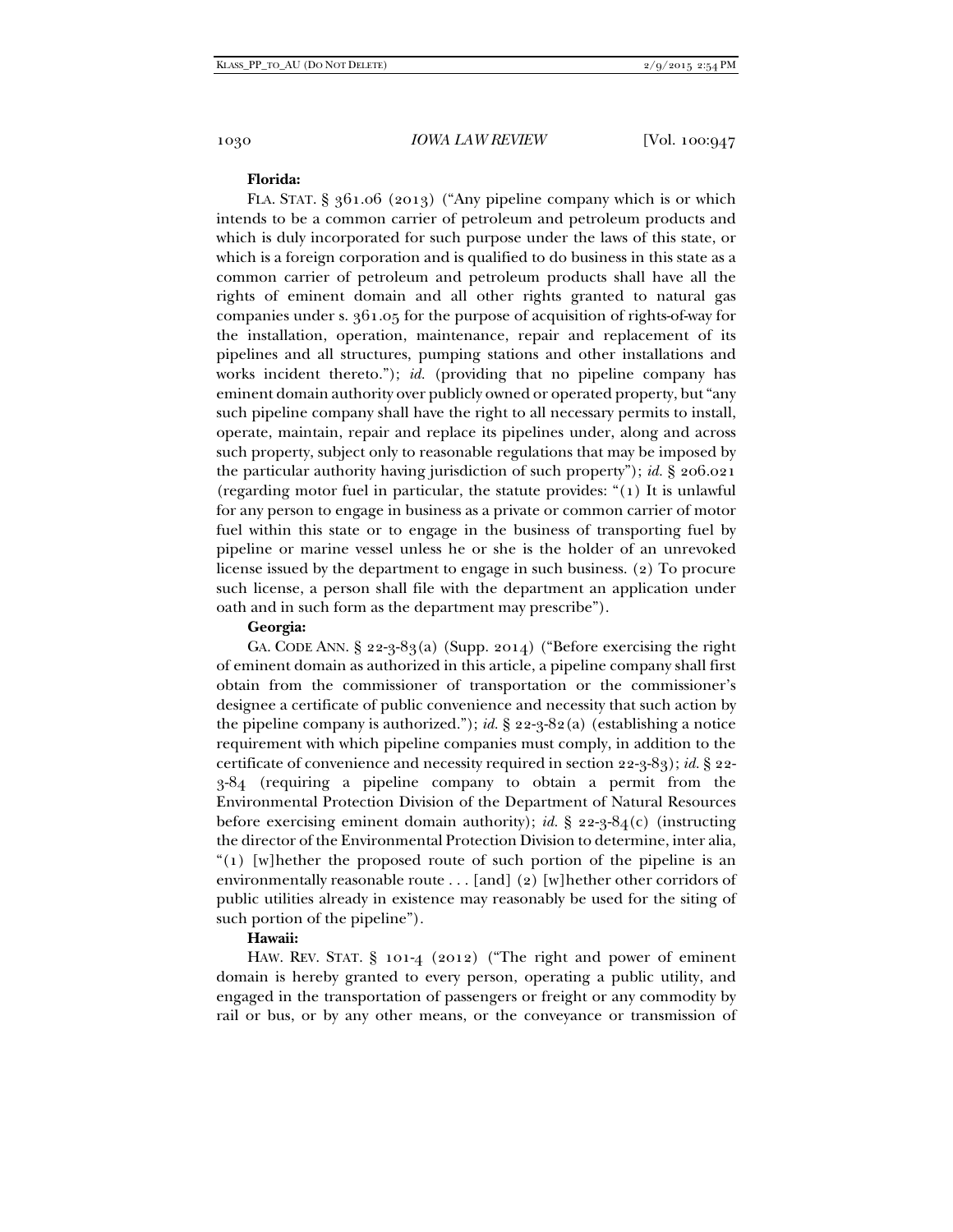**Florida:**

FLA. STAT. § 361.06 (2013) ("Any pipeline company which is or which intends to be a common carrier of petroleum and petroleum products and which is duly incorporated for such purpose under the laws of this state, or which is a foreign corporation and is qualified to do business in this state as a common carrier of petroleum and petroleum products shall have all the rights of eminent domain and all other rights granted to natural gas companies under s. 361.05 for the purpose of acquisition of rights-of-way for the installation, operation, maintenance, repair and replacement of its pipelines and all structures, pumping stations and other installations and works incident thereto."); *id.* (providing that no pipeline company has eminent domain authority over publicly owned or operated property, but "any such pipeline company shall have the right to all necessary permits to install, operate, maintain, repair and replace its pipelines under, along and across such property, subject only to reasonable regulations that may be imposed by the particular authority having jurisdiction of such property"); *id.* § 206.021 (regarding motor fuel in particular, the statute provides: "(1) It is unlawful for any person to engage in business as a private or common carrier of motor fuel within this state or to engage in the business of transporting fuel by pipeline or marine vessel unless he or she is the holder of an unrevoked license issued by the department to engage in such business. (2) To procure such license, a person shall file with the department an application under oath and in such form as the department may prescribe").

**Georgia:**

GA. CODE ANN. § 22-3-83(a) (Supp. 2014) ("Before exercising the right of eminent domain as authorized in this article, a pipeline company shall first obtain from the commissioner of transportation or the commissioner's designee a certificate of public convenience and necessity that such action by the pipeline company is authorized."); *id.* § 22-3-82(a) (establishing a notice requirement with which pipeline companies must comply, in addition to the certificate of convenience and necessity required in section 22-3-83); *id.* § 22-3-84 (requiring a pipeline company to obtain a permit from the Environmental Protection Division of the Department of Natural Resources before exercising eminent domain authority); *id.* § 22-3-84(c) (instructing the director of the Environmental Protection Division to determine, inter alia, "(1) [w]hether the proposed route of such portion of the pipeline is an environmentally reasonable route . . . [and] (2) [w]hether other corridors of public utilities already in existence may reasonably be used for the siting of such portion of the pipeline").

**Hawaii:**

HAW. REV. STAT. § 101-4 (2012) ("The right and power of eminent domain is hereby granted to every person, operating a public utility, and engaged in the transportation of passengers or freight or any commodity by rail or bus, or by any other means, or the conveyance or transmission of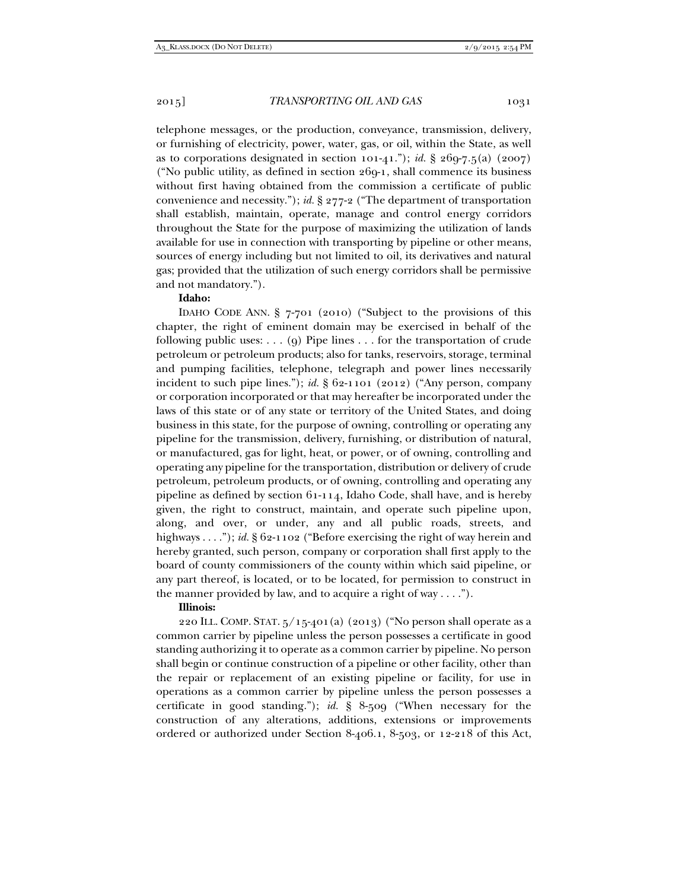telephone messages, or the production, conveyance, transmission, delivery, or furnishing of electricity, power, water, gas, or oil, within the State, as well as to corporations designated in section 101-41."); *id.* § 269-7.5(a) (2007) ("No public utility, as defined in section 269-1, shall commence its business without first having obtained from the commission a certificate of public convenience and necessity."); *id.* § 277-2 ("The department of transportation shall establish, maintain, operate, manage and control energy corridors throughout the State for the purpose of maximizing the utilization of lands available for use in connection with transporting by pipeline or other means, sources of energy including but not limited to oil, its derivatives and natural gas; provided that the utilization of such energy corridors shall be permissive and not mandatory.").

**Idaho:**

IDAHO CODE ANN. § 7-701 (2010) ("Subject to the provisions of this chapter, the right of eminent domain may be exercised in behalf of the following public uses: . . . (9) Pipe lines . . . for the transportation of crude petroleum or petroleum products; also for tanks, reservoirs, storage, terminal and pumping facilities, telephone, telegraph and power lines necessarily incident to such pipe lines."); *id.* § 62-1101 (2012) ("Any person, company or corporation incorporated or that may hereafter be incorporated under the laws of this state or of any state or territory of the United States, and doing business in this state, for the purpose of owning, controlling or operating any pipeline for the transmission, delivery, furnishing, or distribution of natural, or manufactured, gas for light, heat, or power, or of owning, controlling and operating any pipeline for the transportation, distribution or delivery of crude petroleum, petroleum products, or of owning, controlling and operating any pipeline as defined by section 61-114, Idaho Code, shall have, and is hereby given, the right to construct, maintain, and operate such pipeline upon, along, and over, or under, any and all public roads, streets, and highways . . . ."); *id.* § 62-1102 ("Before exercising the right of way herein and hereby granted, such person, company or corporation shall first apply to the board of county commissioners of the county within which said pipeline, or any part thereof, is located, or to be located, for permission to construct in the manner provided by law, and to acquire a right of way . . . .").

**Illinois:**

220 ILL. COMP. STAT. 5/15-401(a) (2013) ("No person shall operate as a common carrier by pipeline unless the person possesses a certificate in good standing authorizing it to operate as a common carrier by pipeline. No person shall begin or continue construction of a pipeline or other facility, other than the repair or replacement of an existing pipeline or facility, for use in operations as a common carrier by pipeline unless the person possesses a certificate in good standing."); *id.* § 8-509 ("When necessary for the construction of any alterations, additions, extensions or improvements ordered or authorized under Section 8-406.1, 8-503, or 12-218 of this Act,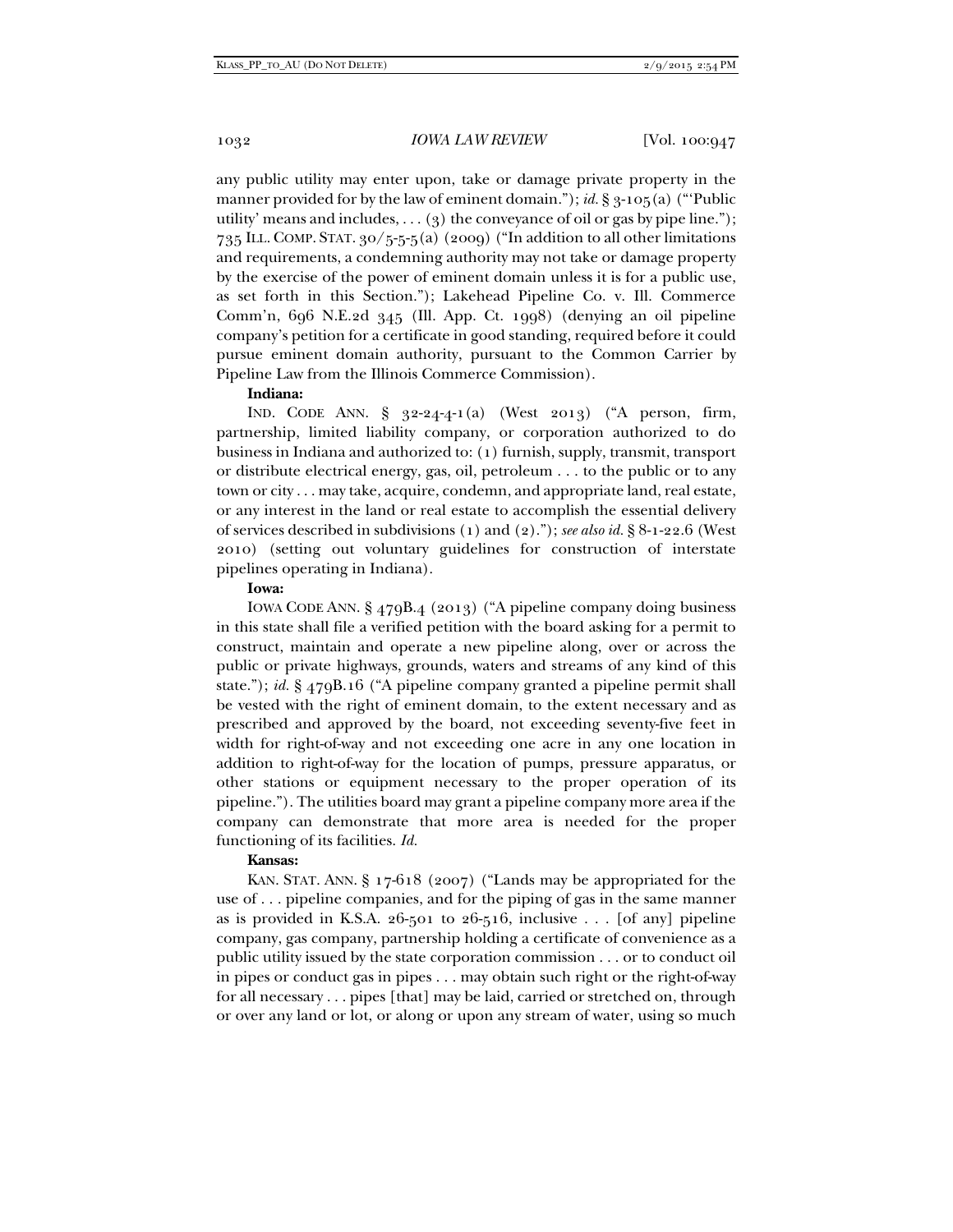any public utility may enter upon, take or damage private property in the manner provided for by the law of eminent domain."); *id.* § 3-105(a) ("'Public utility' means and includes, . . . (3) the conveyance of oil or gas by pipe line."); 735 ILL. COMP. STAT. 30/5-5-5(a) (2009) ("In addition to all other limitations and requirements, a condemning authority may not take or damage property by the exercise of the power of eminent domain unless it is for a public use, as set forth in this Section."); Lakehead Pipeline Co. v. Ill. Commerce Comm'n, 696 N.E.2d 345 (Ill. App. Ct. 1998) (denying an oil pipeline company's petition for a certificate in good standing, required before it could pursue eminent domain authority, pursuant to the Common Carrier by Pipeline Law from the Illinois Commerce Commission).

**Indiana:**

IND. CODE ANN. § 32-24-4-1(a) (West 2013) ("A person, firm, partnership, limited liability company, or corporation authorized to do business in Indiana and authorized to: (1) furnish, supply, transmit, transport or distribute electrical energy, gas, oil, petroleum . . . to the public or to any town or city . . . may take, acquire, condemn, and appropriate land, real estate, or any interest in the land or real estate to accomplish the essential delivery of services described in subdivisions (1) and (2)."); *see also id.* § 8-1-22.6 (West 2010) (setting out voluntary guidelines for construction of interstate pipelines operating in Indiana).

**Iowa:**

IOWA CODE ANN. § 479B.4 (2013) ("A pipeline company doing business in this state shall file a verified petition with the board asking for a permit to construct, maintain and operate a new pipeline along, over or across the public or private highways, grounds, waters and streams of any kind of this state."); *id.* § 479B.16 ("A pipeline company granted a pipeline permit shall be vested with the right of eminent domain, to the extent necessary and as prescribed and approved by the board, not exceeding seventy-five feet in width for right-of-way and not exceeding one acre in any one location in addition to right-of-way for the location of pumps, pressure apparatus, or other stations or equipment necessary to the proper operation of its pipeline."). The utilities board may grant a pipeline company more area if the company can demonstrate that more area is needed for the proper functioning of its facilities. *Id.*

**Kansas:**

KAN. STAT. ANN. § 17-618 (2007) ("Lands may be appropriated for the use of . . . pipeline companies, and for the piping of gas in the same manner as is provided in K.S.A. 26-501 to 26-516, inclusive . . . [of any] pipeline company, gas company, partnership holding a certificate of convenience as a public utility issued by the state corporation commission . . . or to conduct oil in pipes or conduct gas in pipes . . . may obtain such right or the right-of-way for all necessary . . . pipes [that] may be laid, carried or stretched on, through or over any land or lot, or along or upon any stream of water, using so much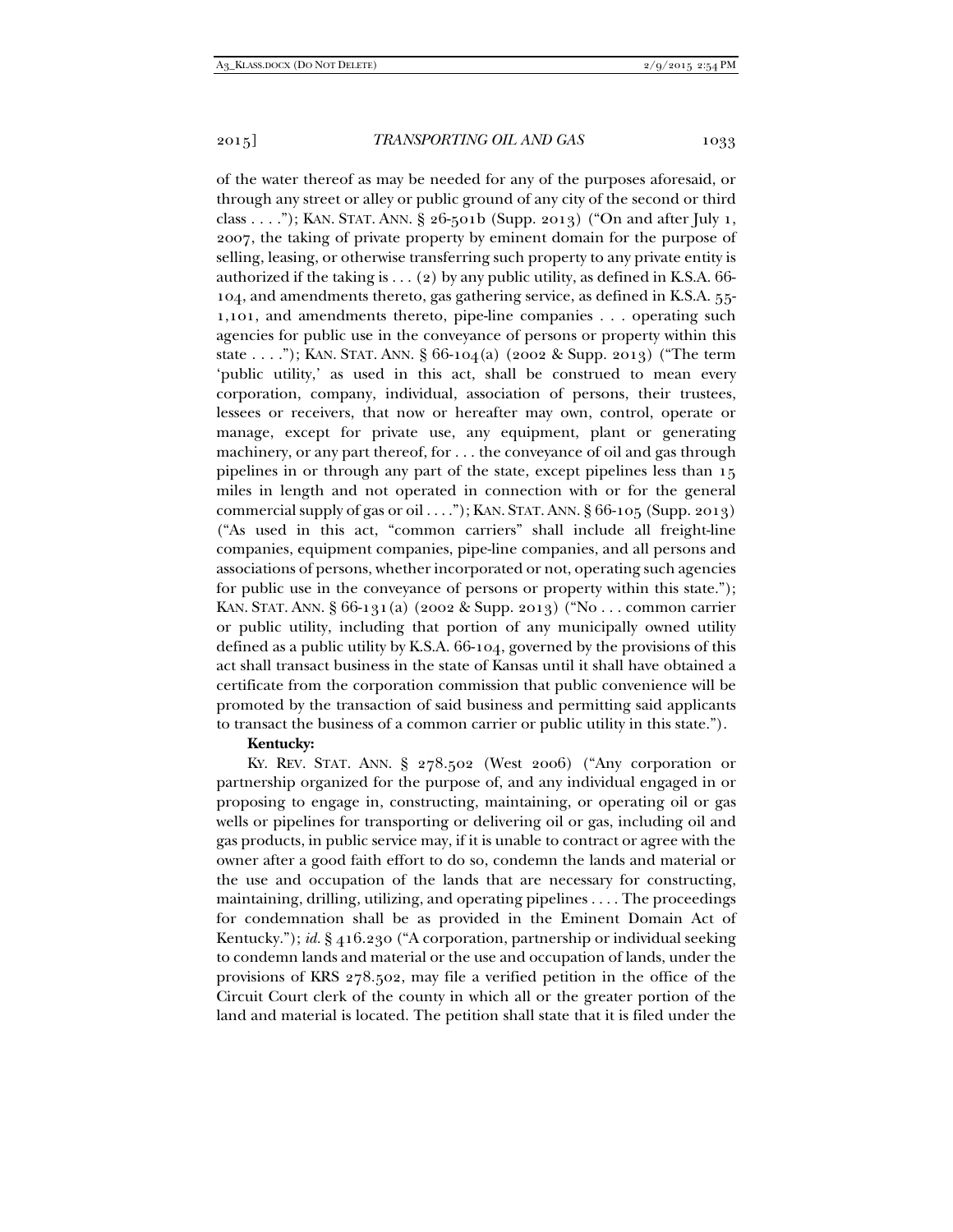of the water thereof as may be needed for any of the purposes aforesaid, or through any street or alley or public ground of any city of the second or third class . . . ."); KAN. STAT. ANN. § 26-501b (Supp. 2013) ("On and after July 1, 2007, the taking of private property by eminent domain for the purpose of selling, leasing, or otherwise transferring such property to any private entity is authorized if the taking is . . . (2) by any public utility, as defined in K.S.A. 66-104, and amendments thereto, gas gathering service, as defined in K.S.A. 55-1,101, and amendments thereto, pipe-line companies . . . operating such agencies for public use in the conveyance of persons or property within this state . . . ."); KAN. STAT. ANN. § 66-104(a) (2002 & Supp. 2013) ("The term 'public utility,' as used in this act, shall be construed to mean every corporation, company, individual, association of persons, their trustees, lessees or receivers, that now or hereafter may own, control, operate or manage, except for private use, any equipment, plant or generating machinery, or any part thereof, for . . . the conveyance of oil and gas through pipelines in or through any part of the state, except pipelines less than 15 miles in length and not operated in connection with or for the general commercial supply of gas or oil . . . ."); KAN. STAT. ANN. § 66-105 (Supp. 2013) ("As used in this act, "common carriers" shall include all freight-line companies, equipment companies, pipe-line companies, and all persons and associations of persons, whether incorporated or not, operating such agencies for public use in the conveyance of persons or property within this state."); KAN. STAT. ANN. § 66-131(a) (2002 & Supp. 2013) ("No . . . common carrier or public utility, including that portion of any municipally owned utility defined as a public utility by K.S.A. 66-104, governed by the provisions of this act shall transact business in the state of Kansas until it shall have obtained a certificate from the corporation commission that public convenience will be promoted by the transaction of said business and permitting said applicants to transact the business of a common carrier or public utility in this state.").

**Kentucky:**

KY. REV. STAT. ANN. § 278.502 (West 2006) ("Any corporation or partnership organized for the purpose of, and any individual engaged in or proposing to engage in, constructing, maintaining, or operating oil or gas wells or pipelines for transporting or delivering oil or gas, including oil and gas products, in public service may, if it is unable to contract or agree with the owner after a good faith effort to do so, condemn the lands and material or the use and occupation of the lands that are necessary for constructing, maintaining, drilling, utilizing, and operating pipelines . . . . The proceedings for condemnation shall be as provided in the Eminent Domain Act of Kentucky."); *id.* § 416.230 ("A corporation, partnership or individual seeking to condemn lands and material or the use and occupation of lands, under the provisions of KRS 278.502, may file a verified petition in the office of the Circuit Court clerk of the county in which all or the greater portion of the land and material is located. The petition shall state that it is filed under the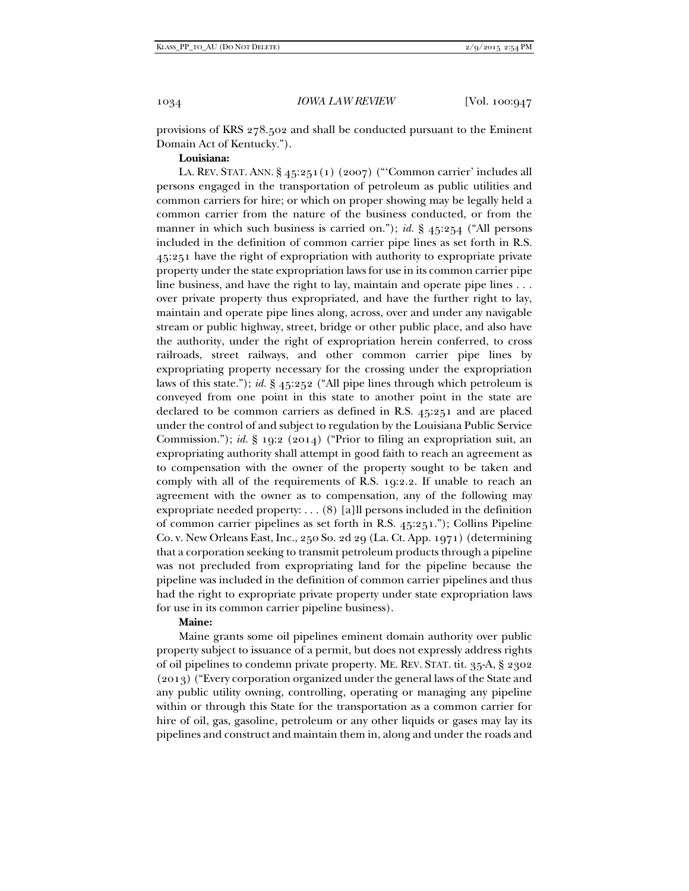provisions of KRS 278.502 and shall be conducted pursuant to the Eminent Domain Act of Kentucky.").

**Louisiana:**

LA. REV. STAT. ANN. § 45:251(1) (2007) ("'Common carrier' includes all persons engaged in the transportation of petroleum as public utilities and common carriers for hire; or which on proper showing may be legally held a common carrier from the nature of the business conducted, or from the manner in which such business is carried on."); *id.* § 45:254 ("All persons included in the definition of common carrier pipe lines as set forth in R.S. 45:251 have the right of expropriation with authority to expropriate private property under the state expropriation laws for use in its common carrier pipe line business, and have the right to lay, maintain and operate pipe lines . . . over private property thus expropriated, and have the further right to lay, maintain and operate pipe lines along, across, over and under any navigable stream or public highway, street, bridge or other public place, and also have the authority, under the right of expropriation herein conferred, to cross railroads, street railways, and other common carrier pipe lines by expropriating property necessary for the crossing under the expropriation laws of this state."); *id.* § 45:252 ("All pipe lines through which petroleum is conveyed from one point in this state to another point in the state are declared to be common carriers as defined in R.S. 45:251 and are placed under the control of and subject to regulation by the Louisiana Public Service Commission."); *id.* § 19:2 (2014) ("Prior to filing an expropriation suit, an expropriating authority shall attempt in good faith to reach an agreement as to compensation with the owner of the property sought to be taken and comply with all of the requirements of R.S. 19:2.2. If unable to reach an agreement with the owner as to compensation, any of the following may expropriate needed property: . . . (8) [a]ll persons included in the definition of common carrier pipelines as set forth in R.S. 45:251."); Collins Pipeline Co. v. New Orleans East, Inc., 250 So. 2d 29 (La. Ct. App. 1971) (determining that a corporation seeking to transmit petroleum products through a pipeline was not precluded from expropriating land for the pipeline because the pipeline was included in the definition of common carrier pipelines and thus had the right to expropriate private property under state expropriation laws for use in its common carrier pipeline business).

**Maine:**

Maine grants some oil pipelines eminent domain authority over public property subject to issuance of a permit, but does not expressly address rights of oil pipelines to condemn private property. ME. REV. STAT. tit. 35-A, § 2302 (2013) ("Every corporation organized under the general laws of the State and any public utility owning, controlling, operating or managing any pipeline within or through this State for the transportation as a common carrier for hire of oil, gas, gasoline, petroleum or any other liquids or gases may lay its pipelines and construct and maintain them in, along and under the roads and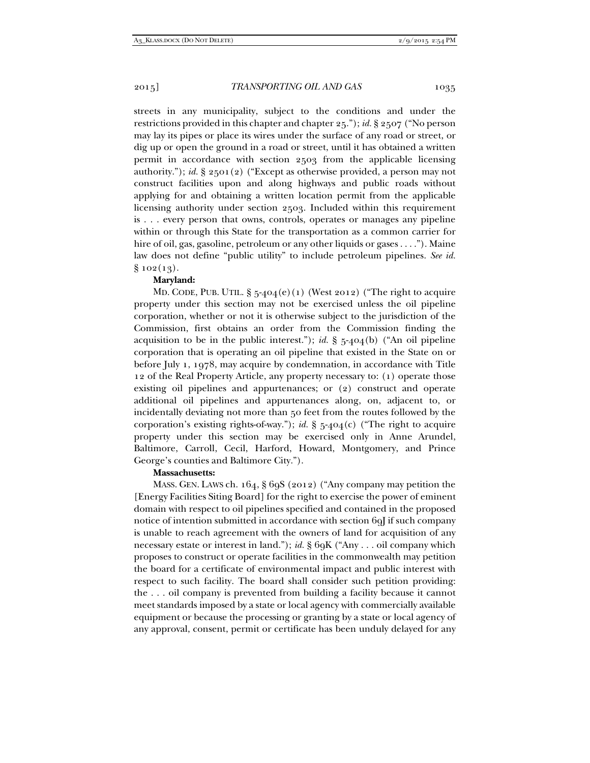streets in any municipality, subject to the conditions and under the restrictions provided in this chapter and chapter 25."); *id.* § 2507 ("No person may lay its pipes or place its wires under the surface of any road or street, or dig up or open the ground in a road or street, until it has obtained a written permit in accordance with section 2503 from the applicable licensing authority."); *id.* § 2501(2) ("Except as otherwise provided, a person may not construct facilities upon and along highways and public roads without applying for and obtaining a written location permit from the applicable licensing authority under section 2503. Included within this requirement is . . . every person that owns, controls, operates or manages any pipeline within or through this State for the transportation as a common carrier for hire of oil, gas, gasoline, petroleum or any other liquids or gases . . . ."). Maine law does not define "public utility" to include petroleum pipelines. *See id.* § 102(13).

**Maryland:**

MD. CODE, PUB. UTIL. § 5-404(e)(1) (West 2012) ("The right to acquire property under this section may not be exercised unless the oil pipeline corporation, whether or not it is otherwise subject to the jurisdiction of the Commission, first obtains an order from the Commission finding the acquisition to be in the public interest."); *id.* § 5-404(b) ("An oil pipeline corporation that is operating an oil pipeline that existed in the State on or before July 1, 1978, may acquire by condemnation, in accordance with Title 12 of the Real Property Article, any property necessary to: (1) operate those existing oil pipelines and appurtenances; or (2) construct and operate additional oil pipelines and appurtenances along, on, adjacent to, or incidentally deviating not more than 50 feet from the routes followed by the corporation's existing rights-of-way."); *id.* § 5-404(c) ("The right to acquire property under this section may be exercised only in Anne Arundel, Baltimore, Carroll, Cecil, Harford, Howard, Montgomery, and Prince George's counties and Baltimore City.").

**Massachusetts:**

MASS. GEN. LAWS ch. 164, § 69S (2012) ("Any company may petition the [Energy Facilities Siting Board] for the right to exercise the power of eminent domain with respect to oil pipelines specified and contained in the proposed notice of intention submitted in accordance with section 69J if such company is unable to reach agreement with the owners of land for acquisition of any necessary estate or interest in land."); *id.* § 69K ("Any . . . oil company which proposes to construct or operate facilities in the commonwealth may petition the board for a certificate of environmental impact and public interest with respect to such facility. The board shall consider such petition providing: the . . . oil company is prevented from building a facility because it cannot meet standards imposed by a state or local agency with commercially available equipment or because the processing or granting by a state or local agency of any approval, consent, permit or certificate has been unduly delayed for any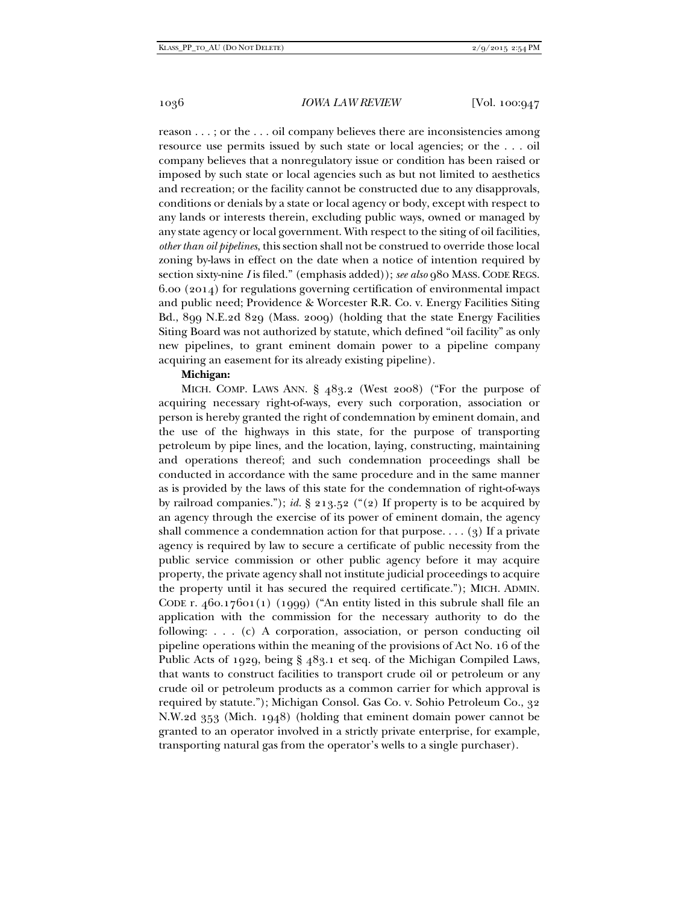reason . . . ; or the . . . oil company believes there are inconsistencies among resource use permits issued by such state or local agencies; or the . . . oil company believes that a nonregulatory issue or condition has been raised or imposed by such state or local agencies such as but not limited to aesthetics and recreation; or the facility cannot be constructed due to any disapprovals, conditions or denials by a state or local agency or body, except with respect to any lands or interests therein, excluding public ways, owned or managed by any state agency or local government. With respect to the siting of oil facilities, *other than oil pipelines*, this section shall not be construed to override those local zoning by-laws in effect on the date when a notice of intention required by section sixty-nine *I* is filed." (emphasis added)); *see also* 980 MASS. CODE REGS. 6.00 (2014) for regulations governing certification of environmental impact and public need; Providence & Worcester R.R. Co. v. Energy Facilities Siting Bd., 899 N.E.2d 829 (Mass. 2009) (holding that the state Energy Facilities Siting Board was not authorized by statute, which defined "oil facility" as only new pipelines, to grant eminent domain power to a pipeline company acquiring an easement for its already existing pipeline).

**Michigan:**

MICH. COMP. LAWS ANN. § 483.2 (West 2008) ("For the purpose of acquiring necessary right-of-ways, every such corporation, association or person is hereby granted the right of condemnation by eminent domain, and the use of the highways in this state, for the purpose of transporting petroleum by pipe lines, and the location, laying, constructing, maintaining and operations thereof; and such condemnation proceedings shall be conducted in accordance with the same procedure and in the same manner as is provided by the laws of this state for the condemnation of right-of-ways by railroad companies."); *id.* § 213.52 ("(2) If property is to be acquired by an agency through the exercise of its power of eminent domain, the agency shall commence a condemnation action for that purpose. . . . (3) If a private agency is required by law to secure a certificate of public necessity from the public service commission or other public agency before it may acquire property, the private agency shall not institute judicial proceedings to acquire the property until it has secured the required certificate."); MICH. ADMIN. CODE r. 460.17601(1) (1999) ("An entity listed in this subrule shall file an application with the commission for the necessary authority to do the following: . . . (c) A corporation, association, or person conducting oil pipeline operations within the meaning of the provisions of Act No. 16 of the Public Acts of 1929, being § 483.1 et seq. of the Michigan Compiled Laws, that wants to construct facilities to transport crude oil or petroleum or any crude oil or petroleum products as a common carrier for which approval is required by statute."); Michigan Consol. Gas Co. v. Sohio Petroleum Co., 32 N.W.2d 353 (Mich. 1948) (holding that eminent domain power cannot be granted to an operator involved in a strictly private enterprise, for example, transporting natural gas from the operator's wells to a single purchaser).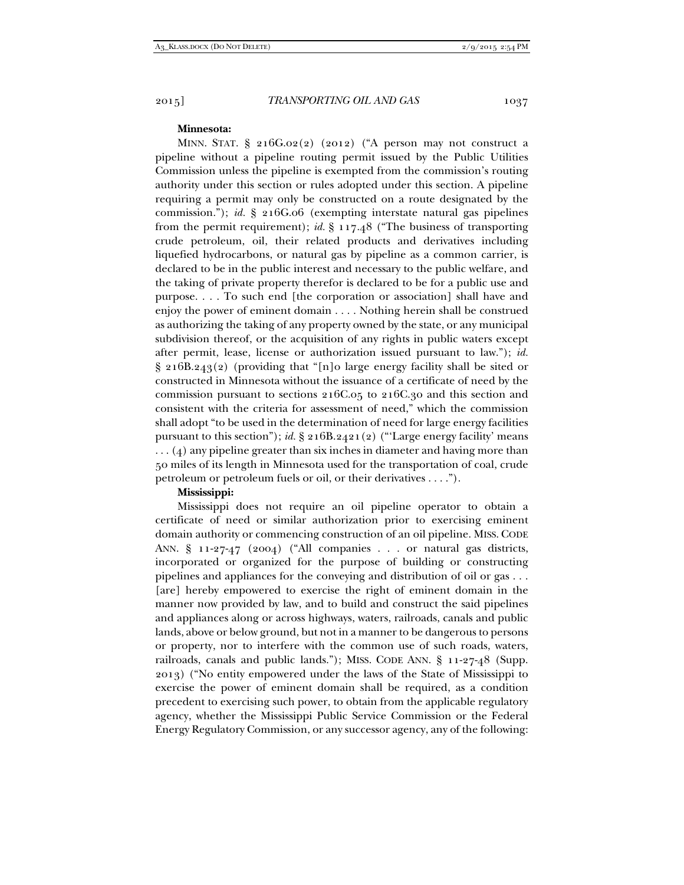**Minnesota:**

MINN. STAT. § 216G.02(2) (2012) ("A person may not construct a pipeline without a pipeline routing permit issued by the Public Utilities Commission unless the pipeline is exempted from the commission's routing authority under this section or rules adopted under this section. A pipeline requiring a permit may only be constructed on a route designated by the commission."); *id.* § 216G.06 (exempting interstate natural gas pipelines from the permit requirement); *id.* § 117.48 ("The business of transporting crude petroleum, oil, their related products and derivatives including liquefied hydrocarbons, or natural gas by pipeline as a common carrier, is declared to be in the public interest and necessary to the public welfare, and the taking of private property therefor is declared to be for a public use and purpose. . . . To such end [the corporation or association] shall have and enjoy the power of eminent domain . . . . Nothing herein shall be construed as authorizing the taking of any property owned by the state, or any municipal subdivision thereof, or the acquisition of any rights in public waters except after permit, lease, license or authorization issued pursuant to law."); *id.* § 216B.243(2) (providing that "[n]o large energy facility shall be sited or constructed in Minnesota without the issuance of a certificate of need by the commission pursuant to sections 216C.05 to 216C.30 and this section and consistent with the criteria for assessment of need," which the commission shall adopt "to be used in the determination of need for large energy facilities pursuant to this section"); *id.* § 216B.2421(2) ("'Large energy facility' means . . . (4) any pipeline greater than six inches in diameter and having more than 50 miles of its length in Minnesota used for the transportation of coal, crude petroleum or petroleum fuels or oil, or their derivatives . . . .").

**Mississippi:**

Mississippi does not require an oil pipeline operator to obtain a certificate of need or similar authorization prior to exercising eminent domain authority or commencing construction of an oil pipeline. MISS. CODE ANN. § 11-27-47 (2004) ("All companies . . . or natural gas districts, incorporated or organized for the purpose of building or constructing pipelines and appliances for the conveying and distribution of oil or gas . . . [are] hereby empowered to exercise the right of eminent domain in the manner now provided by law, and to build and construct the said pipelines and appliances along or across highways, waters, railroads, canals and public lands, above or below ground, but not in a manner to be dangerous to persons or property, nor to interfere with the common use of such roads, waters, railroads, canals and public lands."); MISS. CODE ANN. § 11-27-48 (Supp. 2013) ("No entity empowered under the laws of the State of Mississippi to exercise the power of eminent domain shall be required, as a condition precedent to exercising such power, to obtain from the applicable regulatory agency, whether the Mississippi Public Service Commission or the Federal Energy Regulatory Commission, or any successor agency, any of the following: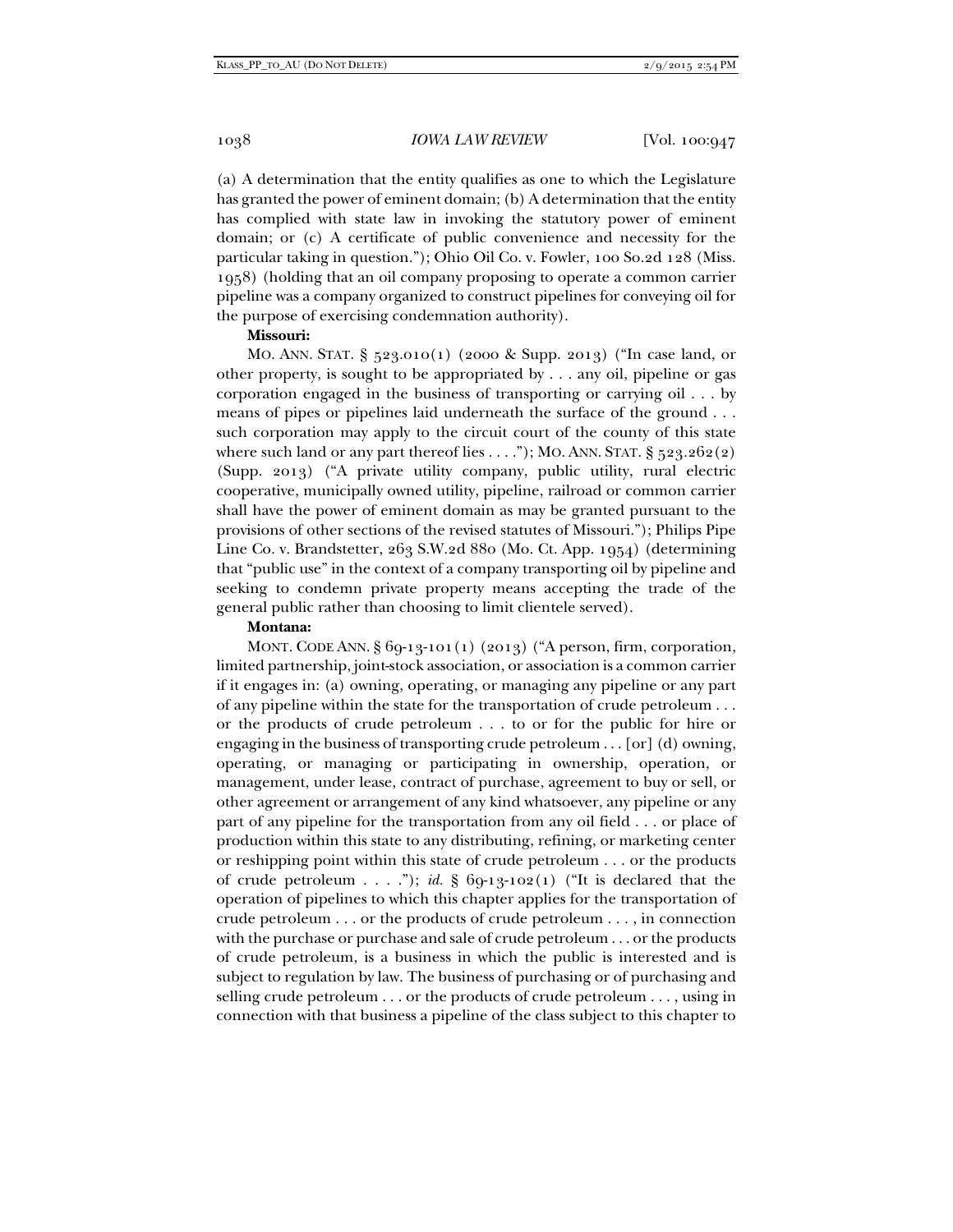(a) A determination that the entity qualifies as one to which the Legislature has granted the power of eminent domain; (b) A determination that the entity has complied with state law in invoking the statutory power of eminent domain; or (c) A certificate of public convenience and necessity for the particular taking in question."); Ohio Oil Co. v. Fowler, 100 So.2d 128 (Miss. 1958) (holding that an oil company proposing to operate a common carrier pipeline was a company organized to construct pipelines for conveying oil for the purpose of exercising condemnation authority).

**Missouri:**

MO. ANN. STAT. § 523.010(1) (2000 & Supp. 2013) ("In case land, or other property, is sought to be appropriated by . . . any oil, pipeline or gas corporation engaged in the business of transporting or carrying oil . . . by means of pipes or pipelines laid underneath the surface of the ground . . . such corporation may apply to the circuit court of the county of this state where such land or any part thereof lies . . . ."); MO. ANN. STAT. § 523.262(2) (Supp. 2013) ("A private utility company, public utility, rural electric cooperative, municipally owned utility, pipeline, railroad or common carrier shall have the power of eminent domain as may be granted pursuant to the provisions of other sections of the revised statutes of Missouri."); Philips Pipe Line Co. v. Brandstetter, 263 S.W.2d 880 (Mo. Ct. App. 1954) (determining that "public use" in the context of a company transporting oil by pipeline and seeking to condemn private property means accepting the trade of the general public rather than choosing to limit clientele served).

**Montana:**

MONT. CODE ANN. § 69-13-101(1) (2013) ("A person, firm, corporation, limited partnership, joint-stock association, or association is a common carrier if it engages in: (a) owning, operating, or managing any pipeline or any part of any pipeline within the state for the transportation of crude petroleum . . . or the products of crude petroleum . . . to or for the public for hire or engaging in the business of transporting crude petroleum . . . [or] (d) owning, operating, or managing or participating in ownership, operation, or management, under lease, contract of purchase, agreement to buy or sell, or other agreement or arrangement of any kind whatsoever, any pipeline or any part of any pipeline for the transportation from any oil field . . . or place of production within this state to any distributing, refining, or marketing center or reshipping point within this state of crude petroleum . . . or the products of crude petroleum . . . ."); *id.* § 69-13-102(1) ("It is declared that the operation of pipelines to which this chapter applies for the transportation of crude petroleum . . . or the products of crude petroleum . . . , in connection with the purchase or purchase and sale of crude petroleum . . . or the products of crude petroleum, is a business in which the public is interested and is subject to regulation by law. The business of purchasing or of purchasing and selling crude petroleum . . . or the products of crude petroleum . . . , using in connection with that business a pipeline of the class subject to this chapter to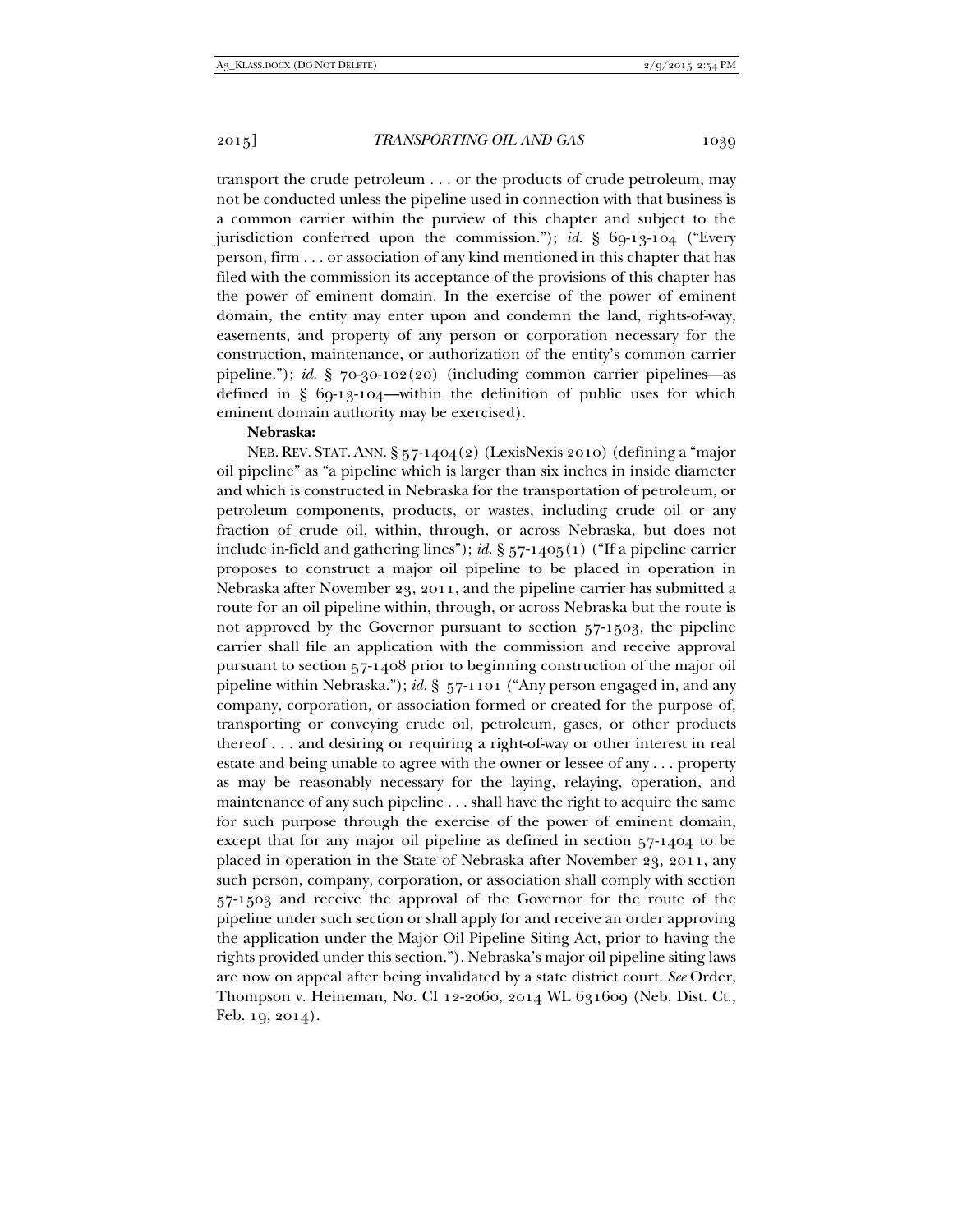transport the crude petroleum . . . or the products of crude petroleum, may not be conducted unless the pipeline used in connection with that business is a common carrier within the purview of this chapter and subject to the jurisdiction conferred upon the commission."); *id.* § 69-13-104 ("Every person, firm . . . or association of any kind mentioned in this chapter that has filed with the commission its acceptance of the provisions of this chapter has the power of eminent domain. In the exercise of the power of eminent domain, the entity may enter upon and condemn the land, rights-of-way, easements, and property of any person or corporation necessary for the construction, maintenance, or authorization of the entity's common carrier pipeline."); *id.* § 70-30-102(20) (including common carrier pipelines—as defined in § 69-13-104—within the definition of public uses for which eminent domain authority may be exercised).

**Nebraska:**

NEB. REV. STAT. ANN. § 57-1404(2) (LexisNexis 2010) (defining a "major oil pipeline" as "a pipeline which is larger than six inches in inside diameter and which is constructed in Nebraska for the transportation of petroleum, or petroleum components, products, or wastes, including crude oil or any fraction of crude oil, within, through, or across Nebraska, but does not include in-field and gathering lines"); *id.* § 57-1405(1) ("If a pipeline carrier proposes to construct a major oil pipeline to be placed in operation in Nebraska after November 23, 2011, and the pipeline carrier has submitted a route for an oil pipeline within, through, or across Nebraska but the route is not approved by the Governor pursuant to section 57-1503, the pipeline carrier shall file an application with the commission and receive approval pursuant to section 57-1408 prior to beginning construction of the major oil pipeline within Nebraska."); *id.* § 57-1101 ("Any person engaged in, and any company, corporation, or association formed or created for the purpose of, transporting or conveying crude oil, petroleum, gases, or other products thereof . . . and desiring or requiring a right-of-way or other interest in real estate and being unable to agree with the owner or lessee of any . . . property as may be reasonably necessary for the laying, relaying, operation, and maintenance of any such pipeline . . . shall have the right to acquire the same for such purpose through the exercise of the power of eminent domain, except that for any major oil pipeline as defined in section 57-1404 to be placed in operation in the State of Nebraska after November 23, 2011, any such person, company, corporation, or association shall comply with section 57-1503 and receive the approval of the Governor for the route of the pipeline under such section or shall apply for and receive an order approving the application under the Major Oil Pipeline Siting Act, prior to having the rights provided under this section."). Nebraska's major oil pipeline siting laws are now on appeal after being invalidated by a state district court. *See* Order, Thompson v. Heineman, No. CI 12-2060, 2014 WL 631609 (Neb. Dist. Ct., Feb. 19, 2014).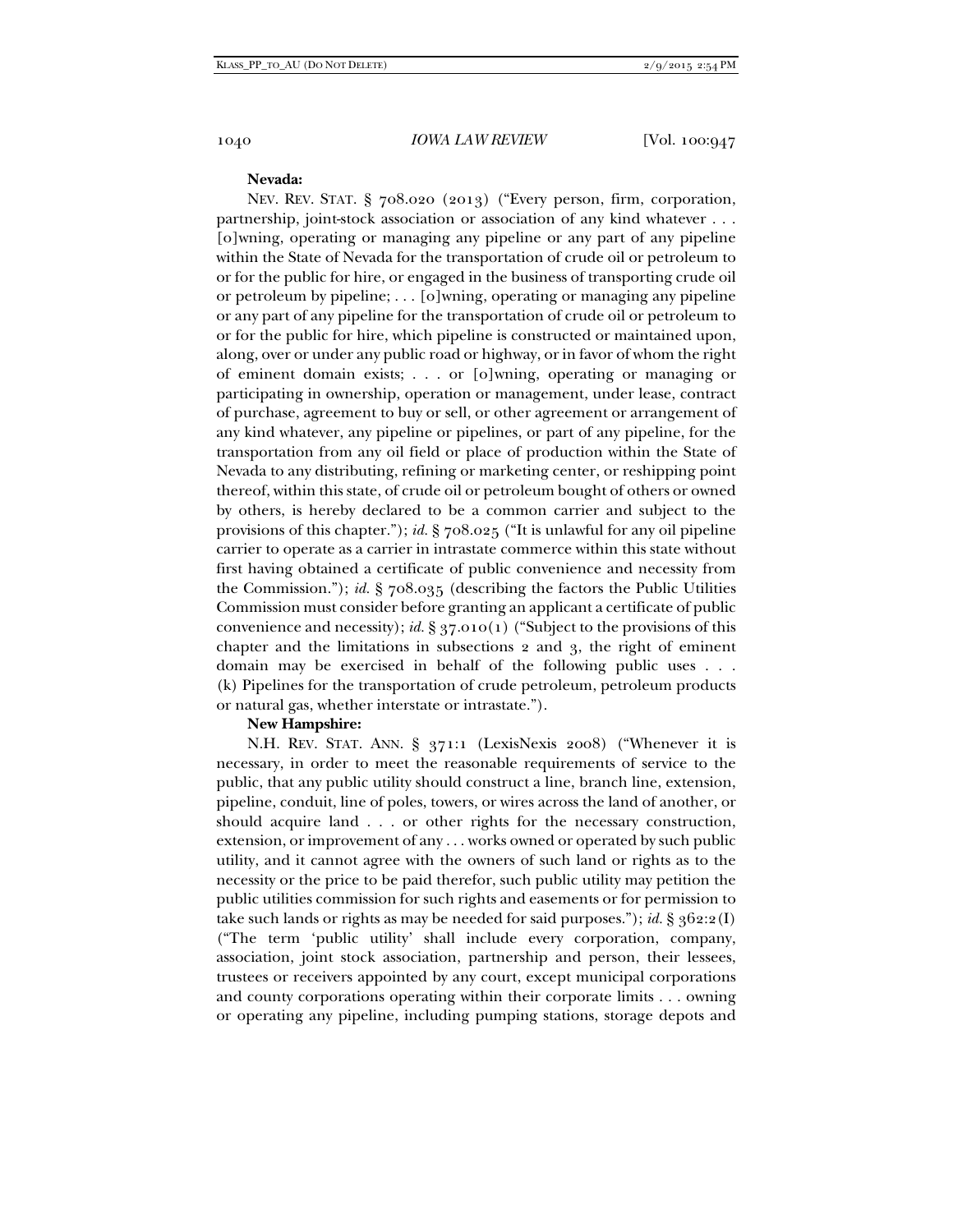**Nevada:**

NEV. REV. STAT. § 708.020 (2013) ("Every person, firm, corporation, partnership, joint-stock association or association of any kind whatever . . . [o]wning, operating or managing any pipeline or any part of any pipeline within the State of Nevada for the transportation of crude oil or petroleum to or for the public for hire, or engaged in the business of transporting crude oil or petroleum by pipeline; . . . [o]wning, operating or managing any pipeline or any part of any pipeline for the transportation of crude oil or petroleum to or for the public for hire, which pipeline is constructed or maintained upon, along, over or under any public road or highway, or in favor of whom the right of eminent domain exists; . . . or [o]wning, operating or managing or participating in ownership, operation or management, under lease, contract of purchase, agreement to buy or sell, or other agreement or arrangement of any kind whatever, any pipeline or pipelines, or part of any pipeline, for the transportation from any oil field or place of production within the State of Nevada to any distributing, refining or marketing center, or reshipping point thereof, within this state, of crude oil or petroleum bought of others or owned by others, is hereby declared to be a common carrier and subject to the provisions of this chapter."); *id.* § 708.025 ("It is unlawful for any oil pipeline carrier to operate as a carrier in intrastate commerce within this state without first having obtained a certificate of public convenience and necessity from the Commission."); *id.* § 708.035 (describing the factors the Public Utilities Commission must consider before granting an applicant a certificate of public convenience and necessity); *id.* § 37.010(1) ("Subject to the provisions of this chapter and the limitations in subsections 2 and 3, the right of eminent domain may be exercised in behalf of the following public uses . . . (k) Pipelines for the transportation of crude petroleum, petroleum products or natural gas, whether interstate or intrastate.").

**New Hampshire:**

N.H. REV. STAT. ANN. § 371:1 (LexisNexis 2008) ("Whenever it is necessary, in order to meet the reasonable requirements of service to the public, that any public utility should construct a line, branch line, extension, pipeline, conduit, line of poles, towers, or wires across the land of another, or should acquire land . . . or other rights for the necessary construction, extension, or improvement of any . . . works owned or operated by such public utility, and it cannot agree with the owners of such land or rights as to the necessity or the price to be paid therefor, such public utility may petition the public utilities commission for such rights and easements or for permission to take such lands or rights as may be needed for said purposes."); *id.* § 362:2(I) ("The term 'public utility' shall include every corporation, company, association, joint stock association, partnership and person, their lessees, trustees or receivers appointed by any court, except municipal corporations and county corporations operating within their corporate limits . . . owning or operating any pipeline, including pumping stations, storage depots and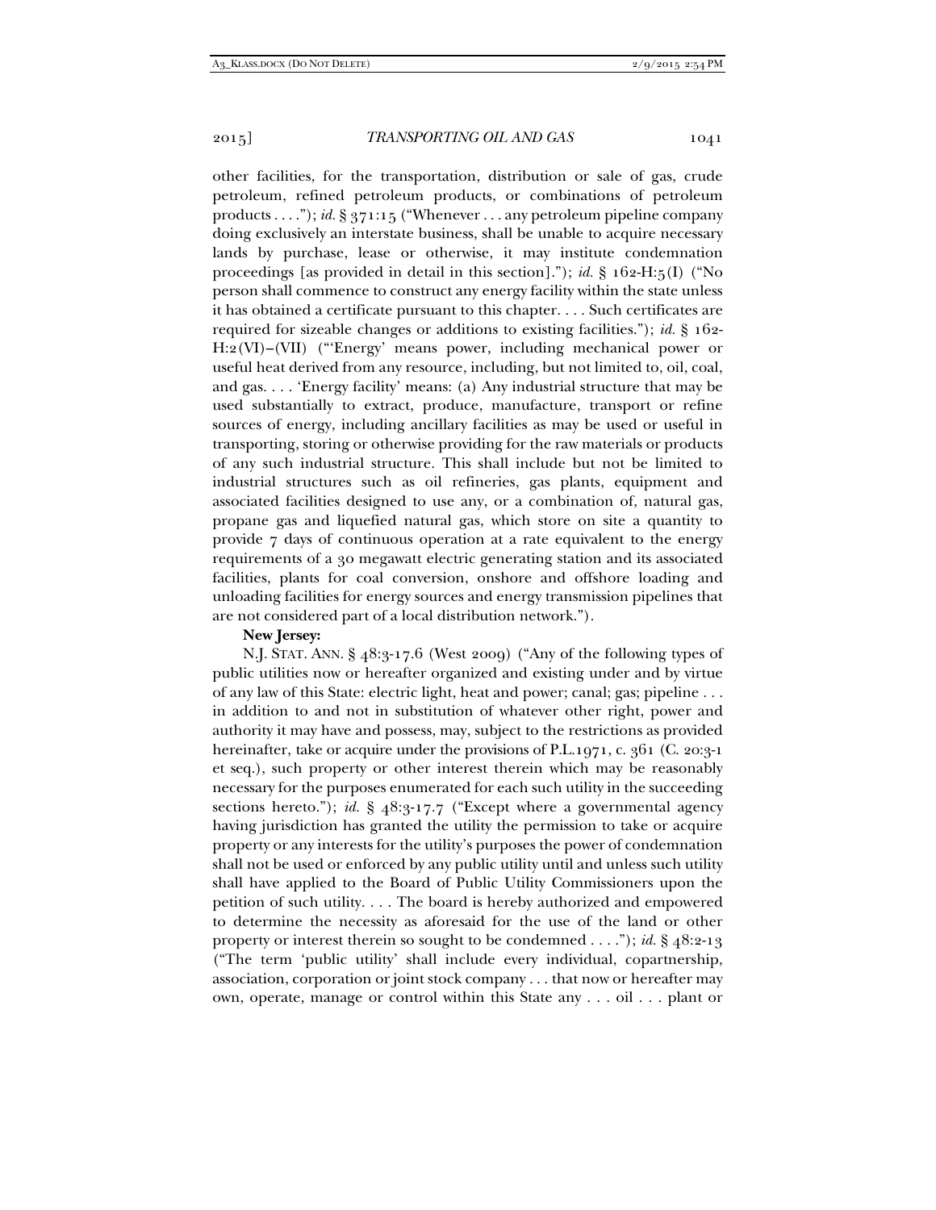other facilities, for the transportation, distribution or sale of gas, crude petroleum, refined petroleum products, or combinations of petroleum products . . . ."); *id.* § 371:15 ("Whenever . . . any petroleum pipeline company doing exclusively an interstate business, shall be unable to acquire necessary lands by purchase, lease or otherwise, it may institute condemnation proceedings [as provided in detail in this section]."); *id.* § 162-H:5(I) ("No person shall commence to construct any energy facility within the state unless it has obtained a certificate pursuant to this chapter. . . . Such certificates are required for sizeable changes or additions to existing facilities."); *id.* § 162-H:2(VI)–(VII) ("'Energy' means power, including mechanical power or useful heat derived from any resource, including, but not limited to, oil, coal, and gas. . . . 'Energy facility' means: (a) Any industrial structure that may be used substantially to extract, produce, manufacture, transport or refine sources of energy, including ancillary facilities as may be used or useful in transporting, storing or otherwise providing for the raw materials or products of any such industrial structure. This shall include but not be limited to industrial structures such as oil refineries, gas plants, equipment and associated facilities designed to use any, or a combination of, natural gas, propane gas and liquefied natural gas, which store on site a quantity to provide 7 days of continuous operation at a rate equivalent to the energy requirements of a 30 megawatt electric generating station and its associated facilities, plants for coal conversion, onshore and offshore loading and unloading facilities for energy sources and energy transmission pipelines that are not considered part of a local distribution network.").

**New Jersey:**

N.J. STAT. ANN. § 48:3-17.6 (West 2009) ("Any of the following types of public utilities now or hereafter organized and existing under and by virtue of any law of this State: electric light, heat and power; canal; gas; pipeline . . . in addition to and not in substitution of whatever other right, power and authority it may have and possess, may, subject to the restrictions as provided hereinafter, take or acquire under the provisions of P.L.1971, c. 361 (C. 20:3-1 et seq.), such property or other interest therein which may be reasonably necessary for the purposes enumerated for each such utility in the succeeding sections hereto."); *id.* § 48:3-17.7 ("Except where a governmental agency having jurisdiction has granted the utility the permission to take or acquire property or any interests for the utility's purposes the power of condemnation shall not be used or enforced by any public utility until and unless such utility shall have applied to the Board of Public Utility Commissioners upon the petition of such utility. . . . The board is hereby authorized and empowered to determine the necessity as aforesaid for the use of the land or other property or interest therein so sought to be condemned . . . ."); *id.* § 48:2-13 ("The term 'public utility' shall include every individual, copartnership, association, corporation or joint stock company . . . that now or hereafter may own, operate, manage or control within this State any . . . oil . . . plant or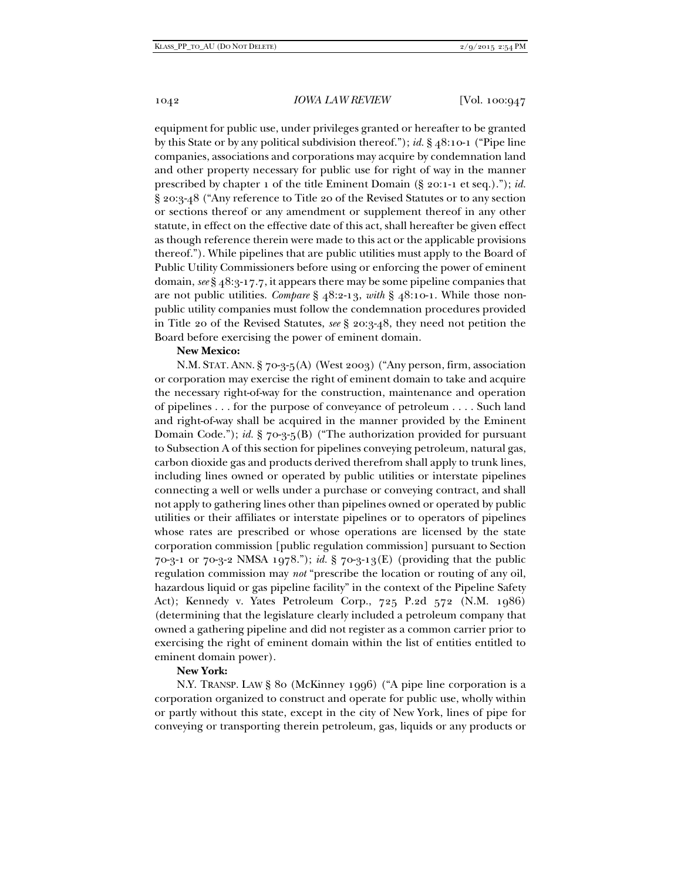equipment for public use, under privileges granted or hereafter to be granted by this State or by any political subdivision thereof."); *id.* § 48:10-1 ("Pipe line companies, associations and corporations may acquire by condemnation land and other property necessary for public use for right of way in the manner prescribed by chapter 1 of the title Eminent Domain (§ 20:1-1 et seq.)."); *id.* § 20:3-48 ("Any reference to Title 20 of the Revised Statutes or to any section or sections thereof or any amendment or supplement thereof in any other statute, in effect on the effective date of this act, shall hereafter be given effect as though reference therein were made to this act or the applicable provisions thereof."). While pipelines that are public utilities must apply to the Board of Public Utility Commissioners before using or enforcing the power of eminent domain, *see* § 48:3-17.7, it appears there may be some pipeline companies that are not public utilities. *Compare* § 48:2-13, *with* § 48:10-1. While those non-public utility companies must follow the condemnation procedures provided in Title 20 of the Revised Statutes, *see* § 20:3-48, they need not petition the Board before exercising the power of eminent domain.

**New Mexico:**

N.M. STAT. ANN. § 70-3-5(A) (West 2003) ("Any person, firm, association or corporation may exercise the right of eminent domain to take and acquire the necessary right-of-way for the construction, maintenance and operation of pipelines . . . for the purpose of conveyance of petroleum . . . . Such land and right-of-way shall be acquired in the manner provided by the Eminent Domain Code."); *id.* § 70-3-5(B) ("The authorization provided for pursuant to Subsection A of this section for pipelines conveying petroleum, natural gas, carbon dioxide gas and products derived therefrom shall apply to trunk lines, including lines owned or operated by public utilities or interstate pipelines connecting a well or wells under a purchase or conveying contract, and shall not apply to gathering lines other than pipelines owned or operated by public utilities or their affiliates or interstate pipelines or to operators of pipelines whose rates are prescribed or whose operations are licensed by the state corporation commission [public regulation commission] pursuant to Section 70-3-1 or 70-3-2 NMSA 1978."); *id.* § 70-3-13(E) (providing that the public regulation commission may *not* "prescribe the location or routing of any oil, hazardous liquid or gas pipeline facility" in the context of the Pipeline Safety Act); Kennedy v. Yates Petroleum Corp., 725 P.2d 572 (N.M. 1986) (determining that the legislature clearly included a petroleum company that owned a gathering pipeline and did not register as a common carrier prior to exercising the right of eminent domain within the list of entities entitled to eminent domain power).

**New York:**

N.Y. TRANSP. LAW § 80 (McKinney 1996) ("A pipe line corporation is a corporation organized to construct and operate for public use, wholly within or partly without this state, except in the city of New York, lines of pipe for conveying or transporting therein petroleum, gas, liquids or any products or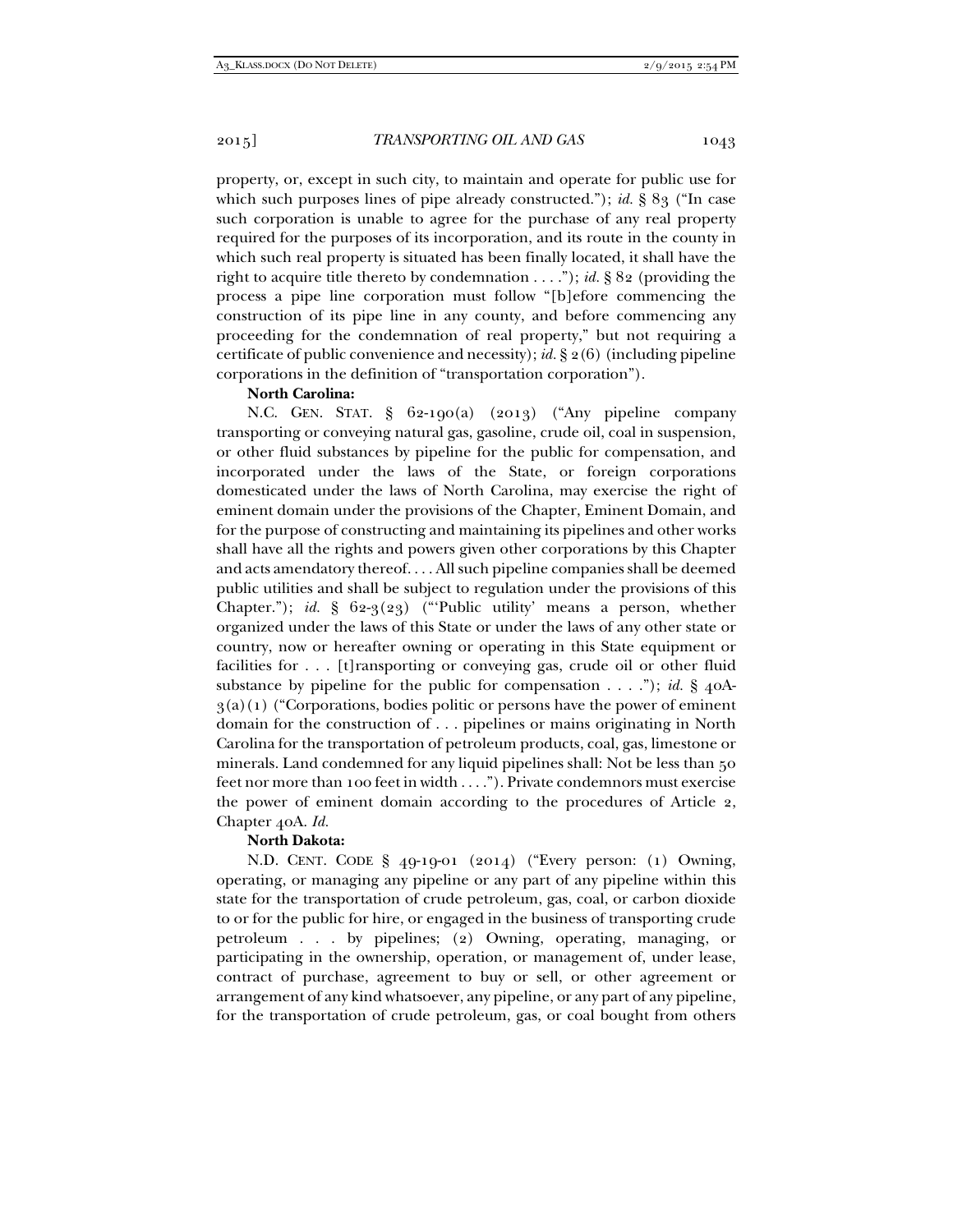property, or, except in such city, to maintain and operate for public use for which such purposes lines of pipe already constructed."); *id.* § 83 ("In case such corporation is unable to agree for the purchase of any real property required for the purposes of its incorporation, and its route in the county in which such real property is situated has been finally located, it shall have the right to acquire title thereto by condemnation . . . ."); *id.* § 82 (providing the process a pipe line corporation must follow "[b]efore commencing the construction of its pipe line in any county, and before commencing any proceeding for the condemnation of real property," but not requiring a certificate of public convenience and necessity); *id.* § 2(6) (including pipeline corporations in the definition of "transportation corporation").

**North Carolina:**

N.C. GEN. STAT. § 62-190(a) (2013) ("Any pipeline company transporting or conveying natural gas, gasoline, crude oil, coal in suspension, or other fluid substances by pipeline for the public for compensation, and incorporated under the laws of the State, or foreign corporations domesticated under the laws of North Carolina, may exercise the right of eminent domain under the provisions of the Chapter, Eminent Domain, and for the purpose of constructing and maintaining its pipelines and other works shall have all the rights and powers given other corporations by this Chapter and acts amendatory thereof. . . . All such pipeline companies shall be deemed public utilities and shall be subject to regulation under the provisions of this Chapter."); *id.* § 62-3(23) ("'Public utility' means a person, whether organized under the laws of this State or under the laws of any other state or country, now or hereafter owning or operating in this State equipment or facilities for . . . [t]ransporting or conveying gas, crude oil or other fluid substance by pipeline for the public for compensation . . . ."); *id.* § 40A-3(a)(1) ("Corporations, bodies politic or persons have the power of eminent domain for the construction of . . . pipelines or mains originating in North Carolina for the transportation of petroleum products, coal, gas, limestone or minerals. Land condemned for any liquid pipelines shall: Not be less than 50 feet nor more than 100 feet in width . . . ."). Private condemnors must exercise the power of eminent domain according to the procedures of Article 2, Chapter 40A. *Id.*

**North Dakota:**

N.D. CENT. CODE § 49-19-01 (2014) ("Every person: (1) Owning, operating, or managing any pipeline or any part of any pipeline within this state for the transportation of crude petroleum, gas, coal, or carbon dioxide to or for the public for hire, or engaged in the business of transporting crude petroleum . . . by pipelines; (2) Owning, operating, managing, or participating in the ownership, operation, or management of, under lease, contract of purchase, agreement to buy or sell, or other agreement or arrangement of any kind whatsoever, any pipeline, or any part of any pipeline, for the transportation of crude petroleum, gas, or coal bought from others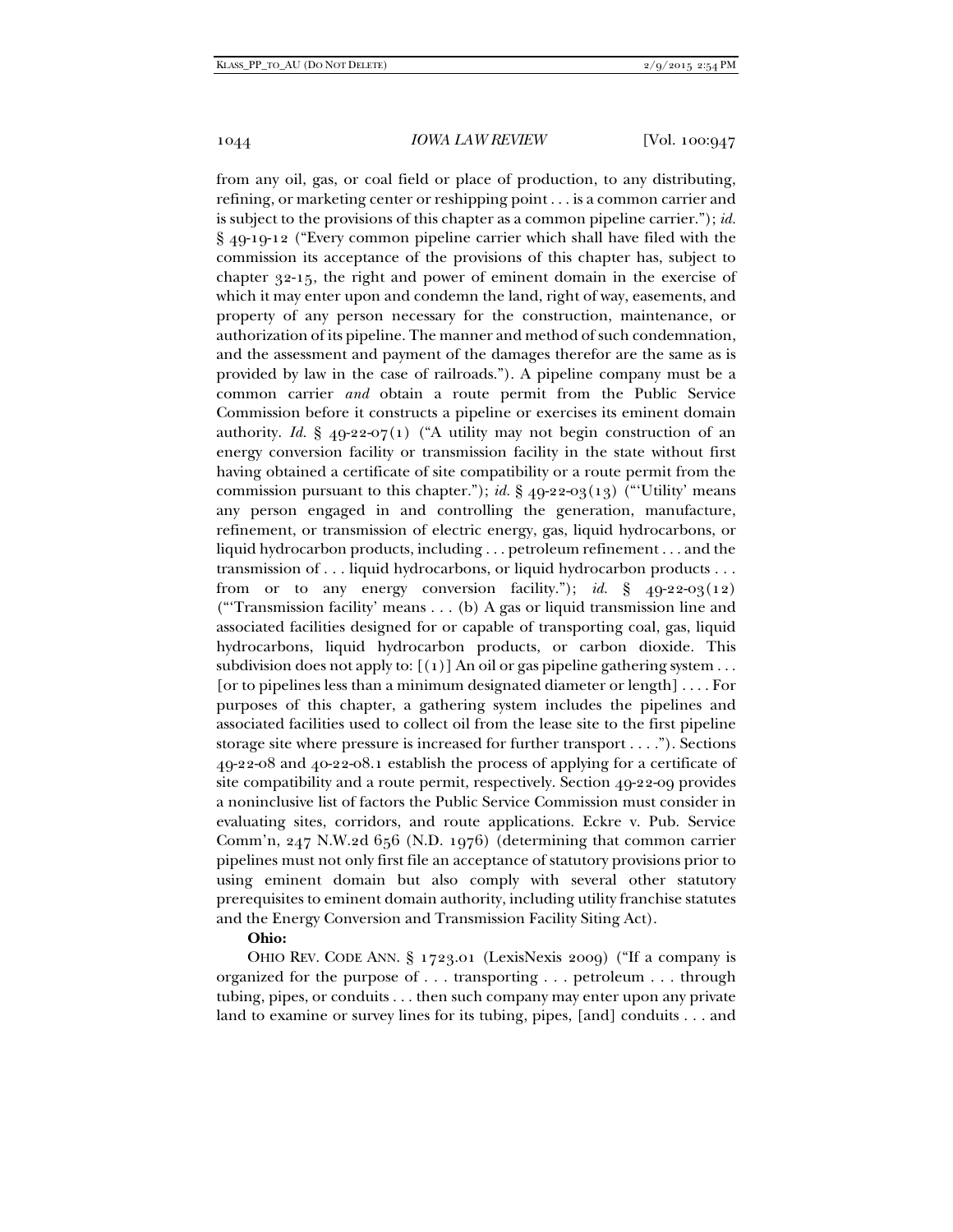from any oil, gas, or coal field or place of production, to any distributing, refining, or marketing center or reshipping point . . . is a common carrier and is subject to the provisions of this chapter as a common pipeline carrier."); *id.* § 49-19-12 ("Every common pipeline carrier which shall have filed with the commission its acceptance of the provisions of this chapter has, subject to chapter 32-15, the right and power of eminent domain in the exercise of which it may enter upon and condemn the land, right of way, easements, and property of any person necessary for the construction, maintenance, or authorization of its pipeline. The manner and method of such condemnation, and the assessment and payment of the damages therefor are the same as is provided by law in the case of railroads."). A pipeline company must be a common carrier *and* obtain a route permit from the Public Service Commission before it constructs a pipeline or exercises its eminent domain authority. *Id.* § 49-22-07(1) ("A utility may not begin construction of an energy conversion facility or transmission facility in the state without first having obtained a certificate of site compatibility or a route permit from the commission pursuant to this chapter."); *id.* § 49-22-03(13) ("'Utility' means any person engaged in and controlling the generation, manufacture, refinement, or transmission of electric energy, gas, liquid hydrocarbons, or liquid hydrocarbon products, including . . . petroleum refinement . . . and the transmission of . . . liquid hydrocarbons, or liquid hydrocarbon products . . . from or to any energy conversion facility."); *id.* § 49-22-03(12) ("'Transmission facility' means . . . (b) A gas or liquid transmission line and associated facilities designed for or capable of transporting coal, gas, liquid hydrocarbons, liquid hydrocarbon products, or carbon dioxide. This subdivision does not apply to: [(1)] An oil or gas pipeline gathering system . . . [or to pipelines less than a minimum designated diameter or length] . . . . For purposes of this chapter, a gathering system includes the pipelines and associated facilities used to collect oil from the lease site to the first pipeline storage site where pressure is increased for further transport . . . ."). Sections 49-22-08 and 40-22-08.1 establish the process of applying for a certificate of site compatibility and a route permit, respectively. Section 49-22-09 provides a noninclusive list of factors the Public Service Commission must consider in evaluating sites, corridors, and route applications. Eckre v. Pub. Service Comm'n, 247 N.W.2d 656 (N.D. 1976) (determining that common carrier pipelines must not only first file an acceptance of statutory provisions prior to using eminent domain but also comply with several other statutory prerequisites to eminent domain authority, including utility franchise statutes and the Energy Conversion and Transmission Facility Siting Act).

**Ohio:**

OHIO REV. CODE ANN. § 1723.01 (LexisNexis 2009) ("If a company is organized for the purpose of . . . transporting . . . petroleum . . . through tubing, pipes, or conduits . . . then such company may enter upon any private land to examine or survey lines for its tubing, pipes, [and] conduits . . . and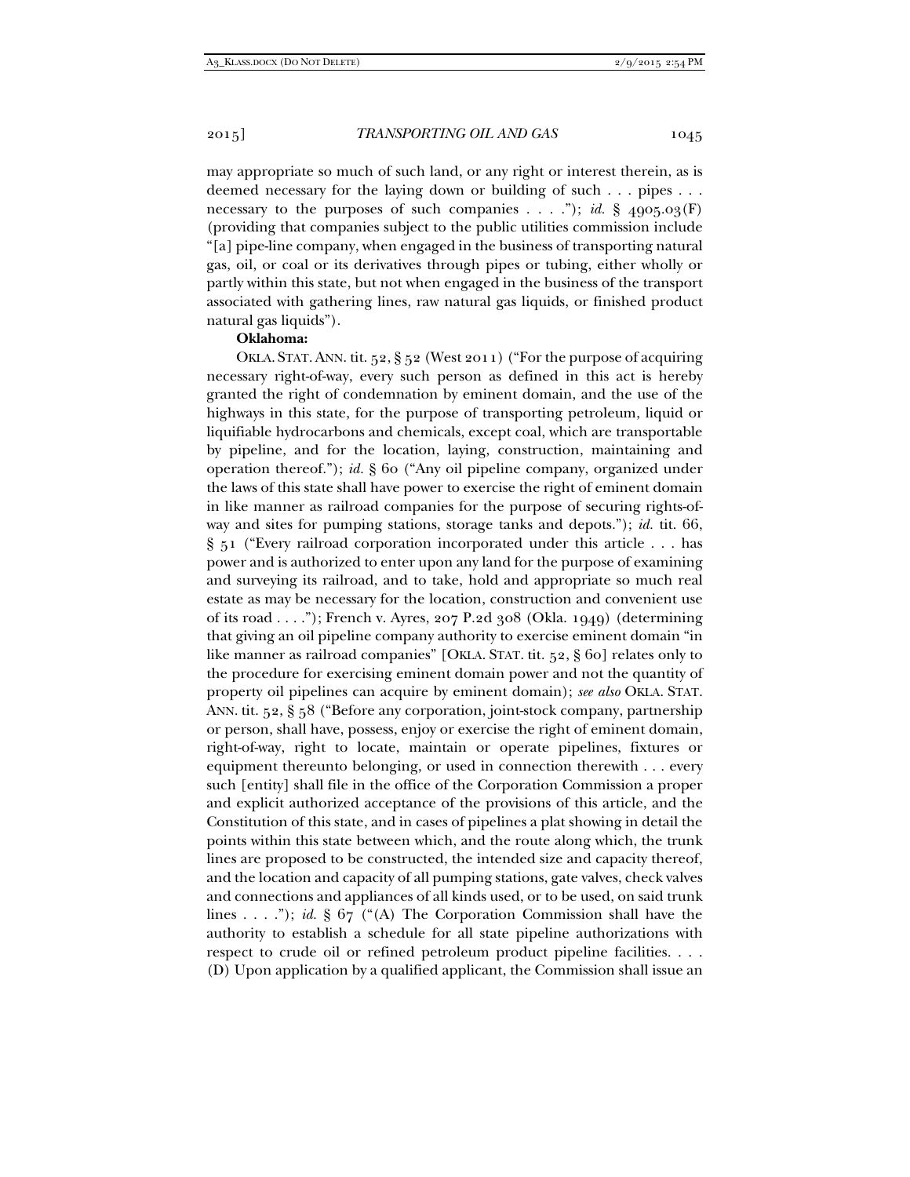may appropriate so much of such land, or any right or interest therein, as is deemed necessary for the laying down or building of such . . . pipes . . . necessary to the purposes of such companies . . . ."); *id.* § 4905.03(F) (providing that companies subject to the public utilities commission include "[a] pipe-line company, when engaged in the business of transporting natural gas, oil, or coal or its derivatives through pipes or tubing, either wholly or partly within this state, but not when engaged in the business of the transport associated with gathering lines, raw natural gas liquids, or finished product natural gas liquids").

**Oklahoma:**

OKLA. STAT. ANN. tit. 52, § 52 (West 2011) ("For the purpose of acquiring necessary right-of-way, every such person as defined in this act is hereby granted the right of condemnation by eminent domain, and the use of the highways in this state, for the purpose of transporting petroleum, liquid or liquifiable hydrocarbons and chemicals, except coal, which are transportable by pipeline, and for the location, laying, construction, maintaining and operation thereof."); *id.* § 60 ("Any oil pipeline company, organized under the laws of this state shall have power to exercise the right of eminent domain in like manner as railroad companies for the purpose of securing rights-of-way and sites for pumping stations, storage tanks and depots."); *id.* tit. 66, § 51 ("Every railroad corporation incorporated under this article . . . has power and is authorized to enter upon any land for the purpose of examining and surveying its railroad, and to take, hold and appropriate so much real estate as may be necessary for the location, construction and convenient use of its road . . . ."); French v. Ayres, 207 P.2d 308 (Okla. 1949) (determining that giving an oil pipeline company authority to exercise eminent domain "in like manner as railroad companies" [OKLA. STAT. tit. 52, § 60] relates only to the procedure for exercising eminent domain power and not the quantity of property oil pipelines can acquire by eminent domain); *see also* OKLA. STAT. ANN. tit. 52, § 58 ("Before any corporation, joint-stock company, partnership or person, shall have, possess, enjoy or exercise the right of eminent domain, right-of-way, right to locate, maintain or operate pipelines, fixtures or equipment thereunto belonging, or used in connection therewith . . . every such [entity] shall file in the office of the Corporation Commission a proper and explicit authorized acceptance of the provisions of this article, and the Constitution of this state, and in cases of pipelines a plat showing in detail the points within this state between which, and the route along which, the trunk lines are proposed to be constructed, the intended size and capacity thereof, and the location and capacity of all pumping stations, gate valves, check valves and connections and appliances of all kinds used, or to be used, on said trunk lines . . . ."); *id.* § 67 ("(A) The Corporation Commission shall have the authority to establish a schedule for all state pipeline authorizations with respect to crude oil or refined petroleum product pipeline facilities. . . . (D) Upon application by a qualified applicant, the Commission shall issue an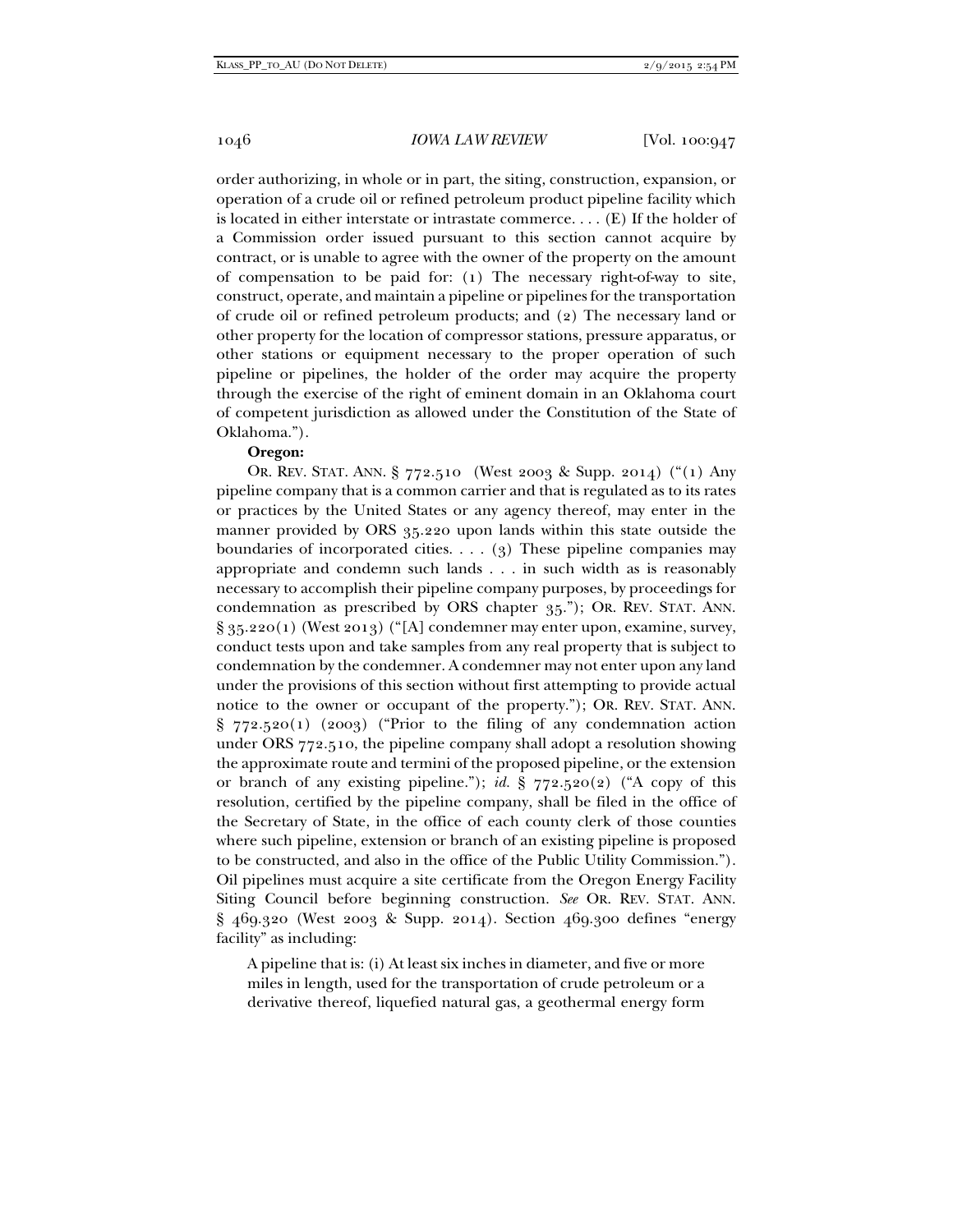order authorizing, in whole or in part, the siting, construction, expansion, or operation of a crude oil or refined petroleum product pipeline facility which is located in either interstate or intrastate commerce. . . . (E) If the holder of a Commission order issued pursuant to this section cannot acquire by contract, or is unable to agree with the owner of the property on the amount of compensation to be paid for: (1) The necessary right-of-way to site, construct, operate, and maintain a pipeline or pipelines for the transportation of crude oil or refined petroleum products; and (2) The necessary land or other property for the location of compressor stations, pressure apparatus, or other stations or equipment necessary to the proper operation of such pipeline or pipelines, the holder of the order may acquire the property through the exercise of the right of eminent domain in an Oklahoma court of competent jurisdiction as allowed under the Constitution of the State of Oklahoma.").

**Oregon:**

OR. REV. STAT. ANN. § 772.510 (West 2003 & Supp. 2014) ("(1) Any pipeline company that is a common carrier and that is regulated as to its rates or practices by the United States or any agency thereof, may enter in the manner provided by ORS 35.220 upon lands within this state outside the boundaries of incorporated cities. . . . (3) These pipeline companies may appropriate and condemn such lands . . . in such width as is reasonably necessary to accomplish their pipeline company purposes, by proceedings for condemnation as prescribed by ORS chapter 35."); OR. REV. STAT. ANN. § 35.220(1) (West 2013) ("[A] condemner may enter upon, examine, survey, conduct tests upon and take samples from any real property that is subject to condemnation by the condemner. A condemner may not enter upon any land under the provisions of this section without first attempting to provide actual notice to the owner or occupant of the property."); OR. REV. STAT. ANN. § 772.520(1) (2003) ("Prior to the filing of any condemnation action under ORS 772.510, the pipeline company shall adopt a resolution showing the approximate route and termini of the proposed pipeline, or the extension or branch of any existing pipeline."); *id.* § 772.520(2) ("A copy of this resolution, certified by the pipeline company, shall be filed in the office of the Secretary of State, in the office of each county clerk of those counties where such pipeline, extension or branch of an existing pipeline is proposed to be constructed, and also in the office of the Public Utility Commission."). Oil pipelines must acquire a site certificate from the Oregon Energy Facility Siting Council before beginning construction. *See* OR. REV. STAT. ANN. § 469.320 (West 2003 & Supp. 2014). Section 469.300 defines "energy facility" as including:

> A pipeline that is: (i) At least six inches in diameter, and five or more miles in length, used for the transportation of crude petroleum or a derivative thereof, liquefied natural gas, a geothermal energy form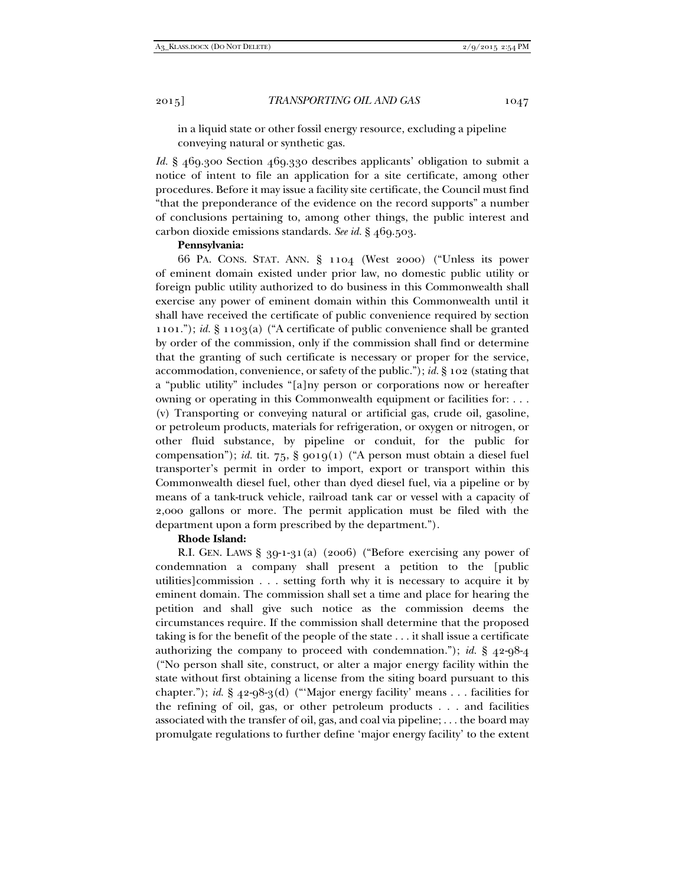in a liquid state or other fossil energy resource, excluding a pipeline conveying natural or synthetic gas.

*Id.* § 469.300 Section 469.330 describes applicants' obligation to submit a notice of intent to file an application for a site certificate, among other procedures. Before it may issue a facility site certificate, the Council must find "that the preponderance of the evidence on the record supports" a number of conclusions pertaining to, among other things, the public interest and carbon dioxide emissions standards. *See id.* § 469.503.

**Pennsylvania:**

66 PA. CONS. STAT. ANN. § 1104 (West 2000) ("Unless its power of eminent domain existed under prior law, no domestic public utility or foreign public utility authorized to do business in this Commonwealth shall exercise any power of eminent domain within this Commonwealth until it shall have received the certificate of public convenience required by section 1101."); *id.* § 1103(a) ("A certificate of public convenience shall be granted by order of the commission, only if the commission shall find or determine that the granting of such certificate is necessary or proper for the service, accommodation, convenience, or safety of the public."); *id.* § 102 (stating that a "public utility" includes "[a]ny person or corporations now or hereafter owning or operating in this Commonwealth equipment or facilities for: . . . (v) Transporting or conveying natural or artificial gas, crude oil, gasoline, or petroleum products, materials for refrigeration, or oxygen or nitrogen, or other fluid substance, by pipeline or conduit, for the public for compensation"); *id.* tit. 75, § 9019(1) ("A person must obtain a diesel fuel transporter's permit in order to import, export or transport within this Commonwealth diesel fuel, other than dyed diesel fuel, via a pipeline or by means of a tank-truck vehicle, railroad tank car or vessel with a capacity of 2,000 gallons or more. The permit application must be filed with the department upon a form prescribed by the department.").

**Rhode Island:**

R.I. GEN. LAWS § 39-1-31(a) (2006) ("Before exercising any power of condemnation a company shall present a petition to the [public utilities]commission . . . setting forth why it is necessary to acquire it by eminent domain. The commission shall set a time and place for hearing the petition and shall give such notice as the commission deems the circumstances require. If the commission shall determine that the proposed taking is for the benefit of the people of the state . . . it shall issue a certificate authorizing the company to proceed with condemnation."); *id.* § 42-98-4 ("No person shall site, construct, or alter a major energy facility within the state without first obtaining a license from the siting board pursuant to this chapter."); *id.* § 42-98-3(d) ("'Major energy facility' means . . . facilities for the refining of oil, gas, or other petroleum products . . . and facilities associated with the transfer of oil, gas, and coal via pipeline; . . . the board may promulgate regulations to further define 'major energy facility' to the extent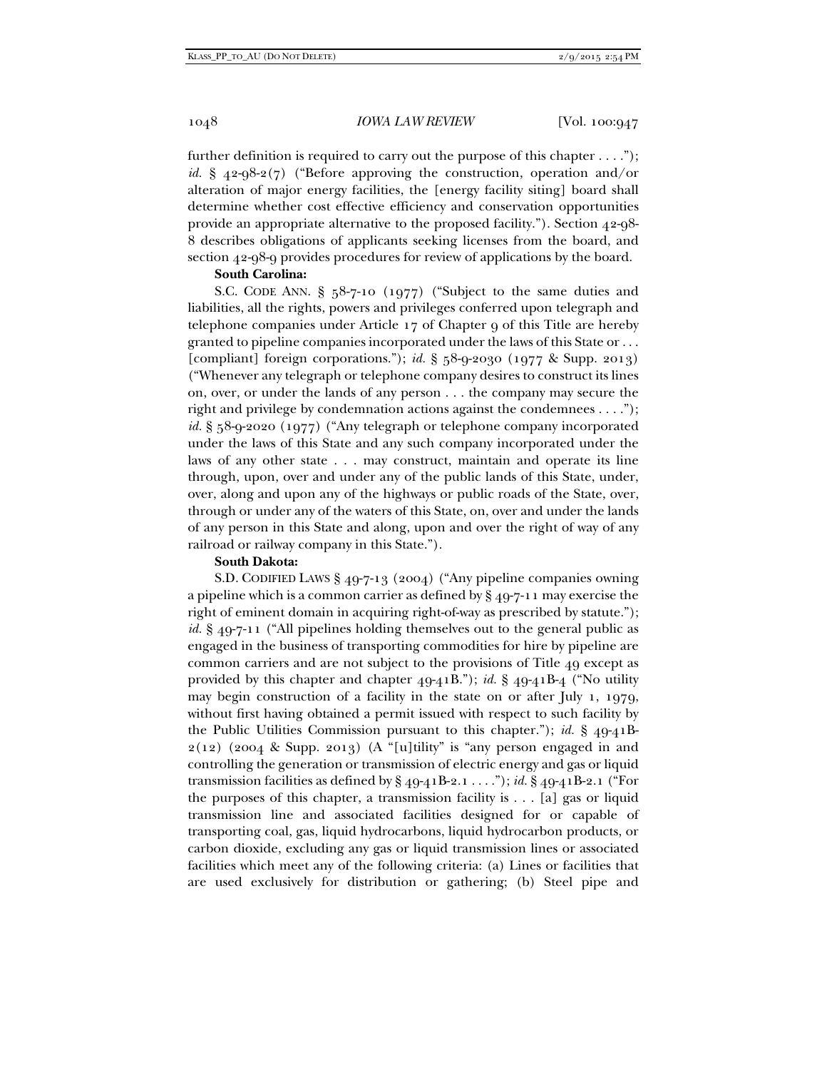further definition is required to carry out the purpose of this chapter . . . ."); *id.* § 42-98-2(7) ("Before approving the construction, operation and/or alteration of major energy facilities, the [energy facility siting] board shall determine whether cost effective efficiency and conservation opportunities provide an appropriate alternative to the proposed facility."). Section 42-98-8 describes obligations of applicants seeking licenses from the board, and section 42-98-9 provides procedures for review of applications by the board.

**South Carolina:**

S.C. CODE ANN. § 58-7-10 (1977) ("Subject to the same duties and liabilities, all the rights, powers and privileges conferred upon telegraph and telephone companies under Article 17 of Chapter 9 of this Title are hereby granted to pipeline companies incorporated under the laws of this State or . . . [compliant] foreign corporations."); *id.* § 58-9-2030 (1977 & Supp. 2013) ("Whenever any telegraph or telephone company desires to construct its lines on, over, or under the lands of any person . . . the company may secure the right and privilege by condemnation actions against the condemnees . . . ."); *id.* § 58-9-2020 (1977) ("Any telegraph or telephone company incorporated under the laws of this State and any such company incorporated under the laws of any other state . . . may construct, maintain and operate its line through, upon, over and under any of the public lands of this State, under, over, along and upon any of the highways or public roads of the State, over, through or under any of the waters of this State, on, over and under the lands of any person in this State and along, upon and over the right of way of any railroad or railway company in this State.").

**South Dakota:**

S.D. CODIFIED LAWS § 49-7-13 (2004) ("Any pipeline companies owning a pipeline which is a common carrier as defined by § 49-7-11 may exercise the right of eminent domain in acquiring right-of-way as prescribed by statute."); *id.* § 49-7-11 ("All pipelines holding themselves out to the general public as engaged in the business of transporting commodities for hire by pipeline are common carriers and are not subject to the provisions of Title 49 except as provided by this chapter and chapter 49-41B."); *id.* § 49-41B-4 ("No utility may begin construction of a facility in the state on or after July 1, 1979, without first having obtained a permit issued with respect to such facility by the Public Utilities Commission pursuant to this chapter."); *id.* § 49-41B-2(12) (2004 & Supp. 2013) (A "[u]tility" is "any person engaged in and controlling the generation or transmission of electric energy and gas or liquid transmission facilities as defined by § 49-41B-2.1 . . . ."); *id.* § 49-41B-2.1 ("For the purposes of this chapter, a transmission facility is . . . [a] gas or liquid transmission line and associated facilities designed for or capable of transporting coal, gas, liquid hydrocarbons, liquid hydrocarbon products, or carbon dioxide, excluding any gas or liquid transmission lines or associated facilities which meet any of the following criteria: (a) Lines or facilities that are used exclusively for distribution or gathering; (b) Steel pipe and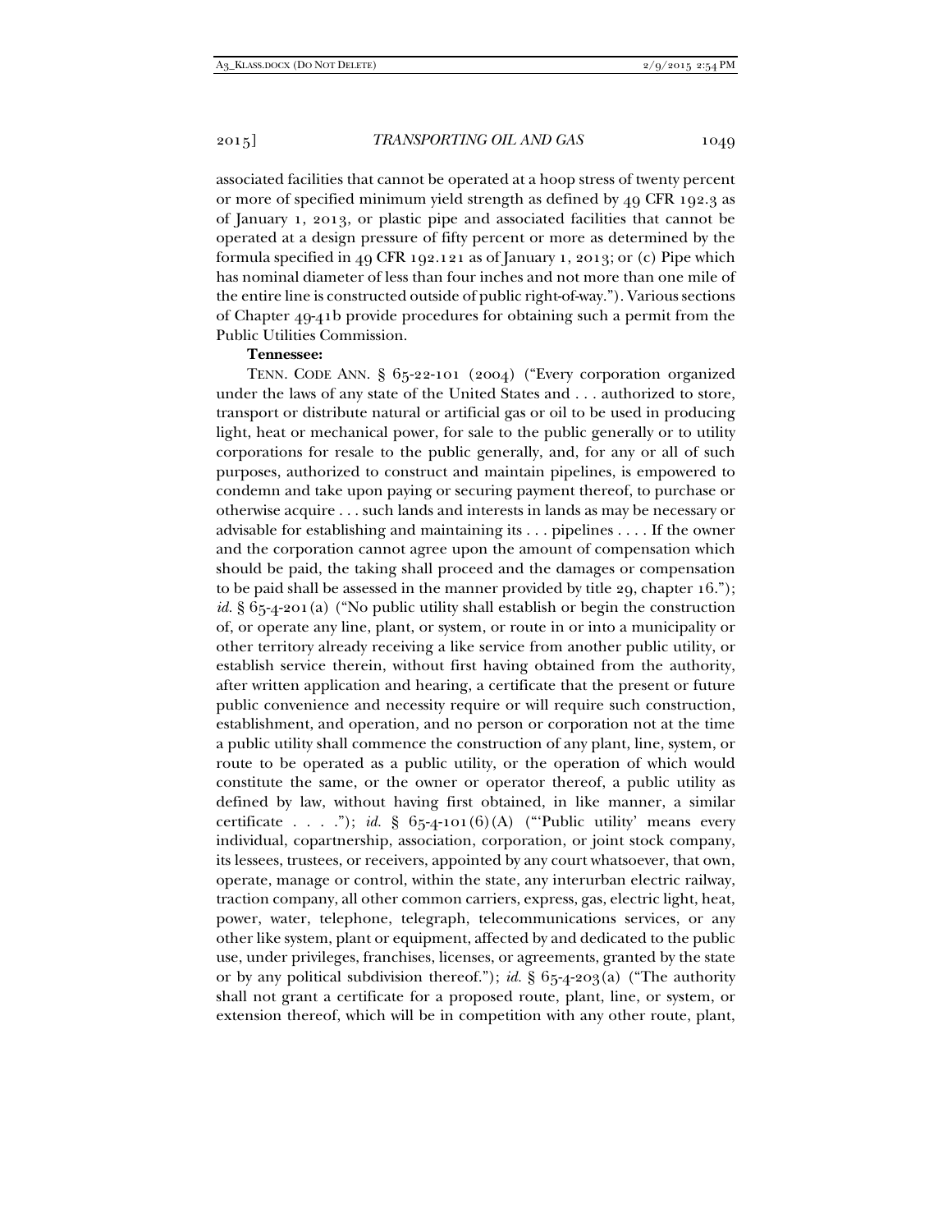associated facilities that cannot be operated at a hoop stress of twenty percent or more of specified minimum yield strength as defined by 49 CFR 192.3 as of January 1, 2013, or plastic pipe and associated facilities that cannot be operated at a design pressure of fifty percent or more as determined by the formula specified in 49 CFR 192.121 as of January 1, 2013; or (c) Pipe which has nominal diameter of less than four inches and not more than one mile of the entire line is constructed outside of public right-of-way."). Various sections of Chapter 49-41b provide procedures for obtaining such a permit from the Public Utilities Commission.

**Tennessee:**

TENN. CODE ANN. § 65-22-101 (2004) ("Every corporation organized under the laws of any state of the United States and . . . authorized to store, transport or distribute natural or artificial gas or oil to be used in producing light, heat or mechanical power, for sale to the public generally or to utility corporations for resale to the public generally, and, for any or all of such purposes, authorized to construct and maintain pipelines, is empowered to condemn and take upon paying or securing payment thereof, to purchase or otherwise acquire . . . such lands and interests in lands as may be necessary or advisable for establishing and maintaining its . . . pipelines . . . . If the owner and the corporation cannot agree upon the amount of compensation which should be paid, the taking shall proceed and the damages or compensation to be paid shall be assessed in the manner provided by title 29, chapter 16."); *id.* § 65-4-201(a) ("No public utility shall establish or begin the construction of, or operate any line, plant, or system, or route in or into a municipality or other territory already receiving a like service from another public utility, or establish service therein, without first having obtained from the authority, after written application and hearing, a certificate that the present or future public convenience and necessity require or will require such construction, establishment, and operation, and no person or corporation not at the time a public utility shall commence the construction of any plant, line, system, or route to be operated as a public utility, or the operation of which would constitute the same, or the owner or operator thereof, a public utility as defined by law, without having first obtained, in like manner, a similar certificate . . . ."); *id.* § 65-4-101(6)(A) ("'Public utility' means every individual, copartnership, association, corporation, or joint stock company, its lessees, trustees, or receivers, appointed by any court whatsoever, that own, operate, manage or control, within the state, any interurban electric railway, traction company, all other common carriers, express, gas, electric light, heat, power, water, telephone, telegraph, telecommunications services, or any other like system, plant or equipment, affected by and dedicated to the public use, under privileges, franchises, licenses, or agreements, granted by the state or by any political subdivision thereof."); *id.* § 65-4-203(a) ("The authority shall not grant a certificate for a proposed route, plant, line, or system, or extension thereof, which will be in competition with any other route, plant,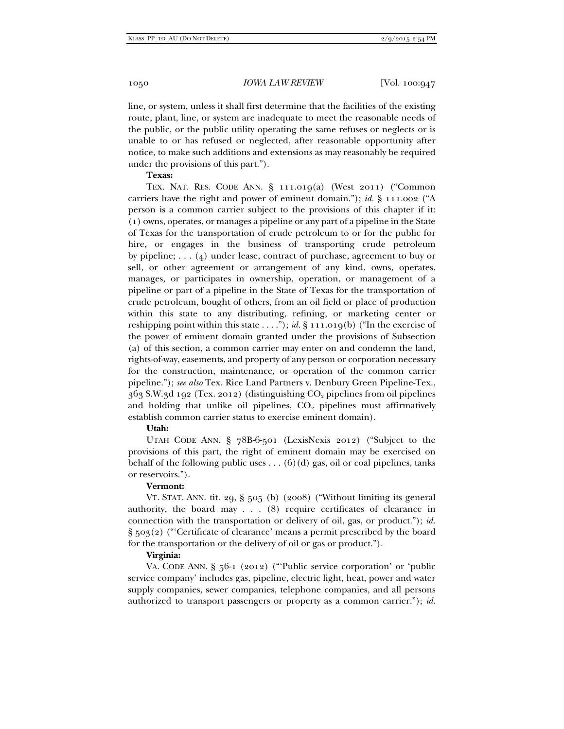line, or system, unless it shall first determine that the facilities of the existing route, plant, line, or system are inadequate to meet the reasonable needs of the public, or the public utility operating the same refuses or neglects or is unable to or has refused or neglected, after reasonable opportunity after notice, to make such additions and extensions as may reasonably be required under the provisions of this part.").

**Texas:**

TEX. NAT. RES. CODE ANN. § 111.019(a) (West 2011) ("Common carriers have the right and power of eminent domain."); *id.* § 111.002 ("A person is a common carrier subject to the provisions of this chapter if it: (1) owns, operates, or manages a pipeline or any part of a pipeline in the State of Texas for the transportation of crude petroleum to or for the public for hire, or engages in the business of transporting crude petroleum by pipeline; . . . (4) under lease, contract of purchase, agreement to buy or sell, or other agreement or arrangement of any kind, owns, operates, manages, or participates in ownership, operation, or management of a pipeline or part of a pipeline in the State of Texas for the transportation of crude petroleum, bought of others, from an oil field or place of production within this state to any distributing, refining, or marketing center or reshipping point within this state . . . ."); *id.* § 111.019(b) ("In the exercise of the power of eminent domain granted under the provisions of Subsection (a) of this section, a common carrier may enter on and condemn the land, rights-of-way, easements, and property of any person or corporation necessary for the construction, maintenance, or operation of the common carrier pipeline."); *see also* Tex. Rice Land Partners v. Denbury Green Pipeline-Tex., 363 S.W.3d 192 (Tex. 2012) (distinguishing $CO_2$ pipelines from oil pipelines and holding that unlike oil pipelines, $CO_2$ pipelines must affirmatively establish common carrier status to exercise eminent domain).

**Utah:**

UTAH CODE ANN. § 78B-6-501 (LexisNexis 2012) ("Subject to the provisions of this part, the right of eminent domain may be exercised on behalf of the following public uses . . . (6)(d) gas, oil or coal pipelines, tanks or reservoirs.").

**Vermont:**

VT. STAT. ANN. tit. 29, § 505 (b) (2008) ("Without limiting its general authority, the board may . . . (8) require certificates of clearance in connection with the transportation or delivery of oil, gas, or product."); *id.* § 503(2) ("'Certificate of clearance' means a permit prescribed by the board for the transportation or the delivery of oil or gas or product.").

**Virginia:**

VA. CODE ANN. § 56-1 (2012) ("'Public service corporation' or 'public service company' includes gas, pipeline, electric light, heat, power and water supply companies, sewer companies, telephone companies, and all persons authorized to transport passengers or property as a common carrier."); *id.*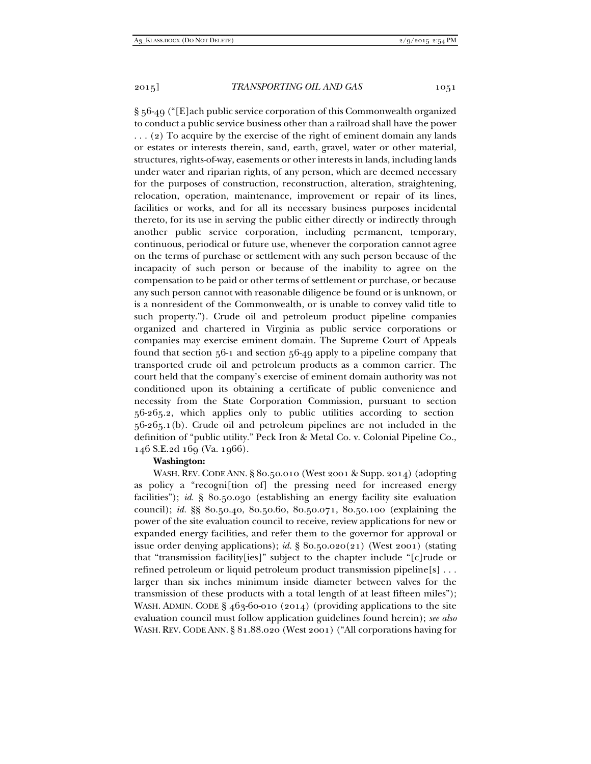§ 56-49 ("[E]ach public service corporation of this Commonwealth organized to conduct a public service business other than a railroad shall have the power . . . (2) To acquire by the exercise of the right of eminent domain any lands or estates or interests therein, sand, earth, gravel, water or other material, structures, rights-of-way, easements or other interests in lands, including lands under water and riparian rights, of any person, which are deemed necessary for the purposes of construction, reconstruction, alteration, straightening, relocation, operation, maintenance, improvement or repair of its lines, facilities or works, and for all its necessary business purposes incidental thereto, for its use in serving the public either directly or indirectly through another public service corporation, including permanent, temporary, continuous, periodical or future use, whenever the corporation cannot agree on the terms of purchase or settlement with any such person because of the incapacity of such person or because of the inability to agree on the compensation to be paid or other terms of settlement or purchase, or because any such person cannot with reasonable diligence be found or is unknown, or is a nonresident of the Commonwealth, or is unable to convey valid title to such property."). Crude oil and petroleum product pipeline companies organized and chartered in Virginia as public service corporations or companies may exercise eminent domain. The Supreme Court of Appeals found that section 56-1 and section 56-49 apply to a pipeline company that transported crude oil and petroleum products as a common carrier. The court held that the company's exercise of eminent domain authority was not conditioned upon its obtaining a certificate of public convenience and necessity from the State Corporation Commission, pursuant to section 56-265.2, which applies only to public utilities according to section 56-265.1(b). Crude oil and petroleum pipelines are not included in the definition of "public utility." Peck Iron & Metal Co. v. Colonial Pipeline Co., 146 S.E.2d 169 (Va. 1966).

**Washington:**

WASH. REV. CODE ANN. § 80.50.010 (West 2001 & Supp. 2014) (adopting as policy a "recogni[tion of] the pressing need for increased energy facilities"); *id.* § 80.50.030 (establishing an energy facility site evaluation council); *id.* §§ 80.50.40, 80.50.60, 80.50.071, 80.50.100 (explaining the power of the site evaluation council to receive, review applications for new or expanded energy facilities, and refer them to the governor for approval or issue order denying applications); *id.* § 80.50.020(21) (West 2001) (stating that "transmission facility[ies]" subject to the chapter include "[c]rude or refined petroleum or liquid petroleum product transmission pipeline[s] . . . larger than six inches minimum inside diameter between valves for the transmission of these products with a total length of at least fifteen miles"); WASH. ADMIN. CODE § 463-60-010 (2014) (providing applications to the site evaluation council must follow application guidelines found herein); *see also* WASH. REV. CODE ANN. § 81.88.020 (West 2001) ("All corporations having for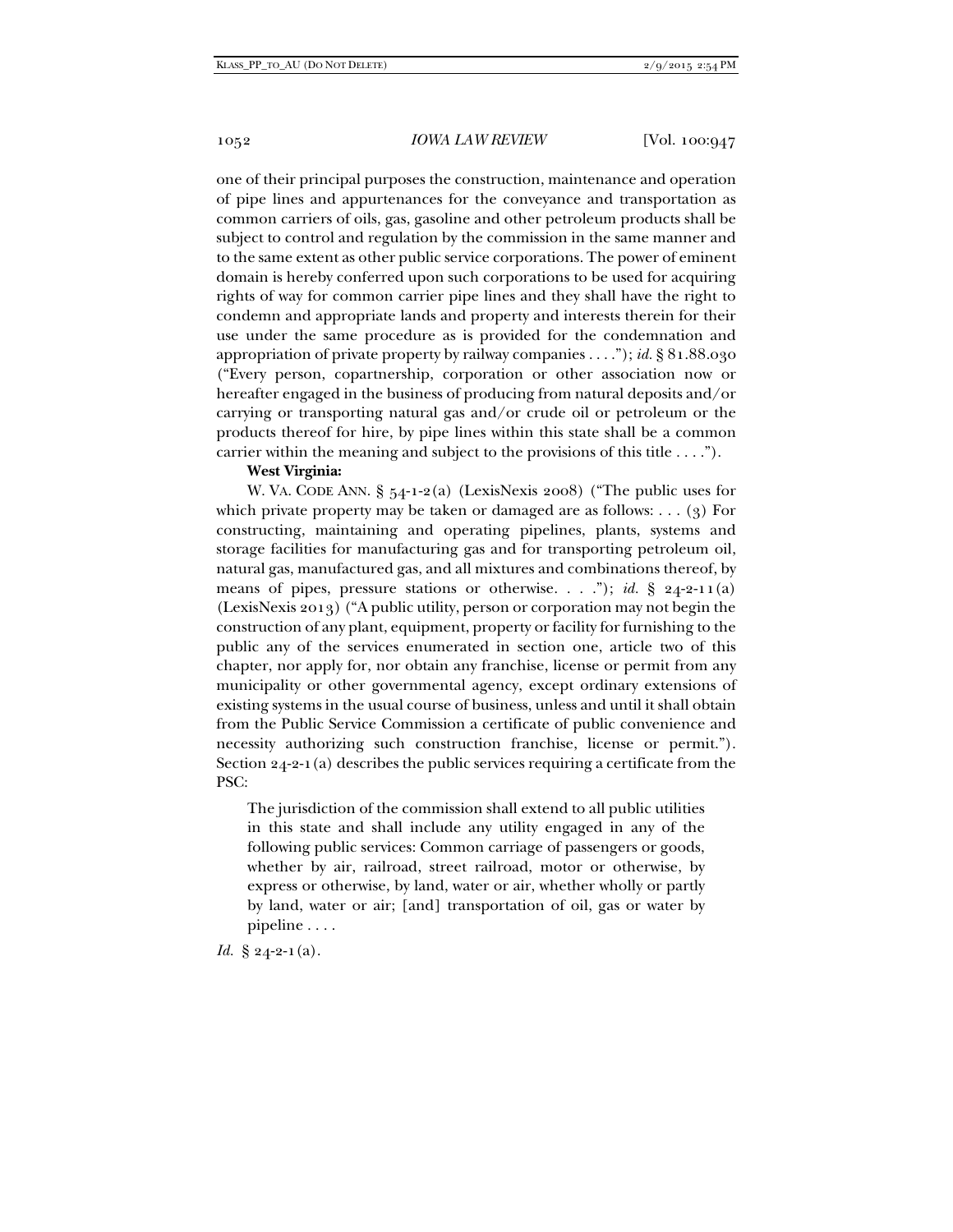one of their principal purposes the construction, maintenance and operation of pipe lines and appurtenances for the conveyance and transportation as common carriers of oils, gas, gasoline and other petroleum products shall be subject to control and regulation by the commission in the same manner and to the same extent as other public service corporations. The power of eminent domain is hereby conferred upon such corporations to be used for acquiring rights of way for common carrier pipe lines and they shall have the right to condemn and appropriate lands and property and interests therein for their use under the same procedure as is provided for the condemnation and appropriation of private property by railway companies . . . ."); *id.* § 81.88.030 ("Every person, copartnership, corporation or other association now or hereafter engaged in the business of producing from natural deposits and/or carrying or transporting natural gas and/or crude oil or petroleum or the products thereof for hire, by pipe lines within this state shall be a common carrier within the meaning and subject to the provisions of this title . . . .").

**West Virginia:**

W. VA. CODE ANN. § 54-1-2(a) (LexisNexis 2008) ("The public uses for which private property may be taken or damaged are as follows: . . . (3) For constructing, maintaining and operating pipelines, plants, systems and storage facilities for manufacturing gas and for transporting petroleum oil, natural gas, manufactured gas, and all mixtures and combinations thereof, by means of pipes, pressure stations or otherwise. . . ."); *id.* § 24-2-11(a) (LexisNexis 2013) ("A public utility, person or corporation may not begin the construction of any plant, equipment, property or facility for furnishing to the public any of the services enumerated in section one, article two of this chapter, nor apply for, nor obtain any franchise, license or permit from any municipality or other governmental agency, except ordinary extensions of existing systems in the usual course of business, unless and until it shall obtain from the Public Service Commission a certificate of public convenience and necessity authorizing such construction franchise, license or permit."). Section 24-2-1(a) describes the public services requiring a certificate from the PSC:

> The jurisdiction of the commission shall extend to all public utilities in this state and shall include any utility engaged in any of the following public services: Common carriage of passengers or goods, whether by air, railroad, street railroad, motor or otherwise, by express or otherwise, by land, water or air, whether wholly or partly by land, water or air; [and] transportation of oil, gas or water by pipeline . . . .

*Id.* § 24-2-1(a).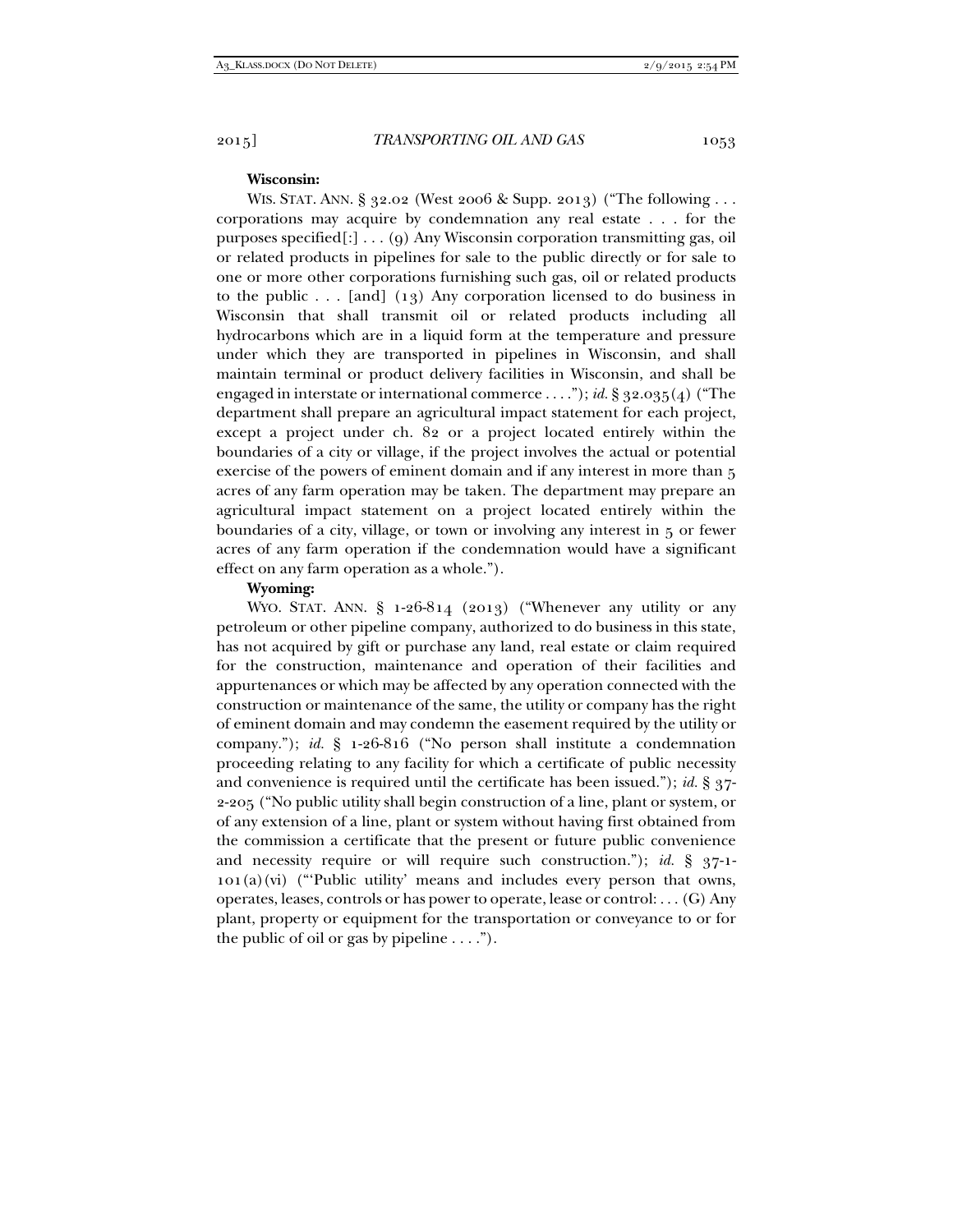**Wisconsin:**

WIS. STAT. ANN. § 32.02 (West 2006 & Supp. 2013) ("The following . . . corporations may acquire by condemnation any real estate . . . for the purposes specified[:] . . . (9) Any Wisconsin corporation transmitting gas, oil or related products in pipelines for sale to the public directly or for sale to one or more other corporations furnishing such gas, oil or related products to the public . . . [and] (13) Any corporation licensed to do business in Wisconsin that shall transmit oil or related products including all hydrocarbons which are in a liquid form at the temperature and pressure under which they are transported in pipelines in Wisconsin, and shall maintain terminal or product delivery facilities in Wisconsin, and shall be engaged in interstate or international commerce . . . ."); *id.* § 32.035(4) ("The department shall prepare an agricultural impact statement for each project, except a project under ch. 82 or a project located entirely within the boundaries of a city or village, if the project involves the actual or potential exercise of the powers of eminent domain and if any interest in more than 5 acres of any farm operation may be taken. The department may prepare an agricultural impact statement on a project located entirely within the boundaries of a city, village, or town or involving any interest in 5 or fewer acres of any farm operation if the condemnation would have a significant effect on any farm operation as a whole.").

**Wyoming:**

WYO. STAT. ANN. § 1-26-814 (2013) ("Whenever any utility or any petroleum or other pipeline company, authorized to do business in this state, has not acquired by gift or purchase any land, real estate or claim required for the construction, maintenance and operation of their facilities and appurtenances or which may be affected by any operation connected with the construction or maintenance of the same, the utility or company has the right of eminent domain and may condemn the easement required by the utility or company."); *id.* § 1-26-816 ("No person shall institute a condemnation proceeding relating to any facility for which a certificate of public necessity and convenience is required until the certificate has been issued."); *id.* § 37-2-205 ("No public utility shall begin construction of a line, plant or system, or of any extension of a line, plant or system without having first obtained from the commission a certificate that the present or future public convenience and necessity require or will require such construction."); *id.* § 37-1-101(a)(vi) ("'Public utility' means and includes every person that owns, operates, leases, controls or has power to operate, lease or control: . . . (G) Any plant, property or equipment for the transportation or conveyance to or for the public of oil or gas by pipeline . . . .").